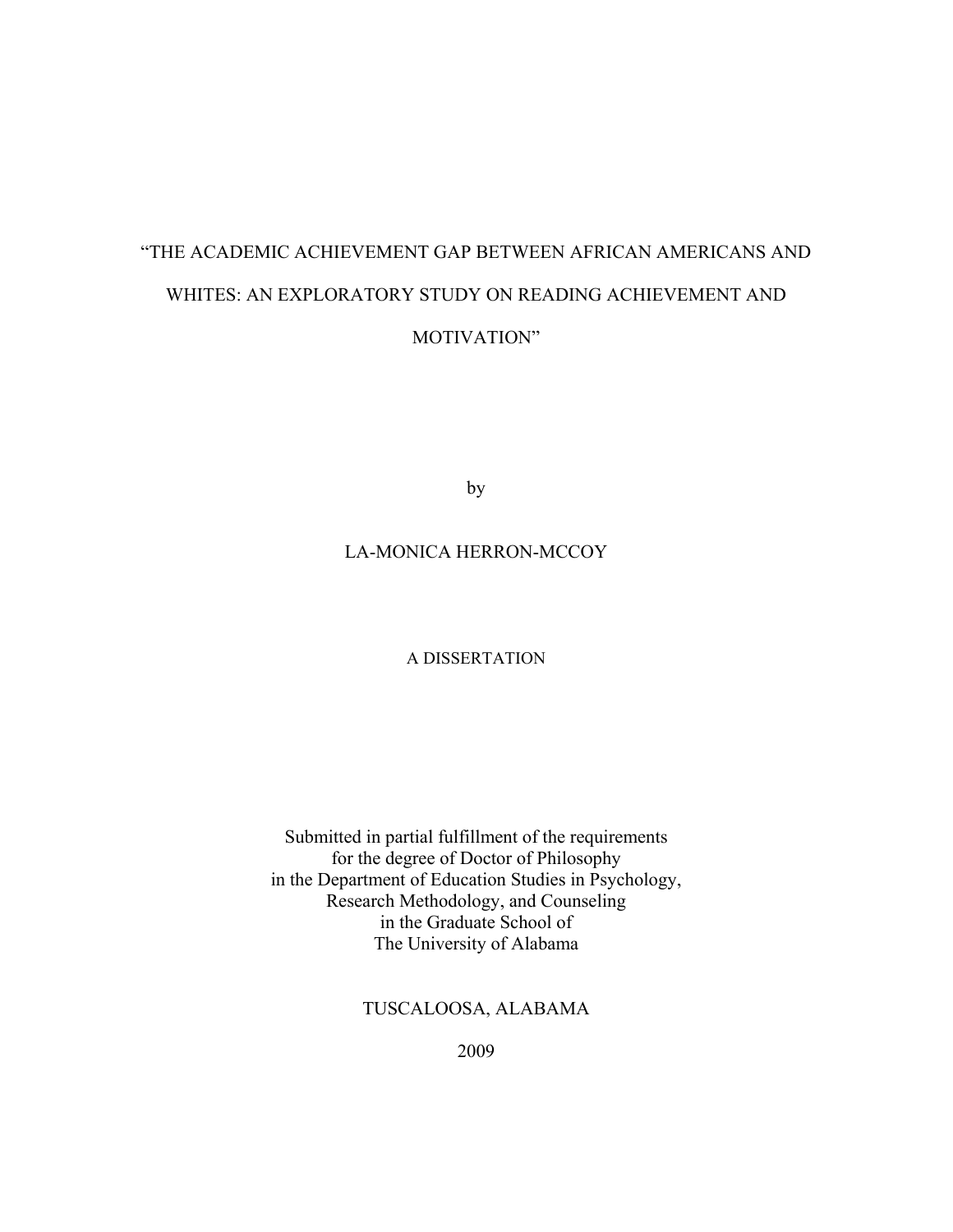# "THE ACADEMIC ACHIEVEMENT GAP BETWEEN AFRICAN AMERICANS AND WHITES: AN EXPLORATORY STUDY ON READING ACHIEVEMENT AND MOTIVATION"

by

LA-MONICA HERRON-MCCOY

A DISSERTATION

Submitted in partial fulfillment of the requirements
for the degree of Doctor of Philosophy
in the Department of Education Studies in Psychology,
Research Methodology, and Counseling
in the Graduate School of
The University of Alabama

TUSCALOOSA, ALABAMA

2009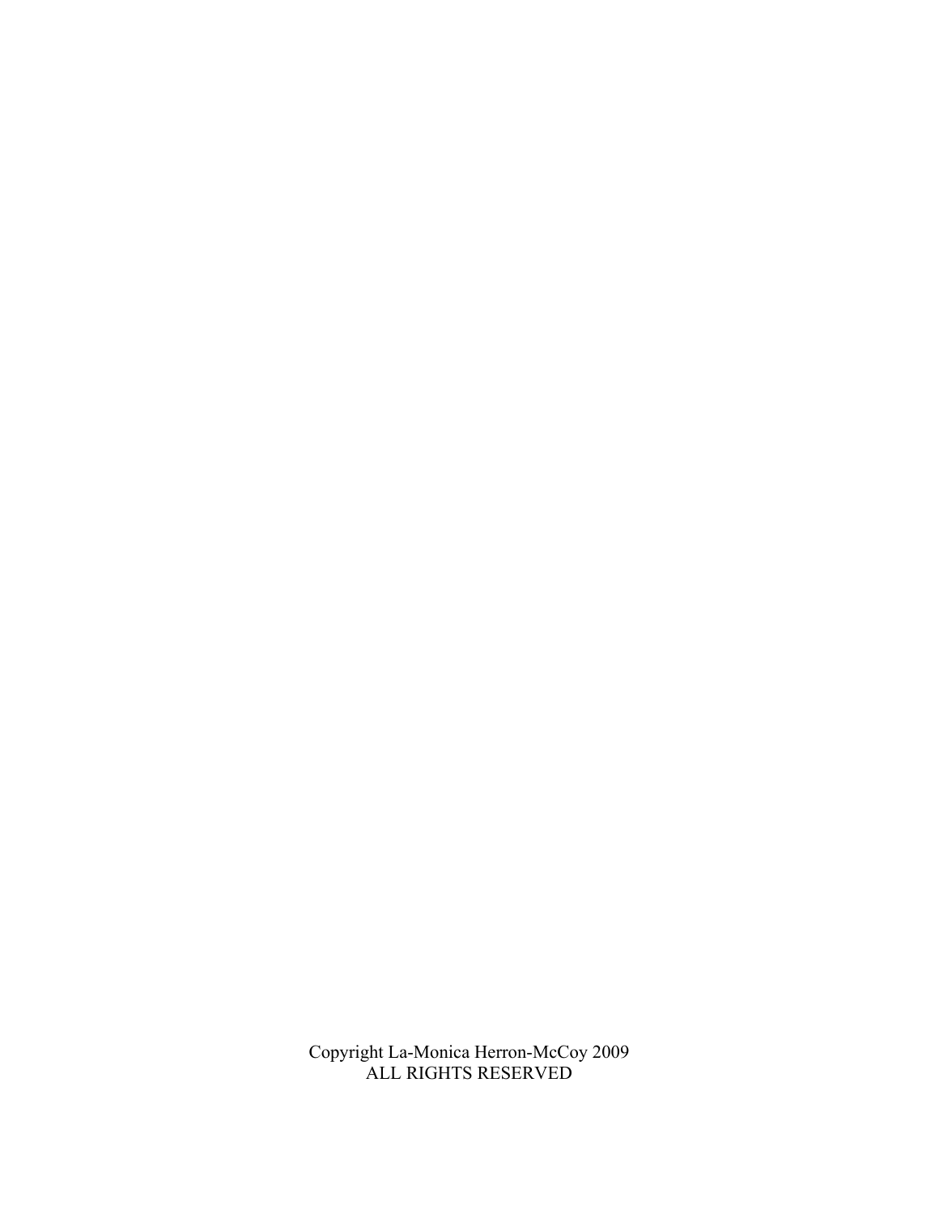Copyright La-Monica Herron-McCoy 2009
ALL RIGHTS RESERVED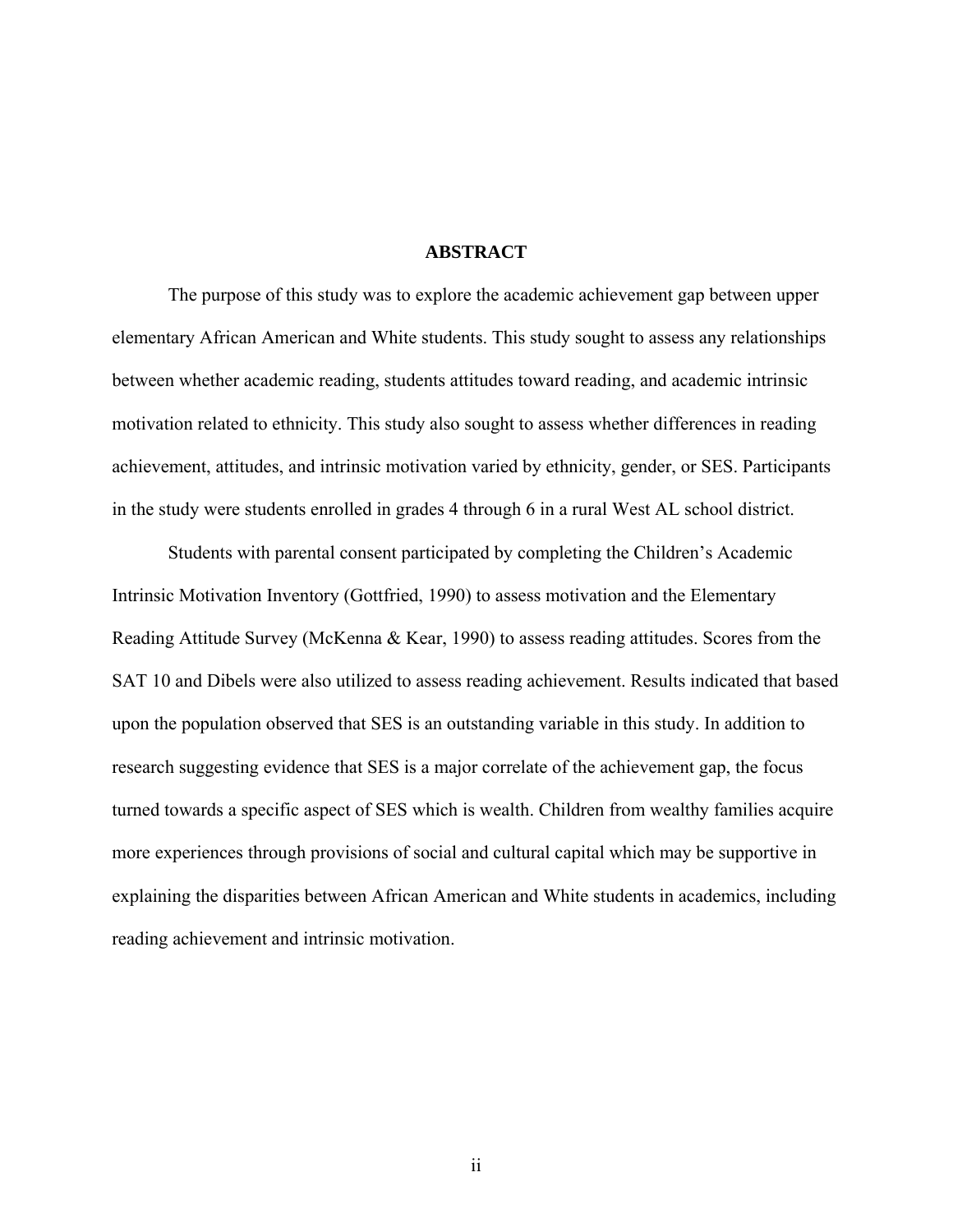# ABSTRACT

The purpose of this study was to explore the academic achievement gap between upper elementary African American and White students. This study sought to assess any relationships between whether academic reading, students attitudes toward reading, and academic intrinsic motivation related to ethnicity. This study also sought to assess whether differences in reading achievement, attitudes, and intrinsic motivation varied by ethnicity, gender, or SES. Participants in the study were students enrolled in grades 4 through 6 in a rural West AL school district.

Students with parental consent participated by completing the Children's Academic Intrinsic Motivation Inventory (Gottfried, 1990) to assess motivation and the Elementary Reading Attitude Survey (McKenna & Kear, 1990) to assess reading attitudes. Scores from the SAT 10 and Dibels were also utilized to assess reading achievement. Results indicated that based upon the population observed that SES is an outstanding variable in this study. In addition to research suggesting evidence that SES is a major correlate of the achievement gap, the focus turned towards a specific aspect of SES which is wealth. Children from wealthy families acquire more experiences through provisions of social and cultural capital which may be supportive in explaining the disparities between African American and White students in academics, including reading achievement and intrinsic motivation.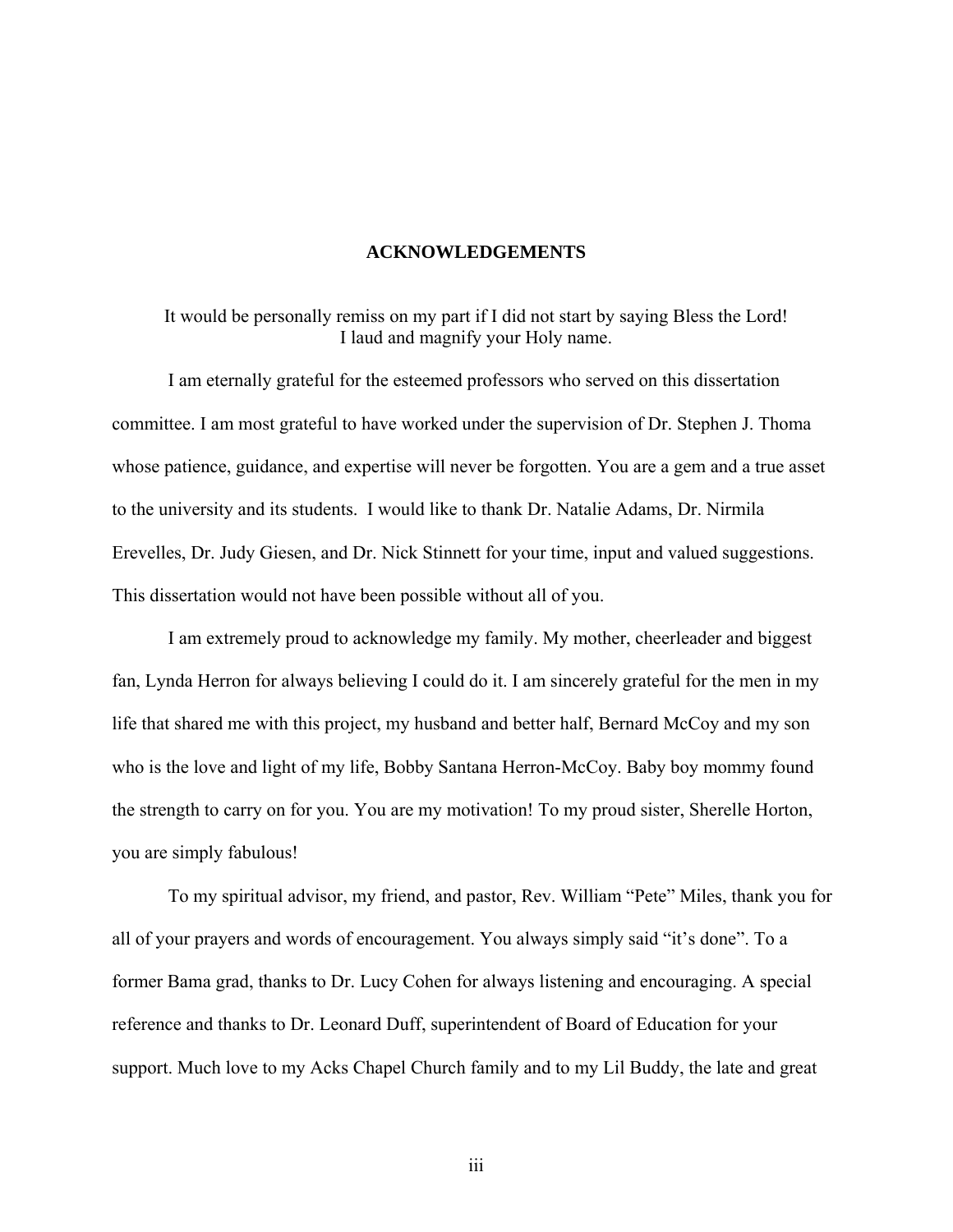## ACKNOWLEDGEMENTS

It would be personally remiss on my part if I did not start by saying Bless the Lord!
I laud and magnify your Holy name.

I am eternally grateful for the esteemed professors who served on this dissertation committee. I am most grateful to have worked under the supervision of Dr. Stephen J. Thoma whose patience, guidance, and expertise will never be forgotten. You are a gem and a true asset to the university and its students. I would like to thank Dr. Natalie Adams, Dr. Nirmila Erevelles, Dr. Judy Giesen, and Dr. Nick Stinnett for your time, input and valued suggestions. This dissertation would not have been possible without all of you.

I am extremely proud to acknowledge my family. My mother, cheerleader and biggest fan, Lynda Herron for always believing I could do it. I am sincerely grateful for the men in my life that shared me with this project, my husband and better half, Bernard McCoy and my son who is the love and light of my life, Bobby Santana Herron-McCoy. Baby boy mommy found the strength to carry on for you. You are my motivation! To my proud sister, Sherelle Horton, you are simply fabulous!

To my spiritual advisor, my friend, and pastor, Rev. William "Pete" Miles, thank you for all of your prayers and words of encouragement. You always simply said "it's done". To a former Bama grad, thanks to Dr. Lucy Cohen for always listening and encouraging. A special reference and thanks to Dr. Leonard Duff, superintendent of Board of Education for your support. Much love to my Acks Chapel Church family and to my Lil Buddy, the late and great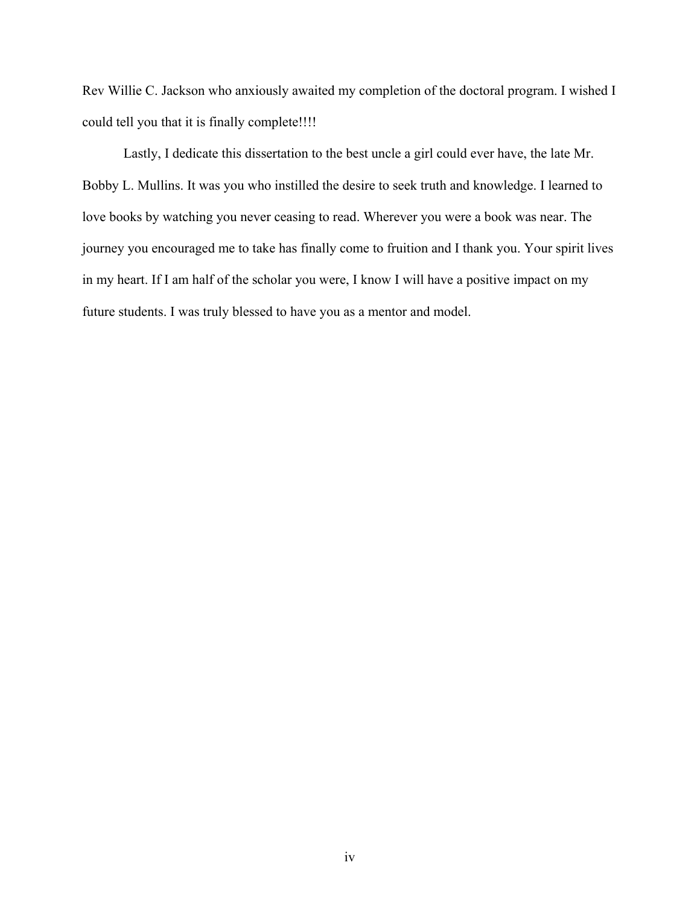Rev Willie C. Jackson who anxiously awaited my completion of the doctoral program. I wished I could tell you that it is finally complete!!!!

Lastly, I dedicate this dissertation to the best uncle a girl could ever have, the late Mr. Bobby L. Mullins. It was you who instilled the desire to seek truth and knowledge. I learned to love books by watching you never ceasing to read. Wherever you were a book was near. The journey you encouraged me to take has finally come to fruition and I thank you. Your spirit lives in my heart. If I am half of the scholar you were, I know I will have a positive impact on my future students. I was truly blessed to have you as a mentor and model.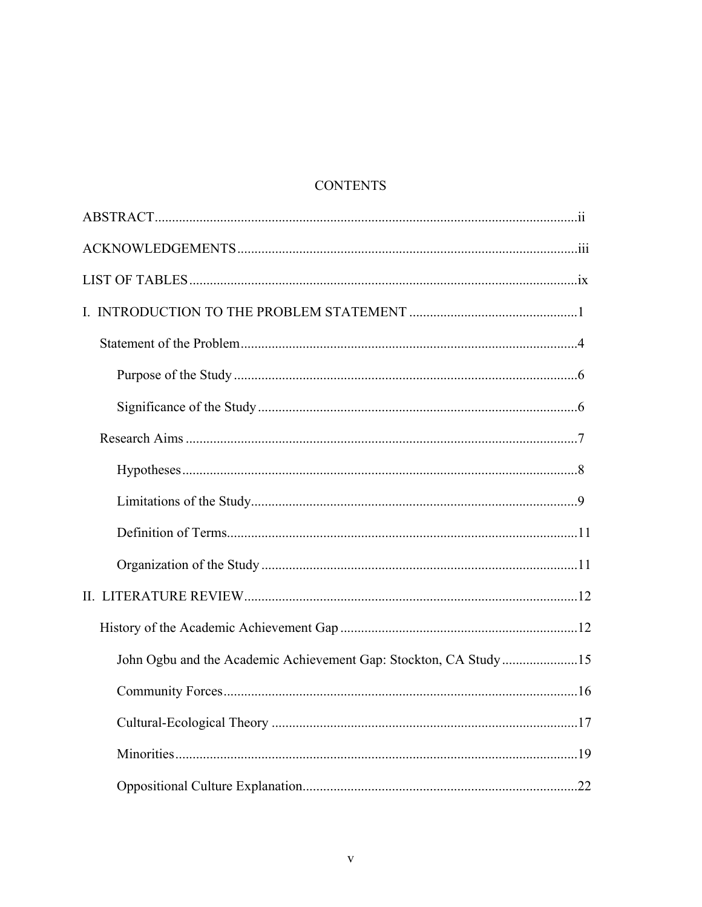# CONTENTS

ABSTRACT .......... ii

ACKNOWLEDGEMENTS .......... iii

LIST OF TABLES .......... ix

I. INTRODUCTION TO THE PROBLEM STATEMENT .......... 1

- Statement of the Problem .......... 4
  - Purpose of the Study .......... 6
  - Significance of the Study .......... 6
- Research Aims .......... 7
  - Hypotheses .......... 8
  - Limitations of the Study .......... 9
  - Definition of Terms .......... 11
  - Organization of the Study .......... 11

II. LITERATURE REVIEW .......... 12

- History of the Academic Achievement Gap .......... 12
  - John Ogbu and the Academic Achievement Gap: Stockton, CA Study .......... 15
  - Community Forces .......... 16
  - Cultural-Ecological Theory .......... 17
  - Minorities .......... 19
  - Oppositional Culture Explanation .......... 22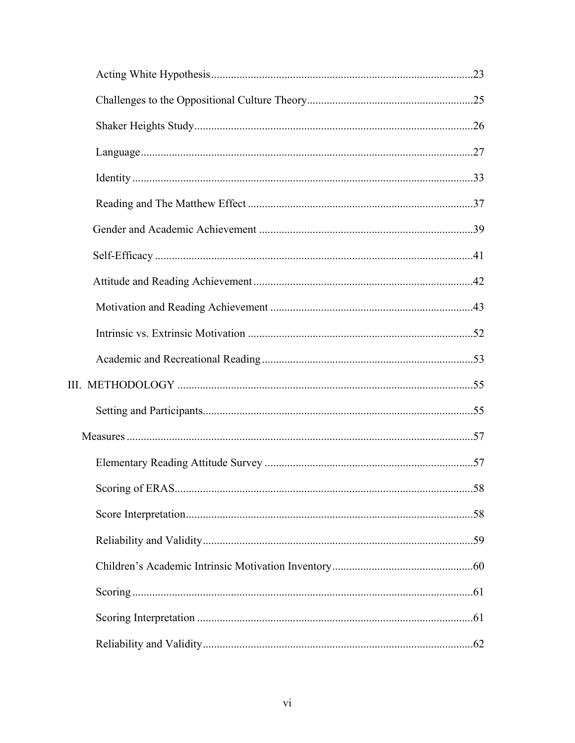Acting White Hypothesis ....................................................................................23

Challenges to the Oppositional Culture Theory...........................................................25

Shaker Heights Study....................................................................................................26

Language........................................................................................................................27

Identity...........................................................................................................................33

Reading and The Matthew Effect .................................................................................37

Gender and Academic Achievement ............................................................................39

Self-Efficacy ..................................................................................................................41

Attitude and Reading Achievement ..............................................................................42

Motivation and Reading Achievement .........................................................................43

Intrinsic vs. Extrinsic Motivation .................................................................................52

Academic and Recreational Reading ...........................................................................53

III. METHODOLOGY .........................................................................................................55

Setting and Participants..................................................................................................55

Measures .........................................................................................................................57

Elementary Reading Attitude Survey ...........................................................................57

Scoring of ERAS............................................................................................................58

Score Interpretation........................................................................................................58

Reliability and Validity..................................................................................................59

Children's Academic Intrinsic Motivation Inventory....................................................60

Scoring ...........................................................................................................................61

Scoring Interpretation ....................................................................................................61

Reliability and Validity..................................................................................................62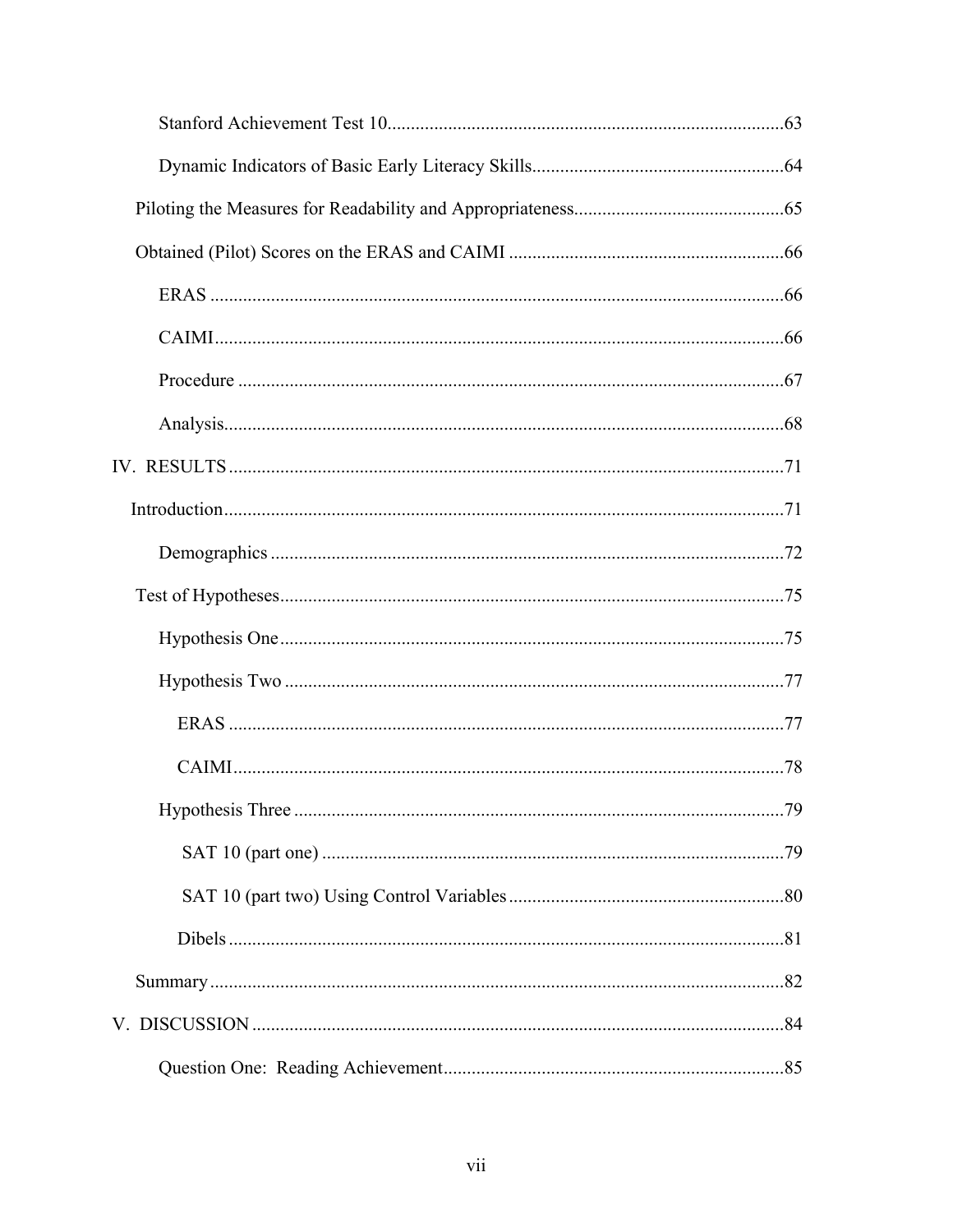Stanford Achievement Test 10 ....................................................................................63

Dynamic Indicators of Basic Early Literacy Skills......................................................64

Piloting the Measures for Readability and Appropriateness.............................................65

Obtained (Pilot) Scores on the ERAS and CAIMI ...........................................................66

ERAS ..........................................................................................................................66

CAIMI.........................................................................................................................66

Procedure ....................................................................................................................67

Analysis.......................................................................................................................68

IV. RESULTS .......................................................................................................................71

Introduction.......................................................................................................................71

Demographics .............................................................................................................72

Test of Hypotheses...........................................................................................................75

Hypothesis One...........................................................................................................75

Hypothesis Two ..........................................................................................................77

ERAS ......................................................................................................................77

CAIMI.....................................................................................................................78

Hypothesis Three ........................................................................................................79

SAT 10 (part one) ..................................................................................................79

SAT 10 (part two) Using Control Variables ...........................................................80

Dibels ......................................................................................................................81

Summary...........................................................................................................................82

V. DISCUSSION .................................................................................................................84

Question One: Reading Achievement........................................................................85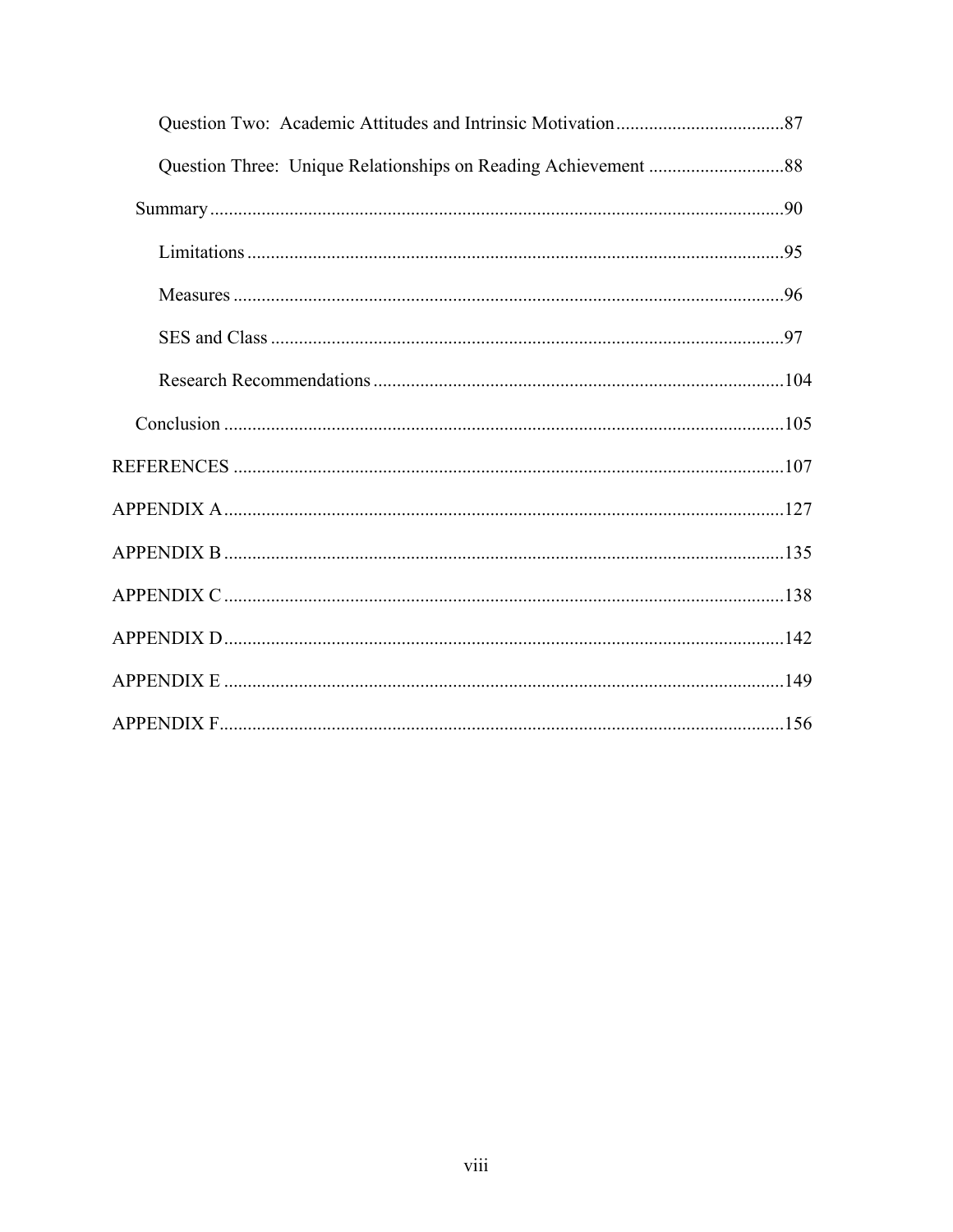Question Two: Academic Attitudes and Intrinsic Motivation....................................87

Question Three: Unique Relationships on Reading Achievement .............................88

Summary..........................................................................................................................90

Limitations..................................................................................................................95

Measures......................................................................................................................96

SES and Class..............................................................................................................97

Research Recommendations.......................................................................................104

Conclusion........................................................................................................................105

REFERENCES......................................................................................................................107

APPENDIX A........................................................................................................................127

APPENDIX B........................................................................................................................135

APPENDIX C........................................................................................................................138

APPENDIX D........................................................................................................................142

APPENDIX E........................................................................................................................149

APPENDIX F........................................................................................................................156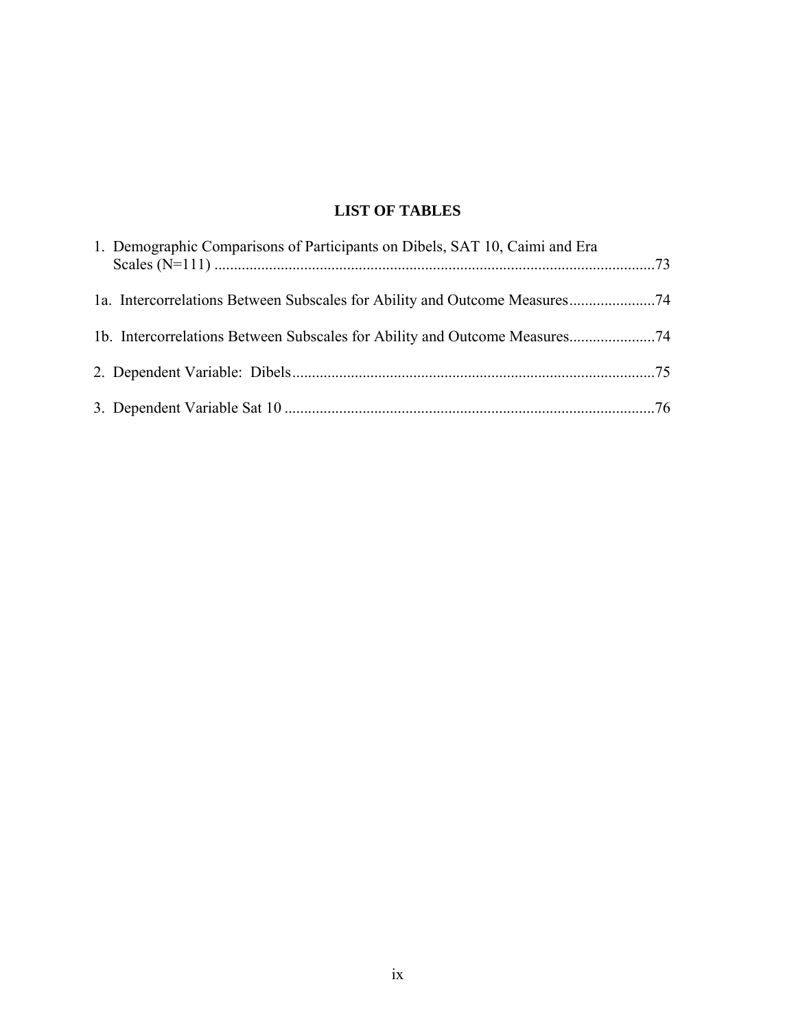# LIST OF TABLES

1. Demographic Comparisons of Participants on Dibels, SAT 10, Caimi and Era Scales (N=111) ....................................................................................................73

1a. Intercorrelations Between Subscales for Ability and Outcome Measures......................74

1b. Intercorrelations Between Subscales for Ability and Outcome Measures......................74

2. Dependent Variable: Dibels..........................................................................................75

3. Dependent Variable Sat 10 ............................................................................................76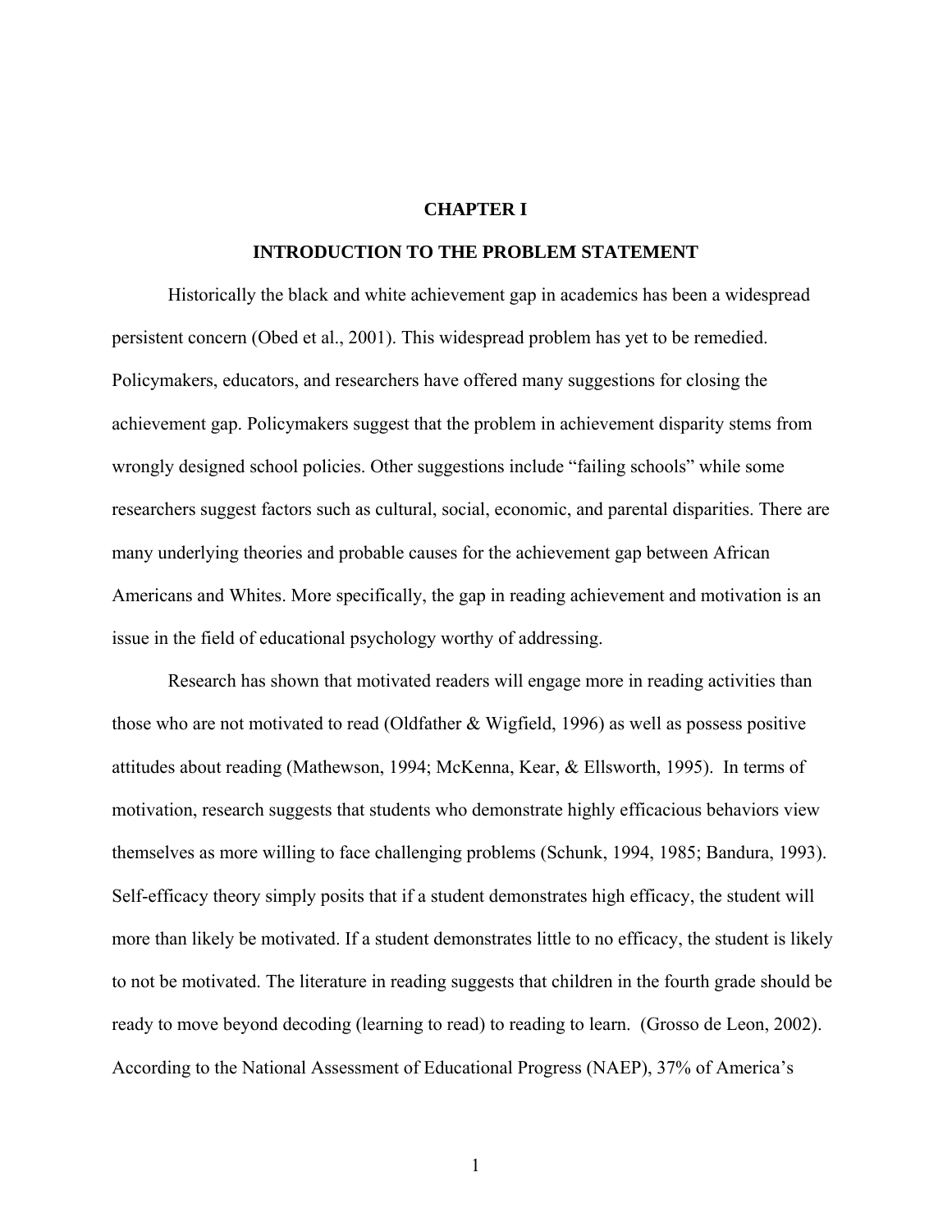# CHAPTER I

## INTRODUCTION TO THE PROBLEM STATEMENT

Historically the black and white achievement gap in academics has been a widespread persistent concern (Obed et al., 2001). This widespread problem has yet to be remedied. Policymakers, educators, and researchers have offered many suggestions for closing the achievement gap. Policymakers suggest that the problem in achievement disparity stems from wrongly designed school policies. Other suggestions include "failing schools" while some researchers suggest factors such as cultural, social, economic, and parental disparities. There are many underlying theories and probable causes for the achievement gap between African Americans and Whites. More specifically, the gap in reading achievement and motivation is an issue in the field of educational psychology worthy of addressing.

Research has shown that motivated readers will engage more in reading activities than those who are not motivated to read (Oldfather & Wigfield, 1996) as well as possess positive attitudes about reading (Mathewson, 1994; McKenna, Kear, & Ellsworth, 1995). In terms of motivation, research suggests that students who demonstrate highly efficacious behaviors view themselves as more willing to face challenging problems (Schunk, 1994, 1985; Bandura, 1993). Self-efficacy theory simply posits that if a student demonstrates high efficacy, the student will more than likely be motivated. If a student demonstrates little to no efficacy, the student is likely to not be motivated. The literature in reading suggests that children in the fourth grade should be ready to move beyond decoding (learning to read) to reading to learn. (Grosso de Leon, 2002). According to the National Assessment of Educational Progress (NAEP), 37% of America's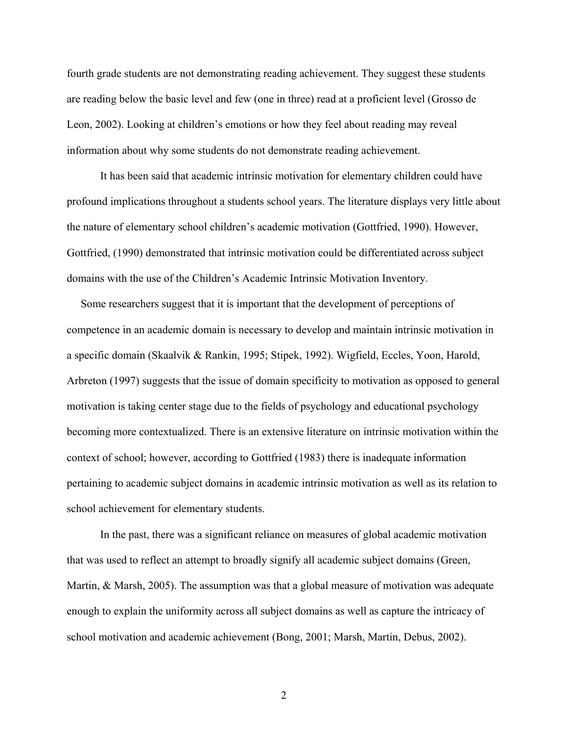fourth grade students are not demonstrating reading achievement. They suggest these students are reading below the basic level and few (one in three) read at a proficient level (Grosso de Leon, 2002). Looking at children's emotions or how they feel about reading may reveal information about why some students do not demonstrate reading achievement.

It has been said that academic intrinsic motivation for elementary children could have profound implications throughout a students school years. The literature displays very little about the nature of elementary school children's academic motivation (Gottfried, 1990). However, Gottfried, (1990) demonstrated that intrinsic motivation could be differentiated across subject domains with the use of the Children's Academic Intrinsic Motivation Inventory.

Some researchers suggest that it is important that the development of perceptions of competence in an academic domain is necessary to develop and maintain intrinsic motivation in a specific domain (Skaalvik & Rankin, 1995; Stipek, 1992). Wigfield, Eccles, Yoon, Harold, Arbreton (1997) suggests that the issue of domain specificity to motivation as opposed to general motivation is taking center stage due to the fields of psychology and educational psychology becoming more contextualized. There is an extensive literature on intrinsic motivation within the context of school; however, according to Gottfried (1983) there is inadequate information pertaining to academic subject domains in academic intrinsic motivation as well as its relation to school achievement for elementary students.

In the past, there was a significant reliance on measures of global academic motivation that was used to reflect an attempt to broadly signify all academic subject domains (Green, Martin, & Marsh, 2005). The assumption was that a global measure of motivation was adequate enough to explain the uniformity across all subject domains as well as capture the intricacy of school motivation and academic achievement (Bong, 2001; Marsh, Martin, Debus, 2002).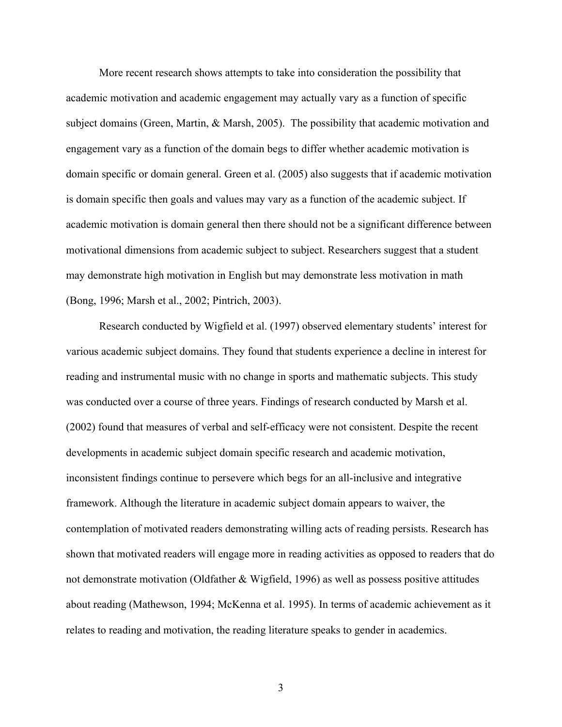More recent research shows attempts to take into consideration the possibility that academic motivation and academic engagement may actually vary as a function of specific subject domains (Green, Martin, & Marsh, 2005). The possibility that academic motivation and engagement vary as a function of the domain begs to differ whether academic motivation is domain specific or domain general. Green et al. (2005) also suggests that if academic motivation is domain specific then goals and values may vary as a function of the academic subject. If academic motivation is domain general then there should not be a significant difference between motivational dimensions from academic subject to subject. Researchers suggest that a student may demonstrate high motivation in English but may demonstrate less motivation in math (Bong, 1996; Marsh et al., 2002; Pintrich, 2003).

Research conducted by Wigfield et al. (1997) observed elementary students' interest for various academic subject domains. They found that students experience a decline in interest for reading and instrumental music with no change in sports and mathematic subjects. This study was conducted over a course of three years. Findings of research conducted by Marsh et al. (2002) found that measures of verbal and self-efficacy were not consistent. Despite the recent developments in academic subject domain specific research and academic motivation, inconsistent findings continue to persevere which begs for an all-inclusive and integrative framework. Although the literature in academic subject domain appears to waiver, the contemplation of motivated readers demonstrating willing acts of reading persists. Research has shown that motivated readers will engage more in reading activities as opposed to readers that do not demonstrate motivation (Oldfather & Wigfield, 1996) as well as possess positive attitudes about reading (Mathewson, 1994; McKenna et al. 1995). In terms of academic achievement as it relates to reading and motivation, the reading literature speaks to gender in academics.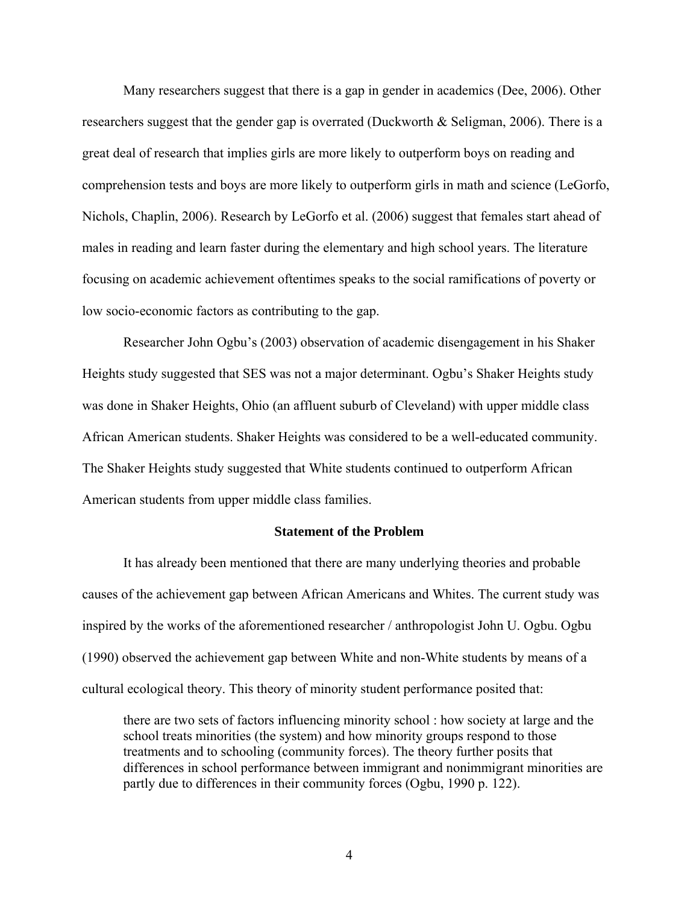Many researchers suggest that there is a gap in gender in academics (Dee, 2006). Other researchers suggest that the gender gap is overrated (Duckworth & Seligman, 2006). There is a great deal of research that implies girls are more likely to outperform boys on reading and comprehension tests and boys are more likely to outperform girls in math and science (LeGorfo, Nichols, Chaplin, 2006). Research by LeGorfo et al. (2006) suggest that females start ahead of males in reading and learn faster during the elementary and high school years. The literature focusing on academic achievement oftentimes speaks to the social ramifications of poverty or low socio-economic factors as contributing to the gap.

Researcher John Ogbu's (2003) observation of academic disengagement in his Shaker Heights study suggested that SES was not a major determinant. Ogbu's Shaker Heights study was done in Shaker Heights, Ohio (an affluent suburb of Cleveland) with upper middle class African American students. Shaker Heights was considered to be a well-educated community. The Shaker Heights study suggested that White students continued to outperform African American students from upper middle class families.

## Statement of the Problem

It has already been mentioned that there are many underlying theories and probable causes of the achievement gap between African Americans and Whites. The current study was inspired by the works of the aforementioned researcher / anthropologist John U. Ogbu. Ogbu (1990) observed the achievement gap between White and non-White students by means of a cultural ecological theory. This theory of minority student performance posited that:

> there are two sets of factors influencing minority school : how society at large and the school treats minorities (the system) and how minority groups respond to those treatments and to schooling (community forces). The theory further posits that differences in school performance between immigrant and nonimmigrant minorities are partly due to differences in their community forces (Ogbu, 1990 p. 122).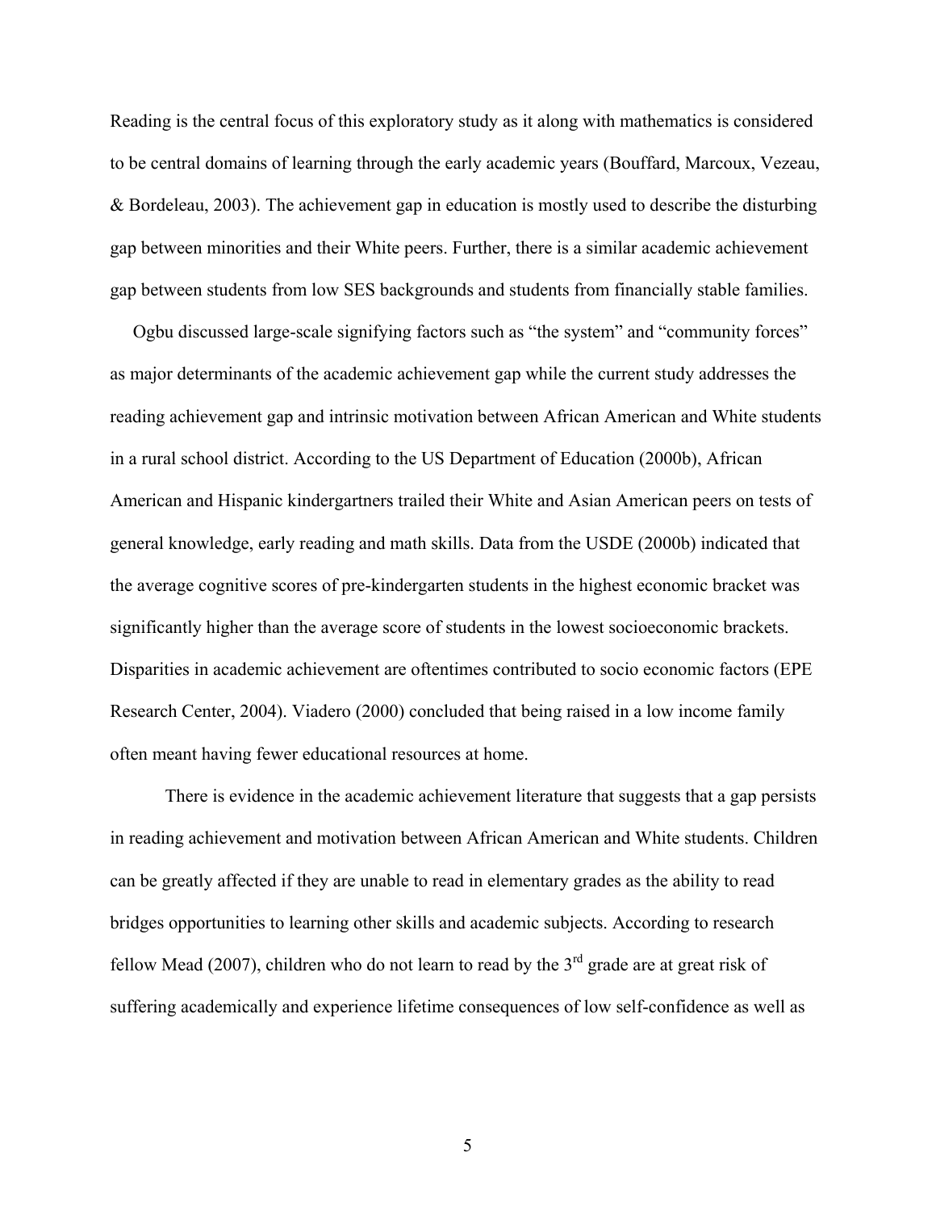Reading is the central focus of this exploratory study as it along with mathematics is considered to be central domains of learning through the early academic years (Bouffard, Marcoux, Vezeau, & Bordeleau, 2003). The achievement gap in education is mostly used to describe the disturbing gap between minorities and their White peers. Further, there is a similar academic achievement gap between students from low SES backgrounds and students from financially stable families.

Ogbu discussed large-scale signifying factors such as "the system" and "community forces" as major determinants of the academic achievement gap while the current study addresses the reading achievement gap and intrinsic motivation between African American and White students in a rural school district. According to the US Department of Education (2000b), African American and Hispanic kindergartners trailed their White and Asian American peers on tests of general knowledge, early reading and math skills. Data from the USDE (2000b) indicated that the average cognitive scores of pre-kindergarten students in the highest economic bracket was significantly higher than the average score of students in the lowest socioeconomic brackets. Disparities in academic achievement are oftentimes contributed to socio economic factors (EPE Research Center, 2004). Viadero (2000) concluded that being raised in a low income family often meant having fewer educational resources at home.

There is evidence in the academic achievement literature that suggests that a gap persists in reading achievement and motivation between African American and White students. Children can be greatly affected if they are unable to read in elementary grades as the ability to read bridges opportunities to learning other skills and academic subjects. According to research fellow Mead (2007), children who do not learn to read by the 3rd grade are at great risk of suffering academically and experience lifetime consequences of low self-confidence as well as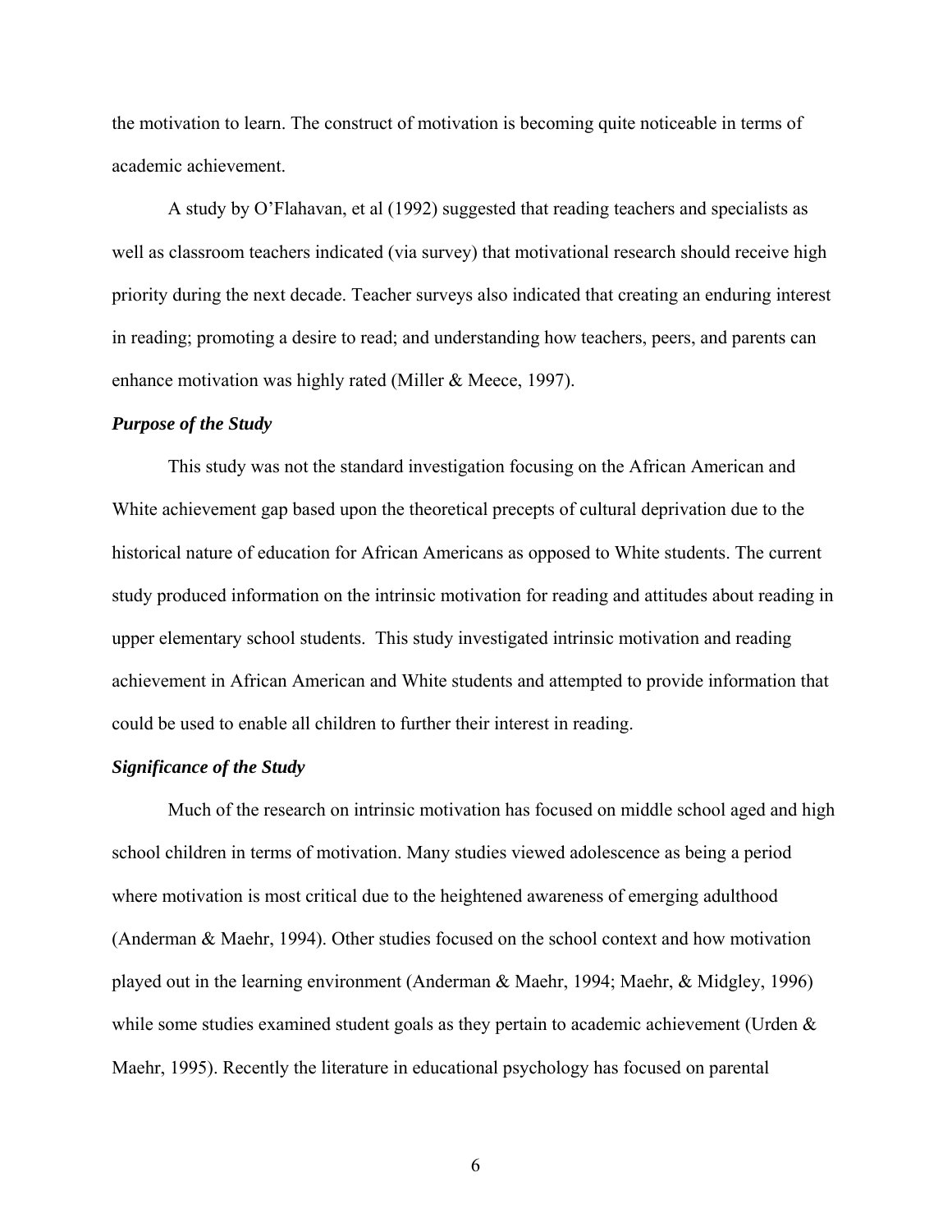the motivation to learn. The construct of motivation is becoming quite noticeable in terms of academic achievement.

A study by O'Flahavan, et al (1992) suggested that reading teachers and specialists as well as classroom teachers indicated (via survey) that motivational research should receive high priority during the next decade. Teacher surveys also indicated that creating an enduring interest in reading; promoting a desire to read; and understanding how teachers, peers, and parents can enhance motivation was highly rated (Miller & Meece, 1997).

### ***Purpose of the Study***

This study was not the standard investigation focusing on the African American and White achievement gap based upon the theoretical precepts of cultural deprivation due to the historical nature of education for African Americans as opposed to White students. The current study produced information on the intrinsic motivation for reading and attitudes about reading in upper elementary school students. This study investigated intrinsic motivation and reading achievement in African American and White students and attempted to provide information that could be used to enable all children to further their interest in reading.

### ***Significance of the Study***

Much of the research on intrinsic motivation has focused on middle school aged and high school children in terms of motivation. Many studies viewed adolescence as being a period where motivation is most critical due to the heightened awareness of emerging adulthood (Anderman & Maehr, 1994). Other studies focused on the school context and how motivation played out in the learning environment (Anderman & Maehr, 1994; Maehr, & Midgley, 1996) while some studies examined student goals as they pertain to academic achievement (Urden & Maehr, 1995). Recently the literature in educational psychology has focused on parental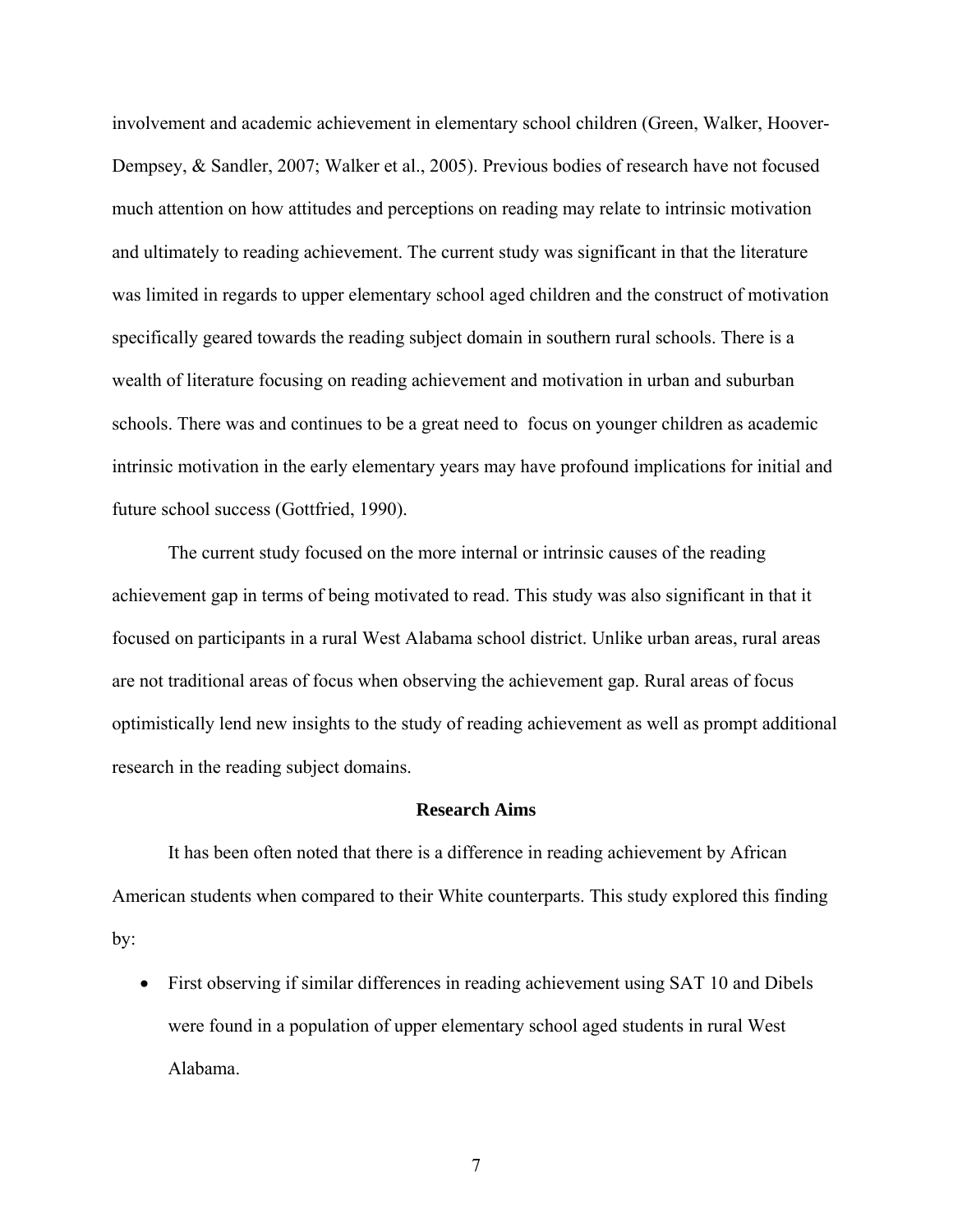involvement and academic achievement in elementary school children (Green, Walker, Hoover-Dempsey, & Sandler, 2007; Walker et al., 2005). Previous bodies of research have not focused much attention on how attitudes and perceptions on reading may relate to intrinsic motivation and ultimately to reading achievement. The current study was significant in that the literature was limited in regards to upper elementary school aged children and the construct of motivation specifically geared towards the reading subject domain in southern rural schools. There is a wealth of literature focusing on reading achievement and motivation in urban and suburban schools. There was and continues to be a great need to focus on younger children as academic intrinsic motivation in the early elementary years may have profound implications for initial and future school success (Gottfried, 1990).

The current study focused on the more internal or intrinsic causes of the reading achievement gap in terms of being motivated to read. This study was also significant in that it focused on participants in a rural West Alabama school district. Unlike urban areas, rural areas are not traditional areas of focus when observing the achievement gap. Rural areas of focus optimistically lend new insights to the study of reading achievement as well as prompt additional research in the reading subject domains.

## Research Aims

It has been often noted that there is a difference in reading achievement by African American students when compared to their White counterparts. This study explored this finding by:

- First observing if similar differences in reading achievement using SAT 10 and Dibels were found in a population of upper elementary school aged students in rural West Alabama.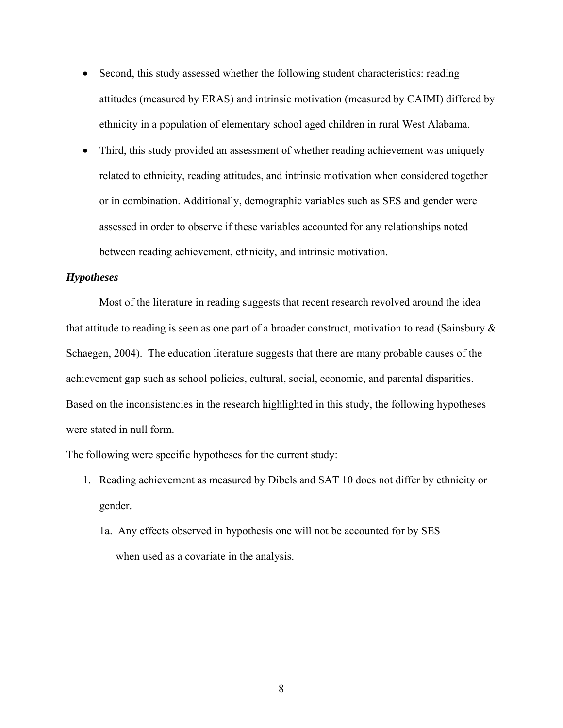- Second, this study assessed whether the following student characteristics: reading attitudes (measured by ERAS) and intrinsic motivation (measured by CAIMI) differed by ethnicity in a population of elementary school aged children in rural West Alabama.
- Third, this study provided an assessment of whether reading achievement was uniquely related to ethnicity, reading attitudes, and intrinsic motivation when considered together or in combination. Additionally, demographic variables such as SES and gender were assessed in order to observe if these variables accounted for any relationships noted between reading achievement, ethnicity, and intrinsic motivation.

***Hypotheses***

Most of the literature in reading suggests that recent research revolved around the idea that attitude to reading is seen as one part of a broader construct, motivation to read (Sainsbury & Schaegen, 2004). The education literature suggests that there are many probable causes of the achievement gap such as school policies, cultural, social, economic, and parental disparities. Based on the inconsistencies in the research highlighted in this study, the following hypotheses were stated in null form.

The following were specific hypotheses for the current study:

1. Reading achievement as measured by Dibels and SAT 10 does not differ by ethnicity or gender.

   1a. Any effects observed in hypothesis one will not be accounted for by SES when used as a covariate in the analysis.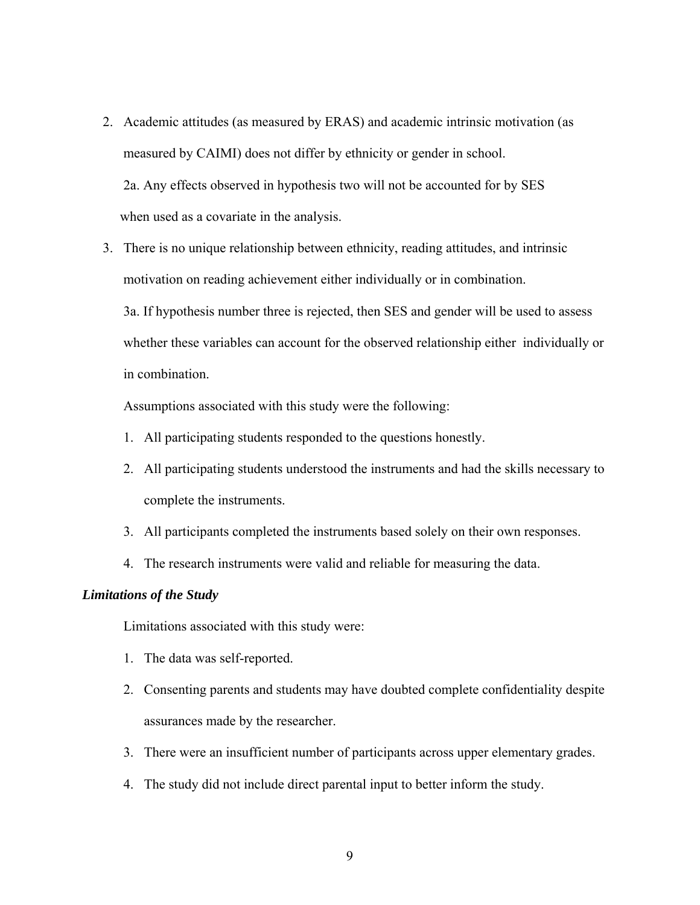2. Academic attitudes (as measured by ERAS) and academic intrinsic motivation (as measured by CAIMI) does not differ by ethnicity or gender in school.

   2a. Any effects observed in hypothesis two will not be accounted for by SES when used as a covariate in the analysis.

3. There is no unique relationship between ethnicity, reading attitudes, and intrinsic motivation on reading achievement either individually or in combination.

   3a. If hypothesis number three is rejected, then SES and gender will be used to assess whether these variables can account for the observed relationship either individually or in combination.

Assumptions associated with this study were the following:

1. All participating students responded to the questions honestly.
2. All participating students understood the instruments and had the skills necessary to complete the instruments.
3. All participants completed the instruments based solely on their own responses.
4. The research instruments were valid and reliable for measuring the data.

### *Limitations of the Study*

Limitations associated with this study were:

1. The data was self-reported.
2. Consenting parents and students may have doubted complete confidentiality despite assurances made by the researcher.
3. There were an insufficient number of participants across upper elementary grades.
4. The study did not include direct parental input to better inform the study.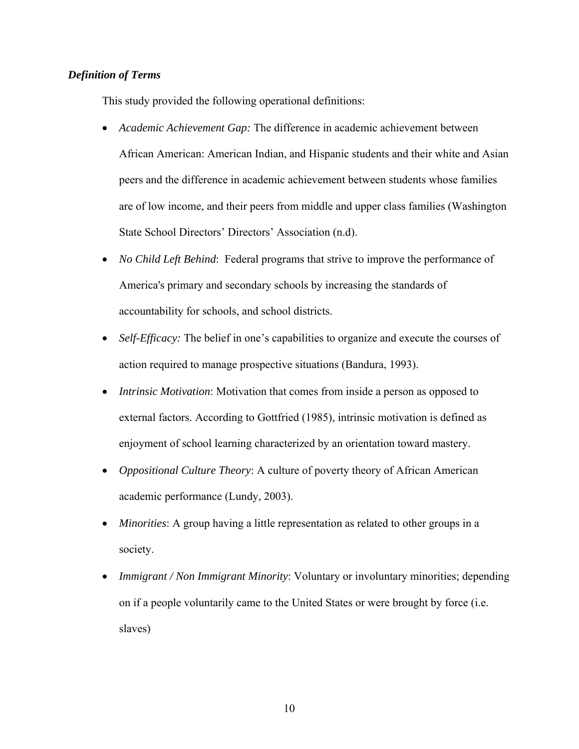***Definition of Terms***

This study provided the following operational definitions:

- *Academic Achievement Gap:* The difference in academic achievement between African American: American Indian, and Hispanic students and their white and Asian peers and the difference in academic achievement between students whose families are of low income, and their peers from middle and upper class families (Washington State School Directors' Directors' Association (n.d).
- *No Child Left Behind*: Federal programs that strive to improve the performance of America's primary and secondary schools by increasing the standards of accountability for schools, and school districts.
- *Self-Efficacy:* The belief in one's capabilities to organize and execute the courses of action required to manage prospective situations (Bandura, 1993).
- *Intrinsic Motivation*: Motivation that comes from inside a person as opposed to external factors. According to Gottfried (1985), intrinsic motivation is defined as enjoyment of school learning characterized by an orientation toward mastery.
- *Oppositional Culture Theory*: A culture of poverty theory of African American academic performance (Lundy, 2003).
- *Minorities*: A group having a little representation as related to other groups in a society.
- *Immigrant / Non Immigrant Minority*: Voluntary or involuntary minorities; depending on if a people voluntarily came to the United States or were brought by force (i.e. slaves)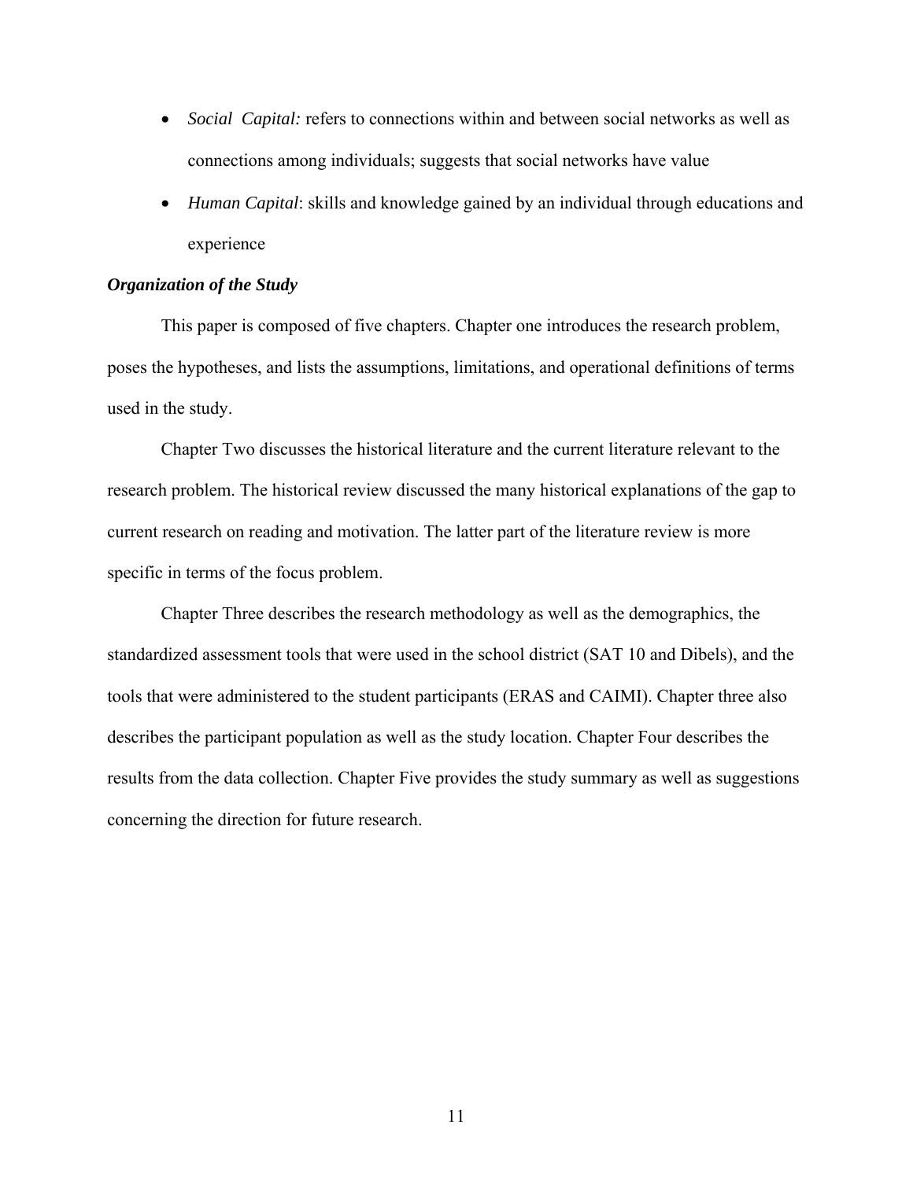- *Social  Capital:* refers to connections within and between social networks as well as connections among individuals; suggests that social networks have value
- *Human Capital*: skills and knowledge gained by an individual through educations and experience

***Organization of the Study***

This paper is composed of five chapters. Chapter one introduces the research problem, poses the hypotheses, and lists the assumptions, limitations, and operational definitions of terms used in the study.

Chapter Two discusses the historical literature and the current literature relevant to the research problem. The historical review discussed the many historical explanations of the gap to current research on reading and motivation. The latter part of the literature review is more specific in terms of the focus problem.

Chapter Three describes the research methodology as well as the demographics, the standardized assessment tools that were used in the school district (SAT 10 and Dibels), and the tools that were administered to the student participants (ERAS and CAIMI). Chapter three also describes the participant population as well as the study location. Chapter Four describes the results from the data collection. Chapter Five provides the study summary as well as suggestions concerning the direction for future research.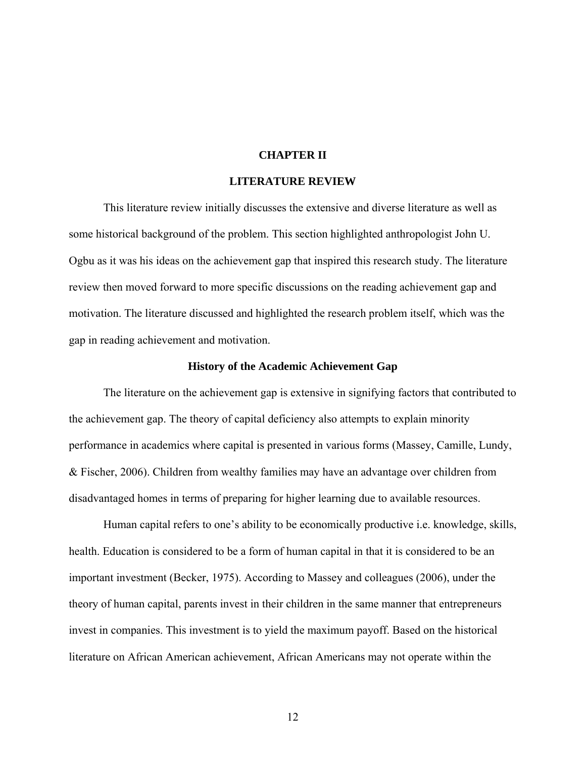# CHAPTER II

# LITERATURE REVIEW

This literature review initially discusses the extensive and diverse literature as well as some historical background of the problem. This section highlighted anthropologist John U. Ogbu as it was his ideas on the achievement gap that inspired this research study. The literature review then moved forward to more specific discussions on the reading achievement gap and motivation. The literature discussed and highlighted the research problem itself, which was the gap in reading achievement and motivation.

## History of the Academic Achievement Gap

The literature on the achievement gap is extensive in signifying factors that contributed to the achievement gap. The theory of capital deficiency also attempts to explain minority performance in academics where capital is presented in various forms (Massey, Camille, Lundy, & Fischer, 2006). Children from wealthy families may have an advantage over children from disadvantaged homes in terms of preparing for higher learning due to available resources.

Human capital refers to one's ability to be economically productive i.e. knowledge, skills, health. Education is considered to be a form of human capital in that it is considered to be an important investment (Becker, 1975). According to Massey and colleagues (2006), under the theory of human capital, parents invest in their children in the same manner that entrepreneurs invest in companies. This investment is to yield the maximum payoff. Based on the historical literature on African American achievement, African Americans may not operate within the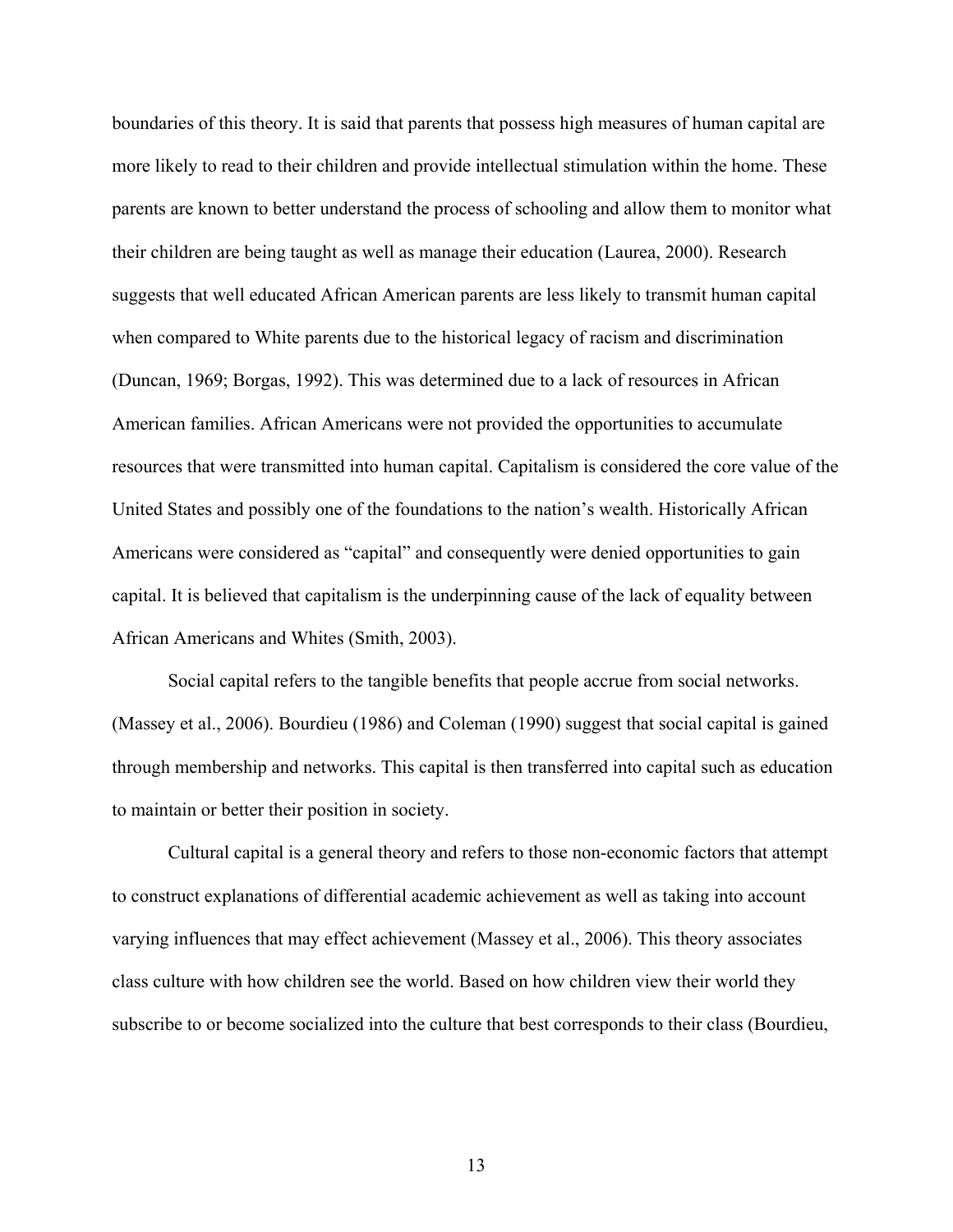boundaries of this theory. It is said that parents that possess high measures of human capital are more likely to read to their children and provide intellectual stimulation within the home. These parents are known to better understand the process of schooling and allow them to monitor what their children are being taught as well as manage their education (Laurea, 2000). Research suggests that well educated African American parents are less likely to transmit human capital when compared to White parents due to the historical legacy of racism and discrimination (Duncan, 1969; Borgas, 1992). This was determined due to a lack of resources in African American families. African Americans were not provided the opportunities to accumulate resources that were transmitted into human capital. Capitalism is considered the core value of the United States and possibly one of the foundations to the nation's wealth. Historically African Americans were considered as "capital" and consequently were denied opportunities to gain capital. It is believed that capitalism is the underpinning cause of the lack of equality between African Americans and Whites (Smith, 2003).

Social capital refers to the tangible benefits that people accrue from social networks. (Massey et al., 2006). Bourdieu (1986) and Coleman (1990) suggest that social capital is gained through membership and networks. This capital is then transferred into capital such as education to maintain or better their position in society.

Cultural capital is a general theory and refers to those non-economic factors that attempt to construct explanations of differential academic achievement as well as taking into account varying influences that may effect achievement (Massey et al., 2006). This theory associates class culture with how children see the world. Based on how children view their world they subscribe to or become socialized into the culture that best corresponds to their class (Bourdieu,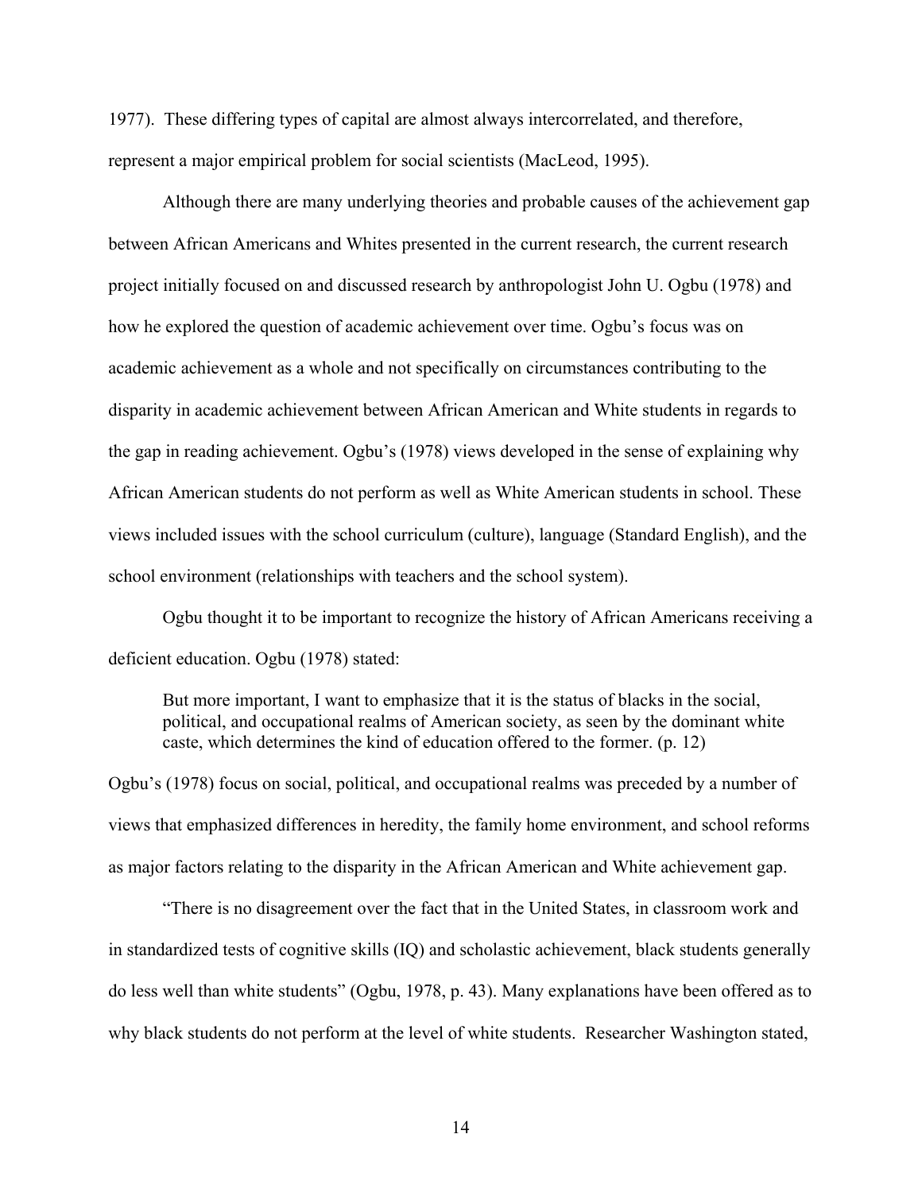1977). These differing types of capital are almost always intercorrelated, and therefore, represent a major empirical problem for social scientists (MacLeod, 1995).

Although there are many underlying theories and probable causes of the achievement gap between African Americans and Whites presented in the current research, the current research project initially focused on and discussed research by anthropologist John U. Ogbu (1978) and how he explored the question of academic achievement over time. Ogbu's focus was on academic achievement as a whole and not specifically on circumstances contributing to the disparity in academic achievement between African American and White students in regards to the gap in reading achievement. Ogbu's (1978) views developed in the sense of explaining why African American students do not perform as well as White American students in school. These views included issues with the school curriculum (culture), language (Standard English), and the school environment (relationships with teachers and the school system).

Ogbu thought it to be important to recognize the history of African Americans receiving a deficient education. Ogbu (1978) stated:

> But more important, I want to emphasize that it is the status of blacks in the social, political, and occupational realms of American society, as seen by the dominant white caste, which determines the kind of education offered to the former. (p. 12)

Ogbu's (1978) focus on social, political, and occupational realms was preceded by a number of views that emphasized differences in heredity, the family home environment, and school reforms as major factors relating to the disparity in the African American and White achievement gap.

"There is no disagreement over the fact that in the United States, in classroom work and in standardized tests of cognitive skills (IQ) and scholastic achievement, black students generally do less well than white students" (Ogbu, 1978, p. 43). Many explanations have been offered as to why black students do not perform at the level of white students. Researcher Washington stated,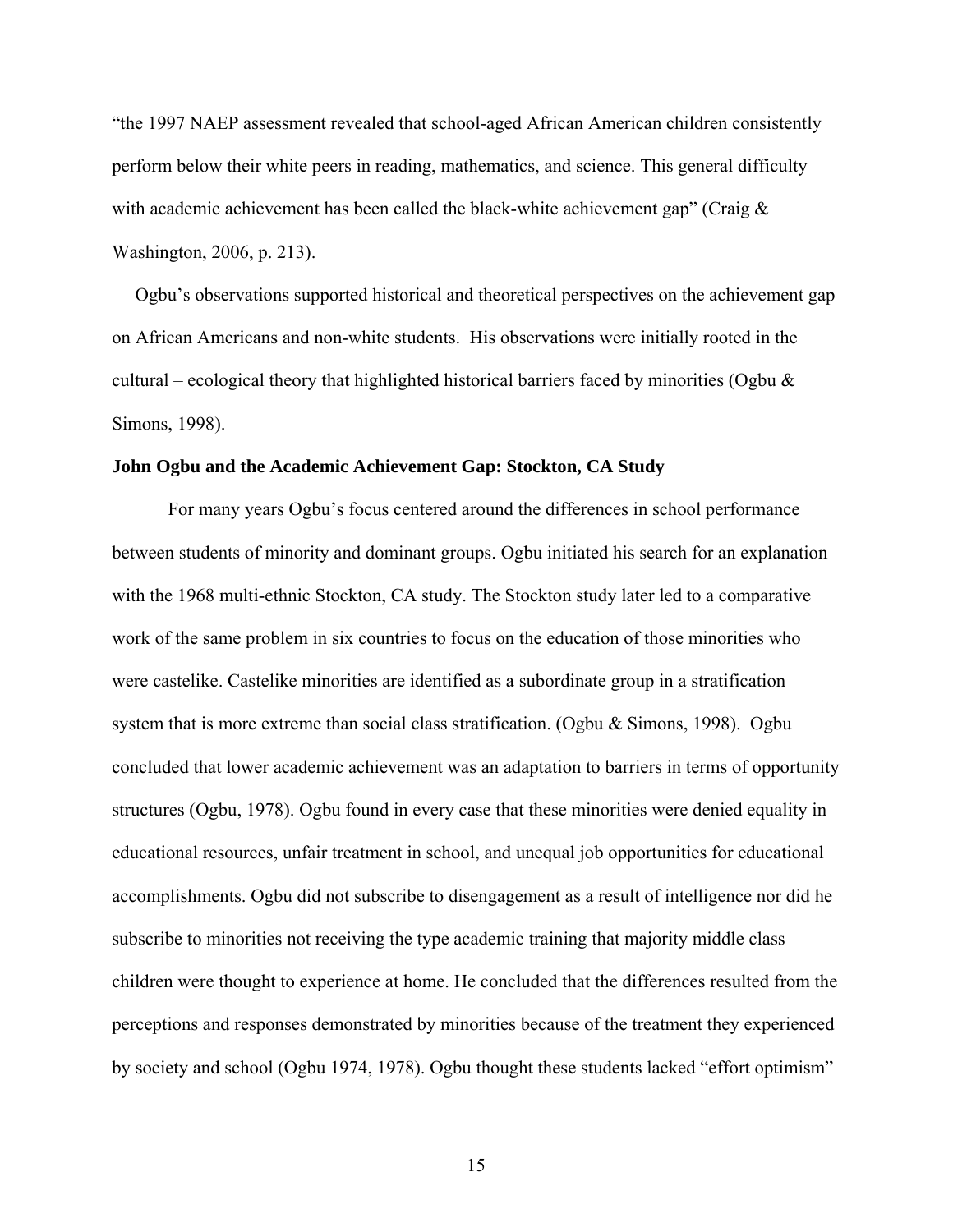"the 1997 NAEP assessment revealed that school-aged African American children consistently perform below their white peers in reading, mathematics, and science. This general difficulty with academic achievement has been called the black-white achievement gap" (Craig & Washington, 2006, p. 213).

Ogbu's observations supported historical and theoretical perspectives on the achievement gap on African Americans and non-white students. His observations were initially rooted in the cultural – ecological theory that highlighted historical barriers faced by minorities (Ogbu & Simons, 1998).

**John Ogbu and the Academic Achievement Gap: Stockton, CA Study**

For many years Ogbu's focus centered around the differences in school performance between students of minority and dominant groups. Ogbu initiated his search for an explanation with the 1968 multi-ethnic Stockton, CA study. The Stockton study later led to a comparative work of the same problem in six countries to focus on the education of those minorities who were castelike. Castelike minorities are identified as a subordinate group in a stratification system that is more extreme than social class stratification. (Ogbu & Simons, 1998). Ogbu concluded that lower academic achievement was an adaptation to barriers in terms of opportunity structures (Ogbu, 1978). Ogbu found in every case that these minorities were denied equality in educational resources, unfair treatment in school, and unequal job opportunities for educational accomplishments. Ogbu did not subscribe to disengagement as a result of intelligence nor did he subscribe to minorities not receiving the type academic training that majority middle class children were thought to experience at home. He concluded that the differences resulted from the perceptions and responses demonstrated by minorities because of the treatment they experienced by society and school (Ogbu 1974, 1978). Ogbu thought these students lacked "effort optimism"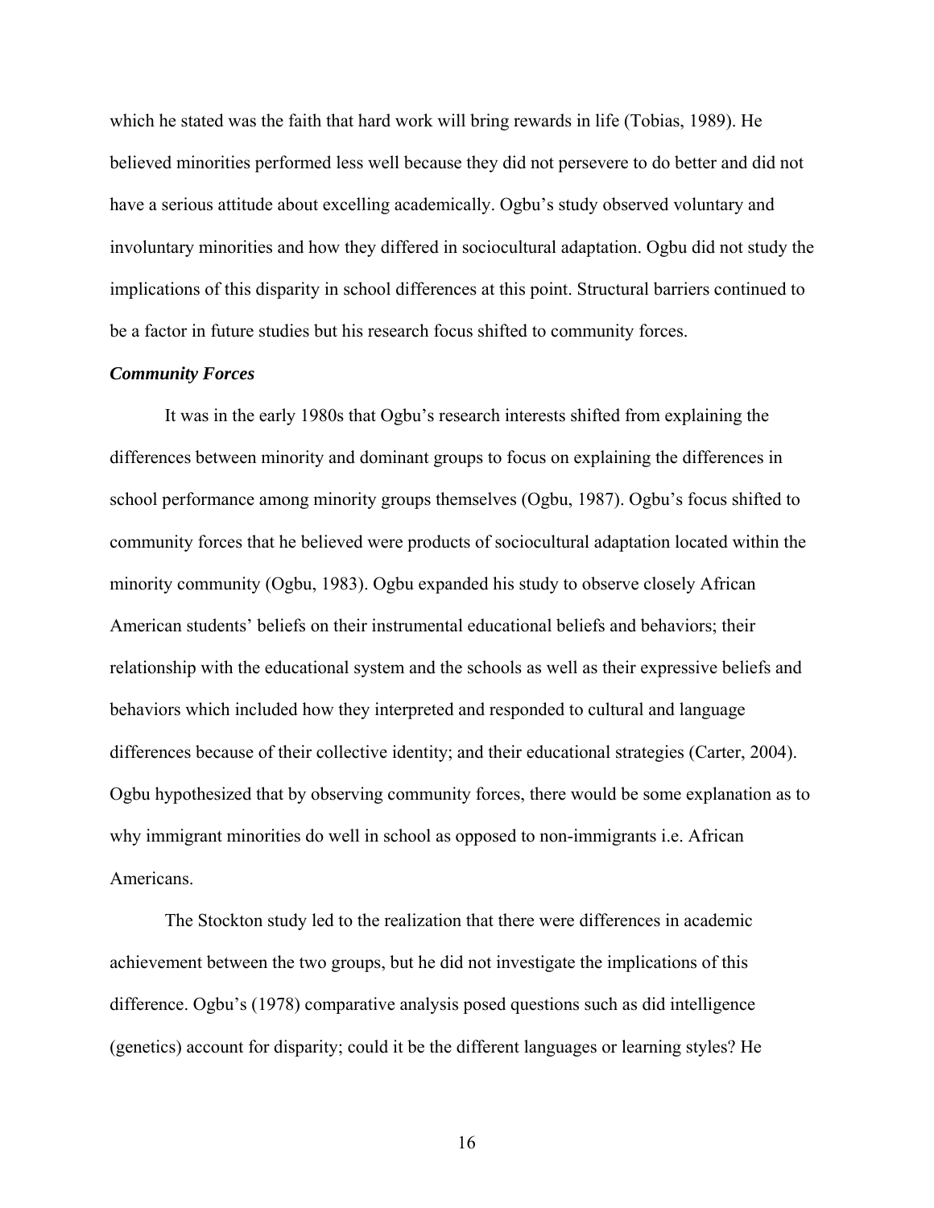which he stated was the faith that hard work will bring rewards in life (Tobias, 1989). He believed minorities performed less well because they did not persevere to do better and did not have a serious attitude about excelling academically. Ogbu's study observed voluntary and involuntary minorities and how they differed in sociocultural adaptation. Ogbu did not study the implications of this disparity in school differences at this point. Structural barriers continued to be a factor in future studies but his research focus shifted to community forces.

***Community Forces***

It was in the early 1980s that Ogbu's research interests shifted from explaining the differences between minority and dominant groups to focus on explaining the differences in school performance among minority groups themselves (Ogbu, 1987). Ogbu's focus shifted to community forces that he believed were products of sociocultural adaptation located within the minority community (Ogbu, 1983). Ogbu expanded his study to observe closely African American students' beliefs on their instrumental educational beliefs and behaviors; their relationship with the educational system and the schools as well as their expressive beliefs and behaviors which included how they interpreted and responded to cultural and language differences because of their collective identity; and their educational strategies (Carter, 2004). Ogbu hypothesized that by observing community forces, there would be some explanation as to why immigrant minorities do well in school as opposed to non-immigrants i.e. African Americans.

The Stockton study led to the realization that there were differences in academic achievement between the two groups, but he did not investigate the implications of this difference. Ogbu's (1978) comparative analysis posed questions such as did intelligence (genetics) account for disparity; could it be the different languages or learning styles? He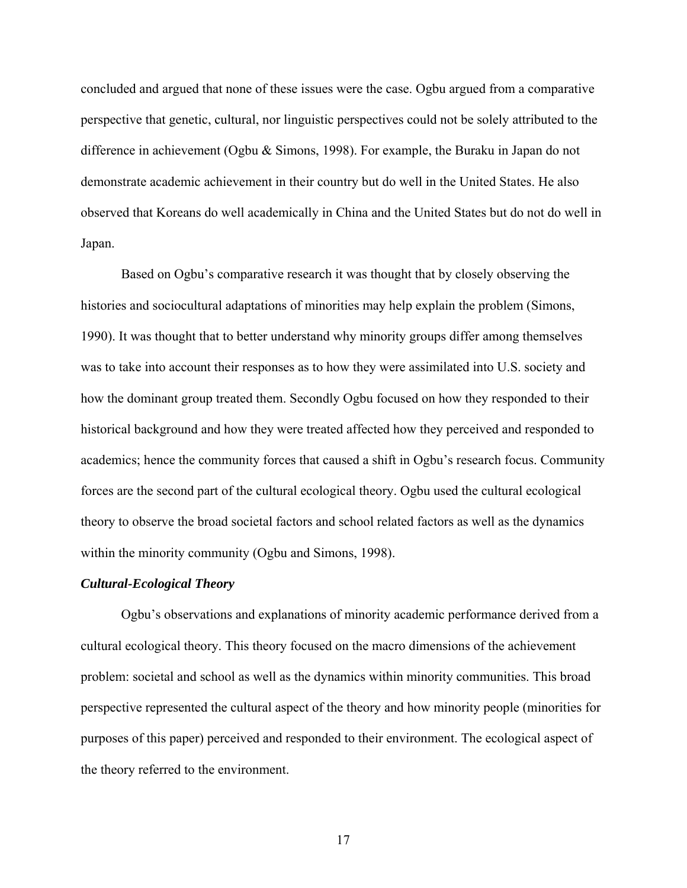concluded and argued that none of these issues were the case. Ogbu argued from a comparative perspective that genetic, cultural, nor linguistic perspectives could not be solely attributed to the difference in achievement (Ogbu & Simons, 1998). For example, the Buraku in Japan do not demonstrate academic achievement in their country but do well in the United States. He also observed that Koreans do well academically in China and the United States but do not do well in Japan.

Based on Ogbu's comparative research it was thought that by closely observing the histories and sociocultural adaptations of minorities may help explain the problem (Simons, 1990). It was thought that to better understand why minority groups differ among themselves was to take into account their responses as to how they were assimilated into U.S. society and how the dominant group treated them. Secondly Ogbu focused on how they responded to their historical background and how they were treated affected how they perceived and responded to academics; hence the community forces that caused a shift in Ogbu's research focus. Community forces are the second part of the cultural ecological theory. Ogbu used the cultural ecological theory to observe the broad societal factors and school related factors as well as the dynamics within the minority community (Ogbu and Simons, 1998).

***Cultural-Ecological Theory***

Ogbu's observations and explanations of minority academic performance derived from a cultural ecological theory. This theory focused on the macro dimensions of the achievement problem: societal and school as well as the dynamics within minority communities. This broad perspective represented the cultural aspect of the theory and how minority people (minorities for purposes of this paper) perceived and responded to their environment. The ecological aspect of the theory referred to the environment.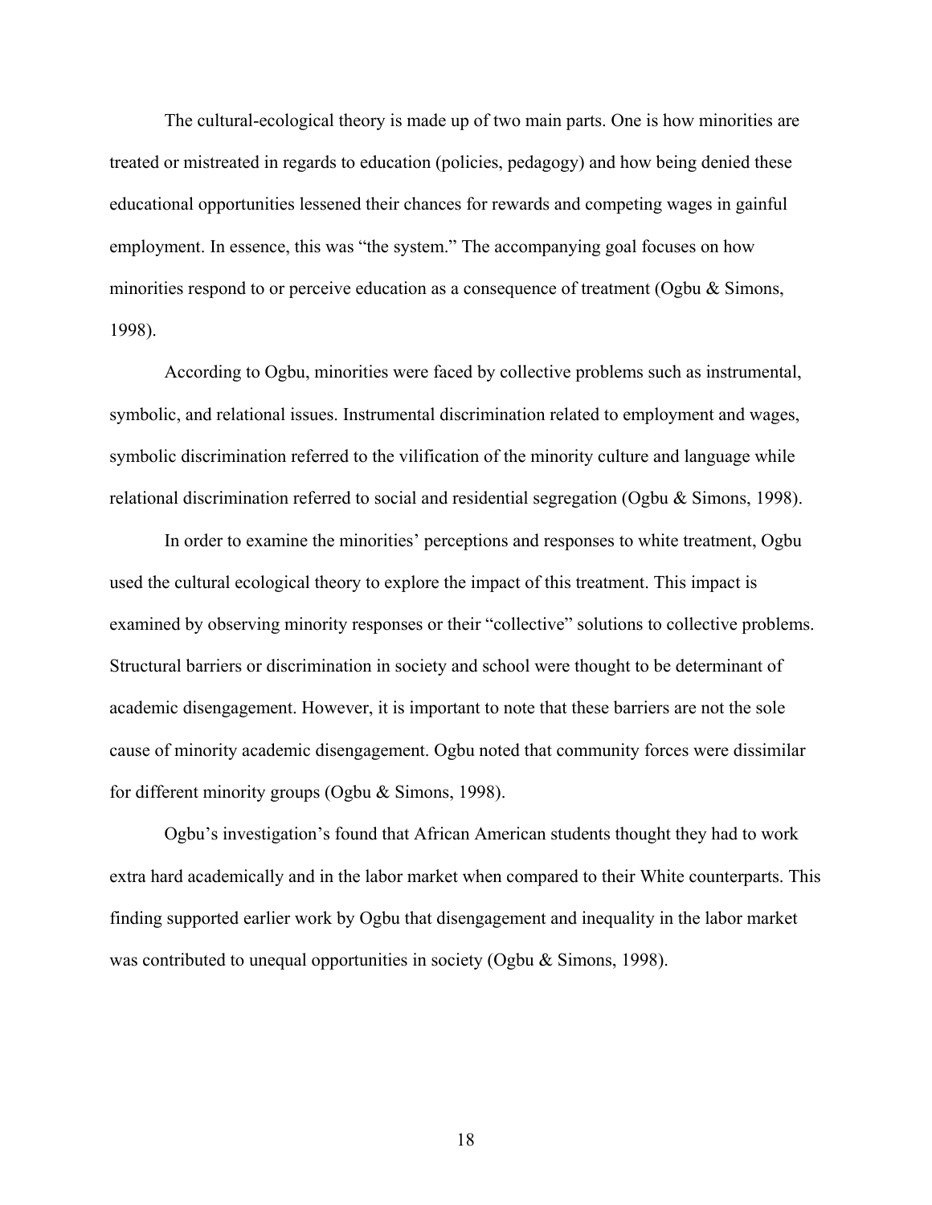The cultural-ecological theory is made up of two main parts. One is how minorities are treated or mistreated in regards to education (policies, pedagogy) and how being denied these educational opportunities lessened their chances for rewards and competing wages in gainful employment. In essence, this was "the system." The accompanying goal focuses on how minorities respond to or perceive education as a consequence of treatment (Ogbu & Simons, 1998).

According to Ogbu, minorities were faced by collective problems such as instrumental, symbolic, and relational issues. Instrumental discrimination related to employment and wages, symbolic discrimination referred to the vilification of the minority culture and language while relational discrimination referred to social and residential segregation (Ogbu & Simons, 1998).

In order to examine the minorities' perceptions and responses to white treatment, Ogbu used the cultural ecological theory to explore the impact of this treatment. This impact is examined by observing minority responses or their "collective" solutions to collective problems. Structural barriers or discrimination in society and school were thought to be determinant of academic disengagement. However, it is important to note that these barriers are not the sole cause of minority academic disengagement. Ogbu noted that community forces were dissimilar for different minority groups (Ogbu & Simons, 1998).

Ogbu's investigation's found that African American students thought they had to work extra hard academically and in the labor market when compared to their White counterparts. This finding supported earlier work by Ogbu that disengagement and inequality in the labor market was contributed to unequal opportunities in society (Ogbu & Simons, 1998).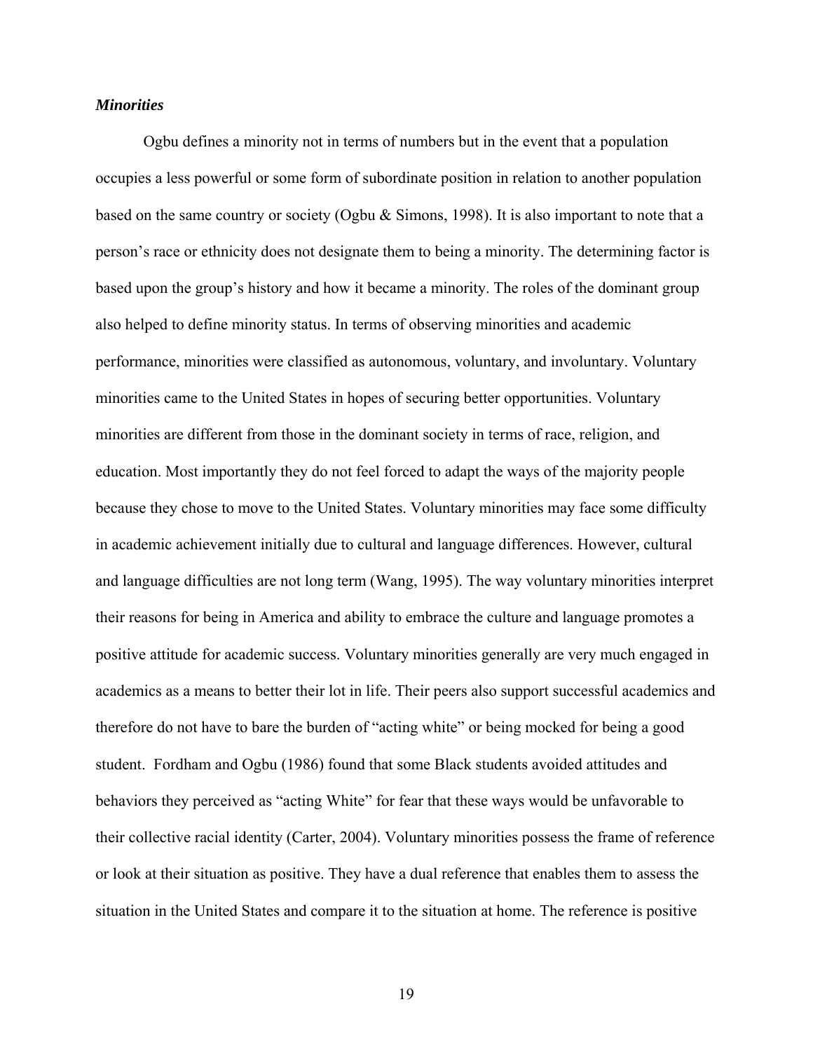### *Minorities*

Ogbu defines a minority not in terms of numbers but in the event that a population occupies a less powerful or some form of subordinate position in relation to another population based on the same country or society (Ogbu & Simons, 1998). It is also important to note that a person's race or ethnicity does not designate them to being a minority. The determining factor is based upon the group's history and how it became a minority. The roles of the dominant group also helped to define minority status. In terms of observing minorities and academic performance, minorities were classified as autonomous, voluntary, and involuntary. Voluntary minorities came to the United States in hopes of securing better opportunities. Voluntary minorities are different from those in the dominant society in terms of race, religion, and education. Most importantly they do not feel forced to adapt the ways of the majority people because they chose to move to the United States. Voluntary minorities may face some difficulty in academic achievement initially due to cultural and language differences. However, cultural and language difficulties are not long term (Wang, 1995). The way voluntary minorities interpret their reasons for being in America and ability to embrace the culture and language promotes a positive attitude for academic success. Voluntary minorities generally are very much engaged in academics as a means to better their lot in life. Their peers also support successful academics and therefore do not have to bare the burden of "acting white" or being mocked for being a good student. Fordham and Ogbu (1986) found that some Black students avoided attitudes and behaviors they perceived as "acting White" for fear that these ways would be unfavorable to their collective racial identity (Carter, 2004). Voluntary minorities possess the frame of reference or look at their situation as positive. They have a dual reference that enables them to assess the situation in the United States and compare it to the situation at home. The reference is positive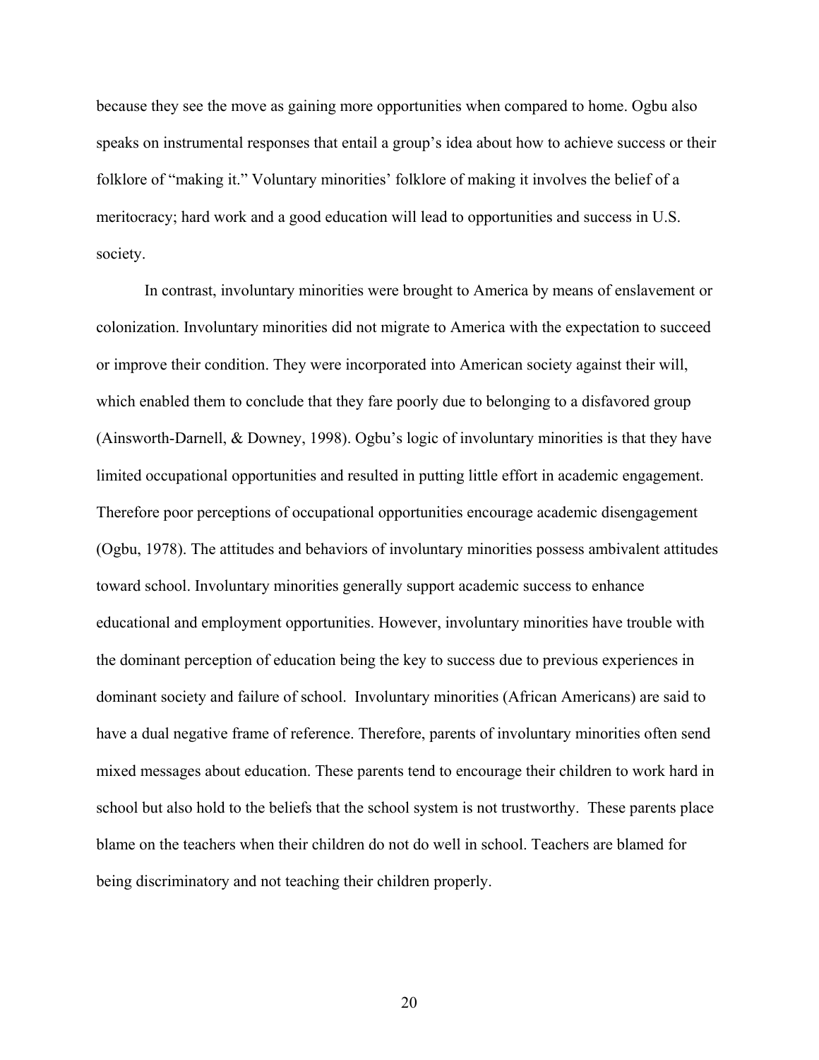because they see the move as gaining more opportunities when compared to home. Ogbu also speaks on instrumental responses that entail a group's idea about how to achieve success or their folklore of "making it." Voluntary minorities' folklore of making it involves the belief of a meritocracy; hard work and a good education will lead to opportunities and success in U.S. society.

In contrast, involuntary minorities were brought to America by means of enslavement or colonization. Involuntary minorities did not migrate to America with the expectation to succeed or improve their condition. They were incorporated into American society against their will, which enabled them to conclude that they fare poorly due to belonging to a disfavored group (Ainsworth-Darnell, & Downey, 1998). Ogbu's logic of involuntary minorities is that they have limited occupational opportunities and resulted in putting little effort in academic engagement. Therefore poor perceptions of occupational opportunities encourage academic disengagement (Ogbu, 1978). The attitudes and behaviors of involuntary minorities possess ambivalent attitudes toward school. Involuntary minorities generally support academic success to enhance educational and employment opportunities. However, involuntary minorities have trouble with the dominant perception of education being the key to success due to previous experiences in dominant society and failure of school. Involuntary minorities (African Americans) are said to have a dual negative frame of reference. Therefore, parents of involuntary minorities often send mixed messages about education. These parents tend to encourage their children to work hard in school but also hold to the beliefs that the school system is not trustworthy. These parents place blame on the teachers when their children do not do well in school. Teachers are blamed for being discriminatory and not teaching their children properly.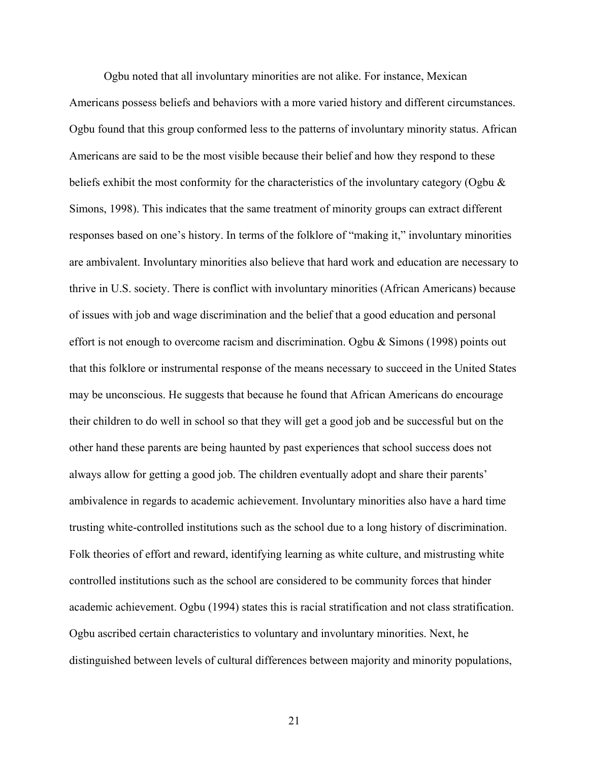Ogbu noted that all involuntary minorities are not alike. For instance, Mexican Americans possess beliefs and behaviors with a more varied history and different circumstances. Ogbu found that this group conformed less to the patterns of involuntary minority status. African Americans are said to be the most visible because their belief and how they respond to these beliefs exhibit the most conformity for the characteristics of the involuntary category (Ogbu & Simons, 1998). This indicates that the same treatment of minority groups can extract different responses based on one's history. In terms of the folklore of "making it," involuntary minorities are ambivalent. Involuntary minorities also believe that hard work and education are necessary to thrive in U.S. society. There is conflict with involuntary minorities (African Americans) because of issues with job and wage discrimination and the belief that a good education and personal effort is not enough to overcome racism and discrimination. Ogbu & Simons (1998) points out that this folklore or instrumental response of the means necessary to succeed in the United States may be unconscious. He suggests that because he found that African Americans do encourage their children to do well in school so that they will get a good job and be successful but on the other hand these parents are being haunted by past experiences that school success does not always allow for getting a good job. The children eventually adopt and share their parents' ambivalence in regards to academic achievement. Involuntary minorities also have a hard time trusting white-controlled institutions such as the school due to a long history of discrimination. Folk theories of effort and reward, identifying learning as white culture, and mistrusting white controlled institutions such as the school are considered to be community forces that hinder academic achievement. Ogbu (1994) states this is racial stratification and not class stratification. Ogbu ascribed certain characteristics to voluntary and involuntary minorities. Next, he distinguished between levels of cultural differences between majority and minority populations,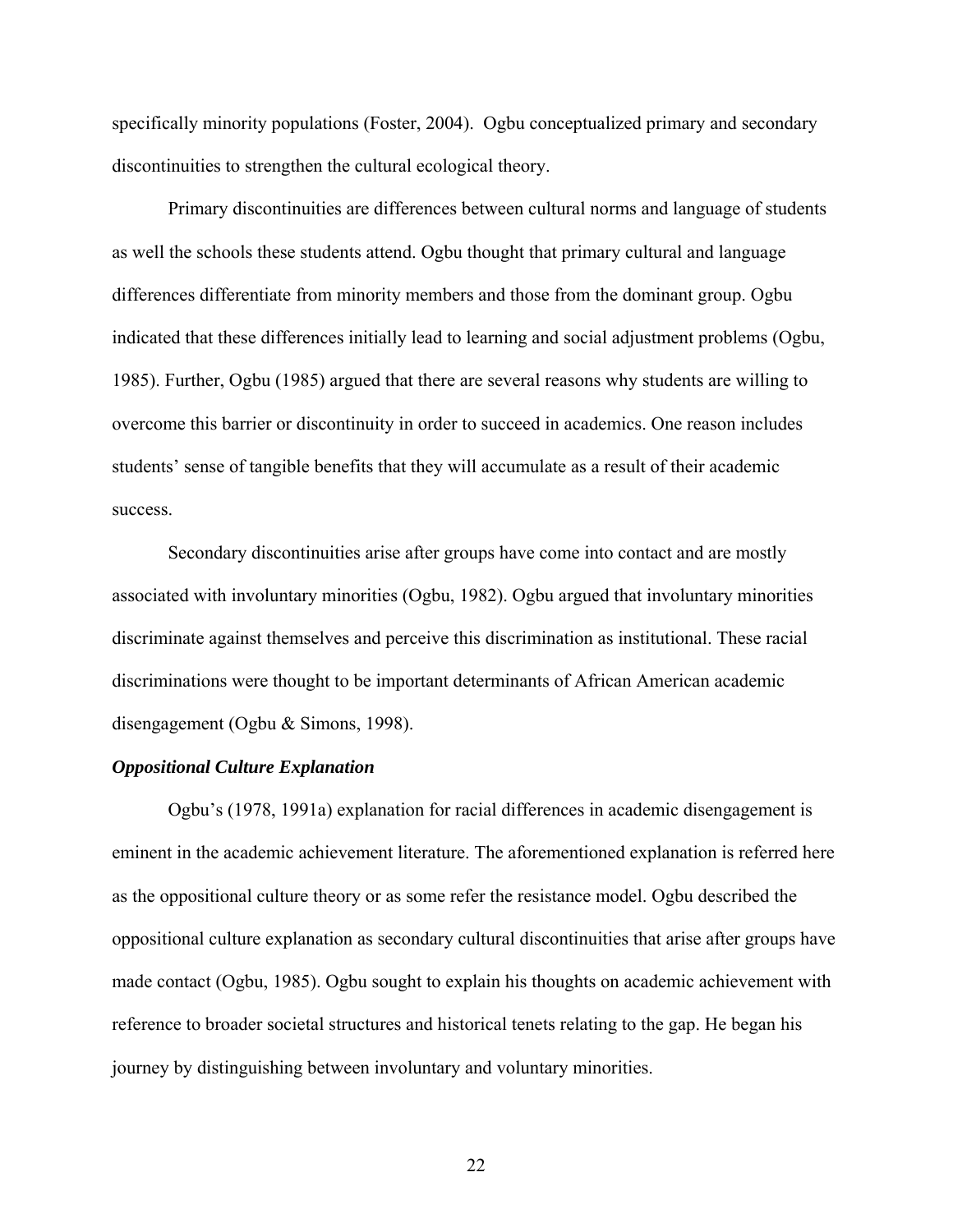specifically minority populations (Foster, 2004). Ogbu conceptualized primary and secondary discontinuities to strengthen the cultural ecological theory.

Primary discontinuities are differences between cultural norms and language of students as well the schools these students attend. Ogbu thought that primary cultural and language differences differentiate from minority members and those from the dominant group. Ogbu indicated that these differences initially lead to learning and social adjustment problems (Ogbu, 1985). Further, Ogbu (1985) argued that there are several reasons why students are willing to overcome this barrier or discontinuity in order to succeed in academics. One reason includes students' sense of tangible benefits that they will accumulate as a result of their academic success.

Secondary discontinuities arise after groups have come into contact and are mostly associated with involuntary minorities (Ogbu, 1982). Ogbu argued that involuntary minorities discriminate against themselves and perceive this discrimination as institutional. These racial discriminations were thought to be important determinants of African American academic disengagement (Ogbu & Simons, 1998).

### ***Oppositional Culture Explanation***

Ogbu's (1978, 1991a) explanation for racial differences in academic disengagement is eminent in the academic achievement literature. The aforementioned explanation is referred here as the oppositional culture theory or as some refer the resistance model. Ogbu described the oppositional culture explanation as secondary cultural discontinuities that arise after groups have made contact (Ogbu, 1985). Ogbu sought to explain his thoughts on academic achievement with reference to broader societal structures and historical tenets relating to the gap. He began his journey by distinguishing between involuntary and voluntary minorities.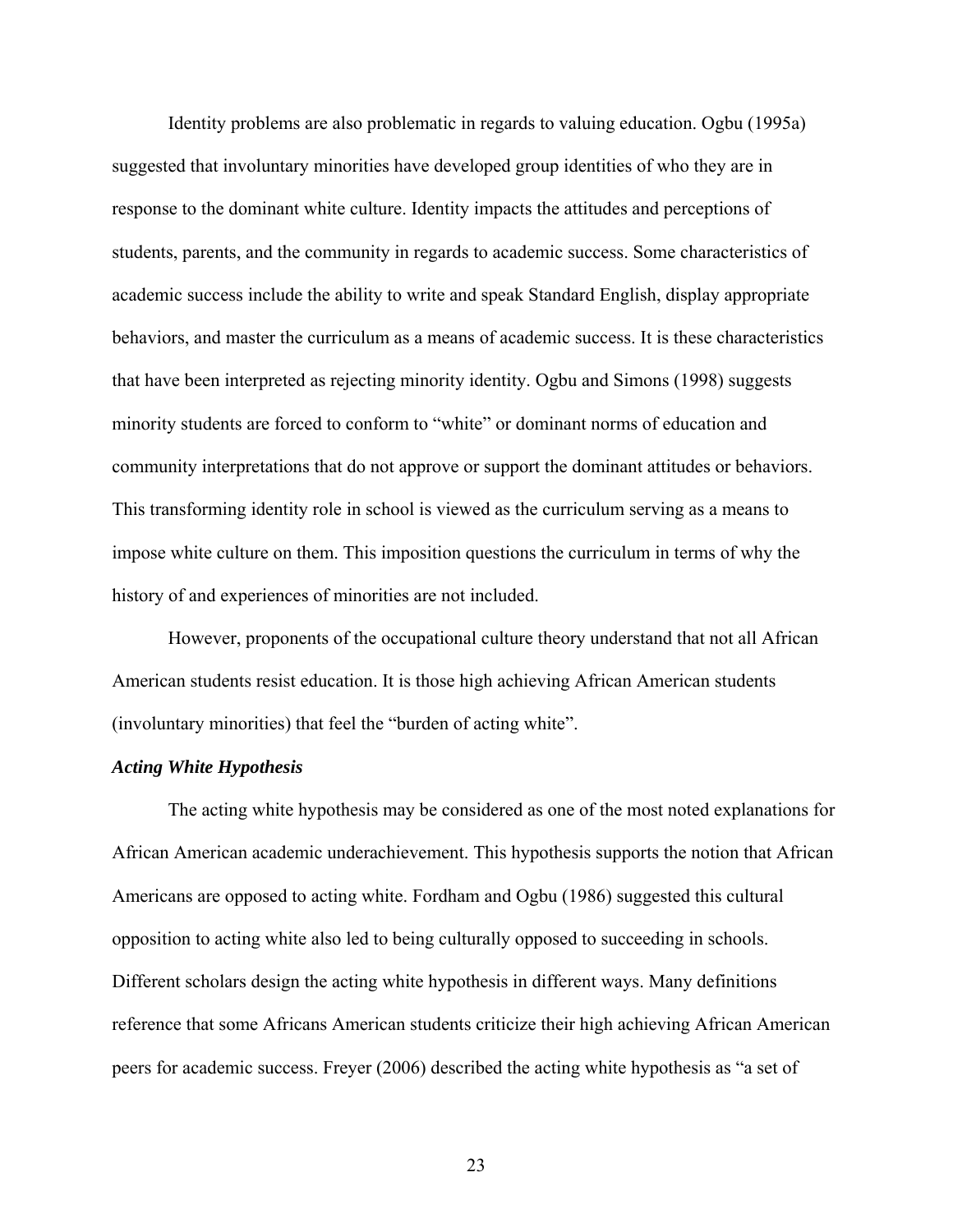Identity problems are also problematic in regards to valuing education. Ogbu (1995a) suggested that involuntary minorities have developed group identities of who they are in response to the dominant white culture. Identity impacts the attitudes and perceptions of students, parents, and the community in regards to academic success. Some characteristics of academic success include the ability to write and speak Standard English, display appropriate behaviors, and master the curriculum as a means of academic success. It is these characteristics that have been interpreted as rejecting minority identity. Ogbu and Simons (1998) suggests minority students are forced to conform to "white" or dominant norms of education and community interpretations that do not approve or support the dominant attitudes or behaviors. This transforming identity role in school is viewed as the curriculum serving as a means to impose white culture on them. This imposition questions the curriculum in terms of why the history of and experiences of minorities are not included.

However, proponents of the occupational culture theory understand that not all African American students resist education. It is those high achieving African American students (involuntary minorities) that feel the "burden of acting white".

### *Acting White Hypothesis*

The acting white hypothesis may be considered as one of the most noted explanations for African American academic underachievement. This hypothesis supports the notion that African Americans are opposed to acting white. Fordham and Ogbu (1986) suggested this cultural opposition to acting white also led to being culturally opposed to succeeding in schools. Different scholars design the acting white hypothesis in different ways. Many definitions reference that some Africans American students criticize their high achieving African American peers for academic success. Freyer (2006) described the acting white hypothesis as "a set of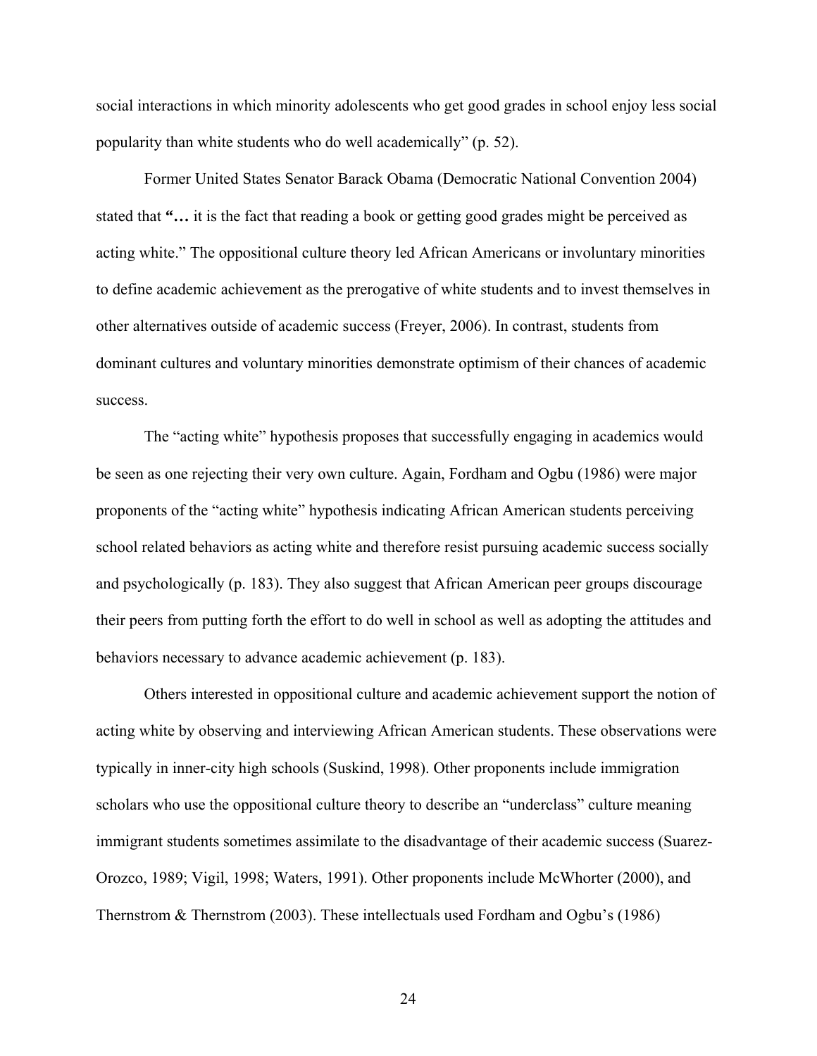social interactions in which minority adolescents who get good grades in school enjoy less social popularity than white students who do well academically" (p. 52).

Former United States Senator Barack Obama (Democratic National Convention 2004) stated that **"…** it is the fact that reading a book or getting good grades might be perceived as acting white." The oppositional culture theory led African Americans or involuntary minorities to define academic achievement as the prerogative of white students and to invest themselves in other alternatives outside of academic success (Freyer, 2006). In contrast, students from dominant cultures and voluntary minorities demonstrate optimism of their chances of academic success.

The "acting white" hypothesis proposes that successfully engaging in academics would be seen as one rejecting their very own culture. Again, Fordham and Ogbu (1986) were major proponents of the "acting white" hypothesis indicating African American students perceiving school related behaviors as acting white and therefore resist pursuing academic success socially and psychologically (p. 183). They also suggest that African American peer groups discourage their peers from putting forth the effort to do well in school as well as adopting the attitudes and behaviors necessary to advance academic achievement (p. 183).

Others interested in oppositional culture and academic achievement support the notion of acting white by observing and interviewing African American students. These observations were typically in inner-city high schools (Suskind, 1998). Other proponents include immigration scholars who use the oppositional culture theory to describe an "underclass" culture meaning immigrant students sometimes assimilate to the disadvantage of their academic success (Suarez-Orozco, 1989; Vigil, 1998; Waters, 1991). Other proponents include McWhorter (2000), and Thernstrom & Thernstrom (2003). These intellectuals used Fordham and Ogbu's (1986)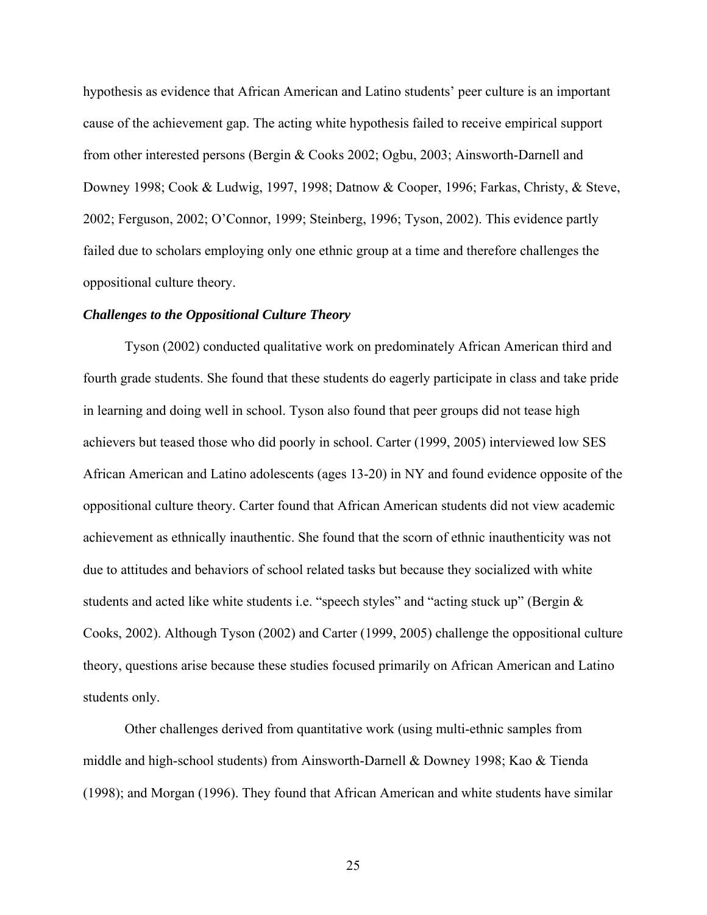hypothesis as evidence that African American and Latino students' peer culture is an important cause of the achievement gap. The acting white hypothesis failed to receive empirical support from other interested persons (Bergin & Cooks 2002; Ogbu, 2003; Ainsworth-Darnell and Downey 1998; Cook & Ludwig, 1997, 1998; Datnow & Cooper, 1996; Farkas, Christy, & Steve, 2002; Ferguson, 2002; O'Connor, 1999; Steinberg, 1996; Tyson, 2002). This evidence partly failed due to scholars employing only one ethnic group at a time and therefore challenges the oppositional culture theory.

### *Challenges to the Oppositional Culture Theory*

Tyson (2002) conducted qualitative work on predominately African American third and fourth grade students. She found that these students do eagerly participate in class and take pride in learning and doing well in school. Tyson also found that peer groups did not tease high achievers but teased those who did poorly in school. Carter (1999, 2005) interviewed low SES African American and Latino adolescents (ages 13-20) in NY and found evidence opposite of the oppositional culture theory. Carter found that African American students did not view academic achievement as ethnically inauthentic. She found that the scorn of ethnic inauthenticity was not due to attitudes and behaviors of school related tasks but because they socialized with white students and acted like white students i.e. "speech styles" and "acting stuck up" (Bergin & Cooks, 2002). Although Tyson (2002) and Carter (1999, 2005) challenge the oppositional culture theory, questions arise because these studies focused primarily on African American and Latino students only.

Other challenges derived from quantitative work (using multi-ethnic samples from middle and high-school students) from Ainsworth-Darnell & Downey 1998; Kao & Tienda (1998); and Morgan (1996). They found that African American and white students have similar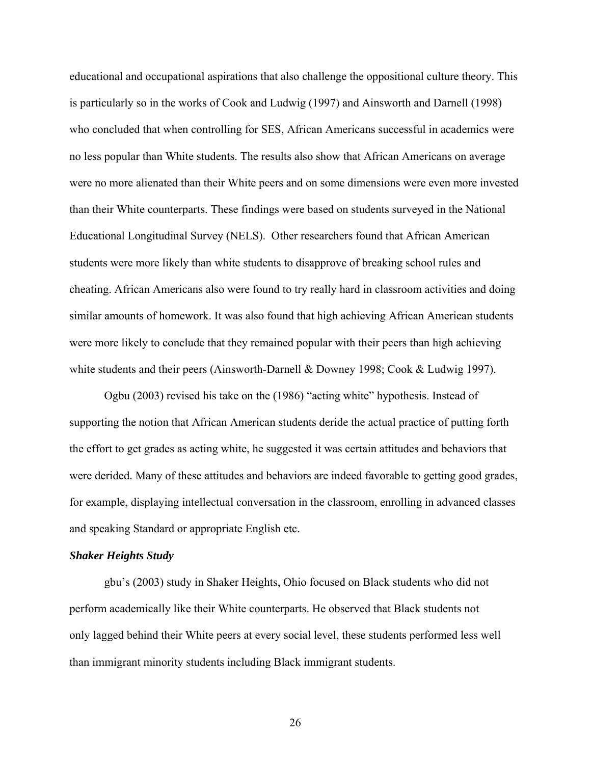educational and occupational aspirations that also challenge the oppositional culture theory. This is particularly so in the works of Cook and Ludwig (1997) and Ainsworth and Darnell (1998) who concluded that when controlling for SES, African Americans successful in academics were no less popular than White students. The results also show that African Americans on average were no more alienated than their White peers and on some dimensions were even more invested than their White counterparts. These findings were based on students surveyed in the National Educational Longitudinal Survey (NELS). Other researchers found that African American students were more likely than white students to disapprove of breaking school rules and cheating. African Americans also were found to try really hard in classroom activities and doing similar amounts of homework. It was also found that high achieving African American students were more likely to conclude that they remained popular with their peers than high achieving white students and their peers (Ainsworth-Darnell & Downey 1998; Cook & Ludwig 1997).

Ogbu (2003) revised his take on the (1986) "acting white" hypothesis. Instead of supporting the notion that African American students deride the actual practice of putting forth the effort to get grades as acting white, he suggested it was certain attitudes and behaviors that were derided. Many of these attitudes and behaviors are indeed favorable to getting good grades, for example, displaying intellectual conversation in the classroom, enrolling in advanced classes and speaking Standard or appropriate English etc.

***Shaker Heights Study***

gbu's (2003) study in Shaker Heights, Ohio focused on Black students who did not perform academically like their White counterparts. He observed that Black students not only lagged behind their White peers at every social level, these students performed less well than immigrant minority students including Black immigrant students.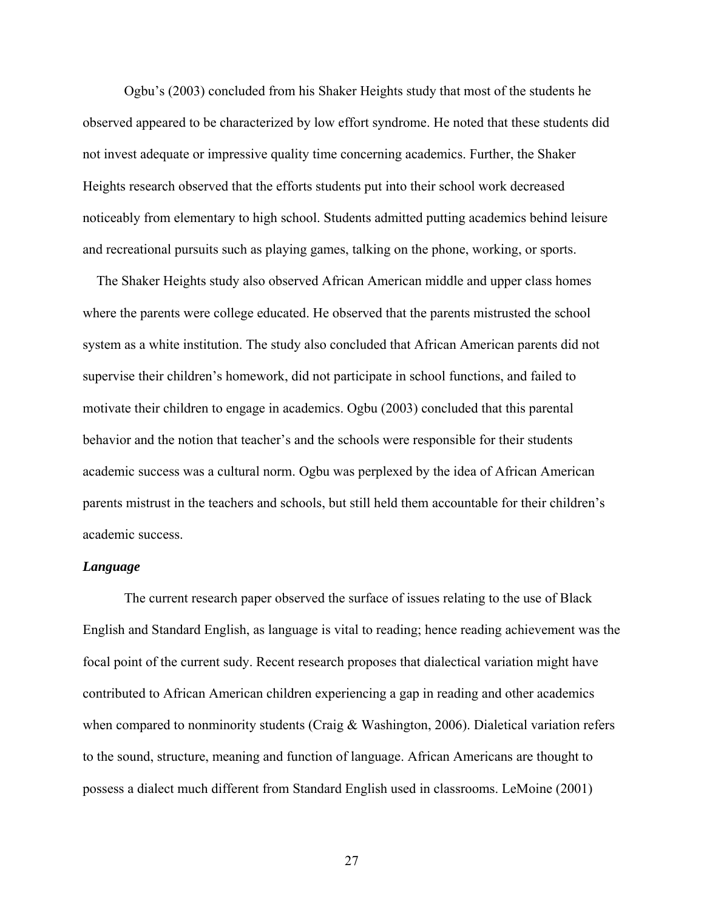Ogbu's (2003) concluded from his Shaker Heights study that most of the students he observed appeared to be characterized by low effort syndrome. He noted that these students did not invest adequate or impressive quality time concerning academics. Further, the Shaker Heights research observed that the efforts students put into their school work decreased noticeably from elementary to high school. Students admitted putting academics behind leisure and recreational pursuits such as playing games, talking on the phone, working, or sports.

The Shaker Heights study also observed African American middle and upper class homes where the parents were college educated. He observed that the parents mistrusted the school system as a white institution. The study also concluded that African American parents did not supervise their children's homework, did not participate in school functions, and failed to motivate their children to engage in academics. Ogbu (2003) concluded that this parental behavior and the notion that teacher's and the schools were responsible for their students academic success was a cultural norm. Ogbu was perplexed by the idea of African American parents mistrust in the teachers and schools, but still held them accountable for their children's academic success.

***Language***

The current research paper observed the surface of issues relating to the use of Black English and Standard English, as language is vital to reading; hence reading achievement was the focal point of the current sudy. Recent research proposes that dialectical variation might have contributed to African American children experiencing a gap in reading and other academics when compared to nonminority students (Craig & Washington, 2006). Dialetical variation refers to the sound, structure, meaning and function of language. African Americans are thought to possess a dialect much different from Standard English used in classrooms. LeMoine (2001)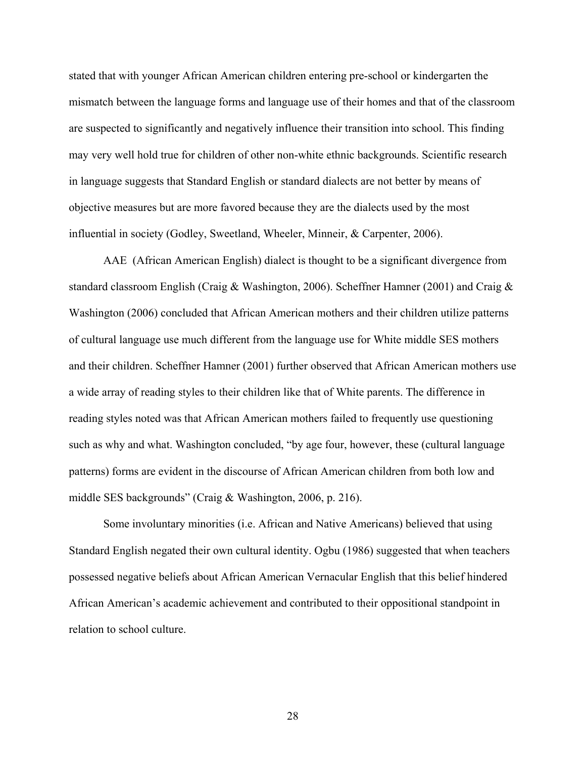stated that with younger African American children entering pre-school or kindergarten the mismatch between the language forms and language use of their homes and that of the classroom are suspected to significantly and negatively influence their transition into school. This finding may very well hold true for children of other non-white ethnic backgrounds. Scientific research in language suggests that Standard English or standard dialects are not better by means of objective measures but are more favored because they are the dialects used by the most influential in society (Godley, Sweetland, Wheeler, Minneir, & Carpenter, 2006).

AAE (African American English) dialect is thought to be a significant divergence from standard classroom English (Craig & Washington, 2006). Scheffner Hamner (2001) and Craig & Washington (2006) concluded that African American mothers and their children utilize patterns of cultural language use much different from the language use for White middle SES mothers and their children. Scheffner Hamner (2001) further observed that African American mothers use a wide array of reading styles to their children like that of White parents. The difference in reading styles noted was that African American mothers failed to frequently use questioning such as why and what. Washington concluded, "by age four, however, these (cultural language patterns) forms are evident in the discourse of African American children from both low and middle SES backgrounds" (Craig & Washington, 2006, p. 216).

Some involuntary minorities (i.e. African and Native Americans) believed that using Standard English negated their own cultural identity. Ogbu (1986) suggested that when teachers possessed negative beliefs about African American Vernacular English that this belief hindered African American's academic achievement and contributed to their oppositional standpoint in relation to school culture.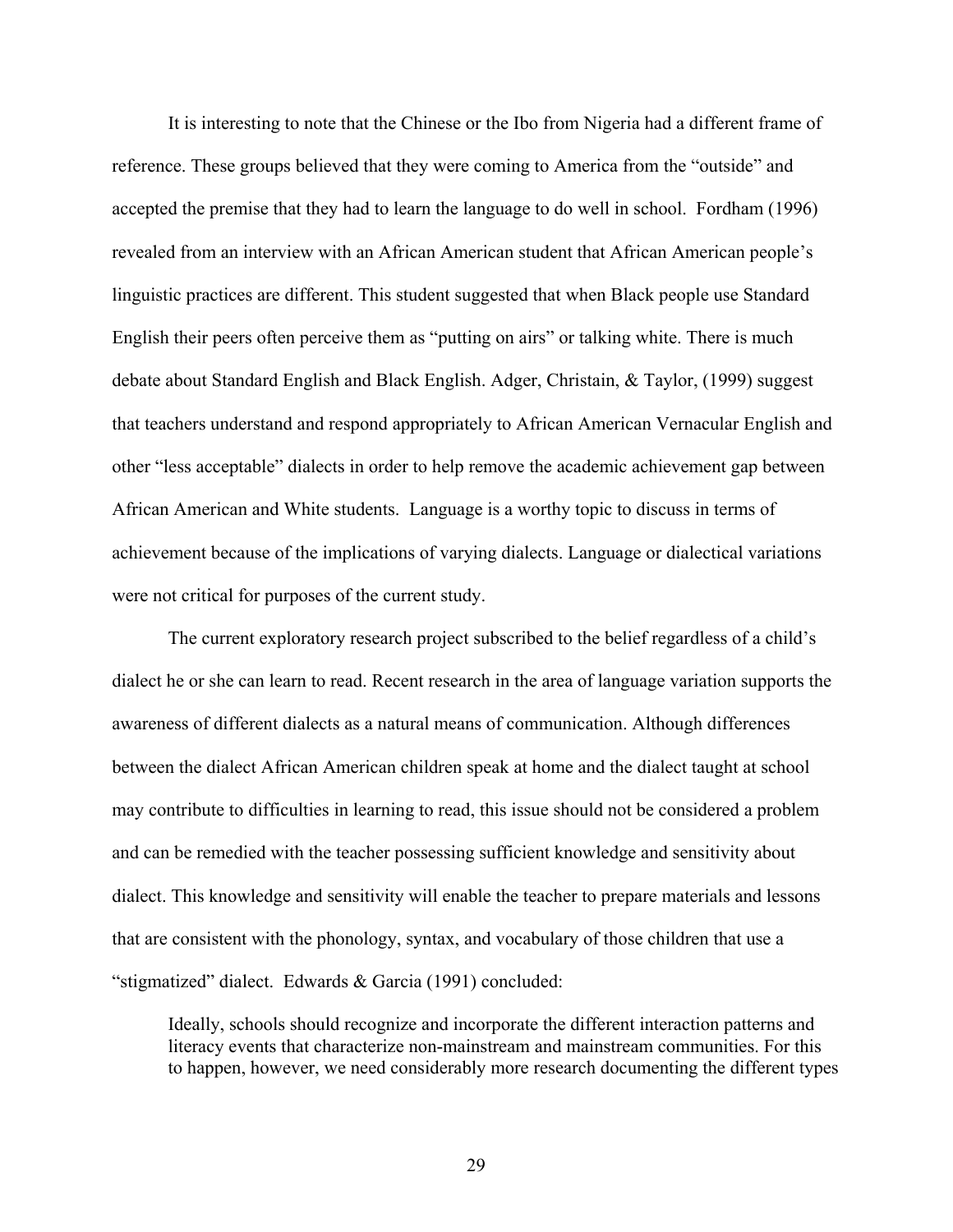It is interesting to note that the Chinese or the Ibo from Nigeria had a different frame of reference. These groups believed that they were coming to America from the "outside" and accepted the premise that they had to learn the language to do well in school. Fordham (1996) revealed from an interview with an African American student that African American people's linguistic practices are different. This student suggested that when Black people use Standard English their peers often perceive them as "putting on airs" or talking white. There is much debate about Standard English and Black English. Adger, Christain, & Taylor, (1999) suggest that teachers understand and respond appropriately to African American Vernacular English and other "less acceptable" dialects in order to help remove the academic achievement gap between African American and White students. Language is a worthy topic to discuss in terms of achievement because of the implications of varying dialects. Language or dialectical variations were not critical for purposes of the current study.

The current exploratory research project subscribed to the belief regardless of a child's dialect he or she can learn to read. Recent research in the area of language variation supports the awareness of different dialects as a natural means of communication. Although differences between the dialect African American children speak at home and the dialect taught at school may contribute to difficulties in learning to read, this issue should not be considered a problem and can be remedied with the teacher possessing sufficient knowledge and sensitivity about dialect. This knowledge and sensitivity will enable the teacher to prepare materials and lessons that are consistent with the phonology, syntax, and vocabulary of those children that use a "stigmatized" dialect. Edwards & Garcia (1991) concluded:

> Ideally, schools should recognize and incorporate the different interaction patterns and literacy events that characterize non-mainstream and mainstream communities. For this to happen, however, we need considerably more research documenting the different types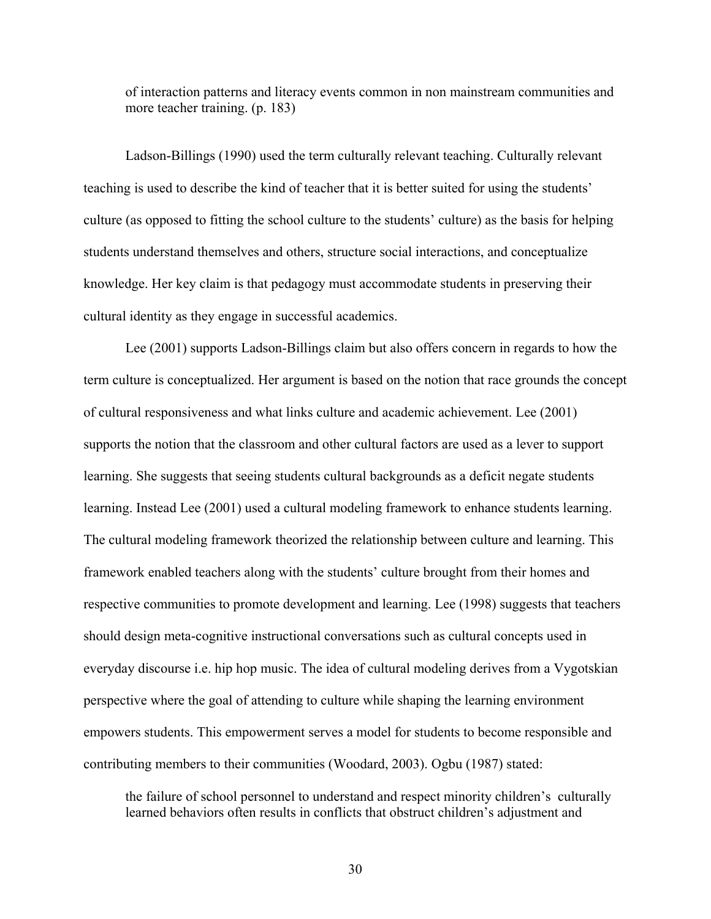of interaction patterns and literacy events common in non mainstream communities and more teacher training. (p. 183)

Ladson-Billings (1990) used the term culturally relevant teaching. Culturally relevant teaching is used to describe the kind of teacher that it is better suited for using the students' culture (as opposed to fitting the school culture to the students' culture) as the basis for helping students understand themselves and others, structure social interactions, and conceptualize knowledge. Her key claim is that pedagogy must accommodate students in preserving their cultural identity as they engage in successful academics.

Lee (2001) supports Ladson-Billings claim but also offers concern in regards to how the term culture is conceptualized. Her argument is based on the notion that race grounds the concept of cultural responsiveness and what links culture and academic achievement. Lee (2001) supports the notion that the classroom and other cultural factors are used as a lever to support learning. She suggests that seeing students cultural backgrounds as a deficit negate students learning. Instead Lee (2001) used a cultural modeling framework to enhance students learning. The cultural modeling framework theorized the relationship between culture and learning. This framework enabled teachers along with the students' culture brought from their homes and respective communities to promote development and learning. Lee (1998) suggests that teachers should design meta-cognitive instructional conversations such as cultural concepts used in everyday discourse i.e. hip hop music. The idea of cultural modeling derives from a Vygotskian perspective where the goal of attending to culture while shaping the learning environment empowers students. This empowerment serves a model for students to become responsible and contributing members to their communities (Woodard, 2003). Ogbu (1987) stated:

> the failure of school personnel to understand and respect minority children's culturally learned behaviors often results in conflicts that obstruct children's adjustment and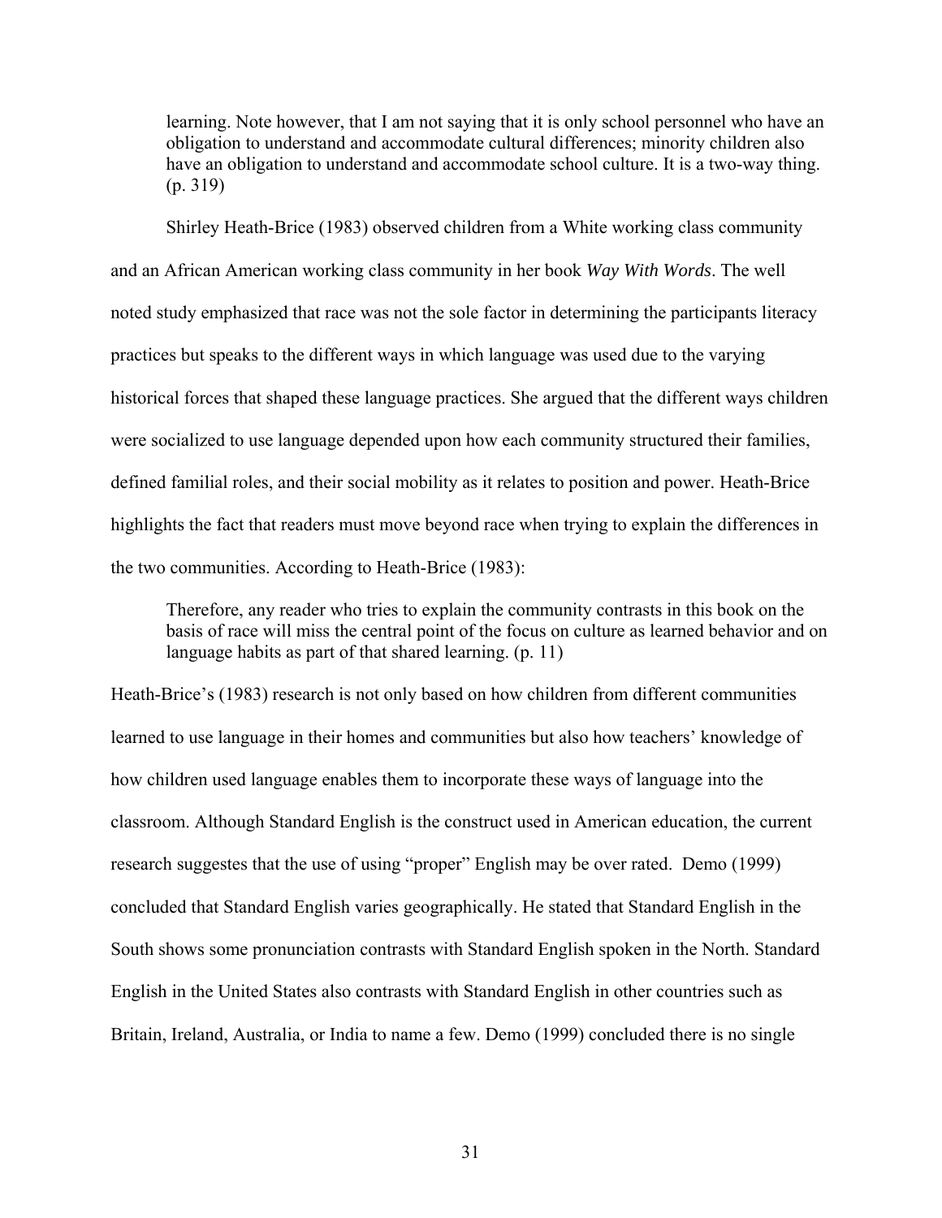> learning. Note however, that I am not saying that it is only school personnel who have an obligation to understand and accommodate cultural differences; minority children also have an obligation to understand and accommodate school culture. It is a two-way thing. (p. 319)

Shirley Heath-Brice (1983) observed children from a White working class community and an African American working class community in her book *Way With Words*. The well noted study emphasized that race was not the sole factor in determining the participants literacy practices but speaks to the different ways in which language was used due to the varying historical forces that shaped these language practices. She argued that the different ways children were socialized to use language depended upon how each community structured their families, defined familial roles, and their social mobility as it relates to position and power. Heath-Brice highlights the fact that readers must move beyond race when trying to explain the differences in the two communities. According to Heath-Brice (1983):

> Therefore, any reader who tries to explain the community contrasts in this book on the basis of race will miss the central point of the focus on culture as learned behavior and on language habits as part of that shared learning. (p. 11)

Heath-Brice's (1983) research is not only based on how children from different communities learned to use language in their homes and communities but also how teachers' knowledge of how children used language enables them to incorporate these ways of language into the classroom. Although Standard English is the construct used in American education, the current research suggestes that the use of using "proper" English may be over rated. Demo (1999) concluded that Standard English varies geographically. He stated that Standard English in the South shows some pronunciation contrasts with Standard English spoken in the North. Standard English in the United States also contrasts with Standard English in other countries such as Britain, Ireland, Australia, or India to name a few. Demo (1999) concluded there is no single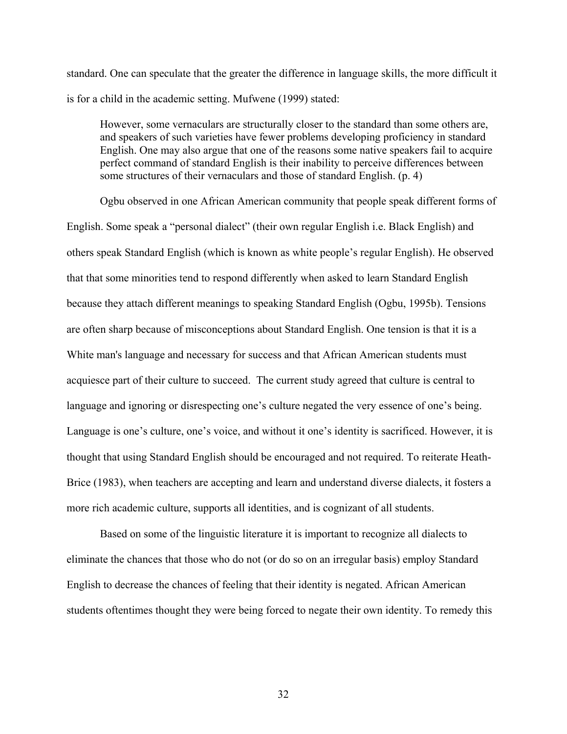standard. One can speculate that the greater the difference in language skills, the more difficult it is for a child in the academic setting. Mufwene (1999) stated:

> However, some vernaculars are structurally closer to the standard than some others are, and speakers of such varieties have fewer problems developing proficiency in standard English. One may also argue that one of the reasons some native speakers fail to acquire perfect command of standard English is their inability to perceive differences between some structures of their vernaculars and those of standard English. (p. 4)

Ogbu observed in one African American community that people speak different forms of English. Some speak a "personal dialect" (their own regular English i.e. Black English) and others speak Standard English (which is known as white people's regular English). He observed that that some minorities tend to respond differently when asked to learn Standard English because they attach different meanings to speaking Standard English (Ogbu, 1995b). Tensions are often sharp because of misconceptions about Standard English. One tension is that it is a White man's language and necessary for success and that African American students must acquiesce part of their culture to succeed. The current study agreed that culture is central to language and ignoring or disrespecting one's culture negated the very essence of one's being. Language is one's culture, one's voice, and without it one's identity is sacrificed. However, it is thought that using Standard English should be encouraged and not required. To reiterate Heath-Brice (1983), when teachers are accepting and learn and understand diverse dialects, it fosters a more rich academic culture, supports all identities, and is cognizant of all students.

Based on some of the linguistic literature it is important to recognize all dialects to eliminate the chances that those who do not (or do so on an irregular basis) employ Standard English to decrease the chances of feeling that their identity is negated. African American students oftentimes thought they were being forced to negate their own identity. To remedy this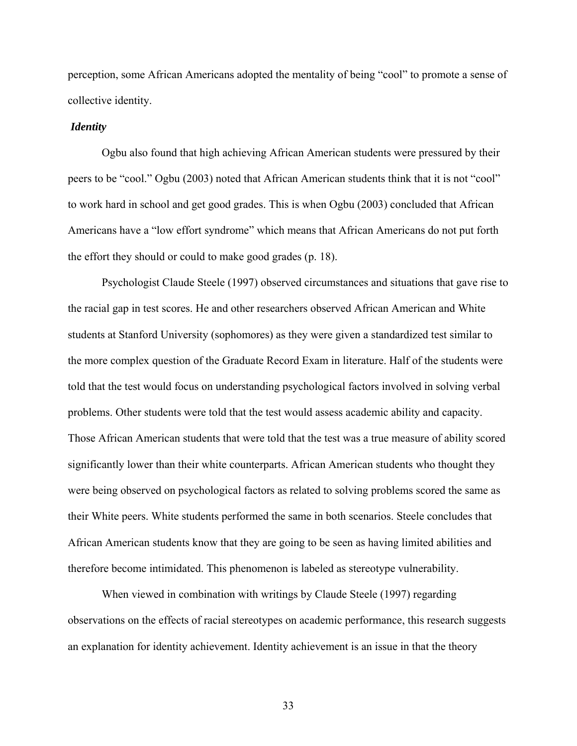perception, some African Americans adopted the mentality of being "cool" to promote a sense of collective identity.

***Identity***

Ogbu also found that high achieving African American students were pressured by their peers to be "cool." Ogbu (2003) noted that African American students think that it is not "cool" to work hard in school and get good grades. This is when Ogbu (2003) concluded that African Americans have a "low effort syndrome" which means that African Americans do not put forth the effort they should or could to make good grades (p. 18).

Psychologist Claude Steele (1997) observed circumstances and situations that gave rise to the racial gap in test scores. He and other researchers observed African American and White students at Stanford University (sophomores) as they were given a standardized test similar to the more complex question of the Graduate Record Exam in literature. Half of the students were told that the test would focus on understanding psychological factors involved in solving verbal problems. Other students were told that the test would assess academic ability and capacity. Those African American students that were told that the test was a true measure of ability scored significantly lower than their white counterparts. African American students who thought they were being observed on psychological factors as related to solving problems scored the same as their White peers. White students performed the same in both scenarios. Steele concludes that African American students know that they are going to be seen as having limited abilities and therefore become intimidated. This phenomenon is labeled as stereotype vulnerability.

When viewed in combination with writings by Claude Steele (1997) regarding observations on the effects of racial stereotypes on academic performance, this research suggests an explanation for identity achievement. Identity achievement is an issue in that the theory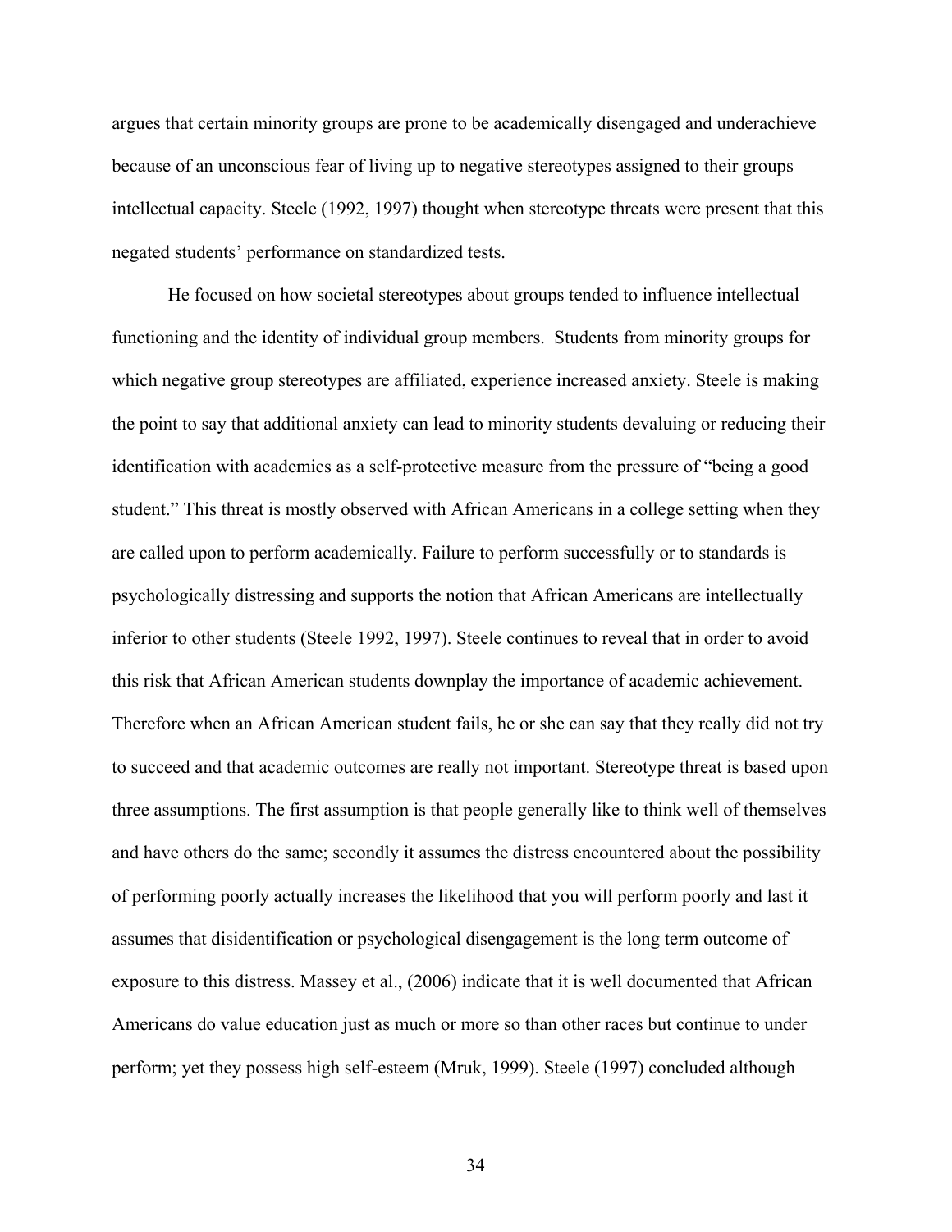argues that certain minority groups are prone to be academically disengaged and underachieve because of an unconscious fear of living up to negative stereotypes assigned to their groups intellectual capacity. Steele (1992, 1997) thought when stereotype threats were present that this negated students' performance on standardized tests.

He focused on how societal stereotypes about groups tended to influence intellectual functioning and the identity of individual group members. Students from minority groups for which negative group stereotypes are affiliated, experience increased anxiety. Steele is making the point to say that additional anxiety can lead to minority students devaluing or reducing their identification with academics as a self-protective measure from the pressure of "being a good student." This threat is mostly observed with African Americans in a college setting when they are called upon to perform academically. Failure to perform successfully or to standards is psychologically distressing and supports the notion that African Americans are intellectually inferior to other students (Steele 1992, 1997). Steele continues to reveal that in order to avoid this risk that African American students downplay the importance of academic achievement. Therefore when an African American student fails, he or she can say that they really did not try to succeed and that academic outcomes are really not important. Stereotype threat is based upon three assumptions. The first assumption is that people generally like to think well of themselves and have others do the same; secondly it assumes the distress encountered about the possibility of performing poorly actually increases the likelihood that you will perform poorly and last it assumes that disidentification or psychological disengagement is the long term outcome of exposure to this distress. Massey et al., (2006) indicate that it is well documented that African Americans do value education just as much or more so than other races but continue to under perform; yet they possess high self-esteem (Mruk, 1999). Steele (1997) concluded although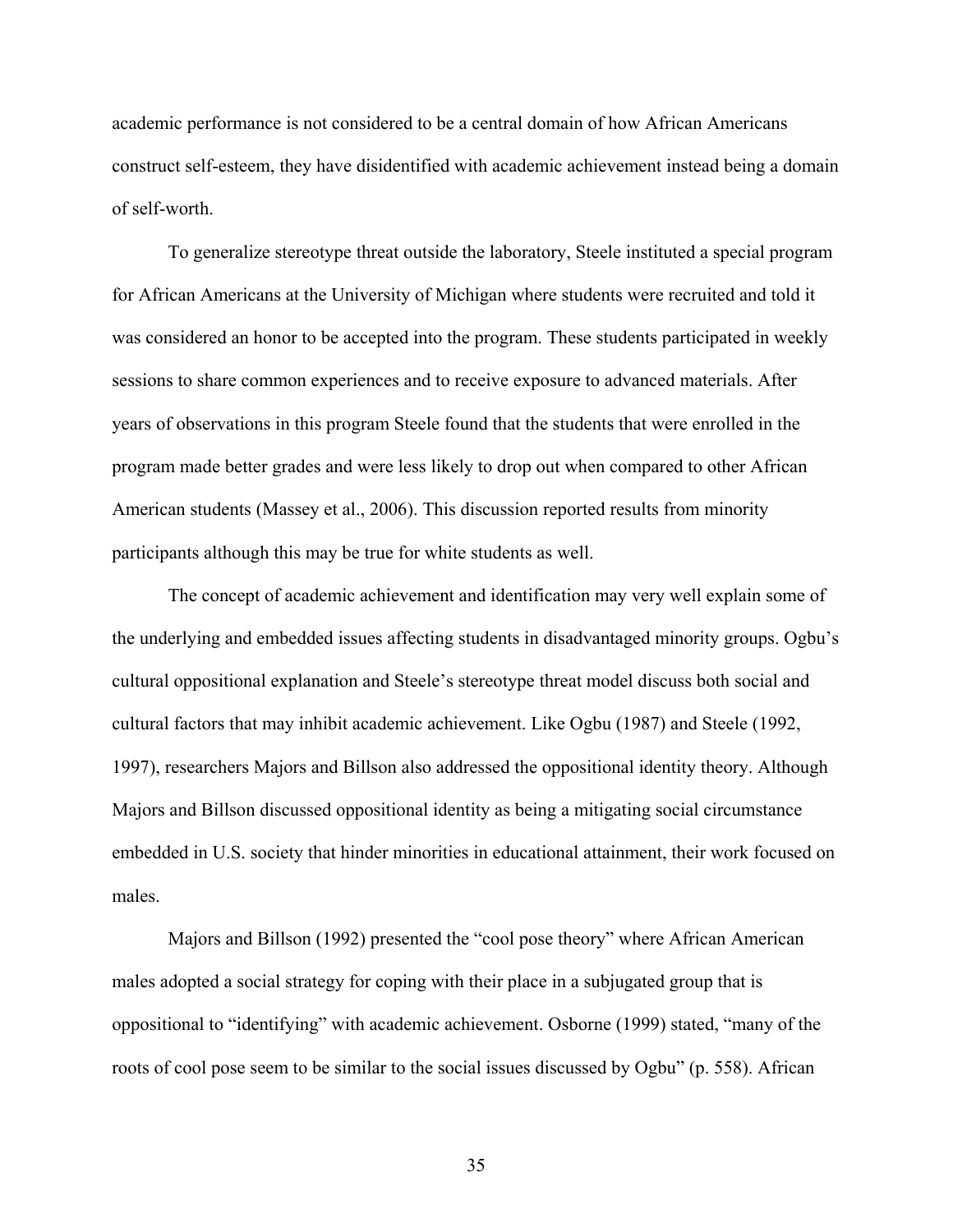academic performance is not considered to be a central domain of how African Americans construct self-esteem, they have disidentified with academic achievement instead being a domain of self-worth.

To generalize stereotype threat outside the laboratory, Steele instituted a special program for African Americans at the University of Michigan where students were recruited and told it was considered an honor to be accepted into the program. These students participated in weekly sessions to share common experiences and to receive exposure to advanced materials. After years of observations in this program Steele found that the students that were enrolled in the program made better grades and were less likely to drop out when compared to other African American students (Massey et al., 2006). This discussion reported results from minority participants although this may be true for white students as well.

The concept of academic achievement and identification may very well explain some of the underlying and embedded issues affecting students in disadvantaged minority groups. Ogbu's cultural oppositional explanation and Steele's stereotype threat model discuss both social and cultural factors that may inhibit academic achievement. Like Ogbu (1987) and Steele (1992, 1997), researchers Majors and Billson also addressed the oppositional identity theory. Although Majors and Billson discussed oppositional identity as being a mitigating social circumstance embedded in U.S. society that hinder minorities in educational attainment, their work focused on males.

Majors and Billson (1992) presented the "cool pose theory" where African American males adopted a social strategy for coping with their place in a subjugated group that is oppositional to "identifying" with academic achievement. Osborne (1999) stated, "many of the roots of cool pose seem to be similar to the social issues discussed by Ogbu" (p. 558). African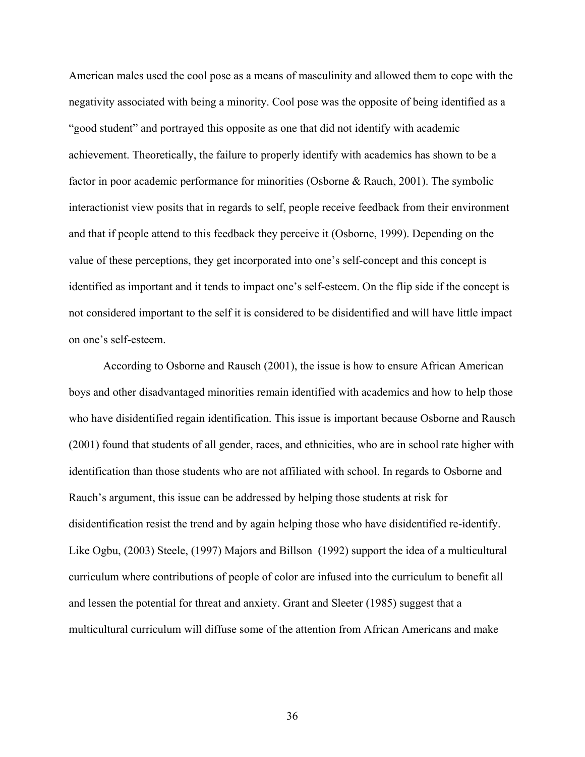American males used the cool pose as a means of masculinity and allowed them to cope with the negativity associated with being a minority. Cool pose was the opposite of being identified as a "good student" and portrayed this opposite as one that did not identify with academic achievement. Theoretically, the failure to properly identify with academics has shown to be a factor in poor academic performance for minorities (Osborne & Rauch, 2001). The symbolic interactionist view posits that in regards to self, people receive feedback from their environment and that if people attend to this feedback they perceive it (Osborne, 1999). Depending on the value of these perceptions, they get incorporated into one's self-concept and this concept is identified as important and it tends to impact one's self-esteem. On the flip side if the concept is not considered important to the self it is considered to be disidentified and will have little impact on one's self-esteem.

According to Osborne and Rausch (2001), the issue is how to ensure African American boys and other disadvantaged minorities remain identified with academics and how to help those who have disidentified regain identification. This issue is important because Osborne and Rausch (2001) found that students of all gender, races, and ethnicities, who are in school rate higher with identification than those students who are not affiliated with school. In regards to Osborne and Rauch's argument, this issue can be addressed by helping those students at risk for disidentification resist the trend and by again helping those who have disidentified re-identify. Like Ogbu, (2003) Steele, (1997) Majors and Billson (1992) support the idea of a multicultural curriculum where contributions of people of color are infused into the curriculum to benefit all and lessen the potential for threat and anxiety. Grant and Sleeter (1985) suggest that a multicultural curriculum will diffuse some of the attention from African Americans and make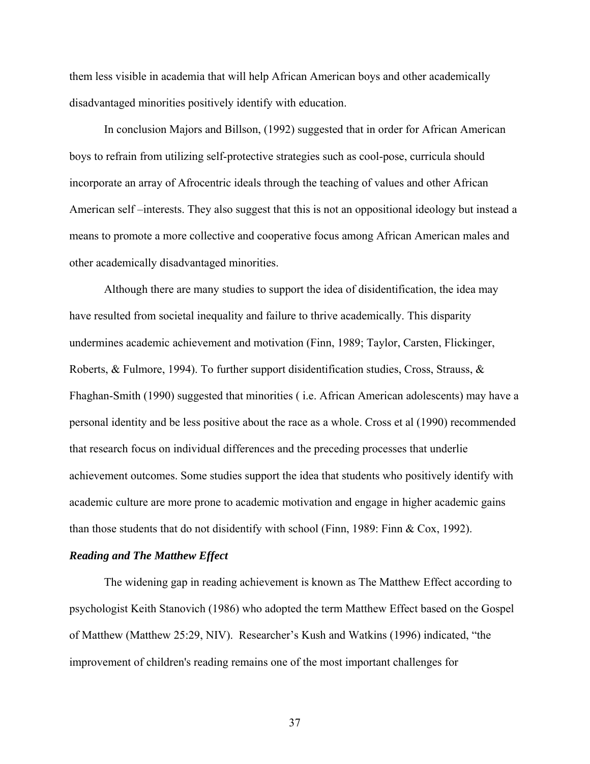them less visible in academia that will help African American boys and other academically disadvantaged minorities positively identify with education.

In conclusion Majors and Billson, (1992) suggested that in order for African American boys to refrain from utilizing self-protective strategies such as cool-pose, curricula should incorporate an array of Afrocentric ideals through the teaching of values and other African American self –interests. They also suggest that this is not an oppositional ideology but instead a means to promote a more collective and cooperative focus among African American males and other academically disadvantaged minorities.

Although there are many studies to support the idea of disidentification, the idea may have resulted from societal inequality and failure to thrive academically. This disparity undermines academic achievement and motivation (Finn, 1989; Taylor, Carsten, Flickinger, Roberts, & Fulmore, 1994). To further support disidentification studies, Cross, Strauss, & Fhaghan-Smith (1990) suggested that minorities ( i.e. African American adolescents) may have a personal identity and be less positive about the race as a whole. Cross et al (1990) recommended that research focus on individual differences and the preceding processes that underlie achievement outcomes. Some studies support the idea that students who positively identify with academic culture are more prone to academic motivation and engage in higher academic gains than those students that do not disidentify with school (Finn, 1989: Finn & Cox, 1992).

***Reading and The Matthew Effect***

The widening gap in reading achievement is known as The Matthew Effect according to psychologist Keith Stanovich (1986) who adopted the term Matthew Effect based on the Gospel of Matthew (Matthew 25:29, NIV). Researcher's Kush and Watkins (1996) indicated, "the improvement of children's reading remains one of the most important challenges for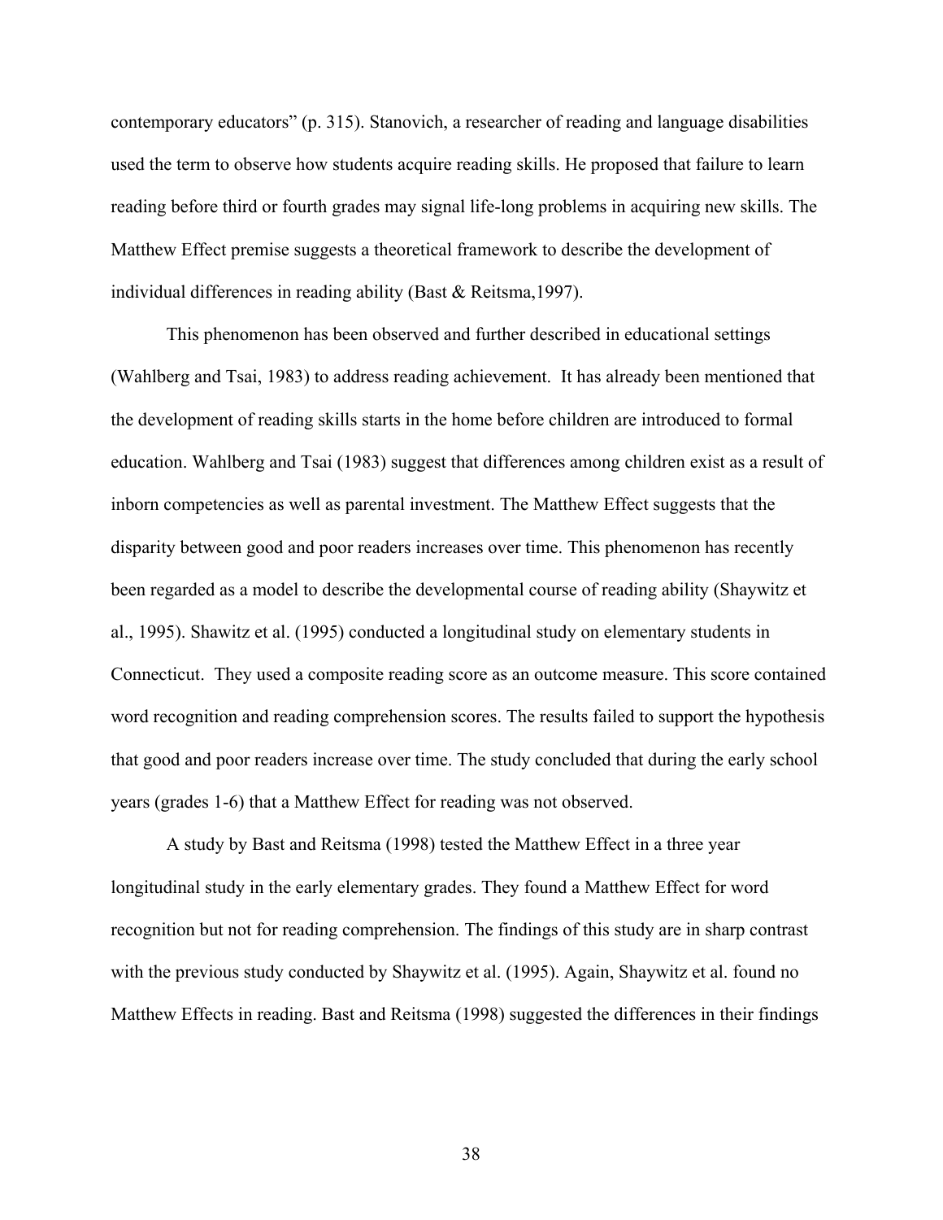contemporary educators" (p. 315). Stanovich, a researcher of reading and language disabilities used the term to observe how students acquire reading skills. He proposed that failure to learn reading before third or fourth grades may signal life-long problems in acquiring new skills. The Matthew Effect premise suggests a theoretical framework to describe the development of individual differences in reading ability (Bast & Reitsma,1997).

This phenomenon has been observed and further described in educational settings (Wahlberg and Tsai, 1983) to address reading achievement. It has already been mentioned that the development of reading skills starts in the home before children are introduced to formal education. Wahlberg and Tsai (1983) suggest that differences among children exist as a result of inborn competencies as well as parental investment. The Matthew Effect suggests that the disparity between good and poor readers increases over time. This phenomenon has recently been regarded as a model to describe the developmental course of reading ability (Shaywitz et al., 1995). Shawitz et al. (1995) conducted a longitudinal study on elementary students in Connecticut. They used a composite reading score as an outcome measure. This score contained word recognition and reading comprehension scores. The results failed to support the hypothesis that good and poor readers increase over time. The study concluded that during the early school years (grades 1-6) that a Matthew Effect for reading was not observed.

A study by Bast and Reitsma (1998) tested the Matthew Effect in a three year longitudinal study in the early elementary grades. They found a Matthew Effect for word recognition but not for reading comprehension. The findings of this study are in sharp contrast with the previous study conducted by Shaywitz et al. (1995). Again, Shaywitz et al. found no Matthew Effects in reading. Bast and Reitsma (1998) suggested the differences in their findings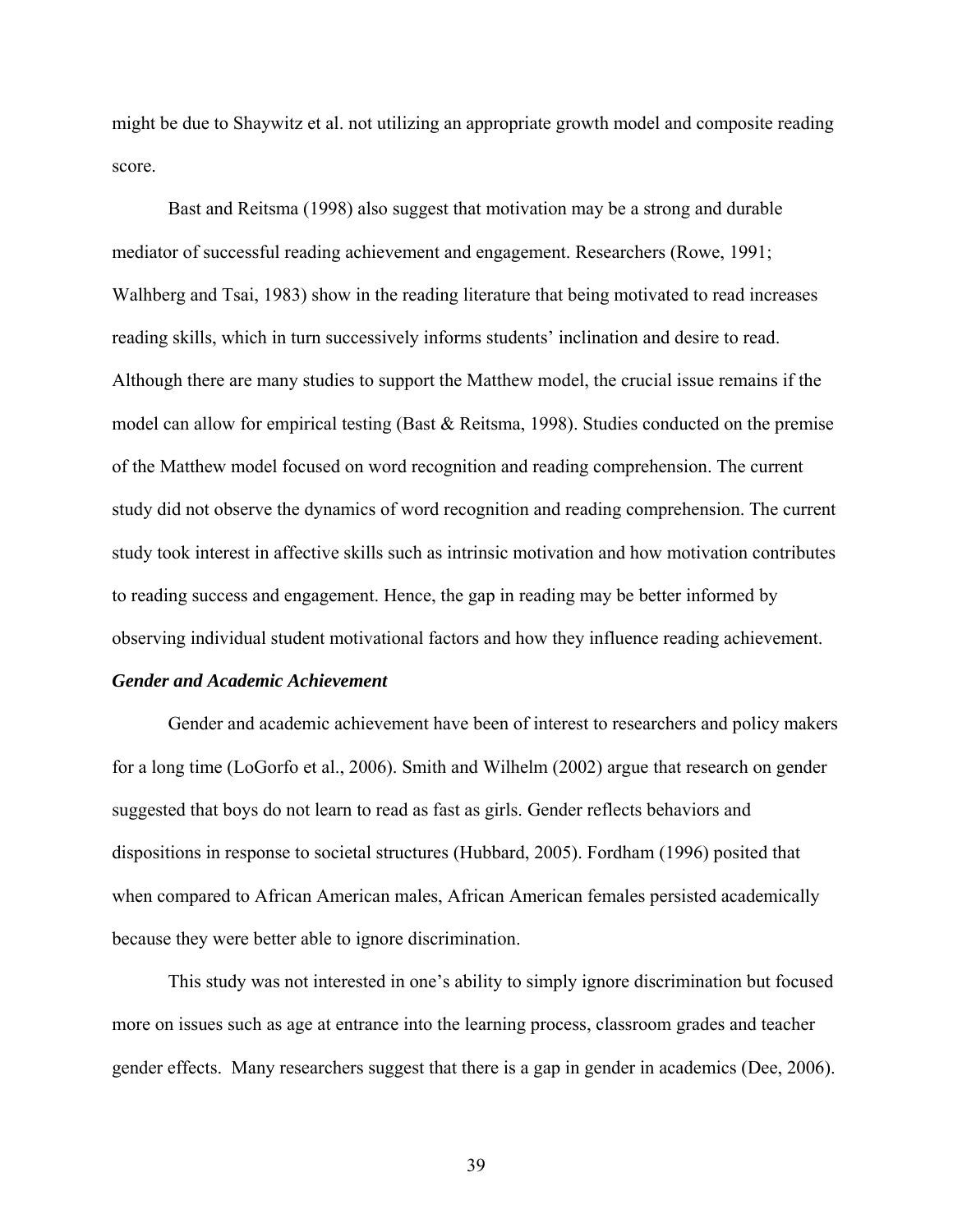might be due to Shaywitz et al. not utilizing an appropriate growth model and composite reading score.

Bast and Reitsma (1998) also suggest that motivation may be a strong and durable mediator of successful reading achievement and engagement. Researchers (Rowe, 1991; Walhberg and Tsai, 1983) show in the reading literature that being motivated to read increases reading skills, which in turn successively informs students' inclination and desire to read. Although there are many studies to support the Matthew model, the crucial issue remains if the model can allow for empirical testing (Bast & Reitsma, 1998). Studies conducted on the premise of the Matthew model focused on word recognition and reading comprehension. The current study did not observe the dynamics of word recognition and reading comprehension. The current study took interest in affective skills such as intrinsic motivation and how motivation contributes to reading success and engagement. Hence, the gap in reading may be better informed by observing individual student motivational factors and how they influence reading achievement.

***Gender and Academic Achievement***

Gender and academic achievement have been of interest to researchers and policy makers for a long time (LoGorfo et al., 2006). Smith and Wilhelm (2002) argue that research on gender suggested that boys do not learn to read as fast as girls. Gender reflects behaviors and dispositions in response to societal structures (Hubbard, 2005). Fordham (1996) posited that when compared to African American males, African American females persisted academically because they were better able to ignore discrimination.

This study was not interested in one's ability to simply ignore discrimination but focused more on issues such as age at entrance into the learning process, classroom grades and teacher gender effects. Many researchers suggest that there is a gap in gender in academics (Dee, 2006).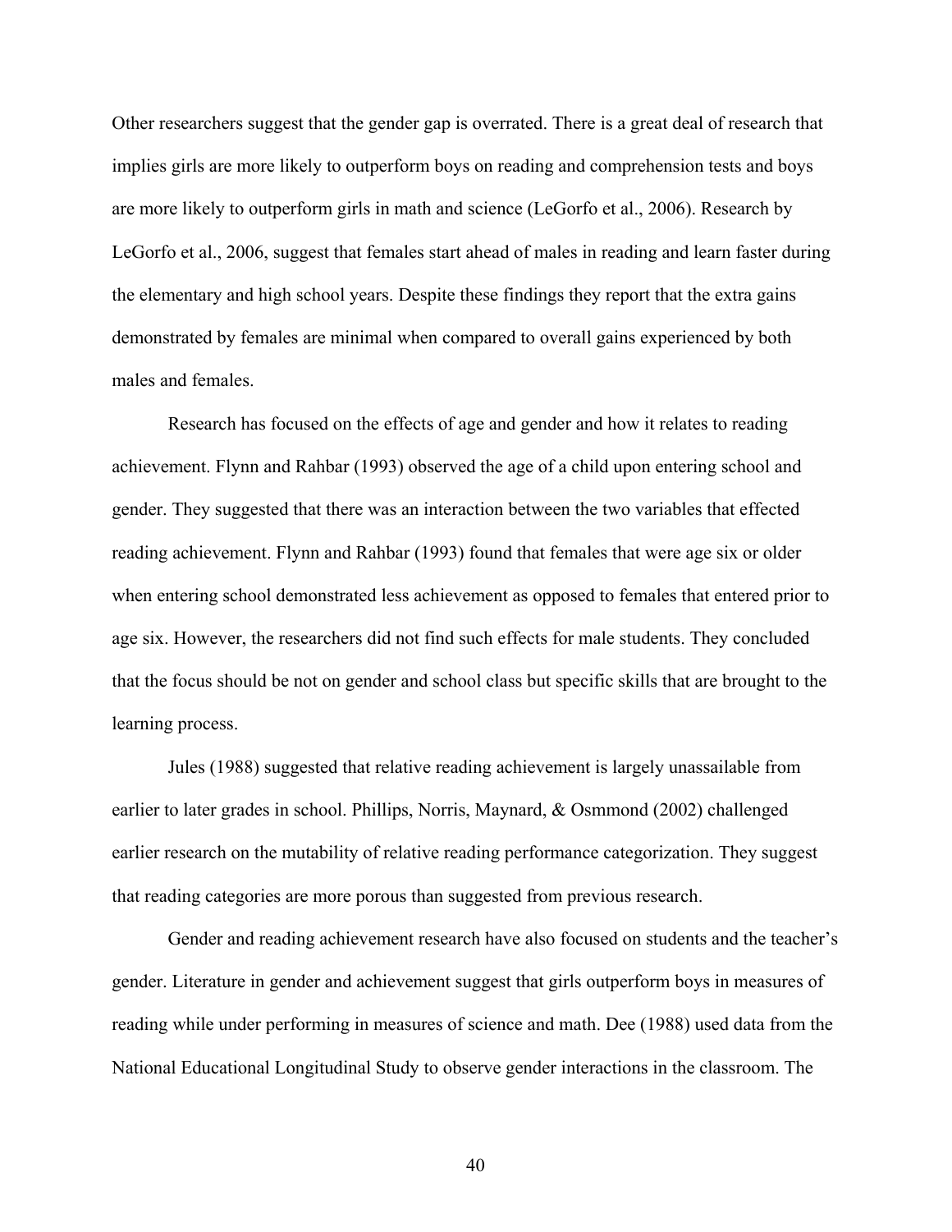Other researchers suggest that the gender gap is overrated. There is a great deal of research that implies girls are more likely to outperform boys on reading and comprehension tests and boys are more likely to outperform girls in math and science (LeGorfo et al., 2006). Research by LeGorfo et al., 2006, suggest that females start ahead of males in reading and learn faster during the elementary and high school years. Despite these findings they report that the extra gains demonstrated by females are minimal when compared to overall gains experienced by both males and females.

Research has focused on the effects of age and gender and how it relates to reading achievement. Flynn and Rahbar (1993) observed the age of a child upon entering school and gender. They suggested that there was an interaction between the two variables that effected reading achievement. Flynn and Rahbar (1993) found that females that were age six or older when entering school demonstrated less achievement as opposed to females that entered prior to age six. However, the researchers did not find such effects for male students. They concluded that the focus should be not on gender and school class but specific skills that are brought to the learning process.

Jules (1988) suggested that relative reading achievement is largely unassailable from earlier to later grades in school. Phillips, Norris, Maynard, & Osmmond (2002) challenged earlier research on the mutability of relative reading performance categorization. They suggest that reading categories are more porous than suggested from previous research.

Gender and reading achievement research have also focused on students and the teacher's gender. Literature in gender and achievement suggest that girls outperform boys in measures of reading while under performing in measures of science and math. Dee (1988) used data from the National Educational Longitudinal Study to observe gender interactions in the classroom. The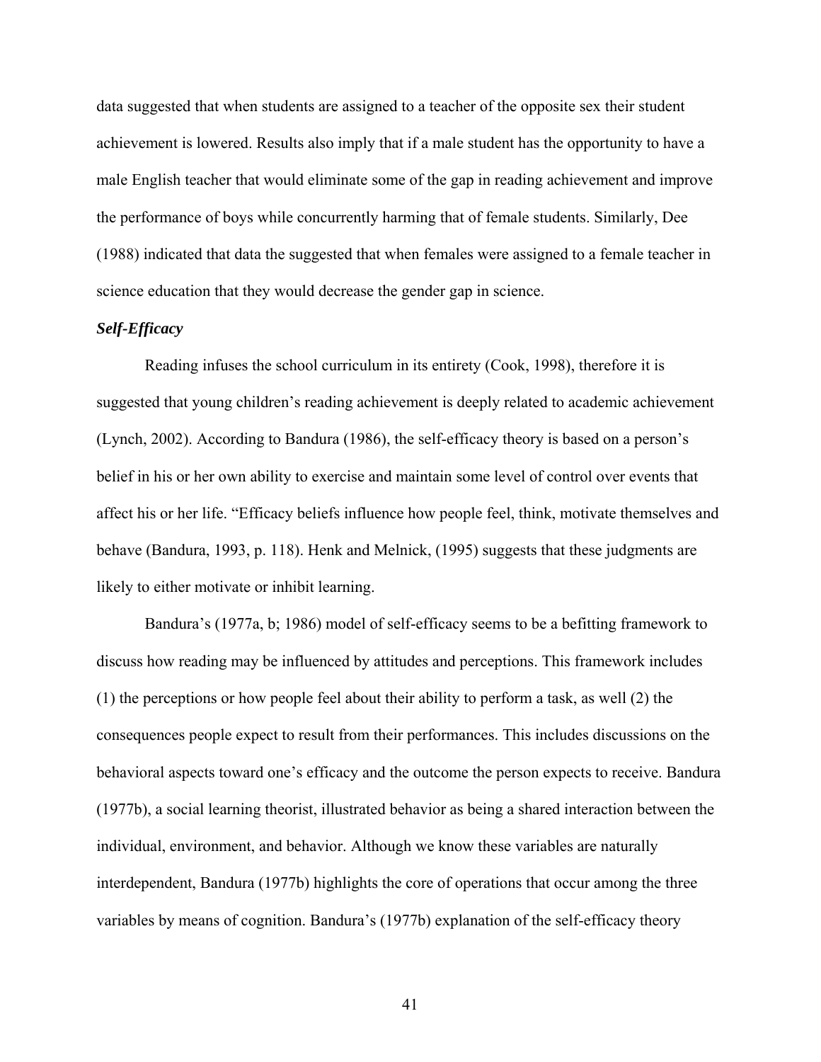data suggested that when students are assigned to a teacher of the opposite sex their student achievement is lowered. Results also imply that if a male student has the opportunity to have a male English teacher that would eliminate some of the gap in reading achievement and improve the performance of boys while concurrently harming that of female students. Similarly, Dee (1988) indicated that data the suggested that when females were assigned to a female teacher in science education that they would decrease the gender gap in science.

### *Self-Efficacy*

Reading infuses the school curriculum in its entirety (Cook, 1998), therefore it is suggested that young children's reading achievement is deeply related to academic achievement (Lynch, 2002). According to Bandura (1986), the self-efficacy theory is based on a person's belief in his or her own ability to exercise and maintain some level of control over events that affect his or her life. "Efficacy beliefs influence how people feel, think, motivate themselves and behave (Bandura, 1993, p. 118). Henk and Melnick, (1995) suggests that these judgments are likely to either motivate or inhibit learning.

Bandura's (1977a, b; 1986) model of self-efficacy seems to be a befitting framework to discuss how reading may be influenced by attitudes and perceptions. This framework includes (1) the perceptions or how people feel about their ability to perform a task, as well (2) the consequences people expect to result from their performances. This includes discussions on the behavioral aspects toward one's efficacy and the outcome the person expects to receive. Bandura (1977b), a social learning theorist, illustrated behavior as being a shared interaction between the individual, environment, and behavior. Although we know these variables are naturally interdependent, Bandura (1977b) highlights the core of operations that occur among the three variables by means of cognition. Bandura's (1977b) explanation of the self-efficacy theory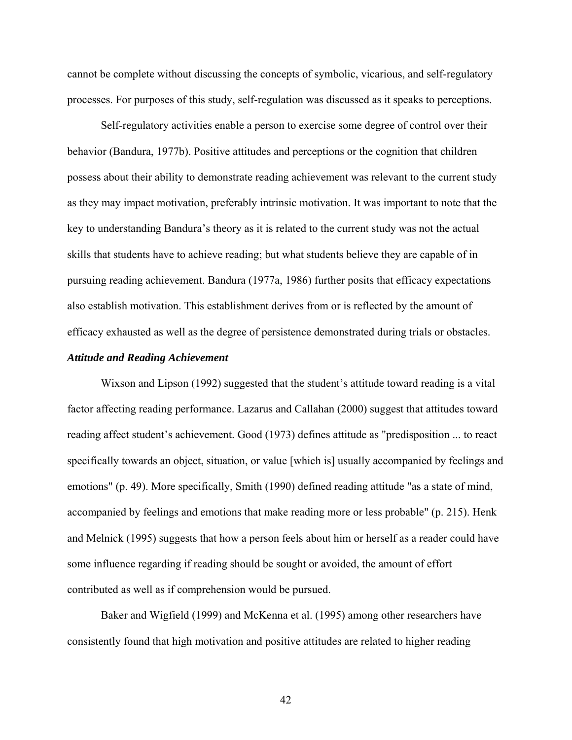cannot be complete without discussing the concepts of symbolic, vicarious, and self-regulatory processes. For purposes of this study, self-regulation was discussed as it speaks to perceptions.

Self-regulatory activities enable a person to exercise some degree of control over their behavior (Bandura, 1977b). Positive attitudes and perceptions or the cognition that children possess about their ability to demonstrate reading achievement was relevant to the current study as they may impact motivation, preferably intrinsic motivation. It was important to note that the key to understanding Bandura's theory as it is related to the current study was not the actual skills that students have to achieve reading; but what students believe they are capable of in pursuing reading achievement. Bandura (1977a, 1986) further posits that efficacy expectations also establish motivation. This establishment derives from or is reflected by the amount of efficacy exhausted as well as the degree of persistence demonstrated during trials or obstacles.

***Attitude and Reading Achievement***

Wixson and Lipson (1992) suggested that the student's attitude toward reading is a vital factor affecting reading performance. Lazarus and Callahan (2000) suggest that attitudes toward reading affect student's achievement. Good (1973) defines attitude as "predisposition ... to react specifically towards an object, situation, or value [which is] usually accompanied by feelings and emotions" (p. 49). More specifically, Smith (1990) defined reading attitude "as a state of mind, accompanied by feelings and emotions that make reading more or less probable" (p. 215). Henk and Melnick (1995) suggests that how a person feels about him or herself as a reader could have some influence regarding if reading should be sought or avoided, the amount of effort contributed as well as if comprehension would be pursued.

Baker and Wigfield (1999) and McKenna et al. (1995) among other researchers have consistently found that high motivation and positive attitudes are related to higher reading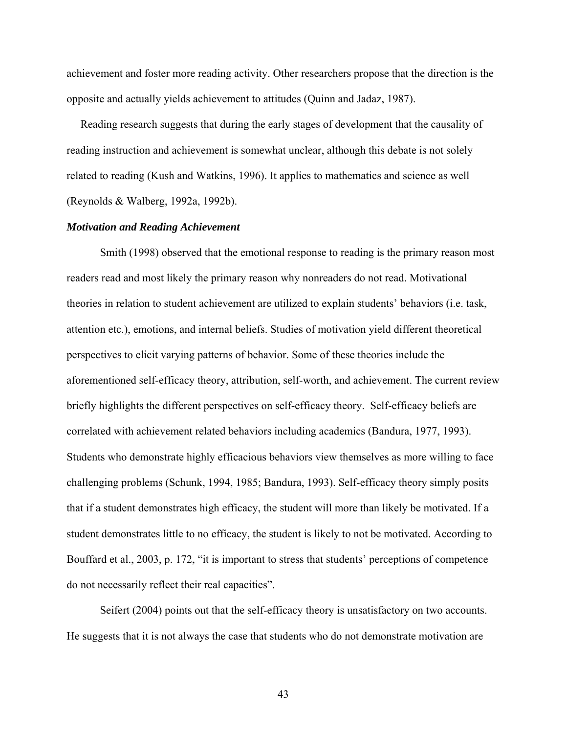achievement and foster more reading activity. Other researchers propose that the direction is the opposite and actually yields achievement to attitudes (Quinn and Jadaz, 1987).

Reading research suggests that during the early stages of development that the causality of reading instruction and achievement is somewhat unclear, although this debate is not solely related to reading (Kush and Watkins, 1996). It applies to mathematics and science as well (Reynolds & Walberg, 1992a, 1992b).

***Motivation and Reading Achievement***

Smith (1998) observed that the emotional response to reading is the primary reason most readers read and most likely the primary reason why nonreaders do not read. Motivational theories in relation to student achievement are utilized to explain students' behaviors (i.e. task, attention etc.), emotions, and internal beliefs. Studies of motivation yield different theoretical perspectives to elicit varying patterns of behavior. Some of these theories include the aforementioned self-efficacy theory, attribution, self-worth, and achievement. The current review briefly highlights the different perspectives on self-efficacy theory. Self-efficacy beliefs are correlated with achievement related behaviors including academics (Bandura, 1977, 1993). Students who demonstrate highly efficacious behaviors view themselves as more willing to face challenging problems (Schunk, 1994, 1985; Bandura, 1993). Self-efficacy theory simply posits that if a student demonstrates high efficacy, the student will more than likely be motivated. If a student demonstrates little to no efficacy, the student is likely to not be motivated. According to Bouffard et al., 2003, p. 172, "it is important to stress that students' perceptions of competence do not necessarily reflect their real capacities".

Seifert (2004) points out that the self-efficacy theory is unsatisfactory on two accounts. He suggests that it is not always the case that students who do not demonstrate motivation are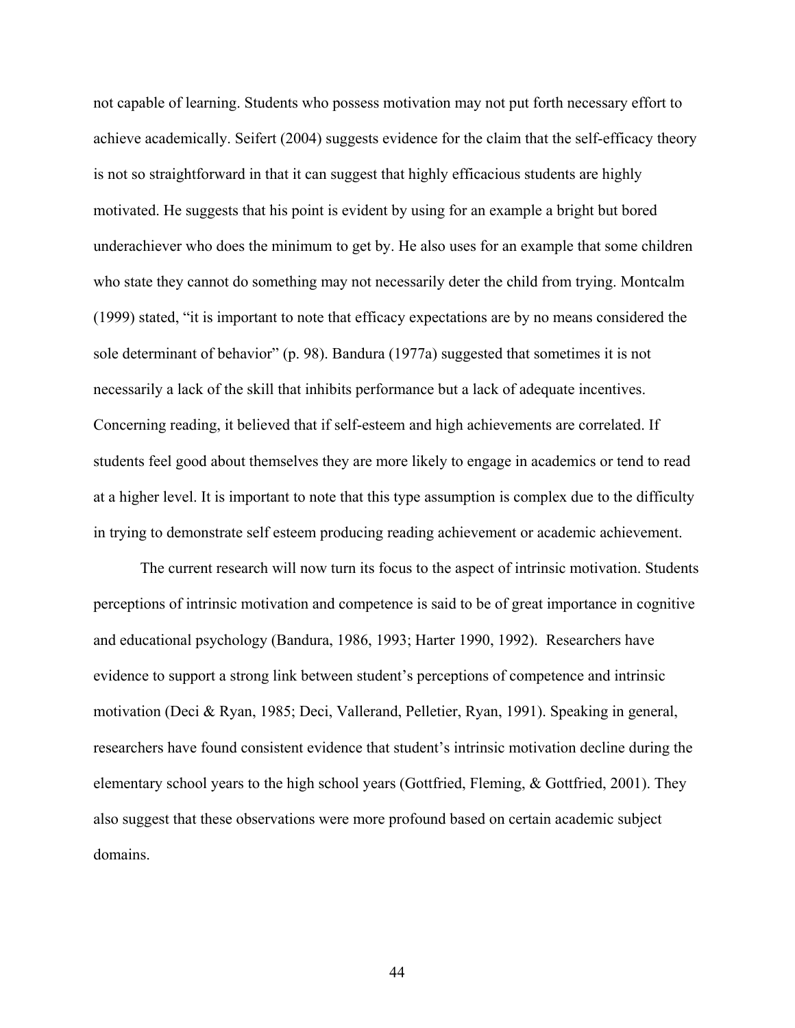not capable of learning. Students who possess motivation may not put forth necessary effort to achieve academically. Seifert (2004) suggests evidence for the claim that the self-efficacy theory is not so straightforward in that it can suggest that highly efficacious students are highly motivated. He suggests that his point is evident by using for an example a bright but bored underachiever who does the minimum to get by. He also uses for an example that some children who state they cannot do something may not necessarily deter the child from trying. Montcalm (1999) stated, "it is important to note that efficacy expectations are by no means considered the sole determinant of behavior" (p. 98). Bandura (1977a) suggested that sometimes it is not necessarily a lack of the skill that inhibits performance but a lack of adequate incentives. Concerning reading, it believed that if self-esteem and high achievements are correlated. If students feel good about themselves they are more likely to engage in academics or tend to read at a higher level. It is important to note that this type assumption is complex due to the difficulty in trying to demonstrate self esteem producing reading achievement or academic achievement.

The current research will now turn its focus to the aspect of intrinsic motivation. Students perceptions of intrinsic motivation and competence is said to be of great importance in cognitive and educational psychology (Bandura, 1986, 1993; Harter 1990, 1992). Researchers have evidence to support a strong link between student's perceptions of competence and intrinsic motivation (Deci & Ryan, 1985; Deci, Vallerand, Pelletier, Ryan, 1991). Speaking in general, researchers have found consistent evidence that student's intrinsic motivation decline during the elementary school years to the high school years (Gottfried, Fleming, & Gottfried, 2001). They also suggest that these observations were more profound based on certain academic subject domains.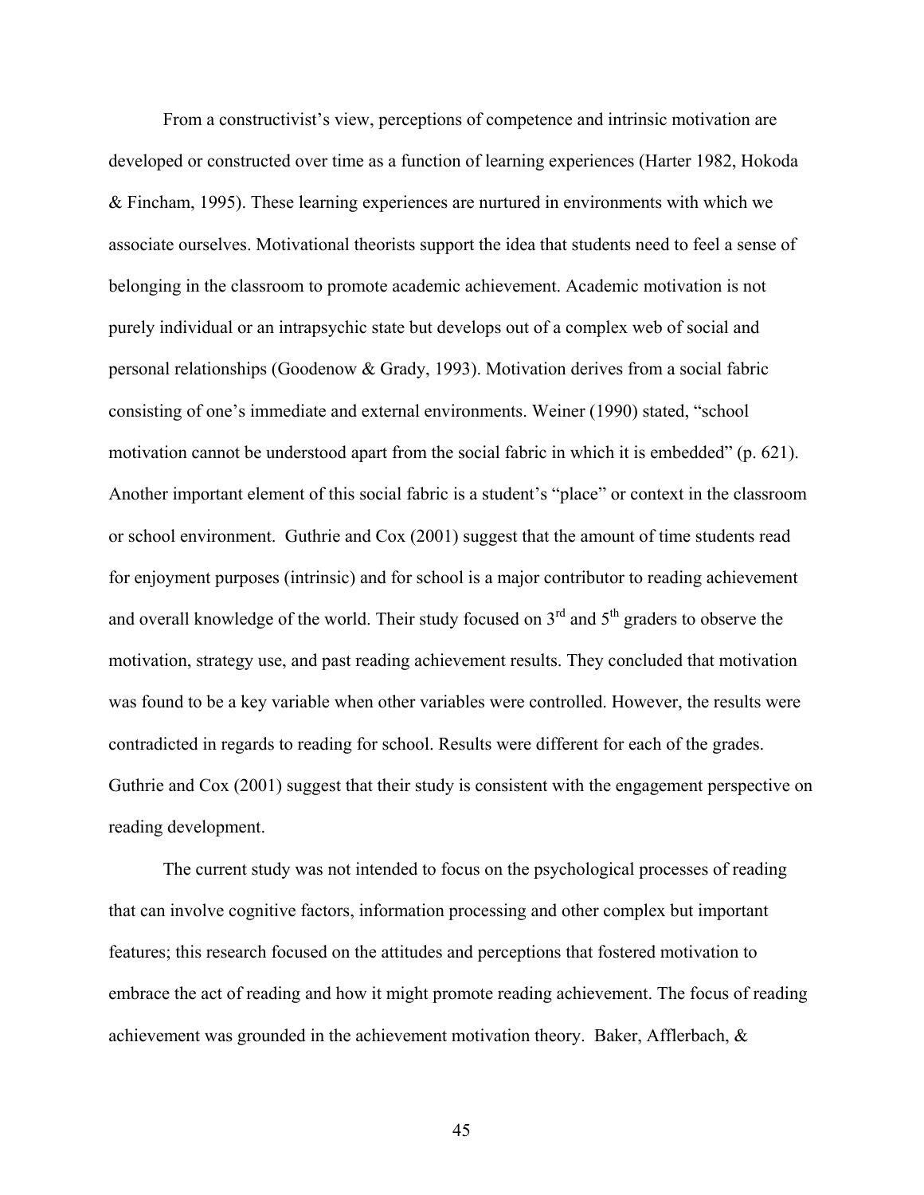From a constructivist's view, perceptions of competence and intrinsic motivation are developed or constructed over time as a function of learning experiences (Harter 1982, Hokoda & Fincham, 1995). These learning experiences are nurtured in environments with which we associate ourselves. Motivational theorists support the idea that students need to feel a sense of belonging in the classroom to promote academic achievement. Academic motivation is not purely individual or an intrapsychic state but develops out of a complex web of social and personal relationships (Goodenow & Grady, 1993). Motivation derives from a social fabric consisting of one's immediate and external environments. Weiner (1990) stated, "school motivation cannot be understood apart from the social fabric in which it is embedded" (p. 621). Another important element of this social fabric is a student's "place" or context in the classroom or school environment. Guthrie and Cox (2001) suggest that the amount of time students read for enjoyment purposes (intrinsic) and for school is a major contributor to reading achievement and overall knowledge of the world. Their study focused on 3rd and 5th graders to observe the motivation, strategy use, and past reading achievement results. They concluded that motivation was found to be a key variable when other variables were controlled. However, the results were contradicted in regards to reading for school. Results were different for each of the grades. Guthrie and Cox (2001) suggest that their study is consistent with the engagement perspective on reading development.

The current study was not intended to focus on the psychological processes of reading that can involve cognitive factors, information processing and other complex but important features; this research focused on the attitudes and perceptions that fostered motivation to embrace the act of reading and how it might promote reading achievement. The focus of reading achievement was grounded in the achievement motivation theory. Baker, Afflerbach, &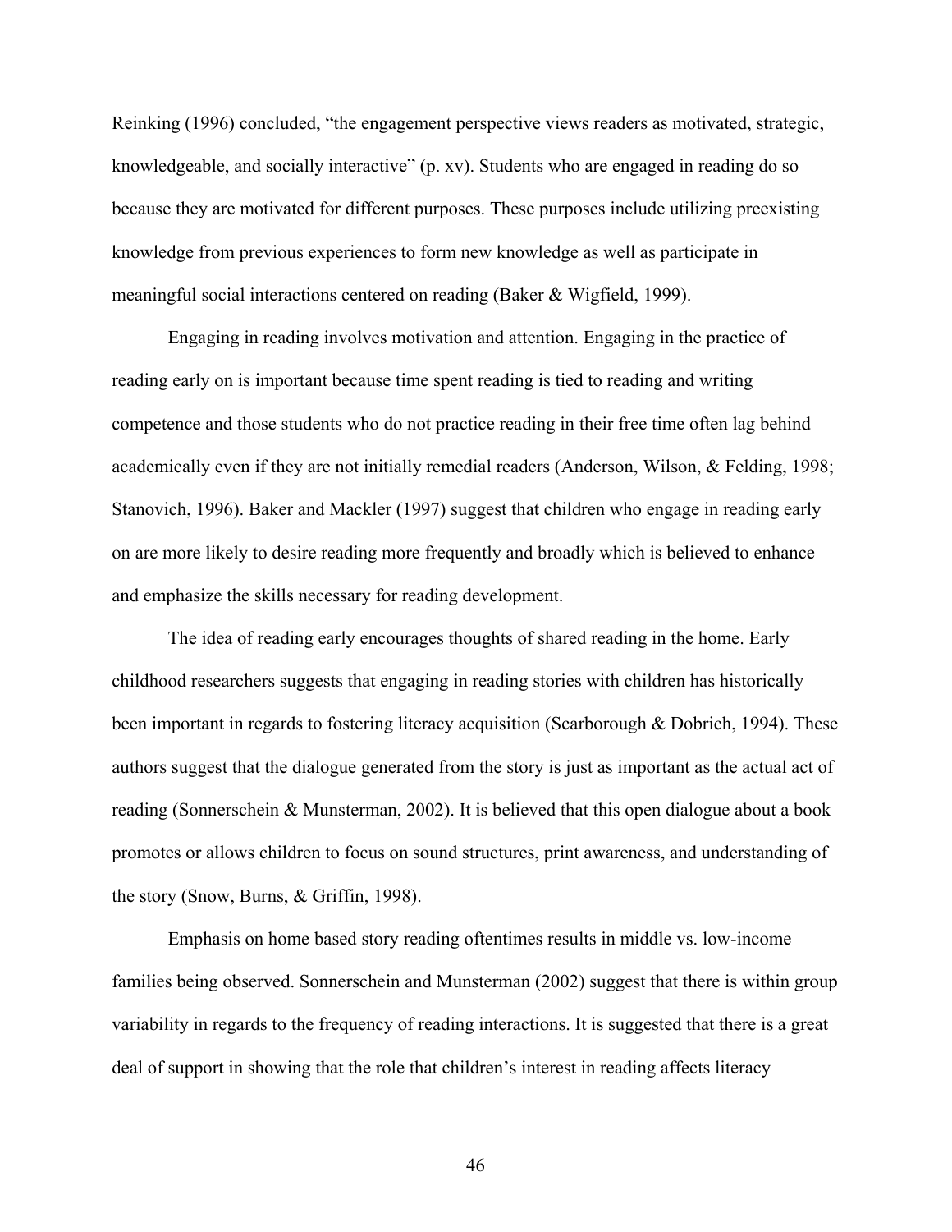Reinking (1996) concluded, "the engagement perspective views readers as motivated, strategic, knowledgeable, and socially interactive" (p. xv). Students who are engaged in reading do so because they are motivated for different purposes. These purposes include utilizing preexisting knowledge from previous experiences to form new knowledge as well as participate in meaningful social interactions centered on reading (Baker & Wigfield, 1999).

Engaging in reading involves motivation and attention. Engaging in the practice of reading early on is important because time spent reading is tied to reading and writing competence and those students who do not practice reading in their free time often lag behind academically even if they are not initially remedial readers (Anderson, Wilson, & Felding, 1998; Stanovich, 1996). Baker and Mackler (1997) suggest that children who engage in reading early on are more likely to desire reading more frequently and broadly which is believed to enhance and emphasize the skills necessary for reading development.

The idea of reading early encourages thoughts of shared reading in the home. Early childhood researchers suggests that engaging in reading stories with children has historically been important in regards to fostering literacy acquisition (Scarborough & Dobrich, 1994). These authors suggest that the dialogue generated from the story is just as important as the actual act of reading (Sonnerschein & Munsterman, 2002). It is believed that this open dialogue about a book promotes or allows children to focus on sound structures, print awareness, and understanding of the story (Snow, Burns, & Griffin, 1998).

Emphasis on home based story reading oftentimes results in middle vs. low-income families being observed. Sonnerschein and Munsterman (2002) suggest that there is within group variability in regards to the frequency of reading interactions. It is suggested that there is a great deal of support in showing that the role that children's interest in reading affects literacy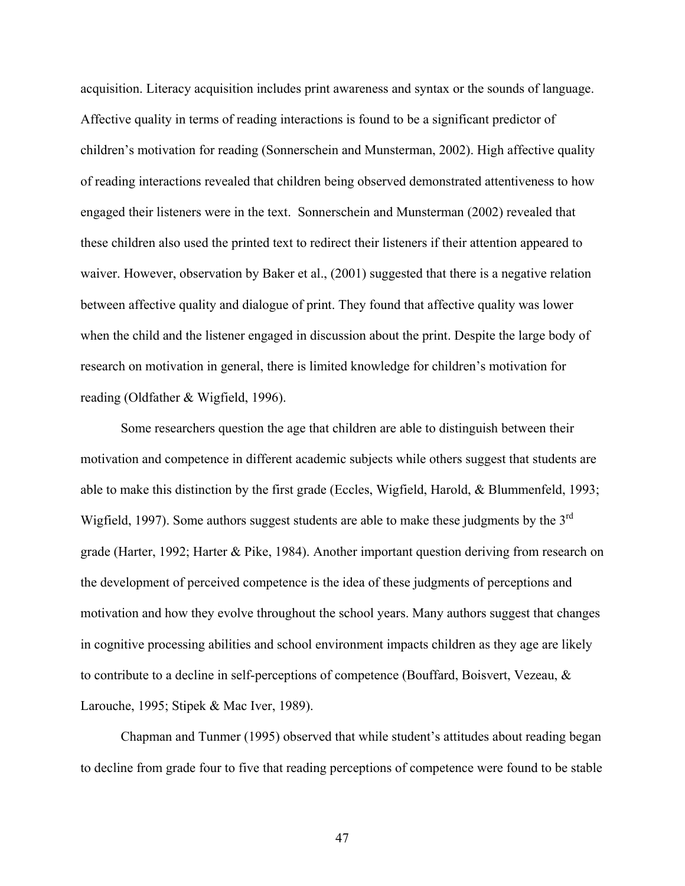acquisition. Literacy acquisition includes print awareness and syntax or the sounds of language. Affective quality in terms of reading interactions is found to be a significant predictor of children's motivation for reading (Sonnerschein and Munsterman, 2002). High affective quality of reading interactions revealed that children being observed demonstrated attentiveness to how engaged their listeners were in the text. Sonnerschein and Munsterman (2002) revealed that these children also used the printed text to redirect their listeners if their attention appeared to waiver. However, observation by Baker et al., (2001) suggested that there is a negative relation between affective quality and dialogue of print. They found that affective quality was lower when the child and the listener engaged in discussion about the print. Despite the large body of research on motivation in general, there is limited knowledge for children's motivation for reading (Oldfather & Wigfield, 1996).

Some researchers question the age that children are able to distinguish between their motivation and competence in different academic subjects while others suggest that students are able to make this distinction by the first grade (Eccles, Wigfield, Harold, & Blummenfeld, 1993; Wigfield, 1997). Some authors suggest students are able to make these judgments by the 3rd grade (Harter, 1992; Harter & Pike, 1984). Another important question deriving from research on the development of perceived competence is the idea of these judgments of perceptions and motivation and how they evolve throughout the school years. Many authors suggest that changes in cognitive processing abilities and school environment impacts children as they age are likely to contribute to a decline in self-perceptions of competence (Bouffard, Boisvert, Vezeau, & Larouche, 1995; Stipek & Mac Iver, 1989).

Chapman and Tunmer (1995) observed that while student's attitudes about reading began to decline from grade four to five that reading perceptions of competence were found to be stable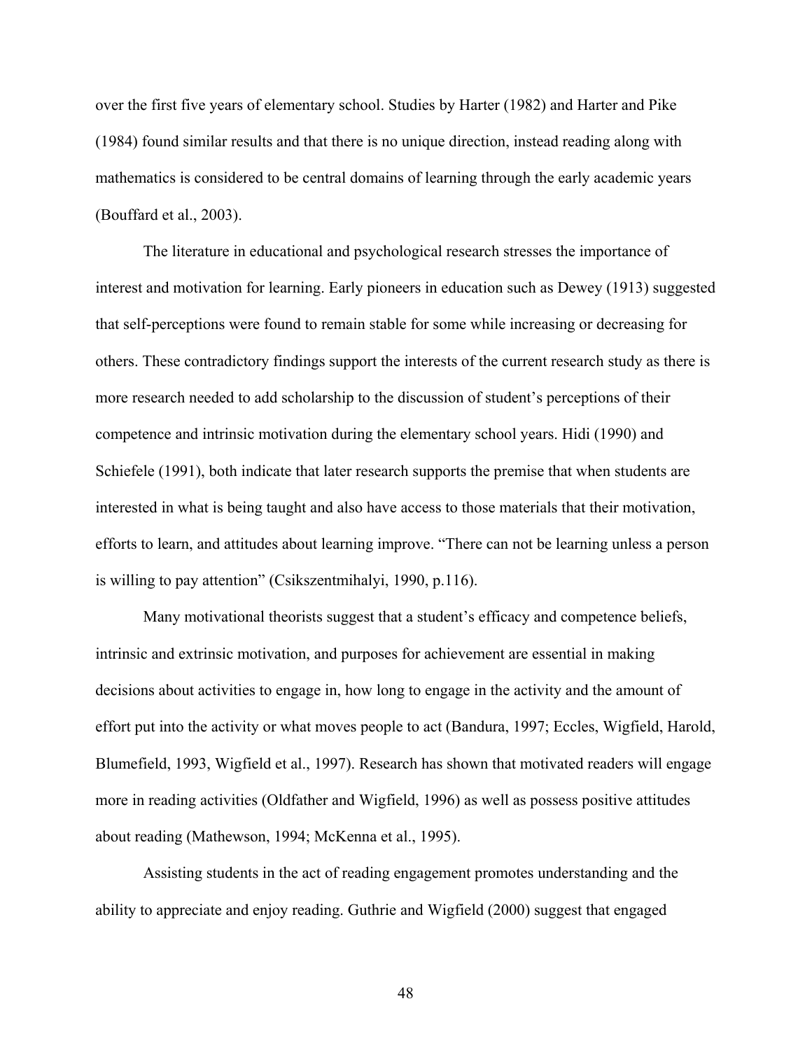over the first five years of elementary school. Studies by Harter (1982) and Harter and Pike (1984) found similar results and that there is no unique direction, instead reading along with mathematics is considered to be central domains of learning through the early academic years (Bouffard et al., 2003).

The literature in educational and psychological research stresses the importance of interest and motivation for learning. Early pioneers in education such as Dewey (1913) suggested that self-perceptions were found to remain stable for some while increasing or decreasing for others. These contradictory findings support the interests of the current research study as there is more research needed to add scholarship to the discussion of student's perceptions of their competence and intrinsic motivation during the elementary school years. Hidi (1990) and Schiefele (1991), both indicate that later research supports the premise that when students are interested in what is being taught and also have access to those materials that their motivation, efforts to learn, and attitudes about learning improve. "There can not be learning unless a person is willing to pay attention" (Csikszentmihalyi, 1990, p.116).

Many motivational theorists suggest that a student's efficacy and competence beliefs, intrinsic and extrinsic motivation, and purposes for achievement are essential in making decisions about activities to engage in, how long to engage in the activity and the amount of effort put into the activity or what moves people to act (Bandura, 1997; Eccles, Wigfield, Harold, Blumefield, 1993, Wigfield et al., 1997). Research has shown that motivated readers will engage more in reading activities (Oldfather and Wigfield, 1996) as well as possess positive attitudes about reading (Mathewson, 1994; McKenna et al., 1995).

Assisting students in the act of reading engagement promotes understanding and the ability to appreciate and enjoy reading. Guthrie and Wigfield (2000) suggest that engaged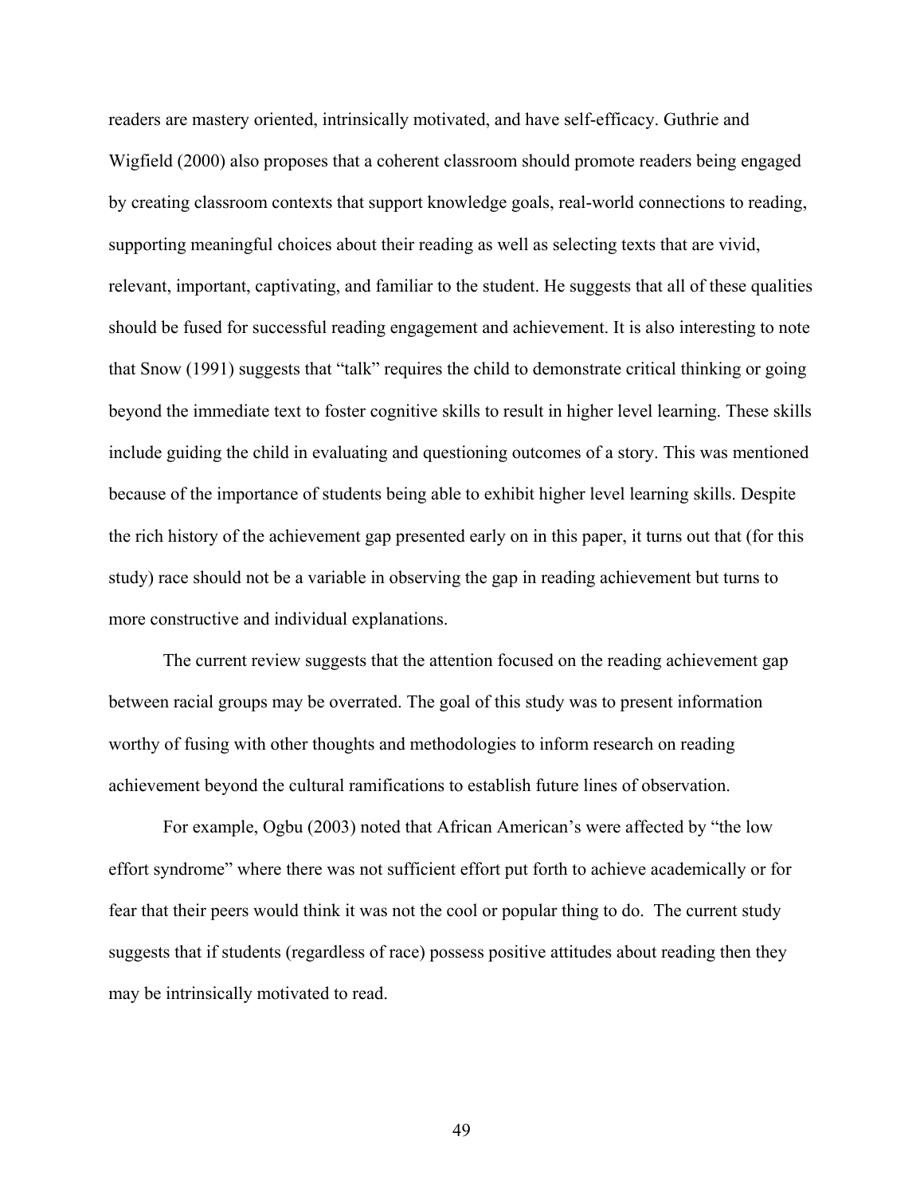readers are mastery oriented, intrinsically motivated, and have self-efficacy. Guthrie and Wigfield (2000) also proposes that a coherent classroom should promote readers being engaged by creating classroom contexts that support knowledge goals, real-world connections to reading, supporting meaningful choices about their reading as well as selecting texts that are vivid, relevant, important, captivating, and familiar to the student. He suggests that all of these qualities should be fused for successful reading engagement and achievement. It is also interesting to note that Snow (1991) suggests that "talk" requires the child to demonstrate critical thinking or going beyond the immediate text to foster cognitive skills to result in higher level learning. These skills include guiding the child in evaluating and questioning outcomes of a story. This was mentioned because of the importance of students being able to exhibit higher level learning skills. Despite the rich history of the achievement gap presented early on in this paper, it turns out that (for this study) race should not be a variable in observing the gap in reading achievement but turns to more constructive and individual explanations.

The current review suggests that the attention focused on the reading achievement gap between racial groups may be overrated. The goal of this study was to present information worthy of fusing with other thoughts and methodologies to inform research on reading achievement beyond the cultural ramifications to establish future lines of observation.

For example, Ogbu (2003) noted that African American's were affected by "the low effort syndrome" where there was not sufficient effort put forth to achieve academically or for fear that their peers would think it was not the cool or popular thing to do. The current study suggests that if students (regardless of race) possess positive attitudes about reading then they may be intrinsically motivated to read.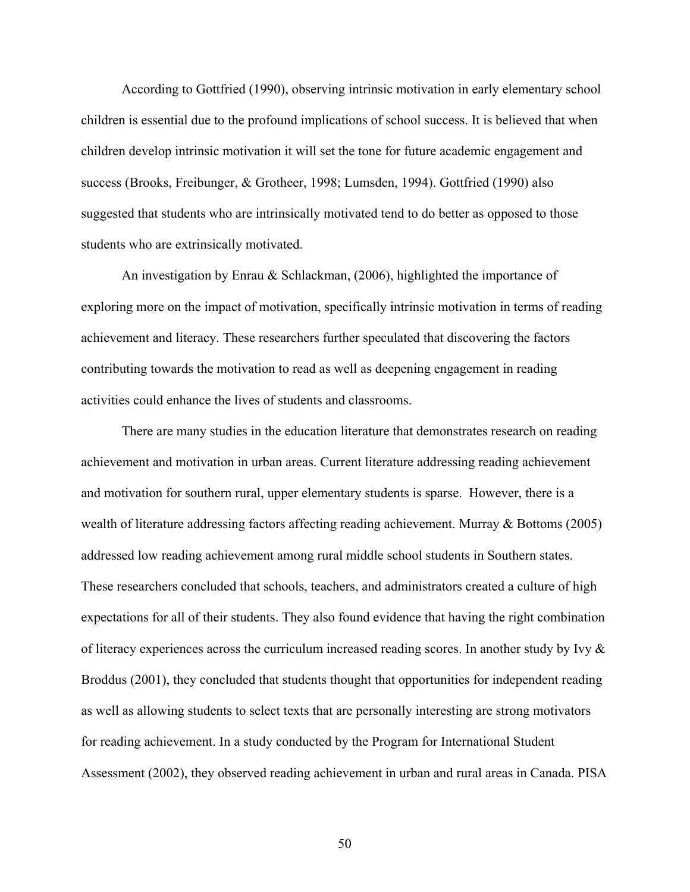According to Gottfried (1990), observing intrinsic motivation in early elementary school children is essential due to the profound implications of school success. It is believed that when children develop intrinsic motivation it will set the tone for future academic engagement and success (Brooks, Freibunger, & Grotheer, 1998; Lumsden, 1994). Gottfried (1990) also suggested that students who are intrinsically motivated tend to do better as opposed to those students who are extrinsically motivated.

An investigation by Enrau & Schlackman, (2006), highlighted the importance of exploring more on the impact of motivation, specifically intrinsic motivation in terms of reading achievement and literacy. These researchers further speculated that discovering the factors contributing towards the motivation to read as well as deepening engagement in reading activities could enhance the lives of students and classrooms.

There are many studies in the education literature that demonstrates research on reading achievement and motivation in urban areas. Current literature addressing reading achievement and motivation for southern rural, upper elementary students is sparse. However, there is a wealth of literature addressing factors affecting reading achievement. Murray & Bottoms (2005) addressed low reading achievement among rural middle school students in Southern states. These researchers concluded that schools, teachers, and administrators created a culture of high expectations for all of their students. They also found evidence that having the right combination of literacy experiences across the curriculum increased reading scores. In another study by Ivy & Broddus (2001), they concluded that students thought that opportunities for independent reading as well as allowing students to select texts that are personally interesting are strong motivators for reading achievement. In a study conducted by the Program for International Student Assessment (2002), they observed reading achievement in urban and rural areas in Canada. PISA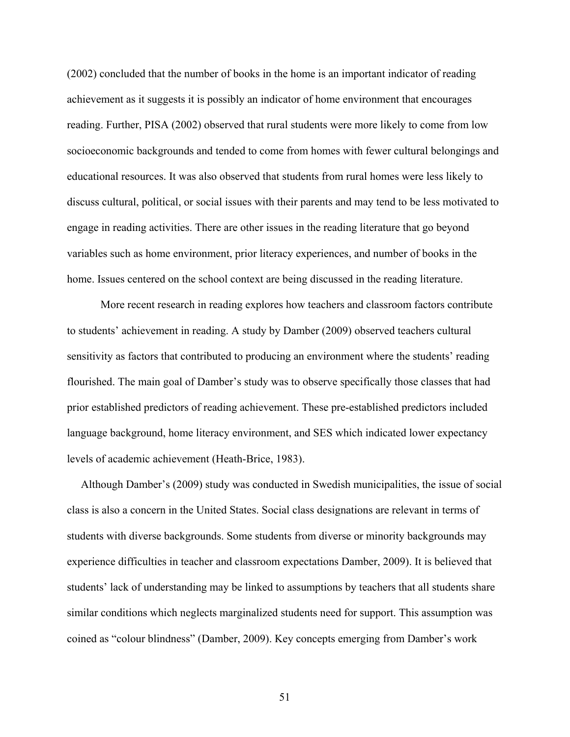(2002) concluded that the number of books in the home is an important indicator of reading achievement as it suggests it is possibly an indicator of home environment that encourages reading. Further, PISA (2002) observed that rural students were more likely to come from low socioeconomic backgrounds and tended to come from homes with fewer cultural belongings and educational resources. It was also observed that students from rural homes were less likely to discuss cultural, political, or social issues with their parents and may tend to be less motivated to engage in reading activities. There are other issues in the reading literature that go beyond variables such as home environment, prior literacy experiences, and number of books in the home. Issues centered on the school context are being discussed in the reading literature.

More recent research in reading explores how teachers and classroom factors contribute to students' achievement in reading. A study by Damber (2009) observed teachers cultural sensitivity as factors that contributed to producing an environment where the students' reading flourished. The main goal of Damber's study was to observe specifically those classes that had prior established predictors of reading achievement. These pre-established predictors included language background, home literacy environment, and SES which indicated lower expectancy levels of academic achievement (Heath-Brice, 1983).

Although Damber's (2009) study was conducted in Swedish municipalities, the issue of social class is also a concern in the United States. Social class designations are relevant in terms of students with diverse backgrounds. Some students from diverse or minority backgrounds may experience difficulties in teacher and classroom expectations Damber, 2009). It is believed that students' lack of understanding may be linked to assumptions by teachers that all students share similar conditions which neglects marginalized students need for support. This assumption was coined as "colour blindness" (Damber, 2009). Key concepts emerging from Damber's work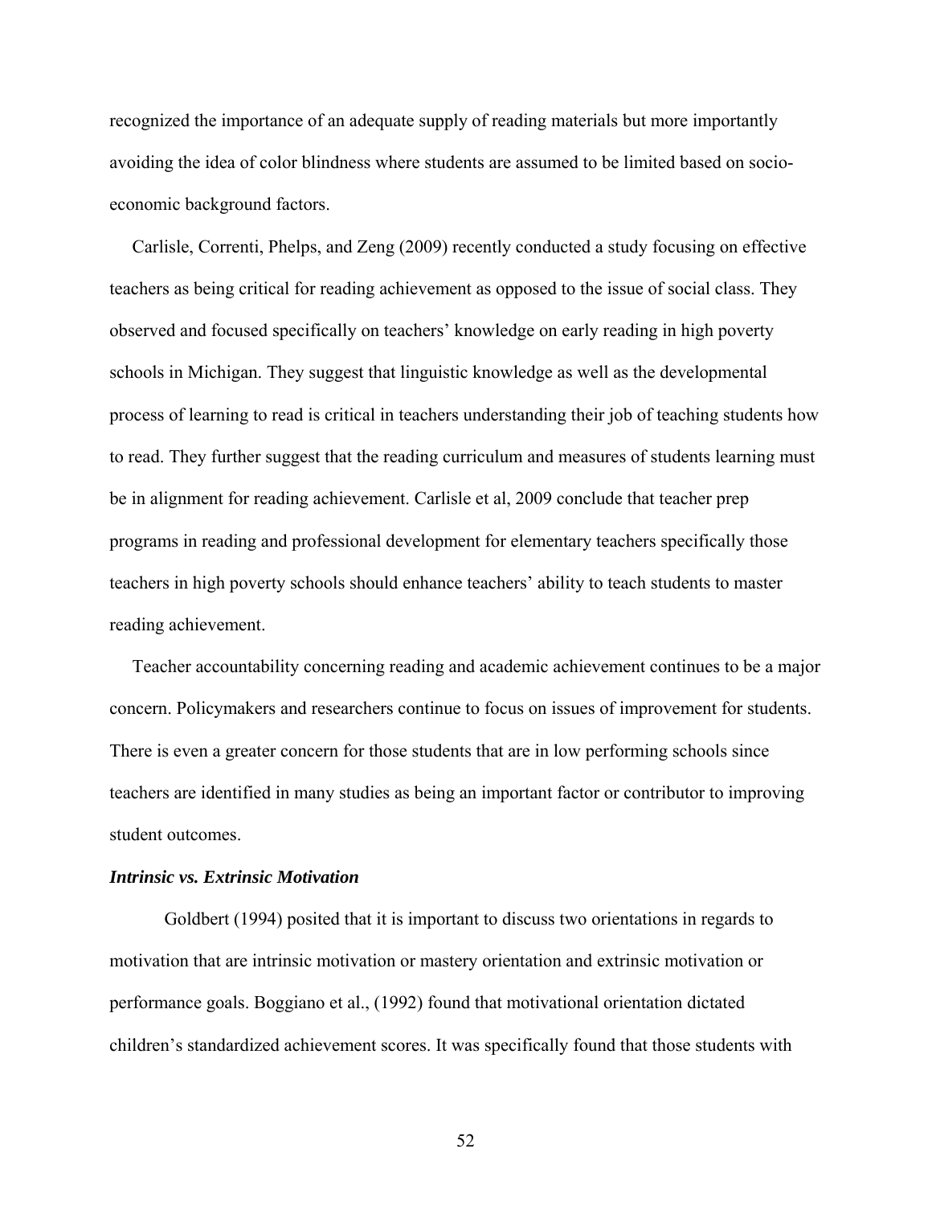recognized the importance of an adequate supply of reading materials but more importantly avoiding the idea of color blindness where students are assumed to be limited based on socio-economic background factors.

Carlisle, Correnti, Phelps, and Zeng (2009) recently conducted a study focusing on effective teachers as being critical for reading achievement as opposed to the issue of social class. They observed and focused specifically on teachers' knowledge on early reading in high poverty schools in Michigan. They suggest that linguistic knowledge as well as the developmental process of learning to read is critical in teachers understanding their job of teaching students how to read. They further suggest that the reading curriculum and measures of students learning must be in alignment for reading achievement. Carlisle et al, 2009 conclude that teacher prep programs in reading and professional development for elementary teachers specifically those teachers in high poverty schools should enhance teachers' ability to teach students to master reading achievement.

Teacher accountability concerning reading and academic achievement continues to be a major concern. Policymakers and researchers continue to focus on issues of improvement for students. There is even a greater concern for those students that are in low performing schools since teachers are identified in many studies as being an important factor or contributor to improving student outcomes.

***Intrinsic vs. Extrinsic Motivation***

Goldbert (1994) posited that it is important to discuss two orientations in regards to motivation that are intrinsic motivation or mastery orientation and extrinsic motivation or performance goals. Boggiano et al., (1992) found that motivational orientation dictated children's standardized achievement scores. It was specifically found that those students with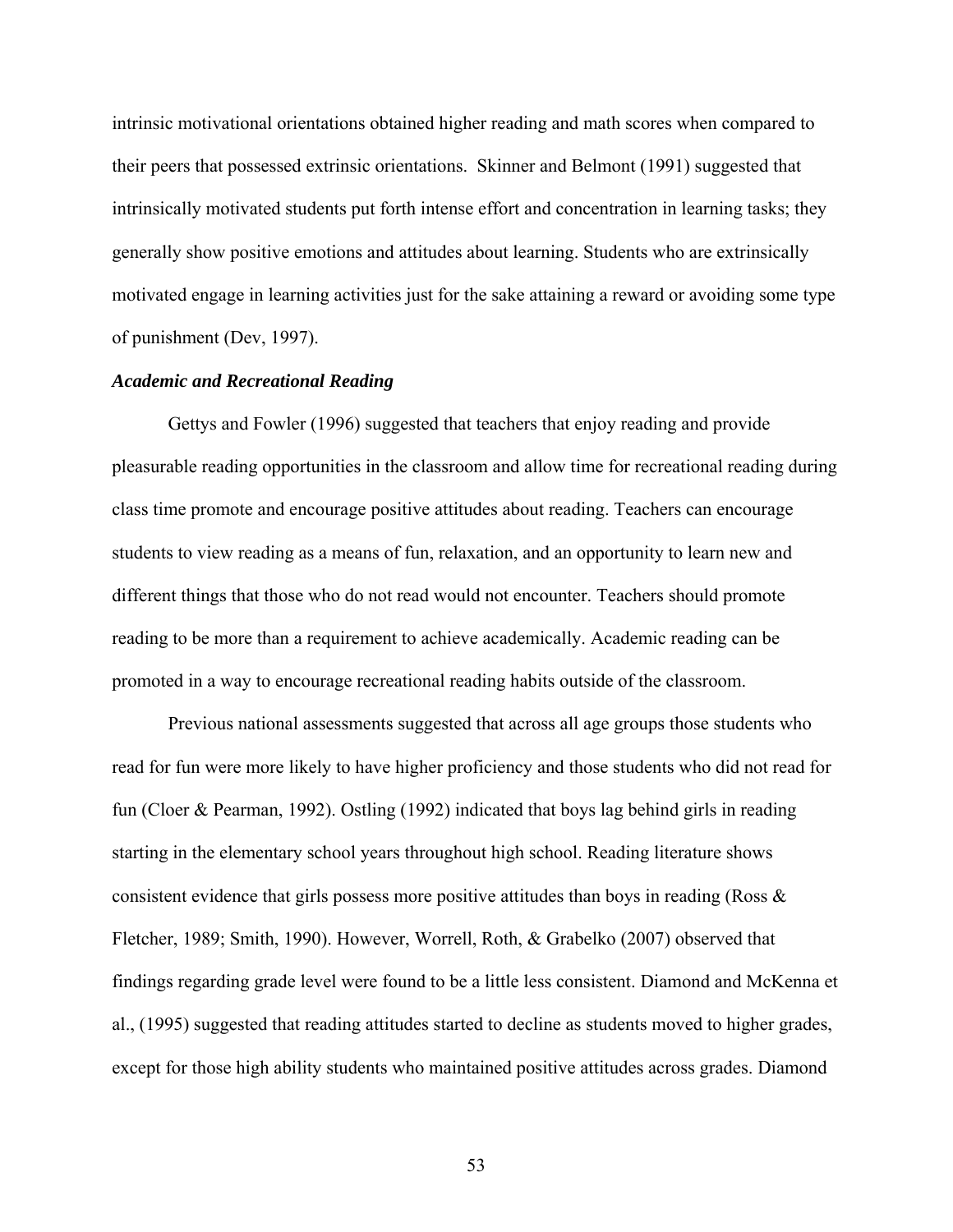intrinsic motivational orientations obtained higher reading and math scores when compared to their peers that possessed extrinsic orientations.  Skinner and Belmont (1991) suggested that intrinsically motivated students put forth intense effort and concentration in learning tasks; they generally show positive emotions and attitudes about learning. Students who are extrinsically motivated engage in learning activities just for the sake attaining a reward or avoiding some type of punishment (Dev, 1997).

### *Academic and Recreational Reading*

Gettys and Fowler (1996) suggested that teachers that enjoy reading and provide pleasurable reading opportunities in the classroom and allow time for recreational reading during class time promote and encourage positive attitudes about reading. Teachers can encourage students to view reading as a means of fun, relaxation, and an opportunity to learn new and different things that those who do not read would not encounter. Teachers should promote reading to be more than a requirement to achieve academically. Academic reading can be promoted in a way to encourage recreational reading habits outside of the classroom.

Previous national assessments suggested that across all age groups those students who read for fun were more likely to have higher proficiency and those students who did not read for fun (Cloer & Pearman, 1992). Ostling (1992) indicated that boys lag behind girls in reading starting in the elementary school years throughout high school. Reading literature shows consistent evidence that girls possess more positive attitudes than boys in reading (Ross & Fletcher, 1989; Smith, 1990). However, Worrell, Roth, & Grabelko (2007) observed that findings regarding grade level were found to be a little less consistent. Diamond and McKenna et al., (1995) suggested that reading attitudes started to decline as students moved to higher grades, except for those high ability students who maintained positive attitudes across grades. Diamond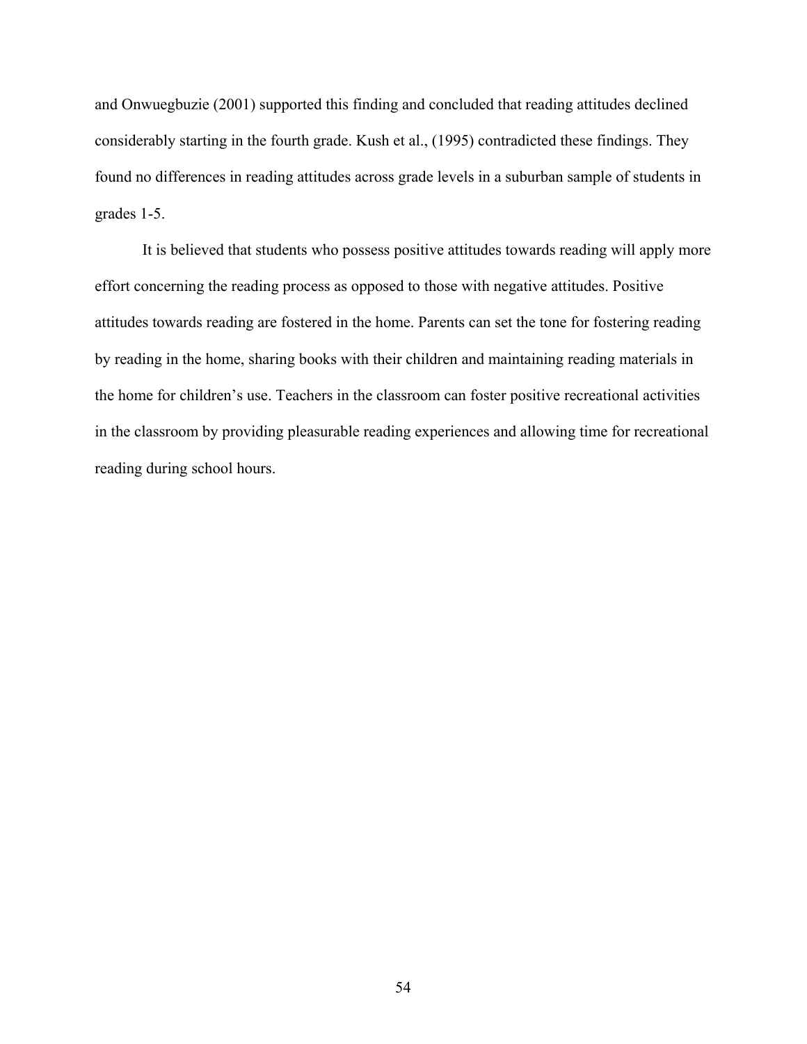and Onwuegbuzie (2001) supported this finding and concluded that reading attitudes declined considerably starting in the fourth grade. Kush et al., (1995) contradicted these findings. They found no differences in reading attitudes across grade levels in a suburban sample of students in grades 1-5.

It is believed that students who possess positive attitudes towards reading will apply more effort concerning the reading process as opposed to those with negative attitudes. Positive attitudes towards reading are fostered in the home. Parents can set the tone for fostering reading by reading in the home, sharing books with their children and maintaining reading materials in the home for children's use. Teachers in the classroom can foster positive recreational activities in the classroom by providing pleasurable reading experiences and allowing time for recreational reading during school hours.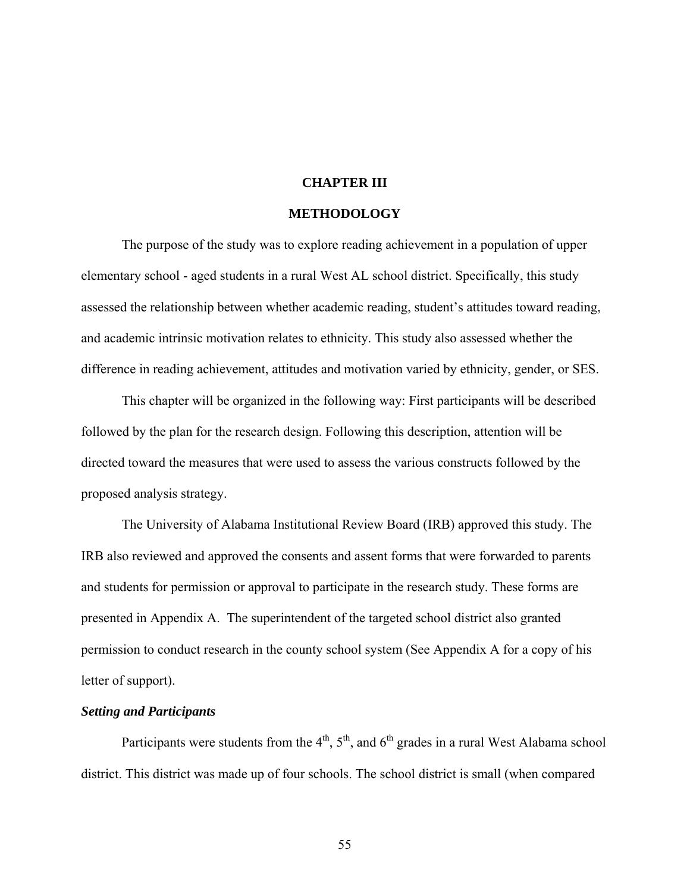# CHAPTER III

## METHODOLOGY

The purpose of the study was to explore reading achievement in a population of upper elementary school - aged students in a rural West AL school district. Specifically, this study assessed the relationship between whether academic reading, student's attitudes toward reading, and academic intrinsic motivation relates to ethnicity. This study also assessed whether the difference in reading achievement, attitudes and motivation varied by ethnicity, gender, or SES.

This chapter will be organized in the following way: First participants will be described followed by the plan for the research design. Following this description, attention will be directed toward the measures that were used to assess the various constructs followed by the proposed analysis strategy.

The University of Alabama Institutional Review Board (IRB) approved this study. The IRB also reviewed and approved the consents and assent forms that were forwarded to parents and students for permission or approval to participate in the research study. These forms are presented in Appendix A. The superintendent of the targeted school district also granted permission to conduct research in the county school system (See Appendix A for a copy of his letter of support).

### *Setting and Participants*

Participants were students from the 4th, 5th, and 6th grades in a rural West Alabama school district. This district was made up of four schools. The school district is small (when compared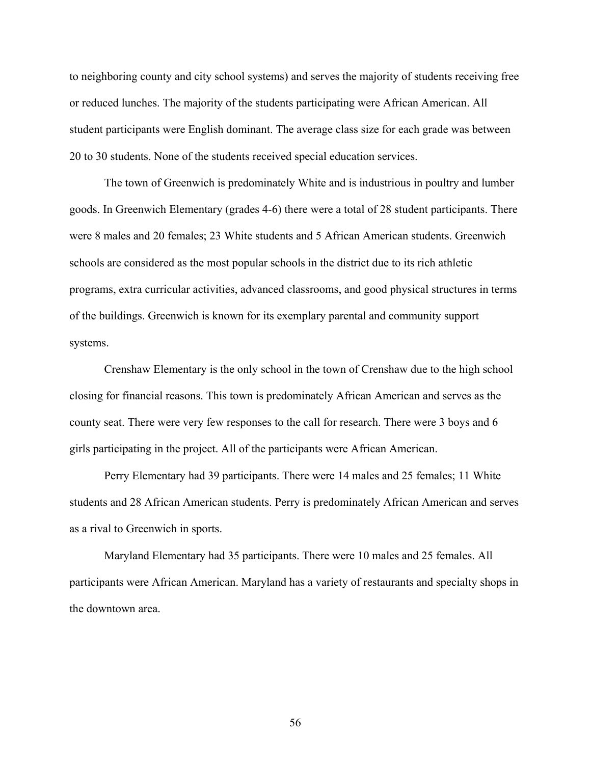to neighboring county and city school systems) and serves the majority of students receiving free or reduced lunches. The majority of the students participating were African American. All student participants were English dominant. The average class size for each grade was between 20 to 30 students. None of the students received special education services.

The town of Greenwich is predominately White and is industrious in poultry and lumber goods. In Greenwich Elementary (grades 4-6) there were a total of 28 student participants. There were 8 males and 20 females; 23 White students and 5 African American students. Greenwich schools are considered as the most popular schools in the district due to its rich athletic programs, extra curricular activities, advanced classrooms, and good physical structures in terms of the buildings. Greenwich is known for its exemplary parental and community support systems.

Crenshaw Elementary is the only school in the town of Crenshaw due to the high school closing for financial reasons. This town is predominately African American and serves as the county seat. There were very few responses to the call for research. There were 3 boys and 6 girls participating in the project. All of the participants were African American.

Perry Elementary had 39 participants. There were 14 males and 25 females; 11 White students and 28 African American students. Perry is predominately African American and serves as a rival to Greenwich in sports.

Maryland Elementary had 35 participants. There were 10 males and 25 females. All participants were African American. Maryland has a variety of restaurants and specialty shops in the downtown area.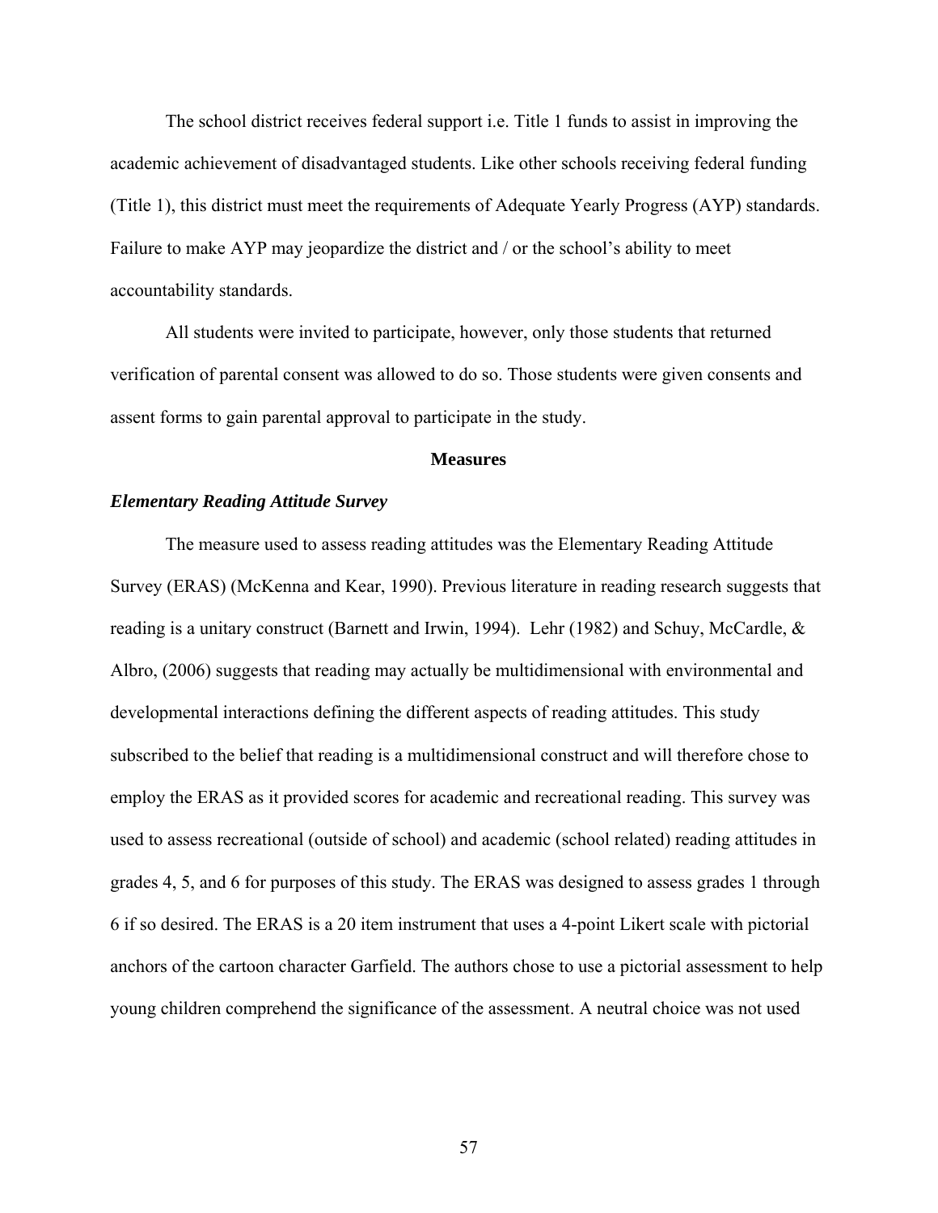The school district receives federal support i.e. Title 1 funds to assist in improving the academic achievement of disadvantaged students. Like other schools receiving federal funding (Title 1), this district must meet the requirements of Adequate Yearly Progress (AYP) standards. Failure to make AYP may jeopardize the district and / or the school's ability to meet accountability standards.

All students were invited to participate, however, only those students that returned verification of parental consent was allowed to do so. Those students were given consents and assent forms to gain parental approval to participate in the study.

## Measures

### ***Elementary Reading Attitude Survey***

The measure used to assess reading attitudes was the Elementary Reading Attitude Survey (ERAS) (McKenna and Kear, 1990). Previous literature in reading research suggests that reading is a unitary construct (Barnett and Irwin, 1994). Lehr (1982) and Schuy, McCardle, & Albro, (2006) suggests that reading may actually be multidimensional with environmental and developmental interactions defining the different aspects of reading attitudes. This study subscribed to the belief that reading is a multidimensional construct and will therefore chose to employ the ERAS as it provided scores for academic and recreational reading. This survey was used to assess recreational (outside of school) and academic (school related) reading attitudes in grades 4, 5, and 6 for purposes of this study. The ERAS was designed to assess grades 1 through 6 if so desired. The ERAS is a 20 item instrument that uses a 4-point Likert scale with pictorial anchors of the cartoon character Garfield. The authors chose to use a pictorial assessment to help young children comprehend the significance of the assessment. A neutral choice was not used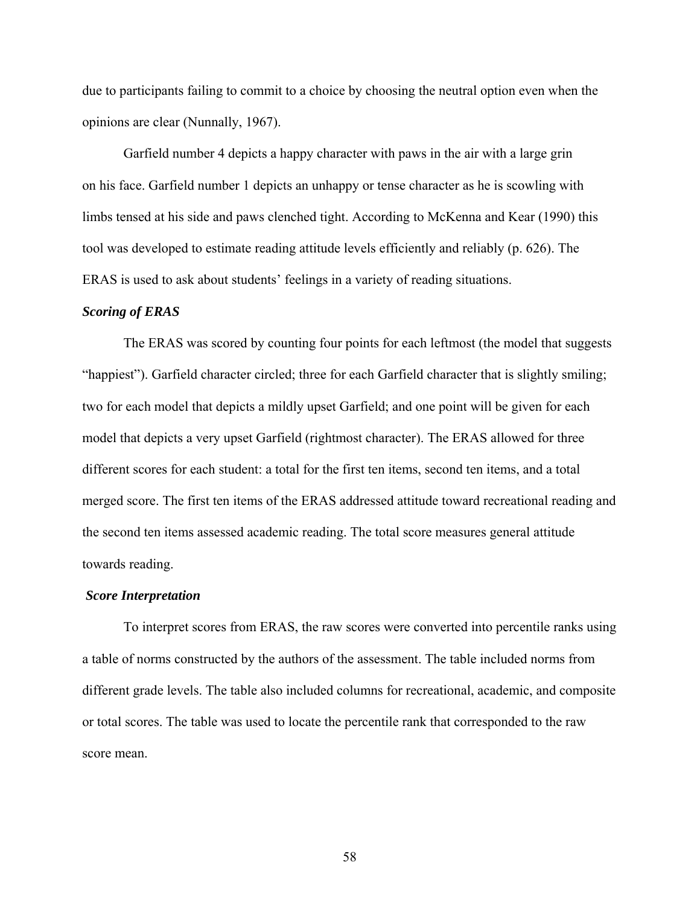due to participants failing to commit to a choice by choosing the neutral option even when the opinions are clear (Nunnally, 1967).

Garfield number 4 depicts a happy character with paws in the air with a large grin on his face. Garfield number 1 depicts an unhappy or tense character as he is scowling with limbs tensed at his side and paws clenched tight. According to McKenna and Kear (1990) this tool was developed to estimate reading attitude levels efficiently and reliably (p. 626). The ERAS is used to ask about students' feelings in a variety of reading situations.

***Scoring of ERAS***

The ERAS was scored by counting four points for each leftmost (the model that suggests "happiest"). Garfield character circled; three for each Garfield character that is slightly smiling; two for each model that depicts a mildly upset Garfield; and one point will be given for each model that depicts a very upset Garfield (rightmost character). The ERAS allowed for three different scores for each student: a total for the first ten items, second ten items, and a total merged score. The first ten items of the ERAS addressed attitude toward recreational reading and the second ten items assessed academic reading. The total score measures general attitude towards reading.

***Score Interpretation***

To interpret scores from ERAS, the raw scores were converted into percentile ranks using a table of norms constructed by the authors of the assessment. The table included norms from different grade levels. The table also included columns for recreational, academic, and composite or total scores. The table was used to locate the percentile rank that corresponded to the raw score mean.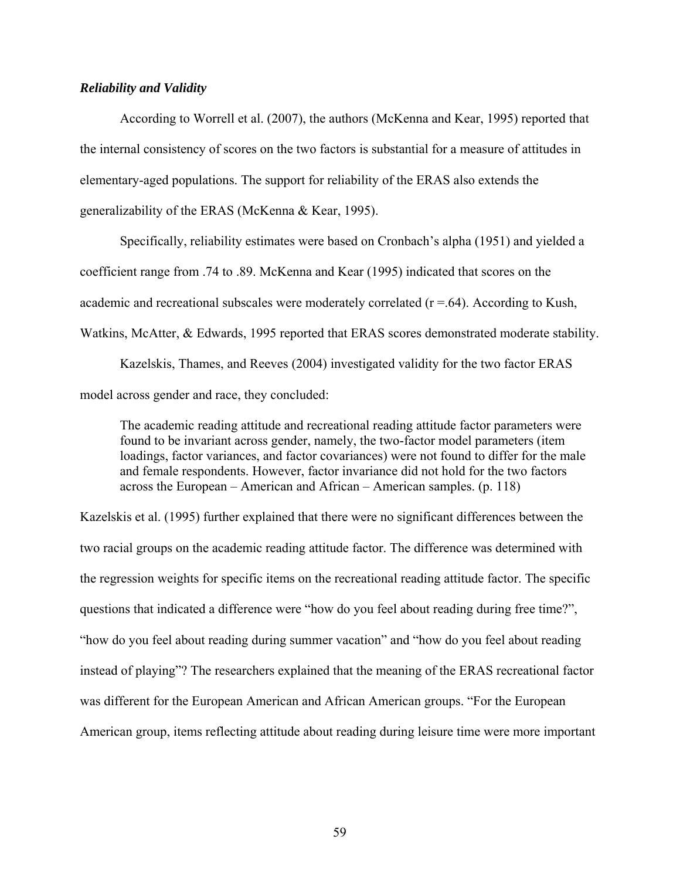***Reliability and Validity***

According to Worrell et al. (2007), the authors (McKenna and Kear, 1995) reported that the internal consistency of scores on the two factors is substantial for a measure of attitudes in elementary-aged populations. The support for reliability of the ERAS also extends the generalizability of the ERAS (McKenna & Kear, 1995).

Specifically, reliability estimates were based on Cronbach's alpha (1951) and yielded a coefficient range from .74 to .89. McKenna and Kear (1995) indicated that scores on the academic and recreational subscales were moderately correlated (r =.64). According to Kush, Watkins, McAtter, & Edwards, 1995 reported that ERAS scores demonstrated moderate stability.

Kazelskis, Thames, and Reeves (2004) investigated validity for the two factor ERAS model across gender and race, they concluded:

> The academic reading attitude and recreational reading attitude factor parameters were found to be invariant across gender, namely, the two-factor model parameters (item loadings, factor variances, and factor covariances) were not found to differ for the male and female respondents. However, factor invariance did not hold for the two factors across the European – American and African – American samples. (p. 118)

Kazelskis et al. (1995) further explained that there were no significant differences between the two racial groups on the academic reading attitude factor. The difference was determined with the regression weights for specific items on the recreational reading attitude factor. The specific questions that indicated a difference were "how do you feel about reading during free time?", "how do you feel about reading during summer vacation" and "how do you feel about reading instead of playing"? The researchers explained that the meaning of the ERAS recreational factor was different for the European American and African American groups. "For the European American group, items reflecting attitude about reading during leisure time were more important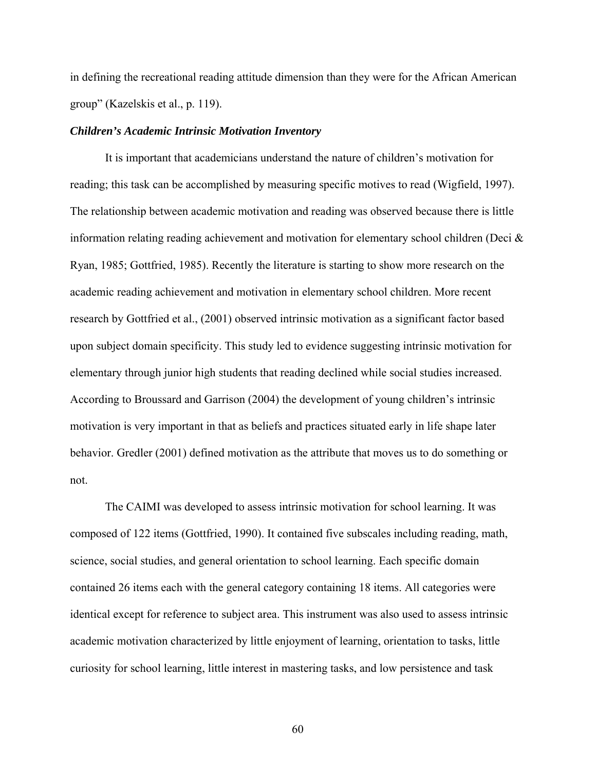in defining the recreational reading attitude dimension than they were for the African American group" (Kazelskis et al., p. 119).

### *Children's Academic Intrinsic Motivation Inventory*

It is important that academicians understand the nature of children's motivation for reading; this task can be accomplished by measuring specific motives to read (Wigfield, 1997). The relationship between academic motivation and reading was observed because there is little information relating reading achievement and motivation for elementary school children (Deci & Ryan, 1985; Gottfried, 1985). Recently the literature is starting to show more research on the academic reading achievement and motivation in elementary school children. More recent research by Gottfried et al., (2001) observed intrinsic motivation as a significant factor based upon subject domain specificity. This study led to evidence suggesting intrinsic motivation for elementary through junior high students that reading declined while social studies increased. According to Broussard and Garrison (2004) the development of young children's intrinsic motivation is very important in that as beliefs and practices situated early in life shape later behavior. Gredler (2001) defined motivation as the attribute that moves us to do something or not.

The CAIMI was developed to assess intrinsic motivation for school learning. It was composed of 122 items (Gottfried, 1990). It contained five subscales including reading, math, science, social studies, and general orientation to school learning. Each specific domain contained 26 items each with the general category containing 18 items. All categories were identical except for reference to subject area. This instrument was also used to assess intrinsic academic motivation characterized by little enjoyment of learning, orientation to tasks, little curiosity for school learning, little interest in mastering tasks, and low persistence and task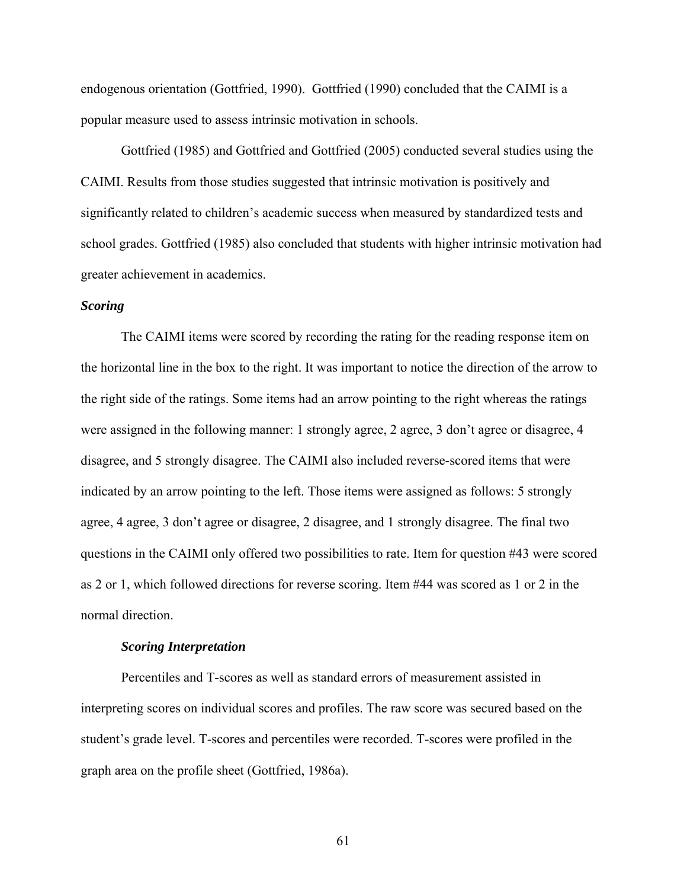endogenous orientation (Gottfried, 1990). Gottfried (1990) concluded that the CAIMI is a popular measure used to assess intrinsic motivation in schools.

Gottfried (1985) and Gottfried and Gottfried (2005) conducted several studies using the CAIMI. Results from those studies suggested that intrinsic motivation is positively and significantly related to children's academic success when measured by standardized tests and school grades. Gottfried (1985) also concluded that students with higher intrinsic motivation had greater achievement in academics.

### *Scoring*

The CAIMI items were scored by recording the rating for the reading response item on the horizontal line in the box to the right. It was important to notice the direction of the arrow to the right side of the ratings. Some items had an arrow pointing to the right whereas the ratings were assigned in the following manner: 1 strongly agree, 2 agree, 3 don't agree or disagree, 4 disagree, and 5 strongly disagree. The CAIMI also included reverse-scored items that were indicated by an arrow pointing to the left. Those items were assigned as follows: 5 strongly agree, 4 agree, 3 don't agree or disagree, 2 disagree, and 1 strongly disagree. The final two questions in the CAIMI only offered two possibilities to rate. Item for question #43 were scored as 2 or 1, which followed directions for reverse scoring. Item #44 was scored as 1 or 2 in the normal direction.

#### *Scoring Interpretation*

Percentiles and T-scores as well as standard errors of measurement assisted in interpreting scores on individual scores and profiles. The raw score was secured based on the student's grade level. T-scores and percentiles were recorded. T-scores were profiled in the graph area on the profile sheet (Gottfried, 1986a).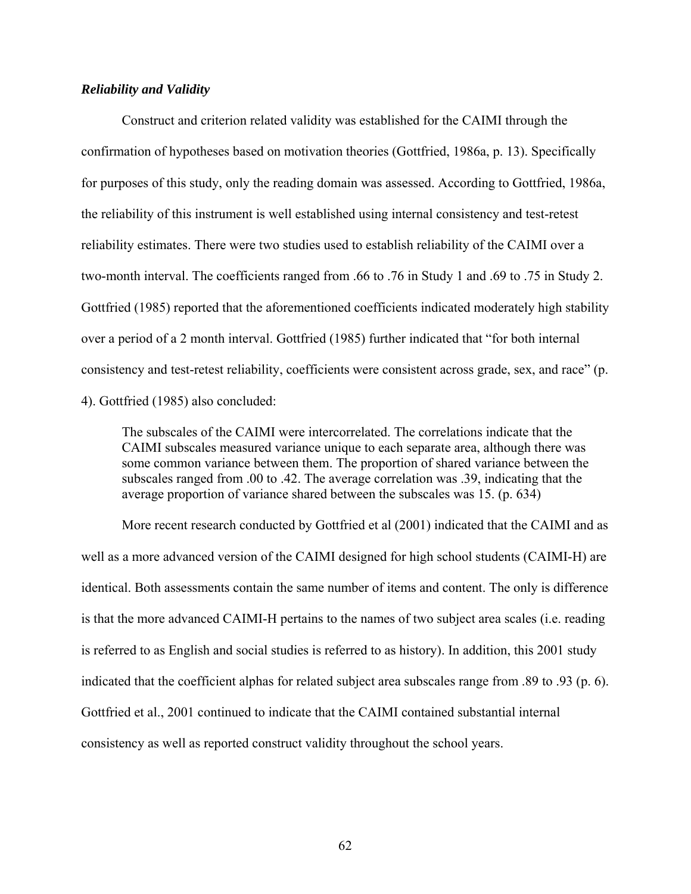***Reliability and Validity***

Construct and criterion related validity was established for the CAIMI through the confirmation of hypotheses based on motivation theories (Gottfried, 1986a, p. 13). Specifically for purposes of this study, only the reading domain was assessed. According to Gottfried, 1986a, the reliability of this instrument is well established using internal consistency and test-retest reliability estimates. There were two studies used to establish reliability of the CAIMI over a two-month interval. The coefficients ranged from .66 to .76 in Study 1 and .69 to .75 in Study 2. Gottfried (1985) reported that the aforementioned coefficients indicated moderately high stability over a period of a 2 month interval. Gottfried (1985) further indicated that "for both internal consistency and test-retest reliability, coefficients were consistent across grade, sex, and race" (p. 4). Gottfried (1985) also concluded:

> The subscales of the CAIMI were intercorrelated. The correlations indicate that the CAIMI subscales measured variance unique to each separate area, although there was some common variance between them. The proportion of shared variance between the subscales ranged from .00 to .42. The average correlation was .39, indicating that the average proportion of variance shared between the subscales was 15. (p. 634)

More recent research conducted by Gottfried et al (2001) indicated that the CAIMI and as well as a more advanced version of the CAIMI designed for high school students (CAIMI-H) are identical. Both assessments contain the same number of items and content. The only is difference is that the more advanced CAIMI-H pertains to the names of two subject area scales (i.e. reading is referred to as English and social studies is referred to as history). In addition, this 2001 study indicated that the coefficient alphas for related subject area subscales range from .89 to .93 (p. 6). Gottfried et al., 2001 continued to indicate that the CAIMI contained substantial internal consistency as well as reported construct validity throughout the school years.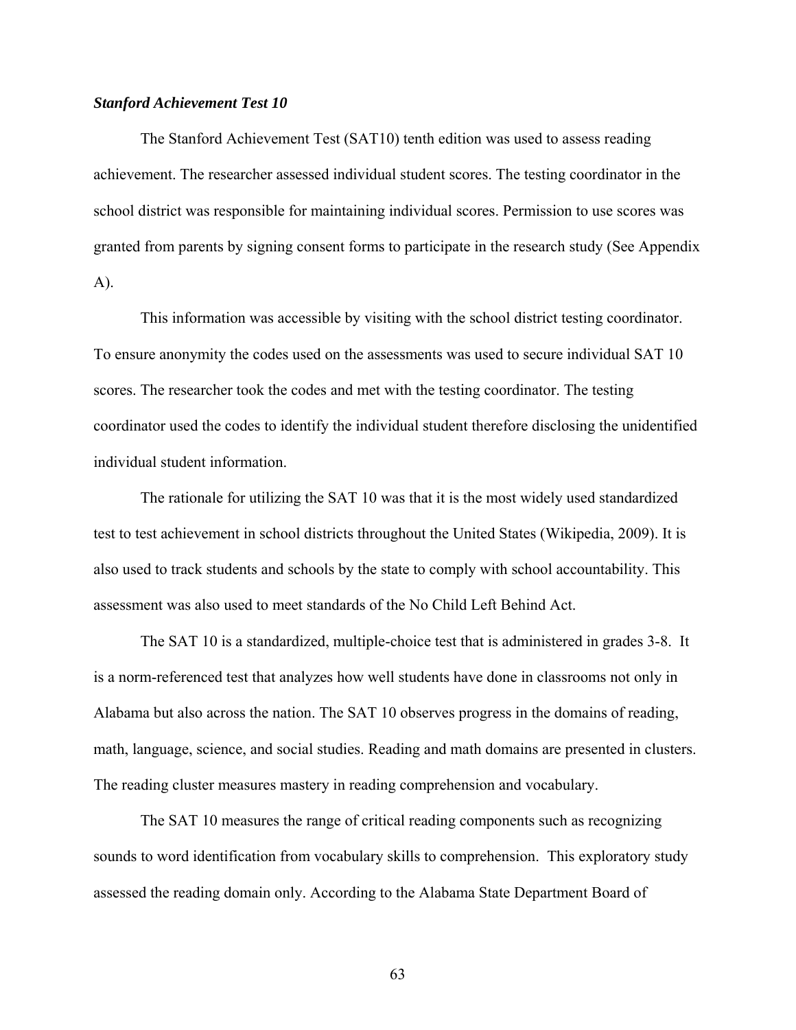***Stanford Achievement Test 10***

The Stanford Achievement Test (SAT10) tenth edition was used to assess reading achievement. The researcher assessed individual student scores. The testing coordinator in the school district was responsible for maintaining individual scores. Permission to use scores was granted from parents by signing consent forms to participate in the research study (See Appendix A).

This information was accessible by visiting with the school district testing coordinator. To ensure anonymity the codes used on the assessments was used to secure individual SAT 10 scores. The researcher took the codes and met with the testing coordinator. The testing coordinator used the codes to identify the individual student therefore disclosing the unidentified individual student information.

The rationale for utilizing the SAT 10 was that it is the most widely used standardized test to test achievement in school districts throughout the United States (Wikipedia, 2009). It is also used to track students and schools by the state to comply with school accountability. This assessment was also used to meet standards of the No Child Left Behind Act.

The SAT 10 is a standardized, multiple-choice test that is administered in grades 3-8. It is a norm-referenced test that analyzes how well students have done in classrooms not only in Alabama but also across the nation. The SAT 10 observes progress in the domains of reading, math, language, science, and social studies. Reading and math domains are presented in clusters. The reading cluster measures mastery in reading comprehension and vocabulary.

The SAT 10 measures the range of critical reading components such as recognizing sounds to word identification from vocabulary skills to comprehension. This exploratory study assessed the reading domain only. According to the Alabama State Department Board of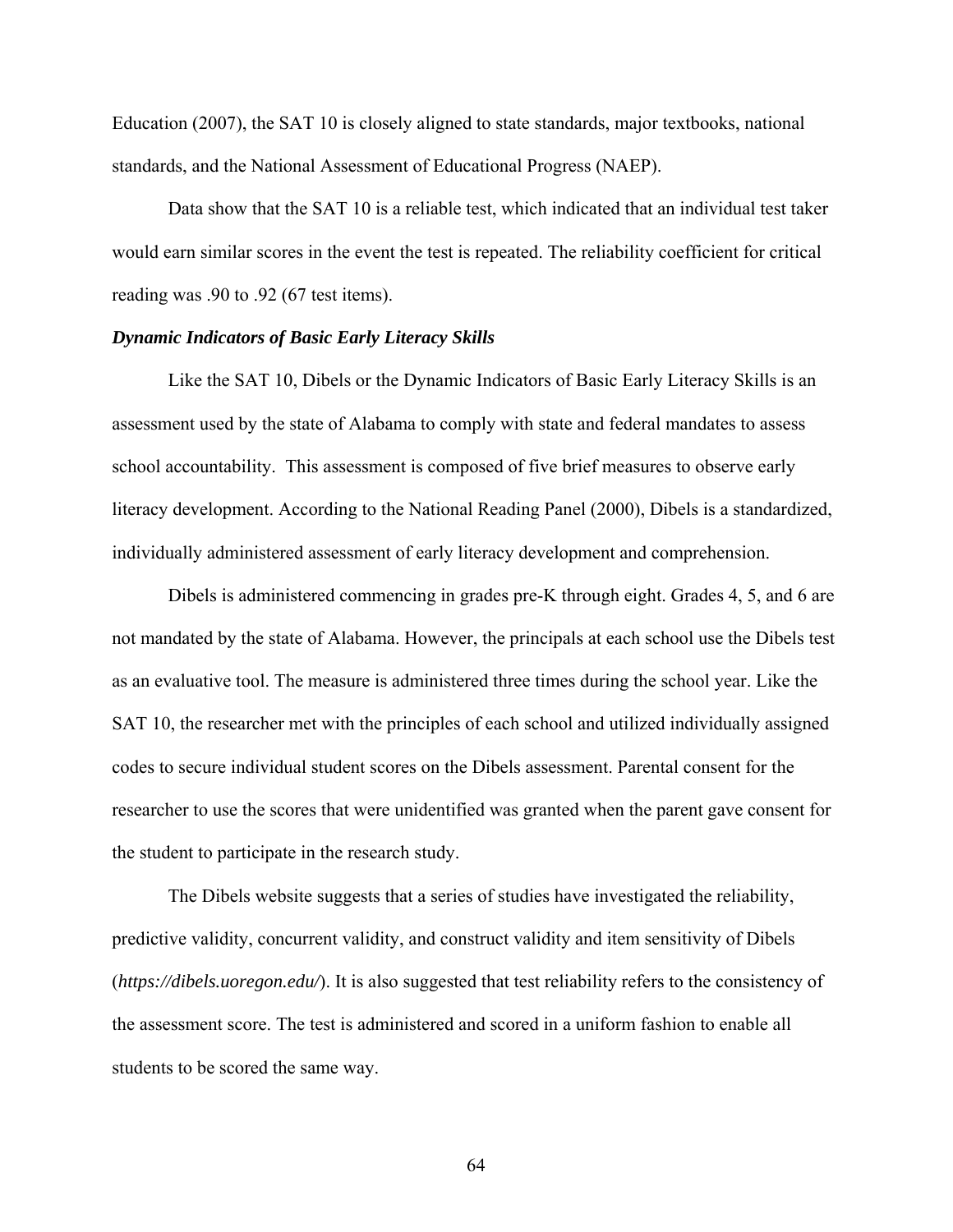Education (2007), the SAT 10 is closely aligned to state standards, major textbooks, national standards, and the National Assessment of Educational Progress (NAEP).

Data show that the SAT 10 is a reliable test, which indicated that an individual test taker would earn similar scores in the event the test is repeated. The reliability coefficient for critical reading was .90 to .92 (67 test items).

### *Dynamic Indicators of Basic Early Literacy Skills*

Like the SAT 10, Dibels or the Dynamic Indicators of Basic Early Literacy Skills is an assessment used by the state of Alabama to comply with state and federal mandates to assess school accountability. This assessment is composed of five brief measures to observe early literacy development. According to the National Reading Panel (2000), Dibels is a standardized, individually administered assessment of early literacy development and comprehension.

Dibels is administered commencing in grades pre-K through eight. Grades 4, 5, and 6 are not mandated by the state of Alabama. However, the principals at each school use the Dibels test as an evaluative tool. The measure is administered three times during the school year. Like the SAT 10, the researcher met with the principles of each school and utilized individually assigned codes to secure individual student scores on the Dibels assessment. Parental consent for the researcher to use the scores that were unidentified was granted when the parent gave consent for the student to participate in the research study.

The Dibels website suggests that a series of studies have investigated the reliability, predictive validity, concurrent validity, and construct validity and item sensitivity of Dibels (*https://dibels.uoregon.edu/*). It is also suggested that test reliability refers to the consistency of the assessment score. The test is administered and scored in a uniform fashion to enable all students to be scored the same way.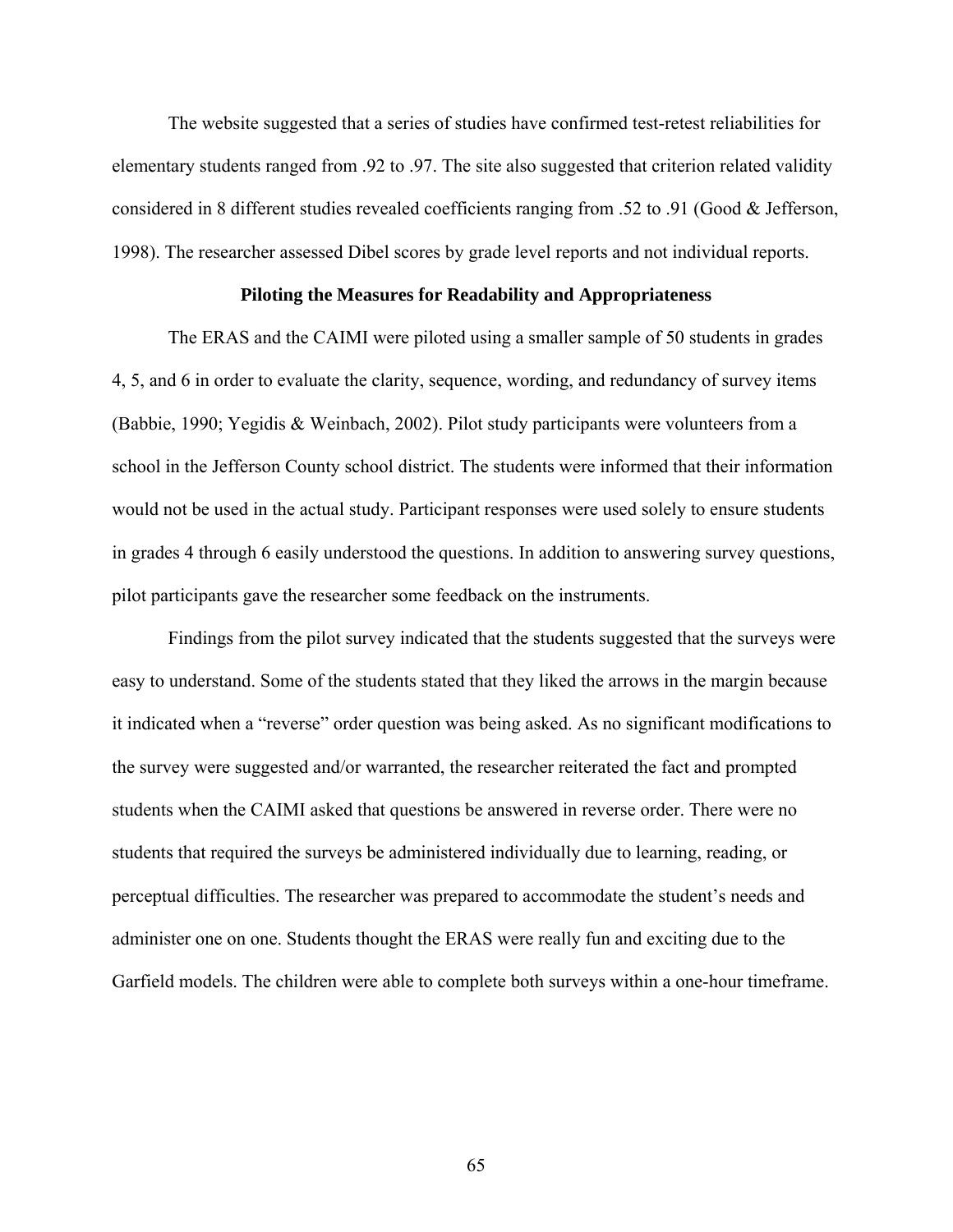The website suggested that a series of studies have confirmed test-retest reliabilities for elementary students ranged from .92 to .97. The site also suggested that criterion related validity considered in 8 different studies revealed coefficients ranging from .52 to .91 (Good & Jefferson, 1998). The researcher assessed Dibel scores by grade level reports and not individual reports.

### Piloting the Measures for Readability and Appropriateness

The ERAS and the CAIMI were piloted using a smaller sample of 50 students in grades 4, 5, and 6 in order to evaluate the clarity, sequence, wording, and redundancy of survey items (Babbie, 1990; Yegidis & Weinbach, 2002). Pilot study participants were volunteers from a school in the Jefferson County school district. The students were informed that their information would not be used in the actual study. Participant responses were used solely to ensure students in grades 4 through 6 easily understood the questions. In addition to answering survey questions, pilot participants gave the researcher some feedback on the instruments.

Findings from the pilot survey indicated that the students suggested that the surveys were easy to understand. Some of the students stated that they liked the arrows in the margin because it indicated when a "reverse" order question was being asked. As no significant modifications to the survey were suggested and/or warranted, the researcher reiterated the fact and prompted students when the CAIMI asked that questions be answered in reverse order. There were no students that required the surveys be administered individually due to learning, reading, or perceptual difficulties. The researcher was prepared to accommodate the student's needs and administer one on one. Students thought the ERAS were really fun and exciting due to the Garfield models. The children were able to complete both surveys within a one-hour timeframe.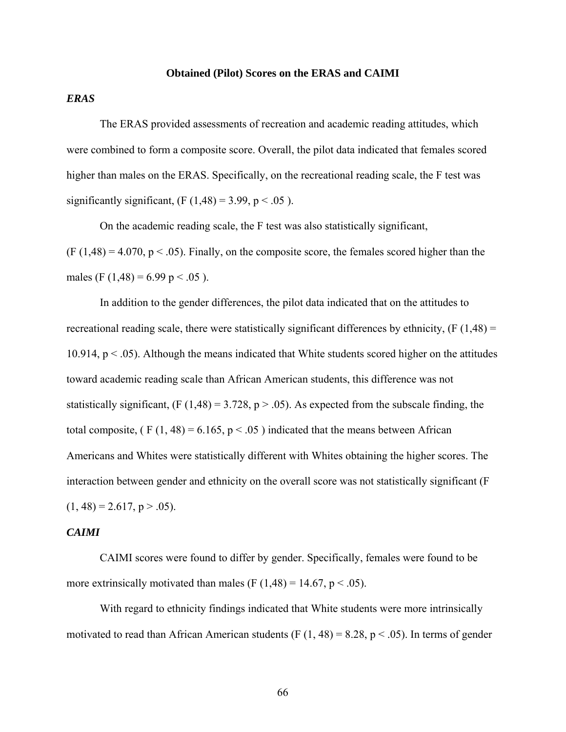## Obtained (Pilot) Scores on the ERAS and CAIMI

### *ERAS*

The ERAS provided assessments of recreation and academic reading attitudes, which were combined to form a composite score. Overall, the pilot data indicated that females scored higher than males on the ERAS. Specifically, on the recreational reading scale, the F test was significantly significant, ($F(1,48) = 3.99$, $p < .05$ ).

On the academic reading scale, the F test was also statistically significant, ($F(1,48) = 4.070$, $p < .05$). Finally, on the composite score, the females scored higher than the males ($F(1,48) = 6.99$ $p < .05$ ).

In addition to the gender differences, the pilot data indicated that on the attitudes to recreational reading scale, there were statistically significant differences by ethnicity, ($F(1,48) = 10.914$, $p < .05$). Although the means indicated that White students scored higher on the attitudes toward academic reading scale than African American students, this difference was not statistically significant, ($F(1,48) = 3.728$, $p > .05$). As expected from the subscale finding, the total composite, ( $F(1, 48) = 6.165$, $p < .05$ ) indicated that the means between African Americans and Whites were statistically different with Whites obtaining the higher scores. The interaction between gender and ethnicity on the overall score was not statistically significant ($F(1, 48) = 2.617$, $p > .05$).

### *CAIMI*

CAIMI scores were found to differ by gender. Specifically, females were found to be more extrinsically motivated than males ($F(1,48) = 14.67$, $p < .05$).

With regard to ethnicity findings indicated that White students were more intrinsically motivated to read than African American students ($F(1, 48) = 8.28$, $p < .05$). In terms of gender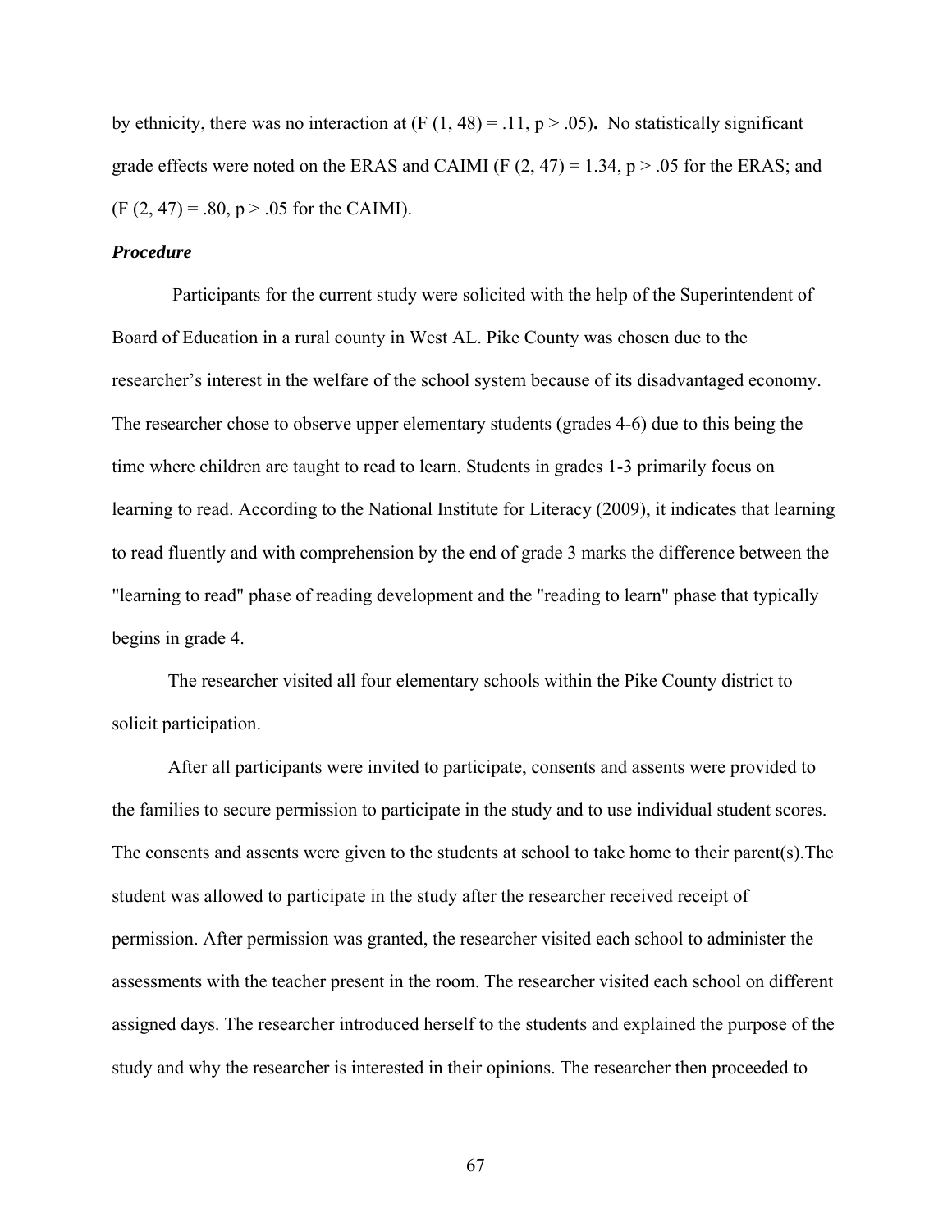by ethnicity, there was no interaction at ($F(1, 48) = .11$, $p > .05$). No statistically significant grade effects were noted on the ERAS and CAIMI ($F(2, 47) = 1.34$, $p > .05$ for the ERAS; and ($F(2, 47) = .80$, $p > .05$ for the CAIMI).

***Procedure***

Participants for the current study were solicited with the help of the Superintendent of Board of Education in a rural county in West AL. Pike County was chosen due to the researcher's interest in the welfare of the school system because of its disadvantaged economy. The researcher chose to observe upper elementary students (grades 4-6) due to this being the time where children are taught to read to learn. Students in grades 1-3 primarily focus on learning to read. According to the National Institute for Literacy (2009), it indicates that learning to read fluently and with comprehension by the end of grade 3 marks the difference between the "learning to read" phase of reading development and the "reading to learn" phase that typically begins in grade 4.

The researcher visited all four elementary schools within the Pike County district to solicit participation.

After all participants were invited to participate, consents and assents were provided to the families to secure permission to participate in the study and to use individual student scores. The consents and assents were given to the students at school to take home to their parent(s).The student was allowed to participate in the study after the researcher received receipt of permission. After permission was granted, the researcher visited each school to administer the assessments with the teacher present in the room. The researcher visited each school on different assigned days. The researcher introduced herself to the students and explained the purpose of the study and why the researcher is interested in their opinions. The researcher then proceeded to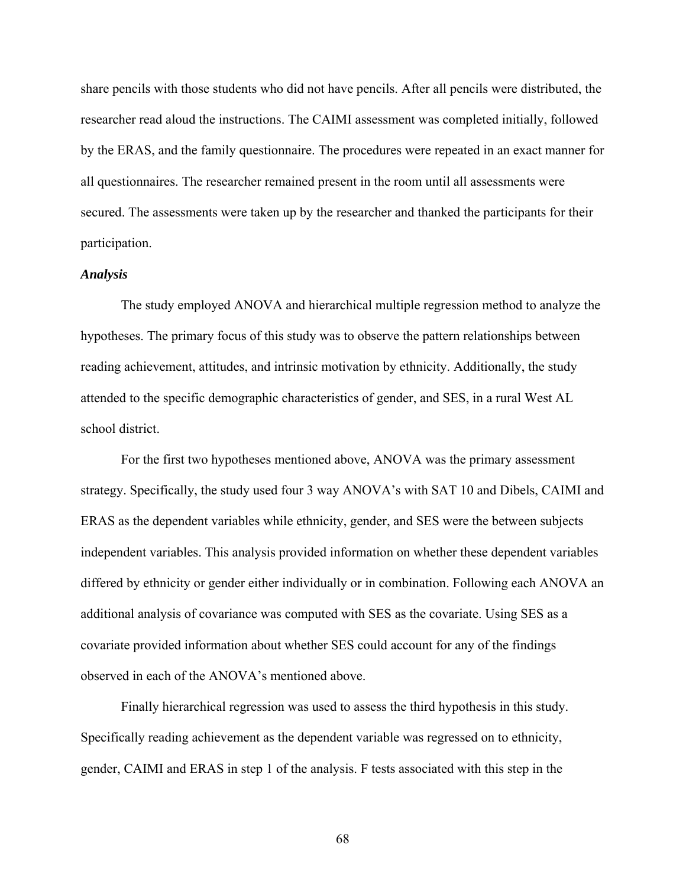share pencils with those students who did not have pencils. After all pencils were distributed, the researcher read aloud the instructions. The CAIMI assessment was completed initially, followed by the ERAS, and the family questionnaire. The procedures were repeated in an exact manner for all questionnaires. The researcher remained present in the room until all assessments were secured. The assessments were taken up by the researcher and thanked the participants for their participation.

### *Analysis*

The study employed ANOVA and hierarchical multiple regression method to analyze the hypotheses. The primary focus of this study was to observe the pattern relationships between reading achievement, attitudes, and intrinsic motivation by ethnicity. Additionally, the study attended to the specific demographic characteristics of gender, and SES, in a rural West AL school district.

For the first two hypotheses mentioned above, ANOVA was the primary assessment strategy. Specifically, the study used four 3 way ANOVA's with SAT 10 and Dibels, CAIMI and ERAS as the dependent variables while ethnicity, gender, and SES were the between subjects independent variables. This analysis provided information on whether these dependent variables differed by ethnicity or gender either individually or in combination. Following each ANOVA an additional analysis of covariance was computed with SES as the covariate. Using SES as a covariate provided information about whether SES could account for any of the findings observed in each of the ANOVA's mentioned above.

Finally hierarchical regression was used to assess the third hypothesis in this study. Specifically reading achievement as the dependent variable was regressed on to ethnicity, gender, CAIMI and ERAS in step 1 of the analysis. F tests associated with this step in the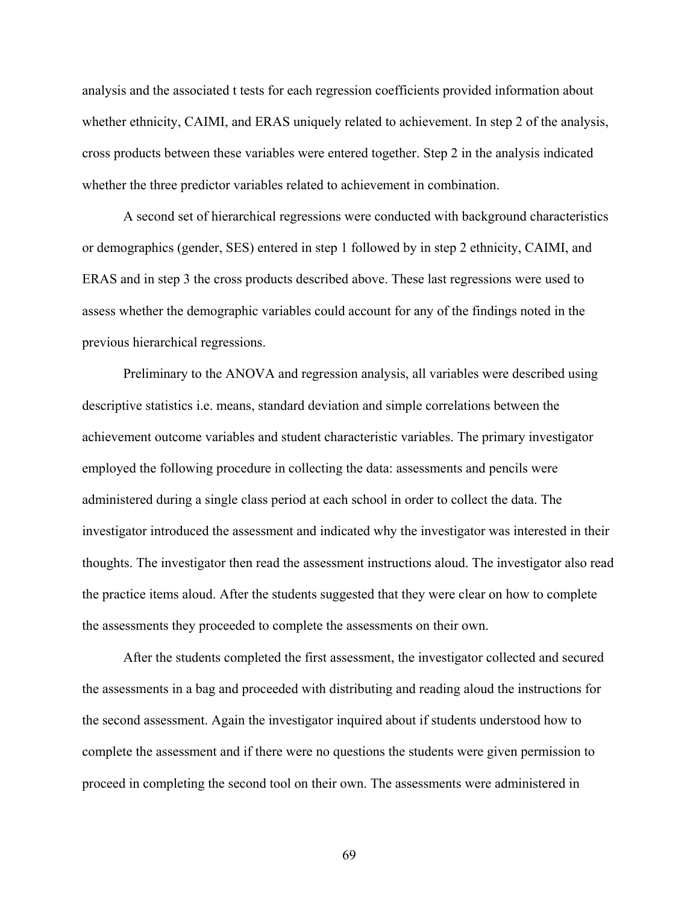analysis and the associated t tests for each regression coefficients provided information about whether ethnicity, CAIMI, and ERAS uniquely related to achievement. In step 2 of the analysis, cross products between these variables were entered together. Step 2 in the analysis indicated whether the three predictor variables related to achievement in combination.

A second set of hierarchical regressions were conducted with background characteristics or demographics (gender, SES) entered in step 1 followed by in step 2 ethnicity, CAIMI, and ERAS and in step 3 the cross products described above. These last regressions were used to assess whether the demographic variables could account for any of the findings noted in the previous hierarchical regressions.

Preliminary to the ANOVA and regression analysis, all variables were described using descriptive statistics i.e. means, standard deviation and simple correlations between the achievement outcome variables and student characteristic variables. The primary investigator employed the following procedure in collecting the data: assessments and pencils were administered during a single class period at each school in order to collect the data. The investigator introduced the assessment and indicated why the investigator was interested in their thoughts. The investigator then read the assessment instructions aloud. The investigator also read the practice items aloud. After the students suggested that they were clear on how to complete the assessments they proceeded to complete the assessments on their own.

After the students completed the first assessment, the investigator collected and secured the assessments in a bag and proceeded with distributing and reading aloud the instructions for the second assessment. Again the investigator inquired about if students understood how to complete the assessment and if there were no questions the students were given permission to proceed in completing the second tool on their own. The assessments were administered in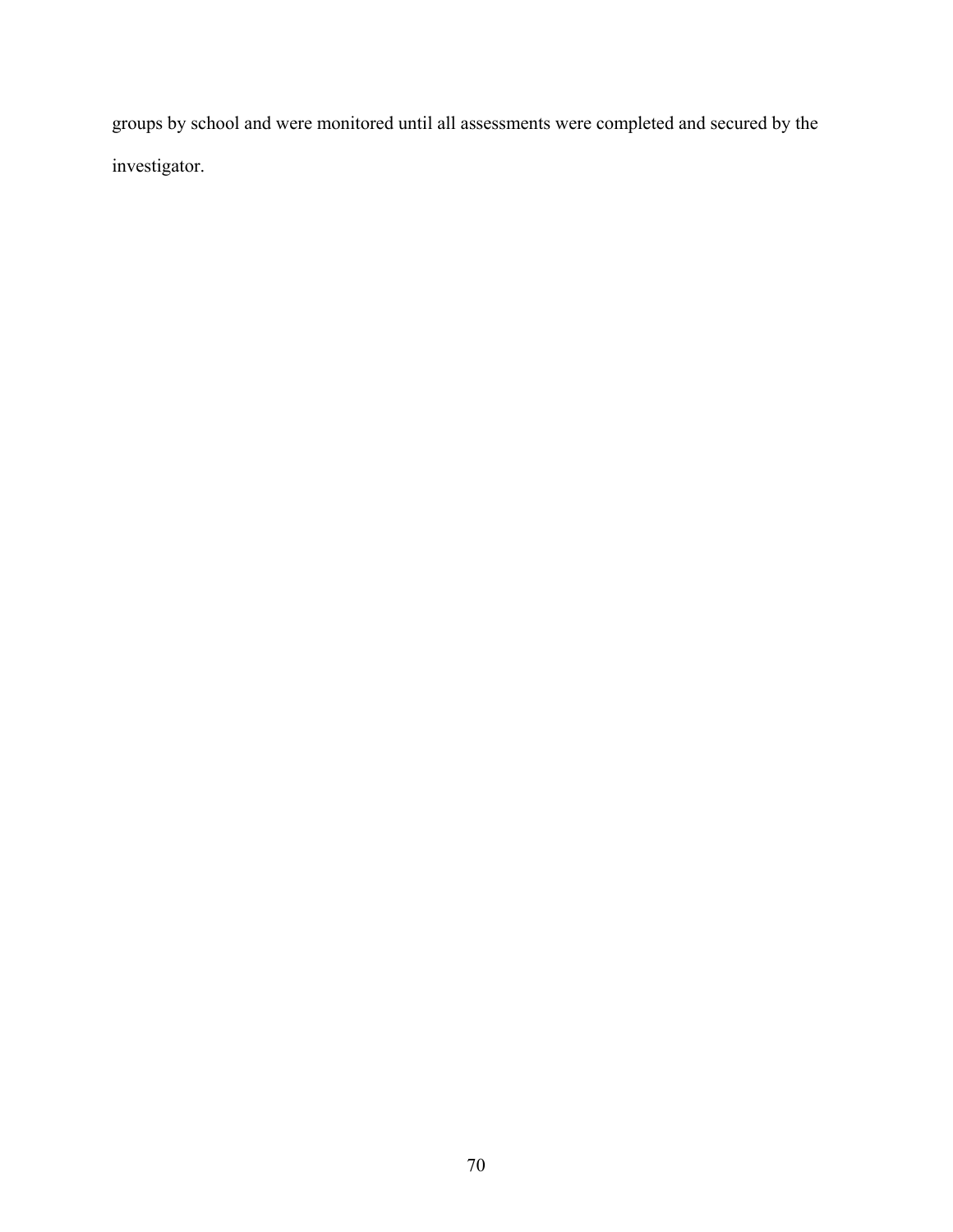groups by school and were monitored until all assessments were completed and secured by the investigator.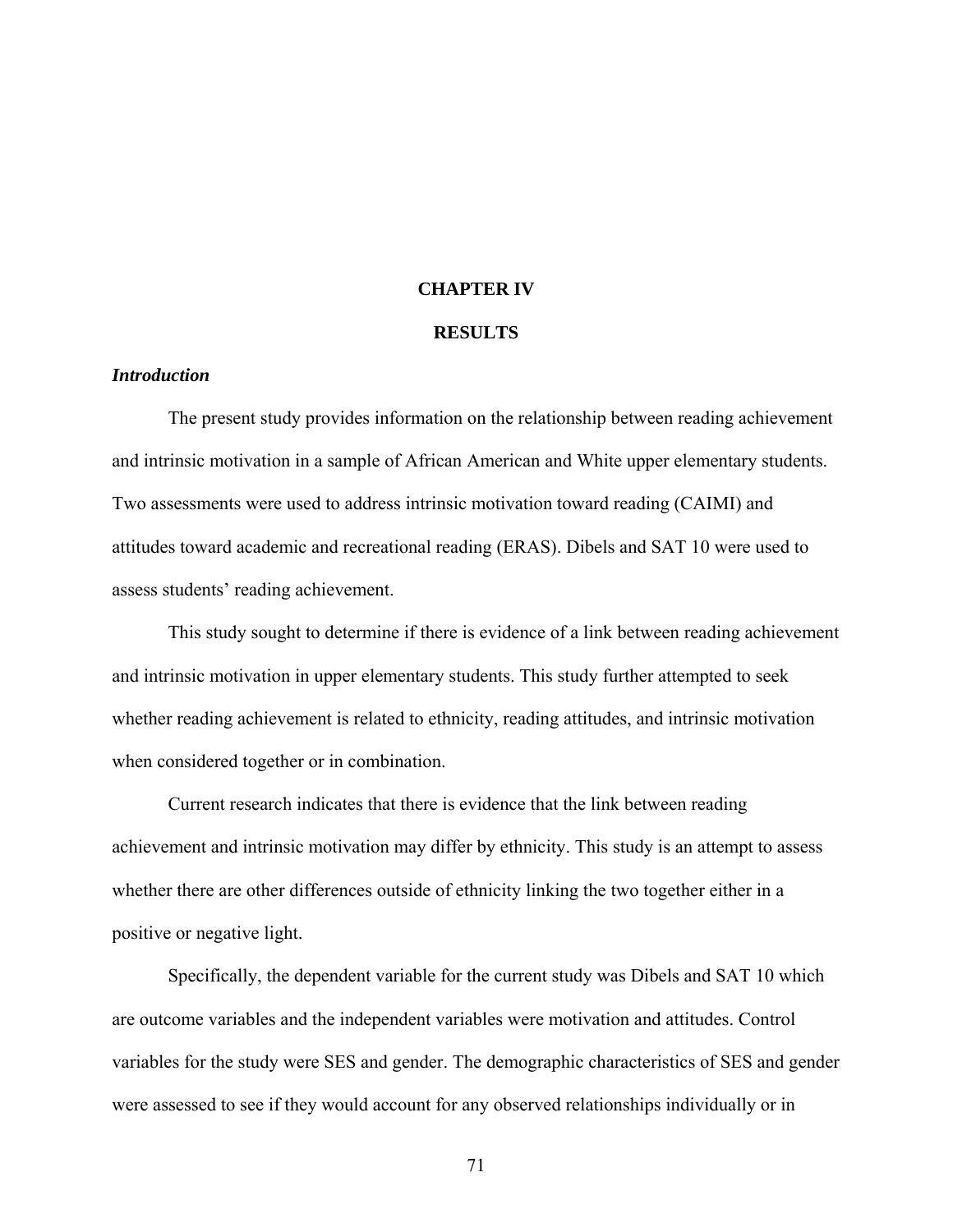# CHAPTER IV

# RESULTS

### *Introduction*

The present study provides information on the relationship between reading achievement and intrinsic motivation in a sample of African American and White upper elementary students. Two assessments were used to address intrinsic motivation toward reading (CAIMI) and attitudes toward academic and recreational reading (ERAS). Dibels and SAT 10 were used to assess students' reading achievement.

This study sought to determine if there is evidence of a link between reading achievement and intrinsic motivation in upper elementary students. This study further attempted to seek whether reading achievement is related to ethnicity, reading attitudes, and intrinsic motivation when considered together or in combination.

Current research indicates that there is evidence that the link between reading achievement and intrinsic motivation may differ by ethnicity. This study is an attempt to assess whether there are other differences outside of ethnicity linking the two together either in a positive or negative light.

Specifically, the dependent variable for the current study was Dibels and SAT 10 which are outcome variables and the independent variables were motivation and attitudes. Control variables for the study were SES and gender. The demographic characteristics of SES and gender were assessed to see if they would account for any observed relationships individually or in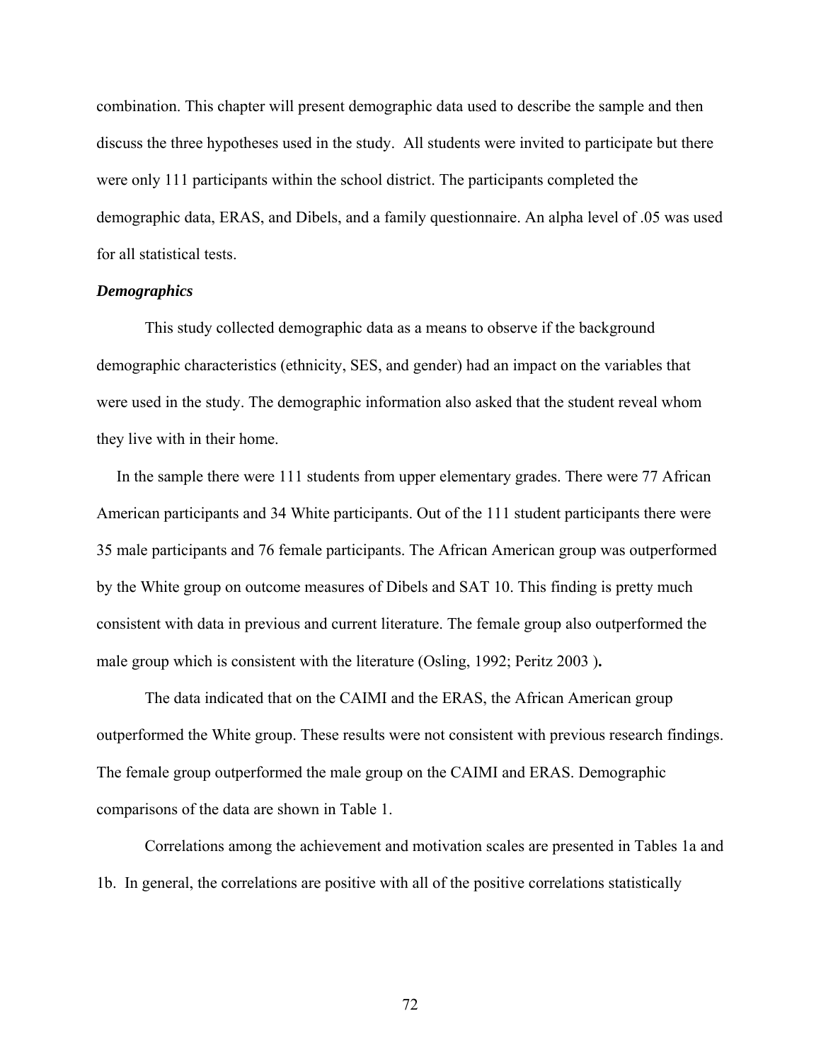combination. This chapter will present demographic data used to describe the sample and then discuss the three hypotheses used in the study. All students were invited to participate but there were only 111 participants within the school district. The participants completed the demographic data, ERAS, and Dibels, and a family questionnaire. An alpha level of .05 was used for all statistical tests.

***Demographics***

This study collected demographic data as a means to observe if the background demographic characteristics (ethnicity, SES, and gender) had an impact on the variables that were used in the study. The demographic information also asked that the student reveal whom they live with in their home.

In the sample there were 111 students from upper elementary grades. There were 77 African American participants and 34 White participants. Out of the 111 student participants there were 35 male participants and 76 female participants. The African American group was outperformed by the White group on outcome measures of Dibels and SAT 10. This finding is pretty much consistent with data in previous and current literature. The female group also outperformed the male group which is consistent with the literature (Osling, 1992; Peritz 2003 )**.**

The data indicated that on the CAIMI and the ERAS, the African American group outperformed the White group. These results were not consistent with previous research findings. The female group outperformed the male group on the CAIMI and ERAS. Demographic comparisons of the data are shown in Table 1.

Correlations among the achievement and motivation scales are presented in Tables 1a and 1b. In general, the correlations are positive with all of the positive correlations statistically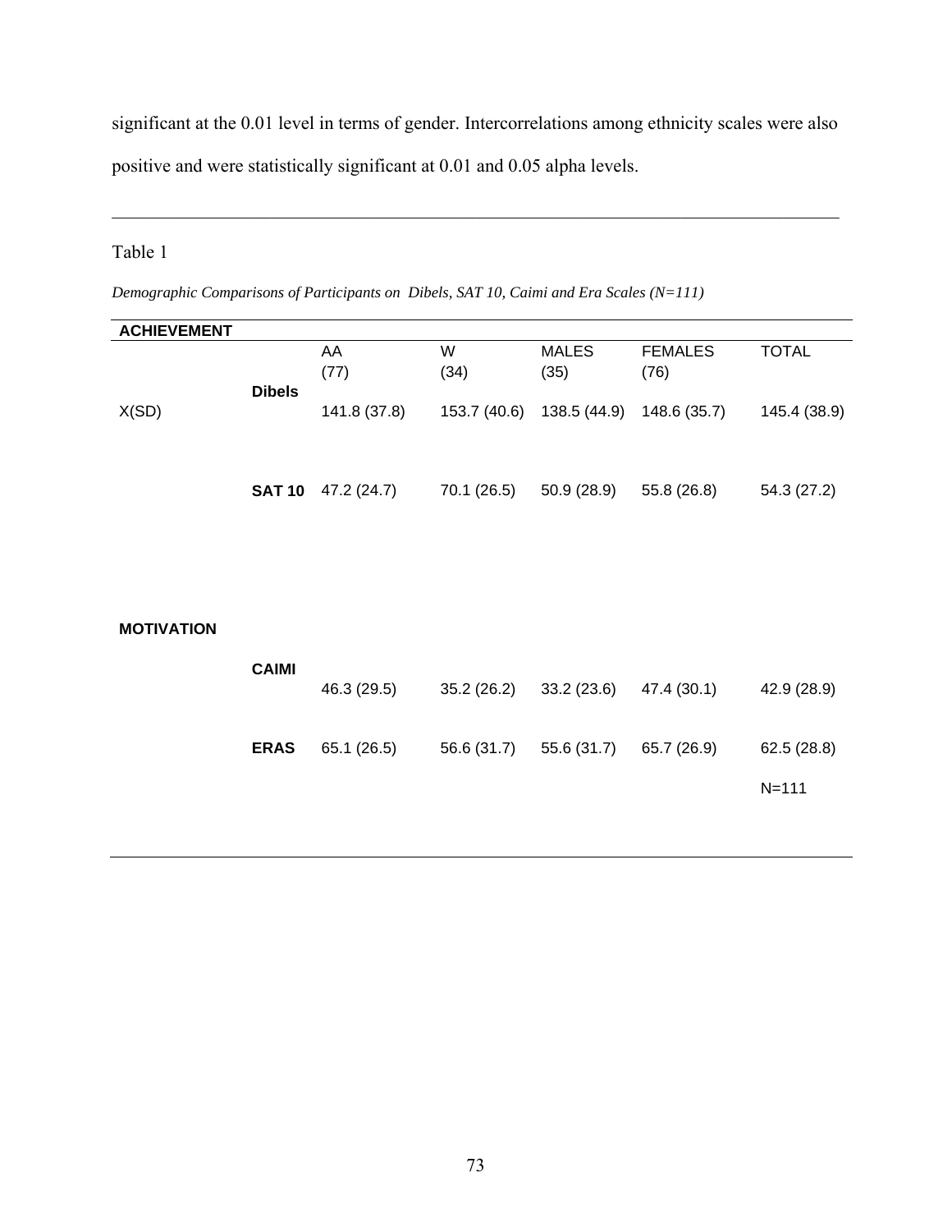significant at the 0.01 level in terms of gender. Intercorrelations among ethnicity scales were also positive and were statistically significant at 0.01 and 0.05 alpha levels.

Table 1

*Demographic Comparisons of Participants on Dibels, SAT 10, Caimi and Era Scales (N=111)*

| **ACHIEVEMENT** | | | | | | |
|---|---|---|---|---|---|---|
| | | AA (77) | W (34) | MALES (35) | FEMALES (76) | TOTAL |
| X(SD) | **Dibels** | 141.8 (37.8) | 153.7 (40.6) | 138.5 (44.9) | 148.6 (35.7) | 145.4 (38.9) |
| | **SAT 10** | 47.2 (24.7) | 70.1 (26.5) | 50.9 (28.9) | 55.8 (26.8) | 54.3 (27.2) |
| **MOTIVATION** | | | | | | |
| | **CAIMI** | 46.3 (29.5) | 35.2 (26.2) | 33.2 (23.6) | 47.4 (30.1) | 42.9 (28.9) |
| | **ERAS** | 65.1 (26.5) | 56.6 (31.7) | 55.6 (31.7) | 65.7 (26.9) | 62.5 (28.8) |
| | | | | | | N=111 |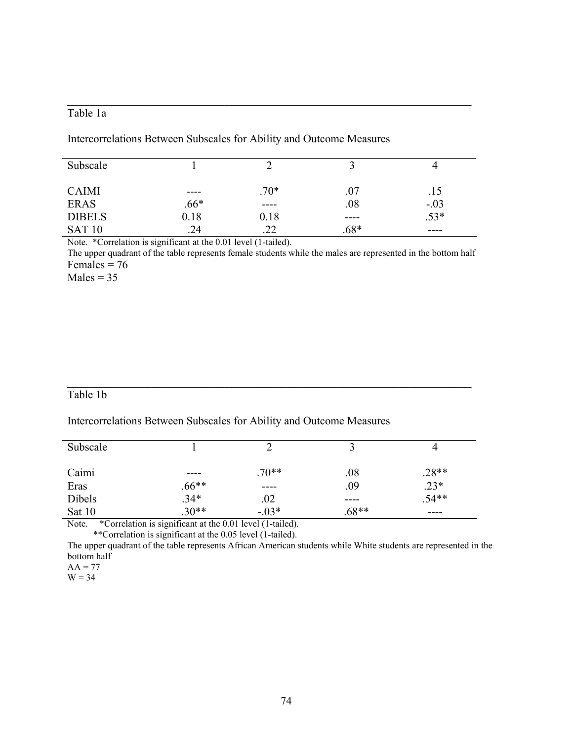Table 1a

Intercorrelations Between Subscales for Ability and Outcome Measures

| Subscale | 1 | 2 | 3 | 4 |
|---|---|---|---|---|
| CAIMI | ---- | .70* | .07 | .15 |
| ERAS | .66* | ---- | .08 | -.03 |
| DIBELS | 0.18 | 0.18 | ---- | .53* |
| SAT 10 | .24 | .22 | .68* | ---- |

Note. *Correlation is significant at the 0.01 level (1-tailed).
The upper quadrant of the table represents female students while the males are represented in the bottom half
Females = 76
Males = 35

Table 1b

Intercorrelations Between Subscales for Ability and Outcome Measures

| Subscale | 1 | 2 | 3 | 4 |
|---|---|---|---|---|
| Caimi | ---- | .70** | .08 | .28** |
| Eras | .66** | ---- | .09 | .23* |
| Dibels | .34* | .02 | ---- | .54** |
| Sat 10 | .30** | -.03* | .68** | ---- |

Note. *Correlation is significant at the 0.01 level (1-tailed).
**Correlation is significant at the 0.05 level (1-tailed).
The upper quadrant of the table represents African American students while White students are represented in the bottom half
AA = 77
W = 34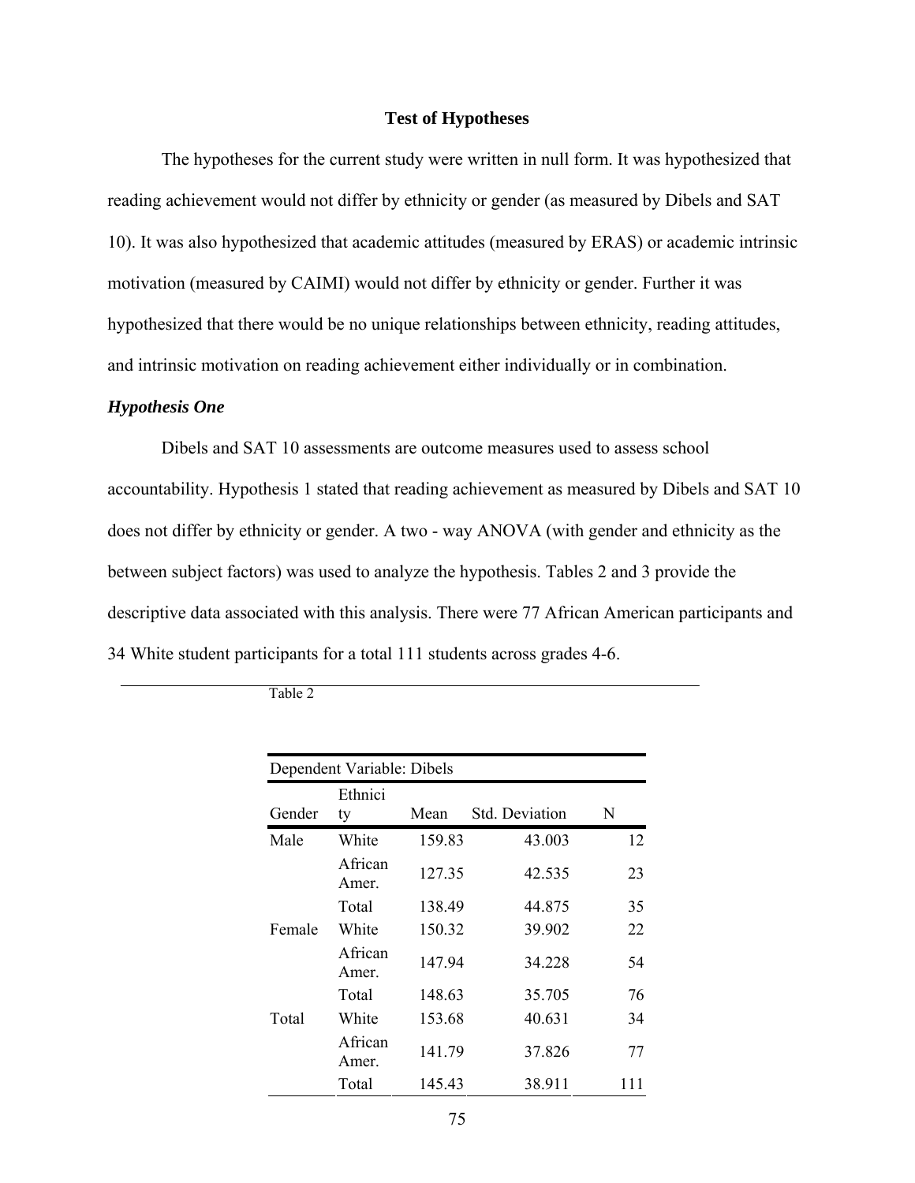**Test of Hypotheses**

The hypotheses for the current study were written in null form. It was hypothesized that reading achievement would not differ by ethnicity or gender (as measured by Dibels and SAT 10). It was also hypothesized that academic attitudes (measured by ERAS) or academic intrinsic motivation (measured by CAIMI) would not differ by ethnicity or gender. Further it was hypothesized that there would be no unique relationships between ethnicity, reading attitudes, and intrinsic motivation on reading achievement either individually or in combination.

### *Hypothesis One*

Dibels and SAT 10 assessments are outcome measures used to assess school accountability. Hypothesis 1 stated that reading achievement as measured by Dibels and SAT 10 does not differ by ethnicity or gender. A two - way ANOVA (with gender and ethnicity as the between subject factors) was used to analyze the hypothesis. Tables 2 and 3 provide the descriptive data associated with this analysis. There were 77 African American participants and 34 White student participants for a total 111 students across grades 4-6.

Table 2

Dependent Variable: Dibels

| Gender | Ethnicity | Mean | Std. Deviation | N |
|---|---|---|---|---|
| Male | White | 159.83 | 43.003 | 12 |
| | African Amer. | 127.35 | 42.535 | 23 |
| | Total | 138.49 | 44.875 | 35 |
| Female | White | 150.32 | 39.902 | 22 |
| | African Amer. | 147.94 | 34.228 | 54 |
| | Total | 148.63 | 35.705 | 76 |
| Total | White | 153.68 | 40.631 | 34 |
| | African Amer. | 141.79 | 37.826 | 77 |
| | Total | 145.43 | 38.911 | 111 |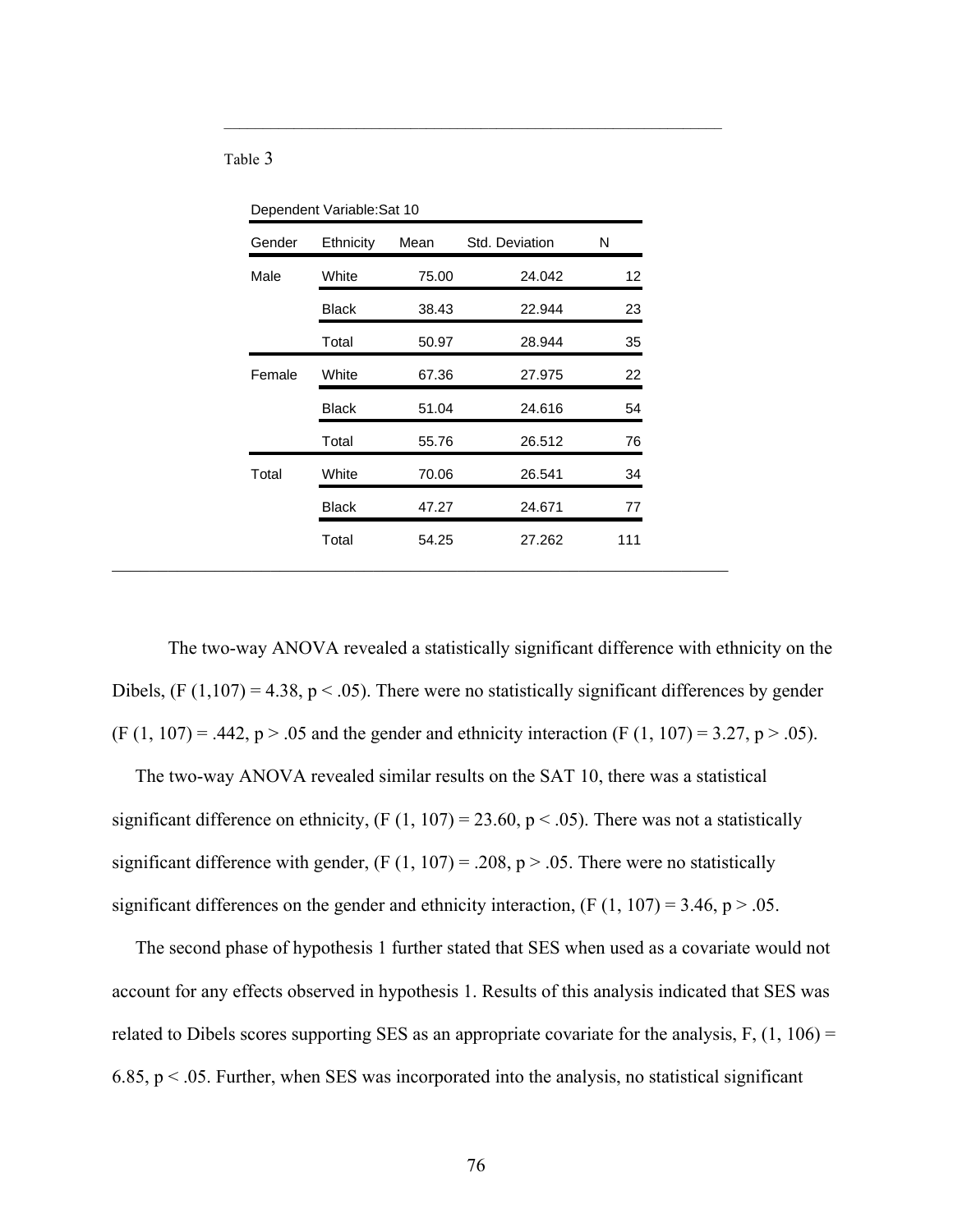Table 3

Dependent Variable:Sat 10

| Gender | Ethnicity | Mean | Std. Deviation | N |
|---|---|---|---|---|
| Male | White | 75.00 | 24.042 | 12 |
| | Black | 38.43 | 22.944 | 23 |
| | Total | 50.97 | 28.944 | 35 |
| Female | White | 67.36 | 27.975 | 22 |
| | Black | 51.04 | 24.616 | 54 |
| | Total | 55.76 | 26.512 | 76 |
| Total | White | 70.06 | 26.541 | 34 |
| | Black | 47.27 | 24.671 | 77 |
| | Total | 54.25 | 27.262 | 111 |

The two-way ANOVA revealed a statistically significant difference with ethnicity on the Dibels, ($F$ (1,107) = 4.38, $p < .05$). There were no statistically significant differences by gender ($F$ (1, 107) = .442, $p > .05$ and the gender and ethnicity interaction ($F$ (1, 107) = 3.27, $p > .05$).

The two-way ANOVA revealed similar results on the SAT 10, there was a statistical significant difference on ethnicity, ($F$ (1, 107) = 23.60, $p < .05$). There was not a statistically significant difference with gender, ($F$ (1, 107) = .208, $p > .05$. There were no statistically significant differences on the gender and ethnicity interaction, ($F$ (1, 107) = 3.46, $p > .05$.

The second phase of hypothesis 1 further stated that SES when used as a covariate would not account for any effects observed in hypothesis 1. Results of this analysis indicated that SES was related to Dibels scores supporting SES as an appropriate covariate for the analysis, $F$, (1, 106) = 6.85, $p < .05$. Further, when SES was incorporated into the analysis, no statistical significant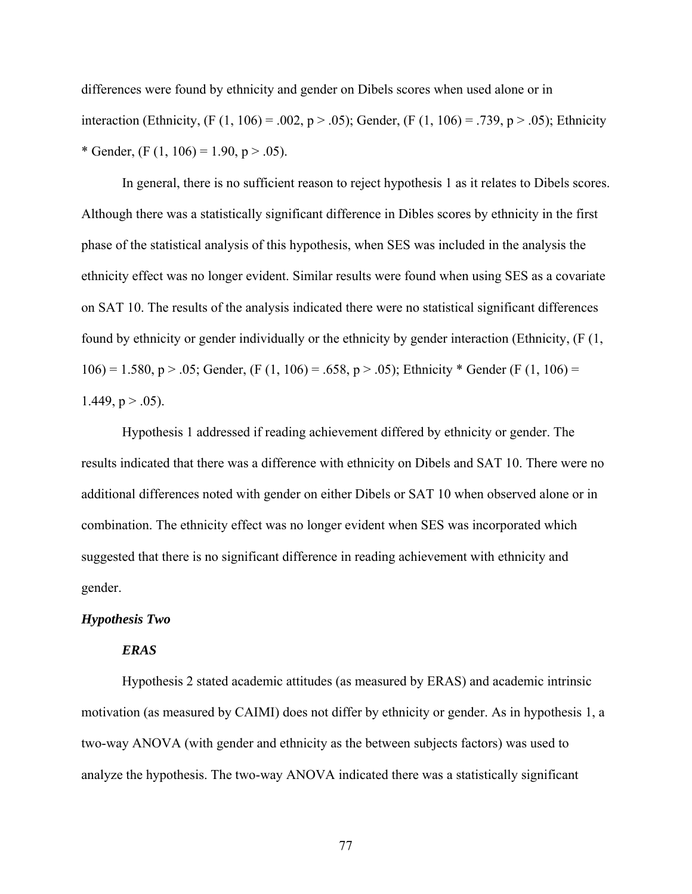differences were found by ethnicity and gender on Dibels scores when used alone or in interaction (Ethnicity, ($F(1, 106) = .002$, $p > .05$); Gender, ($F(1, 106) = .739$, $p > .05$); Ethnicity * Gender, ($F(1, 106) = 1.90$, $p > .05$).

In general, there is no sufficient reason to reject hypothesis 1 as it relates to Dibels scores. Although there was a statistically significant difference in Dibles scores by ethnicity in the first phase of the statistical analysis of this hypothesis, when SES was included in the analysis the ethnicity effect was no longer evident. Similar results were found when using SES as a covariate on SAT 10. The results of the analysis indicated there were no statistical significant differences found by ethnicity or gender individually or the ethnicity by gender interaction (Ethnicity, ($F(1, 106) = 1.580$, $p > .05$; Gender, ($F(1, 106) = .658$, $p > .05$); Ethnicity * Gender ($F(1, 106) = 1.449$, $p > .05$).

Hypothesis 1 addressed if reading achievement differed by ethnicity or gender. The results indicated that there was a difference with ethnicity on Dibels and SAT 10. There were no additional differences noted with gender on either Dibels or SAT 10 when observed alone or in combination. The ethnicity effect was no longer evident when SES was incorporated which suggested that there is no significant difference in reading achievement with ethnicity and gender.

### *Hypothesis Two*

#### *ERAS*

Hypothesis 2 stated academic attitudes (as measured by ERAS) and academic intrinsic motivation (as measured by CAIMI) does not differ by ethnicity or gender. As in hypothesis 1, a two-way ANOVA (with gender and ethnicity as the between subjects factors) was used to analyze the hypothesis. The two-way ANOVA indicated there was a statistically significant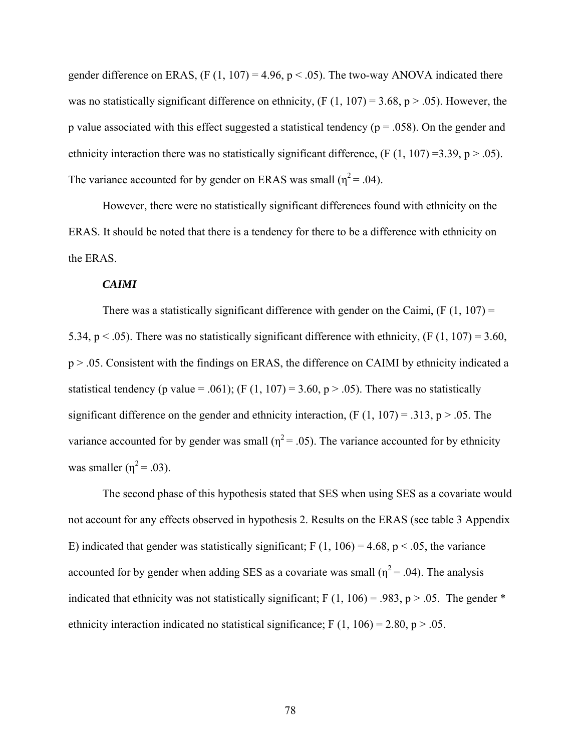gender difference on ERAS, ($F(1, 107) = 4.96$, $p < .05$). The two-way ANOVA indicated there was no statistically significant difference on ethnicity, ($F(1, 107) = 3.68$, $p > .05$). However, the p value associated with this effect suggested a statistical tendency ($p = .058$). On the gender and ethnicity interaction there was no statistically significant difference, ($F(1, 107) = 3.39$, $p > .05$). The variance accounted for by gender on ERAS was small ($\eta^2 = .04$).

However, there were no statistically significant differences found with ethnicity on the ERAS. It should be noted that there is a tendency for there to be a difference with ethnicity on the ERAS.

***CAIMI***

There was a statistically significant difference with gender on the Caimi, ($F(1, 107) = 5.34$, $p < .05$). There was no statistically significant difference with ethnicity, ($F(1, 107) = 3.60$, $p > .05$. Consistent with the findings on ERAS, the difference on CAIMI by ethnicity indicated a statistical tendency (p value = .061); ($F(1, 107) = 3.60$, $p > .05$). There was no statistically significant difference on the gender and ethnicity interaction, ($F(1, 107) = .313$, $p > .05$. The variance accounted for by gender was small ($\eta^2 = .05$). The variance accounted for by ethnicity was smaller ($\eta^2 = .03$).

The second phase of this hypothesis stated that SES when using SES as a covariate would not account for any effects observed in hypothesis 2. Results on the ERAS (see table 3 Appendix E) indicated that gender was statistically significant; $F(1, 106) = 4.68$, $p < .05$, the variance accounted for by gender when adding SES as a covariate was small ($\eta^2 = .04$). The analysis indicated that ethnicity was not statistically significant; $F(1, 106) = .983$, $p > .05$. The gender * ethnicity interaction indicated no statistical significance; $F(1, 106) = 2.80$, $p > .05$.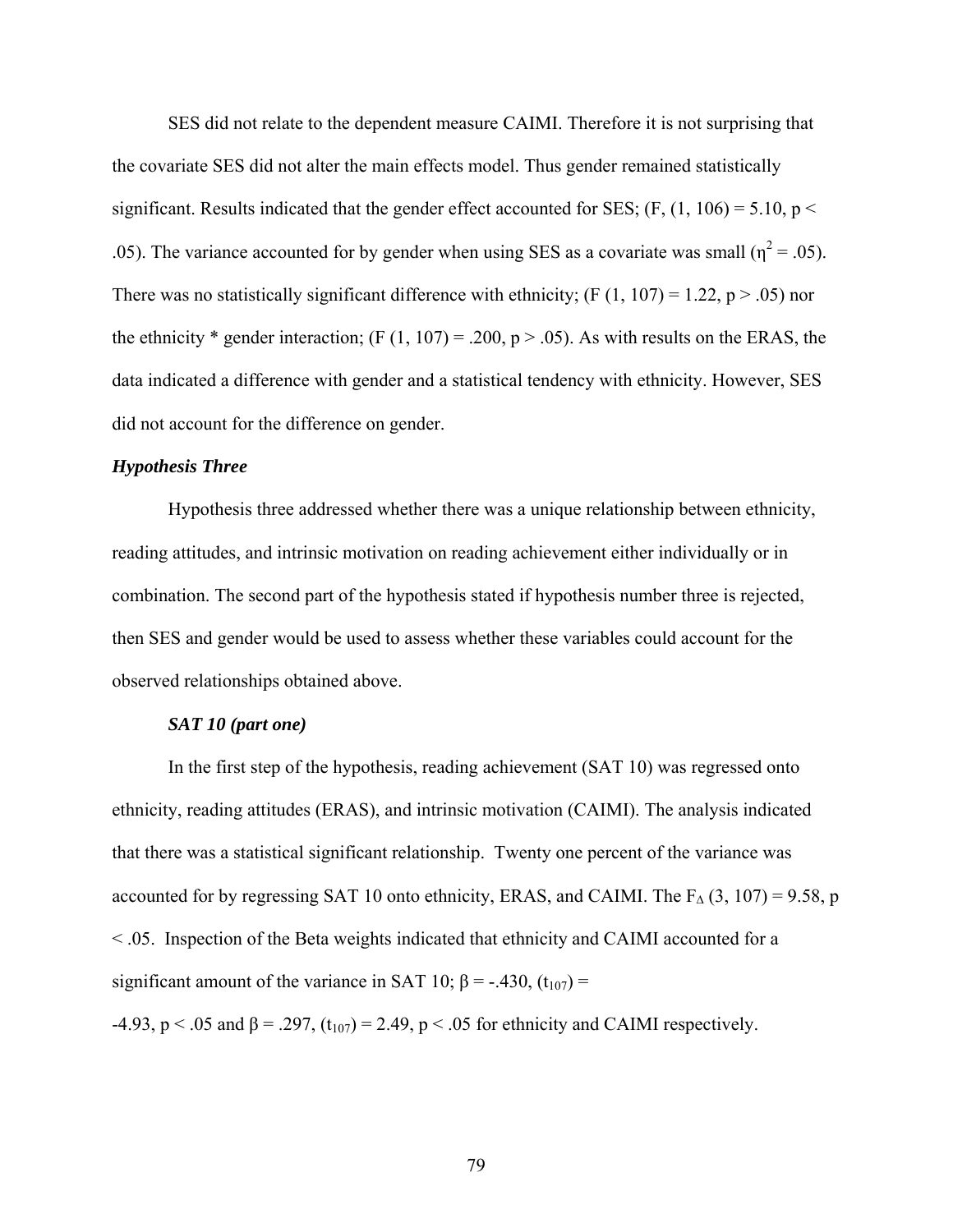SES did not relate to the dependent measure CAIMI. Therefore it is not surprising that the covariate SES did not alter the main effects model. Thus gender remained statistically significant. Results indicated that the gender effect accounted for SES; ($F$, $(1, 106) = 5.10$, $p < .05$). The variance accounted for by gender when using SES as a covariate was small ($\eta^2 = .05$). There was no statistically significant difference with ethnicity; ($F\ (1, 107) = 1.22$, $p > .05$) nor the ethnicity * gender interaction; ($F\ (1, 107) = .200$, $p > .05$). As with results on the ERAS, the data indicated a difference with gender and a statistical tendency with ethnicity. However, SES did not account for the difference on gender.

### *Hypothesis Three*

Hypothesis three addressed whether there was a unique relationship between ethnicity, reading attitudes, and intrinsic motivation on reading achievement either individually or in combination. The second part of the hypothesis stated if hypothesis number three is rejected, then SES and gender would be used to assess whether these variables could account for the observed relationships obtained above.

#### *SAT 10 (part one)*

In the first step of the hypothesis, reading achievement (SAT 10) was regressed onto ethnicity, reading attitudes (ERAS), and intrinsic motivation (CAIMI). The analysis indicated that there was a statistical significant relationship. Twenty one percent of the variance was accounted for by regressing SAT 10 onto ethnicity, ERAS, and CAIMI. The $F_{\Delta}\ (3, 107) = 9.58$, $p < .05$. Inspection of the Beta weights indicated that ethnicity and CAIMI accounted for a significant amount of the variance in SAT 10; $\beta = -.430$, $(t_{107}) = -4.93$, $p < .05$ and $\beta = .297$, $(t_{107}) = 2.49$, $p < .05$ for ethnicity and CAIMI respectively.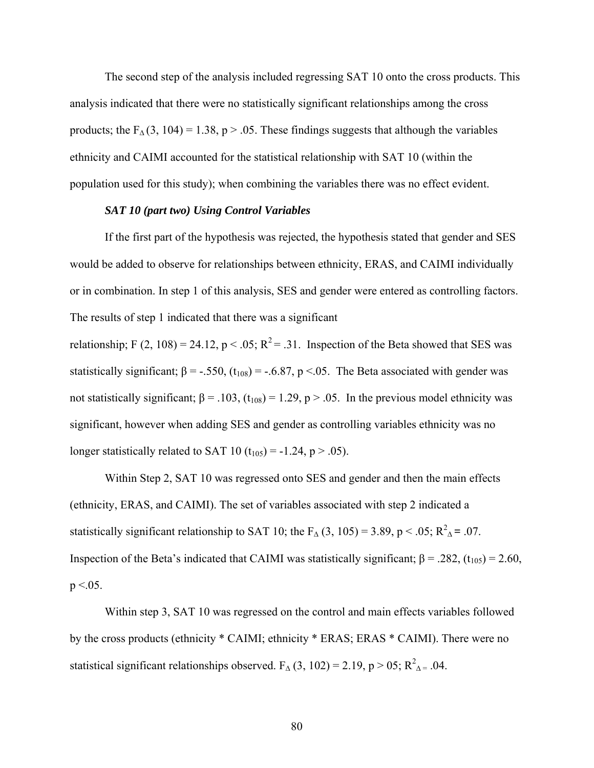The second step of the analysis included regressing SAT 10 onto the cross products. This analysis indicated that there were no statistically significant relationships among the cross products; the $F_{\Delta}$ (3, 104) = 1.38, $p > .05$. These findings suggests that although the variables ethnicity and CAIMI accounted for the statistical relationship with SAT 10 (within the population used for this study); when combining the variables there was no effect evident.

***SAT 10 (part two) Using Control Variables***

If the first part of the hypothesis was rejected, the hypothesis stated that gender and SES would be added to observe for relationships between ethnicity, ERAS, and CAIMI individually or in combination. In step 1 of this analysis, SES and gender were entered as controlling factors. The results of step 1 indicated that there was a significant

relationship; F (2, 108) = 24.12, $p < .05$; $R^2 = .31$. Inspection of the Beta showed that SES was statistically significant; $\beta = -.550$, ($t_{108}$) = -.6.87, $p <.05$. The Beta associated with gender was not statistically significant; $\beta = .103$, ($t_{108}$) = 1.29, $p > .05$. In the previous model ethnicity was significant, however when adding SES and gender as controlling variables ethnicity was no longer statistically related to SAT 10 ($t_{105}$) = -1.24, $p > .05$).

Within Step 2, SAT 10 was regressed onto SES and gender and then the main effects (ethnicity, ERAS, and CAIMI). The set of variables associated with step 2 indicated a statistically significant relationship to SAT 10; the $F_{\Delta}$ (3, 105) = 3.89, $p < .05$; $R^2_{\Delta} = .07$. Inspection of the Beta's indicated that CAIMI was statistically significant; $\beta = .282$, ($t_{105}$) = 2.60, $p <.05$.

Within step 3, SAT 10 was regressed on the control and main effects variables followed by the cross products (ethnicity * CAIMI; ethnicity * ERAS; ERAS * CAIMI). There were no statistical significant relationships observed. $F_{\Delta}$ (3, 102) = 2.19, $p > 05$; $R^2_{\Delta =}$ .04.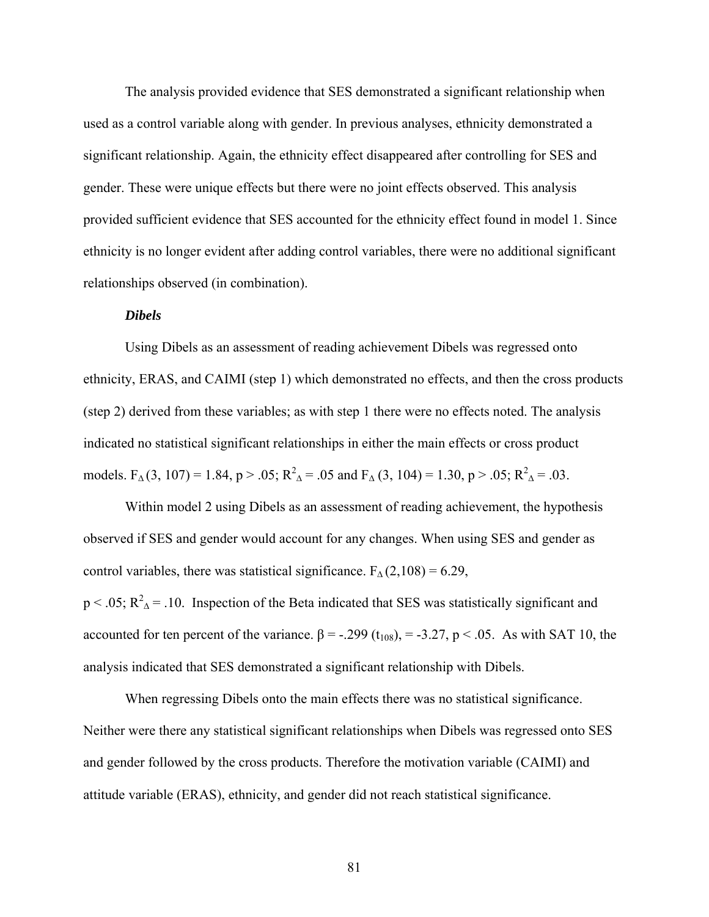The analysis provided evidence that SES demonstrated a significant relationship when used as a control variable along with gender. In previous analyses, ethnicity demonstrated a significant relationship. Again, the ethnicity effect disappeared after controlling for SES and gender. These were unique effects but there were no joint effects observed. This analysis provided sufficient evidence that SES accounted for the ethnicity effect found in model 1. Since ethnicity is no longer evident after adding control variables, there were no additional significant relationships observed (in combination).

***Dibels***

Using Dibels as an assessment of reading achievement Dibels was regressed onto ethnicity, ERAS, and CAIMI (step 1) which demonstrated no effects, and then the cross products (step 2) derived from these variables; as with step 1 there were no effects noted. The analysis indicated no statistical significant relationships in either the main effects or cross product models. $F_{\Delta}(3, 107) = 1.84$, $p > .05$; $R^2_{\Delta} = .05$ and $F_{\Delta}(3, 104) = 1.30$, $p > .05$; $R^2_{\Delta} = .03$.

Within model 2 using Dibels as an assessment of reading achievement, the hypothesis observed if SES and gender would account for any changes. When using SES and gender as control variables, there was statistical significance. $F_{\Delta}(2,108) = 6.29$, $p < .05$; $R^2_{\Delta} = .10$. Inspection of the Beta indicated that SES was statistically significant and accounted for ten percent of the variance. $\beta = -.299$ $(t_{108})$, $= -3.27$, $p < .05$. As with SAT 10, the analysis indicated that SES demonstrated a significant relationship with Dibels.

When regressing Dibels onto the main effects there was no statistical significance. Neither were there any statistical significant relationships when Dibels was regressed onto SES and gender followed by the cross products. Therefore the motivation variable (CAIMI) and attitude variable (ERAS), ethnicity, and gender did not reach statistical significance.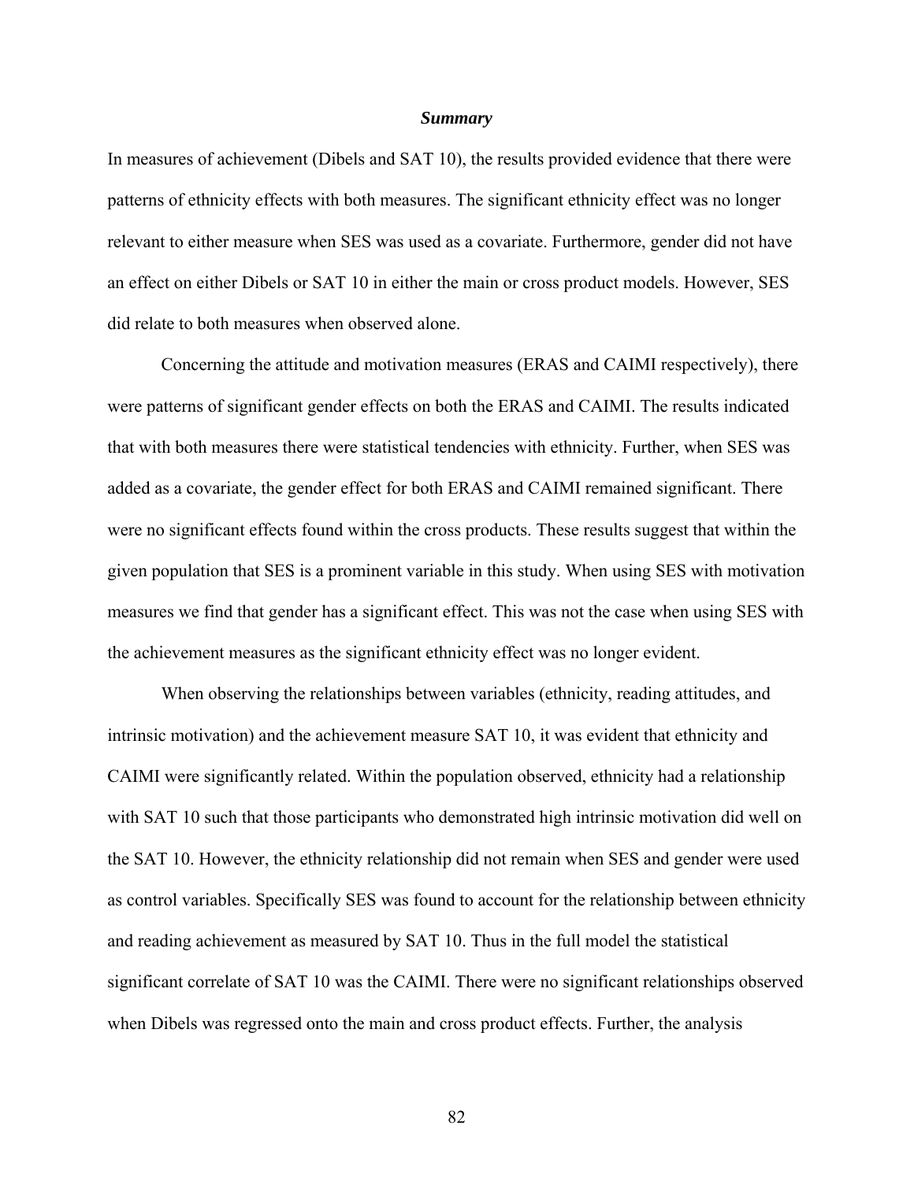### *Summary*

In measures of achievement (Dibels and SAT 10), the results provided evidence that there were patterns of ethnicity effects with both measures. The significant ethnicity effect was no longer relevant to either measure when SES was used as a covariate. Furthermore, gender did not have an effect on either Dibels or SAT 10 in either the main or cross product models. However, SES did relate to both measures when observed alone.

Concerning the attitude and motivation measures (ERAS and CAIMI respectively), there were patterns of significant gender effects on both the ERAS and CAIMI. The results indicated that with both measures there were statistical tendencies with ethnicity. Further, when SES was added as a covariate, the gender effect for both ERAS and CAIMI remained significant. There were no significant effects found within the cross products. These results suggest that within the given population that SES is a prominent variable in this study. When using SES with motivation measures we find that gender has a significant effect. This was not the case when using SES with the achievement measures as the significant ethnicity effect was no longer evident.

When observing the relationships between variables (ethnicity, reading attitudes, and intrinsic motivation) and the achievement measure SAT 10, it was evident that ethnicity and CAIMI were significantly related. Within the population observed, ethnicity had a relationship with SAT 10 such that those participants who demonstrated high intrinsic motivation did well on the SAT 10. However, the ethnicity relationship did not remain when SES and gender were used as control variables. Specifically SES was found to account for the relationship between ethnicity and reading achievement as measured by SAT 10. Thus in the full model the statistical significant correlate of SAT 10 was the CAIMI. There were no significant relationships observed when Dibels was regressed onto the main and cross product effects. Further, the analysis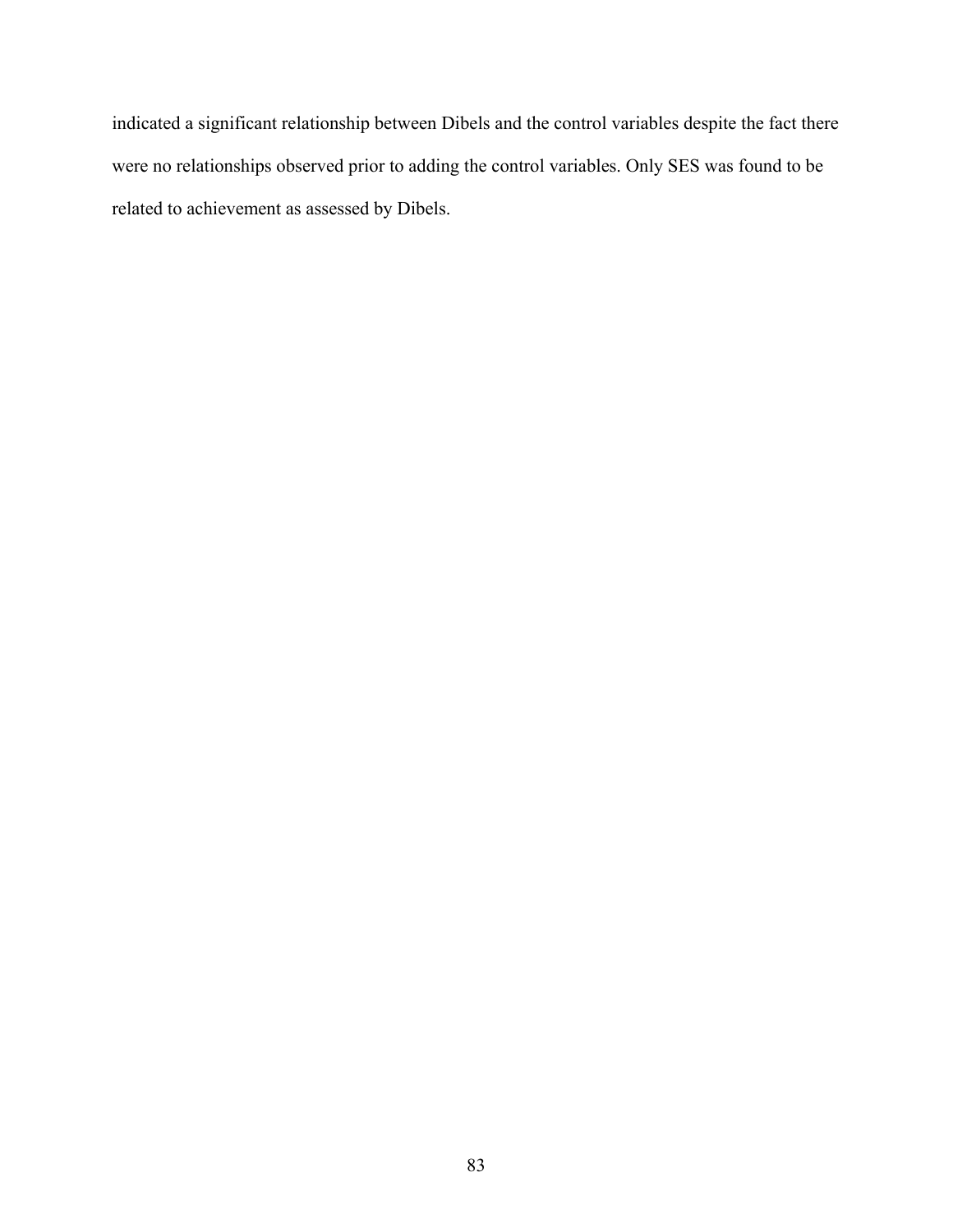indicated a significant relationship between Dibels and the control variables despite the fact there were no relationships observed prior to adding the control variables. Only SES was found to be related to achievement as assessed by Dibels.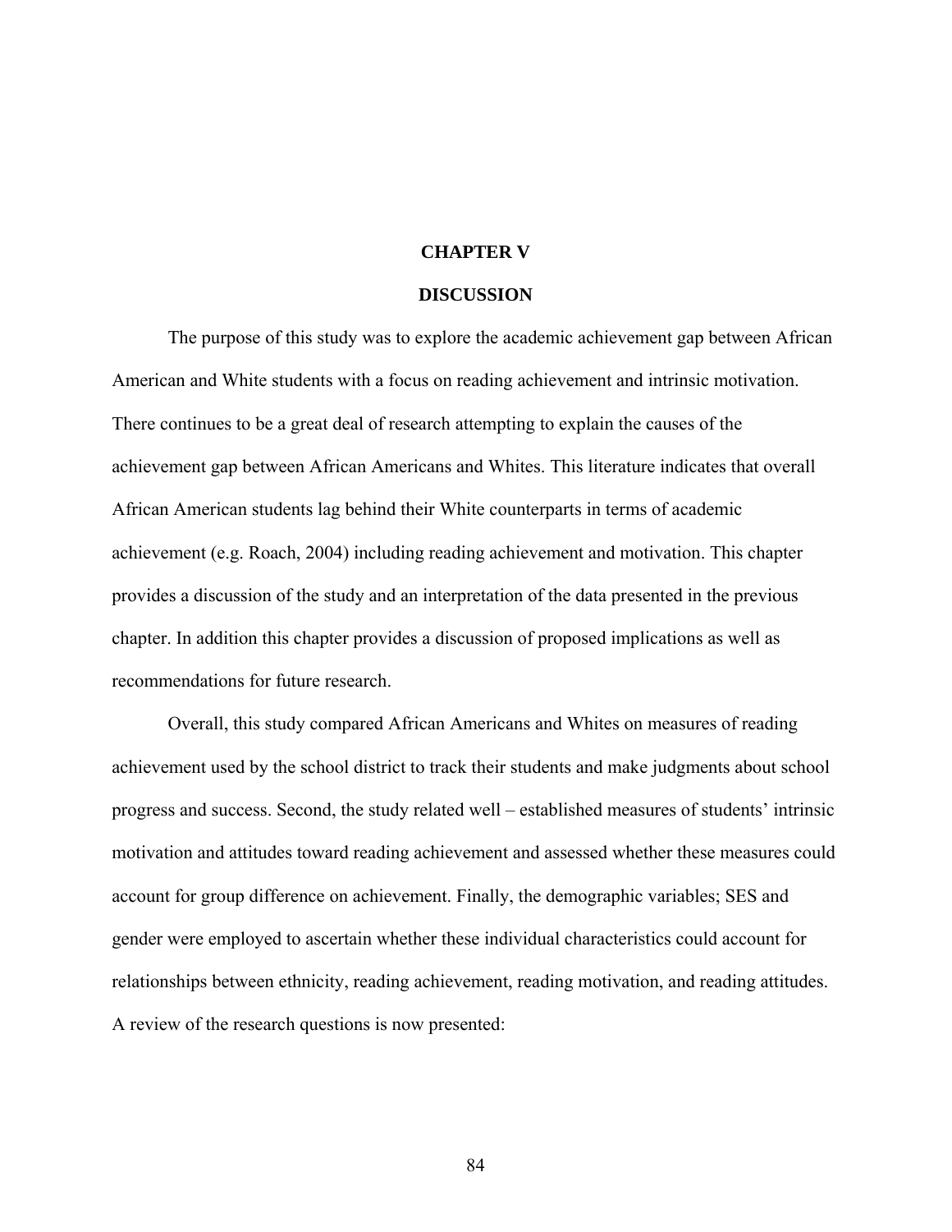# CHAPTER V

## DISCUSSION

The purpose of this study was to explore the academic achievement gap between African American and White students with a focus on reading achievement and intrinsic motivation. There continues to be a great deal of research attempting to explain the causes of the achievement gap between African Americans and Whites. This literature indicates that overall African American students lag behind their White counterparts in terms of academic achievement (e.g. Roach, 2004) including reading achievement and motivation. This chapter provides a discussion of the study and an interpretation of the data presented in the previous chapter. In addition this chapter provides a discussion of proposed implications as well as recommendations for future research.

Overall, this study compared African Americans and Whites on measures of reading achievement used by the school district to track their students and make judgments about school progress and success. Second, the study related well – established measures of students' intrinsic motivation and attitudes toward reading achievement and assessed whether these measures could account for group difference on achievement. Finally, the demographic variables; SES and gender were employed to ascertain whether these individual characteristics could account for relationships between ethnicity, reading achievement, reading motivation, and reading attitudes. A review of the research questions is now presented: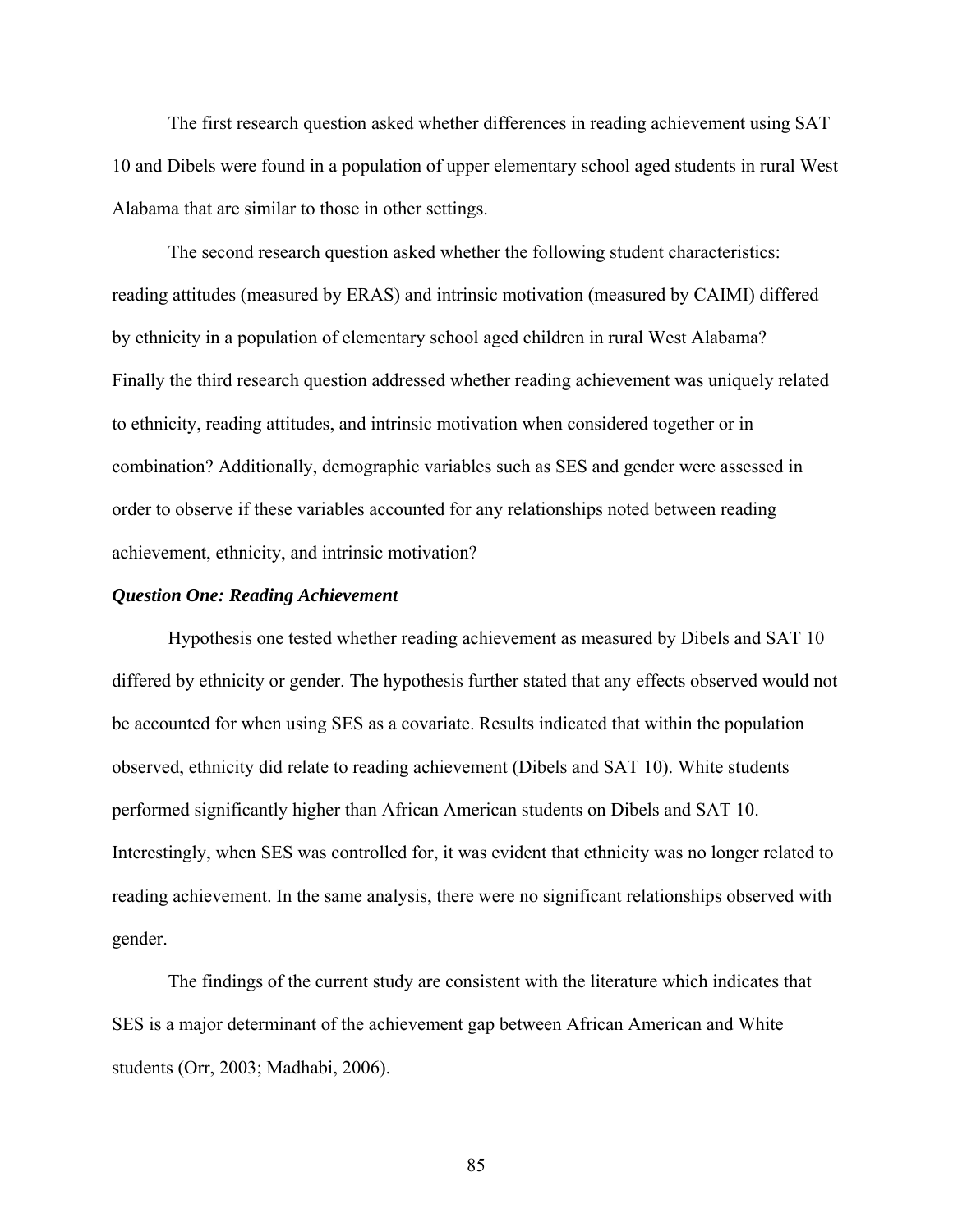The first research question asked whether differences in reading achievement using SAT 10 and Dibels were found in a population of upper elementary school aged students in rural West Alabama that are similar to those in other settings.

The second research question asked whether the following student characteristics: reading attitudes (measured by ERAS) and intrinsic motivation (measured by CAIMI) differed by ethnicity in a population of elementary school aged children in rural West Alabama? Finally the third research question addressed whether reading achievement was uniquely related to ethnicity, reading attitudes, and intrinsic motivation when considered together or in combination? Additionally, demographic variables such as SES and gender were assessed in order to observe if these variables accounted for any relationships noted between reading achievement, ethnicity, and intrinsic motivation?

### *Question One: Reading Achievement*

Hypothesis one tested whether reading achievement as measured by Dibels and SAT 10 differed by ethnicity or gender. The hypothesis further stated that any effects observed would not be accounted for when using SES as a covariate. Results indicated that within the population observed, ethnicity did relate to reading achievement (Dibels and SAT 10). White students performed significantly higher than African American students on Dibels and SAT 10. Interestingly, when SES was controlled for, it was evident that ethnicity was no longer related to reading achievement. In the same analysis, there were no significant relationships observed with gender.

The findings of the current study are consistent with the literature which indicates that SES is a major determinant of the achievement gap between African American and White students (Orr, 2003; Madhabi, 2006).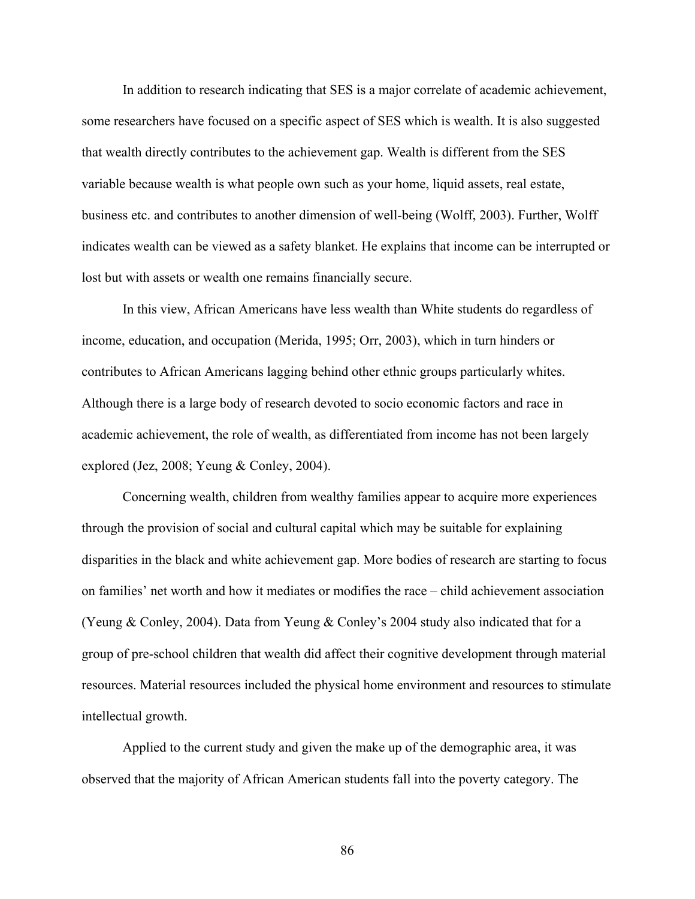In addition to research indicating that SES is a major correlate of academic achievement, some researchers have focused on a specific aspect of SES which is wealth. It is also suggested that wealth directly contributes to the achievement gap. Wealth is different from the SES variable because wealth is what people own such as your home, liquid assets, real estate, business etc. and contributes to another dimension of well-being (Wolff, 2003). Further, Wolff indicates wealth can be viewed as a safety blanket. He explains that income can be interrupted or lost but with assets or wealth one remains financially secure.

In this view, African Americans have less wealth than White students do regardless of income, education, and occupation (Merida, 1995; Orr, 2003), which in turn hinders or contributes to African Americans lagging behind other ethnic groups particularly whites. Although there is a large body of research devoted to socio economic factors and race in academic achievement, the role of wealth, as differentiated from income has not been largely explored (Jez, 2008; Yeung & Conley, 2004).

Concerning wealth, children from wealthy families appear to acquire more experiences through the provision of social and cultural capital which may be suitable for explaining disparities in the black and white achievement gap. More bodies of research are starting to focus on families' net worth and how it mediates or modifies the race – child achievement association (Yeung & Conley, 2004). Data from Yeung & Conley's 2004 study also indicated that for a group of pre-school children that wealth did affect their cognitive development through material resources. Material resources included the physical home environment and resources to stimulate intellectual growth.

Applied to the current study and given the make up of the demographic area, it was observed that the majority of African American students fall into the poverty category. The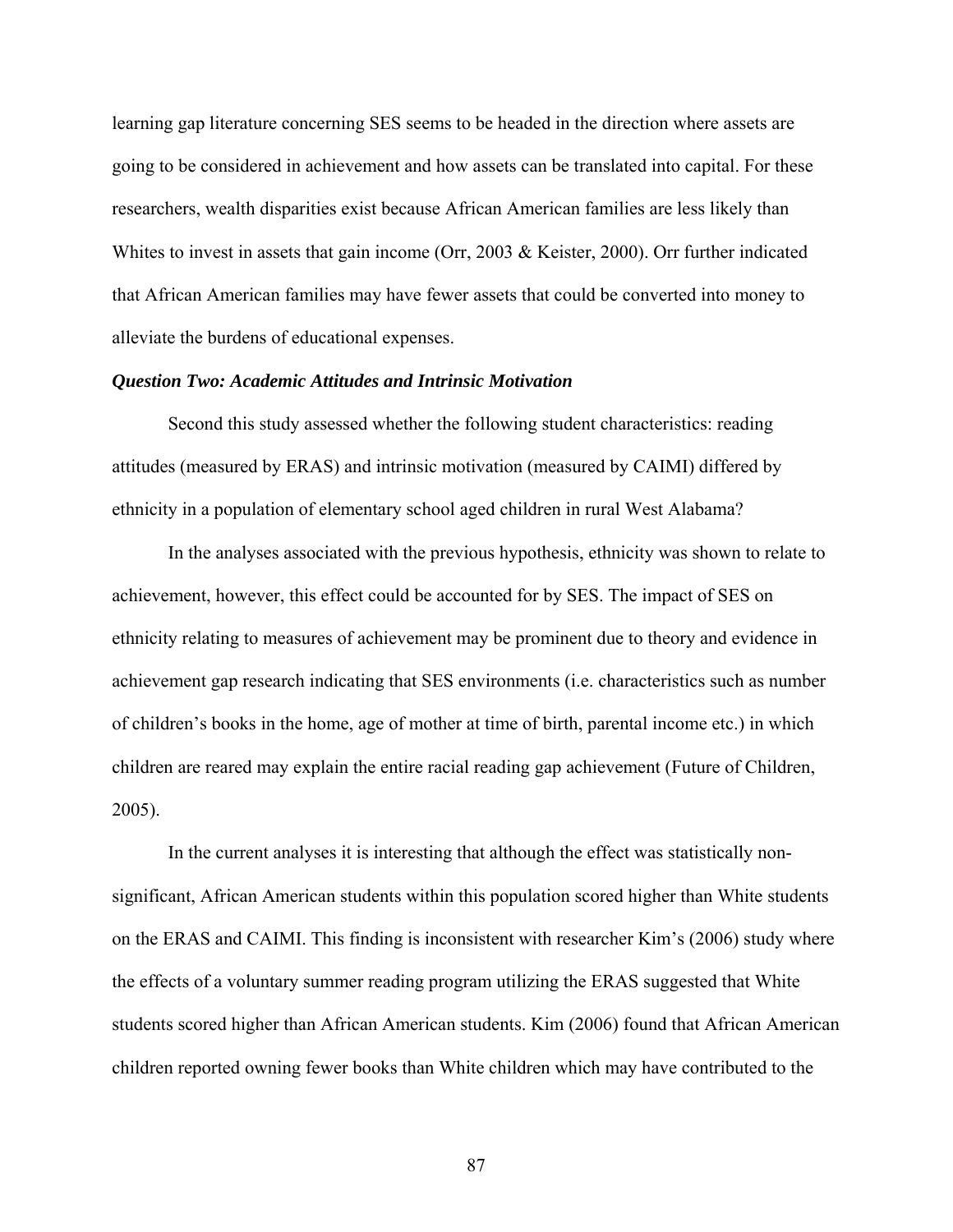learning gap literature concerning SES seems to be headed in the direction where assets are going to be considered in achievement and how assets can be translated into capital. For these researchers, wealth disparities exist because African American families are less likely than Whites to invest in assets that gain income (Orr, 2003 & Keister, 2000). Orr further indicated that African American families may have fewer assets that could be converted into money to alleviate the burdens of educational expenses.

***Question Two: Academic Attitudes and Intrinsic Motivation***

Second this study assessed whether the following student characteristics: reading attitudes (measured by ERAS) and intrinsic motivation (measured by CAIMI) differed by ethnicity in a population of elementary school aged children in rural West Alabama?

In the analyses associated with the previous hypothesis, ethnicity was shown to relate to achievement, however, this effect could be accounted for by SES. The impact of SES on ethnicity relating to measures of achievement may be prominent due to theory and evidence in achievement gap research indicating that SES environments (i.e. characteristics such as number of children's books in the home, age of mother at time of birth, parental income etc.) in which children are reared may explain the entire racial reading gap achievement (Future of Children, 2005).

In the current analyses it is interesting that although the effect was statistically non-significant, African American students within this population scored higher than White students on the ERAS and CAIMI. This finding is inconsistent with researcher Kim's (2006) study where the effects of a voluntary summer reading program utilizing the ERAS suggested that White students scored higher than African American students. Kim (2006) found that African American children reported owning fewer books than White children which may have contributed to the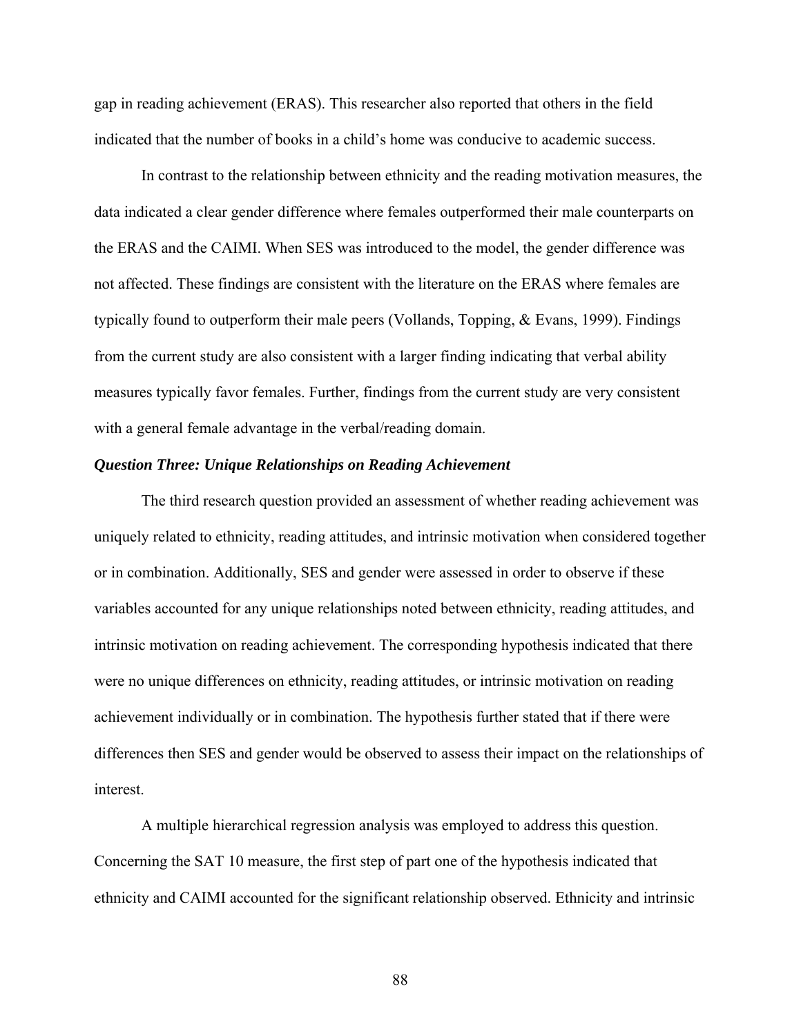gap in reading achievement (ERAS). This researcher also reported that others in the field indicated that the number of books in a child's home was conducive to academic success.

In contrast to the relationship between ethnicity and the reading motivation measures, the data indicated a clear gender difference where females outperformed their male counterparts on the ERAS and the CAIMI. When SES was introduced to the model, the gender difference was not affected. These findings are consistent with the literature on the ERAS where females are typically found to outperform their male peers (Vollands, Topping, & Evans, 1999). Findings from the current study are also consistent with a larger finding indicating that verbal ability measures typically favor females. Further, findings from the current study are very consistent with a general female advantage in the verbal/reading domain.

### ***Question Three: Unique Relationships on Reading Achievement***

The third research question provided an assessment of whether reading achievement was uniquely related to ethnicity, reading attitudes, and intrinsic motivation when considered together or in combination. Additionally, SES and gender were assessed in order to observe if these variables accounted for any unique relationships noted between ethnicity, reading attitudes, and intrinsic motivation on reading achievement. The corresponding hypothesis indicated that there were no unique differences on ethnicity, reading attitudes, or intrinsic motivation on reading achievement individually or in combination. The hypothesis further stated that if there were differences then SES and gender would be observed to assess their impact on the relationships of interest.

A multiple hierarchical regression analysis was employed to address this question. Concerning the SAT 10 measure, the first step of part one of the hypothesis indicated that ethnicity and CAIMI accounted for the significant relationship observed. Ethnicity and intrinsic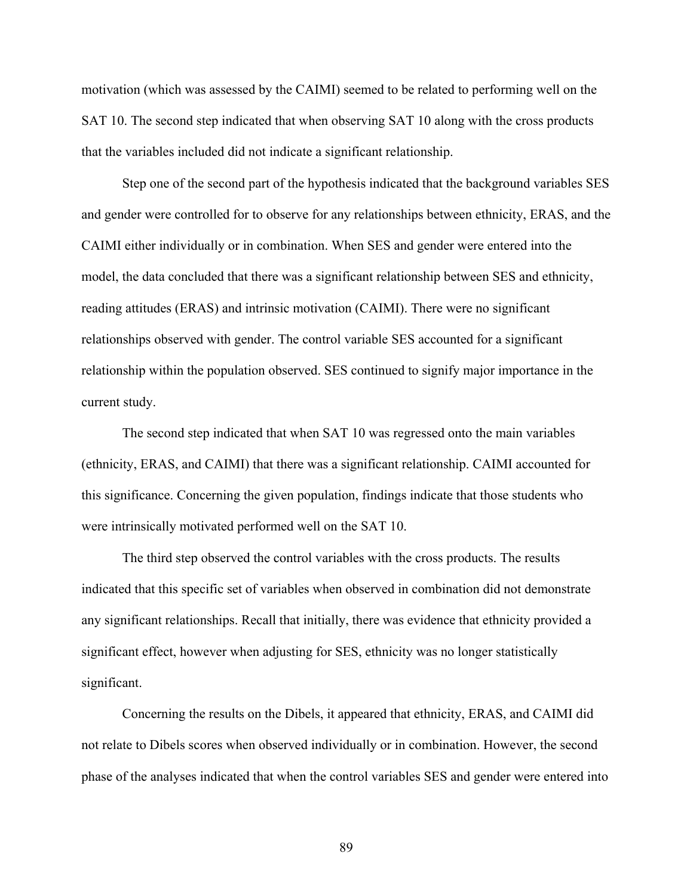motivation (which was assessed by the CAIMI) seemed to be related to performing well on the SAT 10. The second step indicated that when observing SAT 10 along with the cross products that the variables included did not indicate a significant relationship.

Step one of the second part of the hypothesis indicated that the background variables SES and gender were controlled for to observe for any relationships between ethnicity, ERAS, and the CAIMI either individually or in combination. When SES and gender were entered into the model, the data concluded that there was a significant relationship between SES and ethnicity, reading attitudes (ERAS) and intrinsic motivation (CAIMI). There were no significant relationships observed with gender. The control variable SES accounted for a significant relationship within the population observed. SES continued to signify major importance in the current study.

The second step indicated that when SAT 10 was regressed onto the main variables (ethnicity, ERAS, and CAIMI) that there was a significant relationship. CAIMI accounted for this significance. Concerning the given population, findings indicate that those students who were intrinsically motivated performed well on the SAT 10.

The third step observed the control variables with the cross products. The results indicated that this specific set of variables when observed in combination did not demonstrate any significant relationships. Recall that initially, there was evidence that ethnicity provided a significant effect, however when adjusting for SES, ethnicity was no longer statistically significant.

Concerning the results on the Dibels, it appeared that ethnicity, ERAS, and CAIMI did not relate to Dibels scores when observed individually or in combination. However, the second phase of the analyses indicated that when the control variables SES and gender were entered into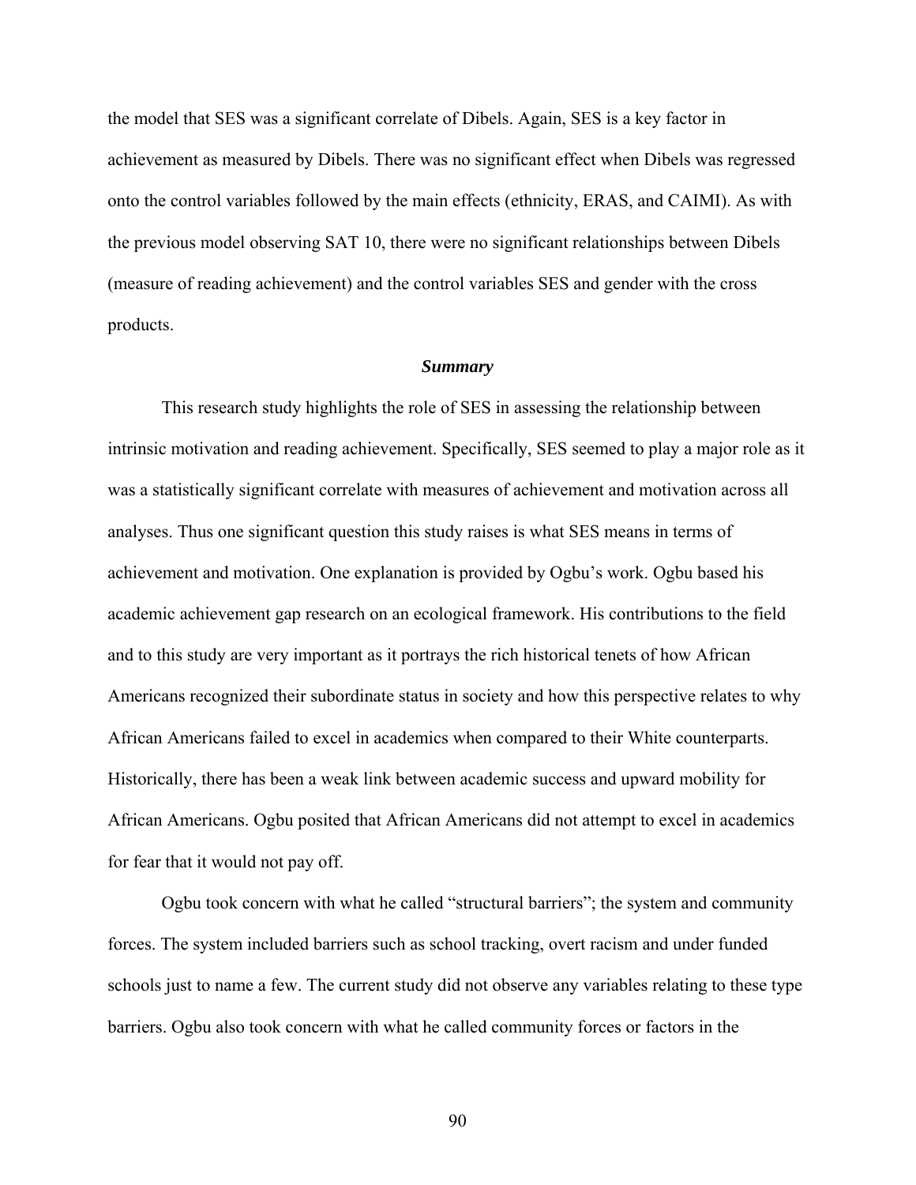the model that SES was a significant correlate of Dibels. Again, SES is a key factor in achievement as measured by Dibels. There was no significant effect when Dibels was regressed onto the control variables followed by the main effects (ethnicity, ERAS, and CAIMI). As with the previous model observing SAT 10, there were no significant relationships between Dibels (measure of reading achievement) and the control variables SES and gender with the cross products.

### ***Summary***

This research study highlights the role of SES in assessing the relationship between intrinsic motivation and reading achievement. Specifically, SES seemed to play a major role as it was a statistically significant correlate with measures of achievement and motivation across all analyses. Thus one significant question this study raises is what SES means in terms of achievement and motivation. One explanation is provided by Ogbu's work. Ogbu based his academic achievement gap research on an ecological framework. His contributions to the field and to this study are very important as it portrays the rich historical tenets of how African Americans recognized their subordinate status in society and how this perspective relates to why African Americans failed to excel in academics when compared to their White counterparts. Historically, there has been a weak link between academic success and upward mobility for African Americans. Ogbu posited that African Americans did not attempt to excel in academics for fear that it would not pay off.

Ogbu took concern with what he called "structural barriers"; the system and community forces. The system included barriers such as school tracking, overt racism and under funded schools just to name a few. The current study did not observe any variables relating to these type barriers. Ogbu also took concern with what he called community forces or factors in the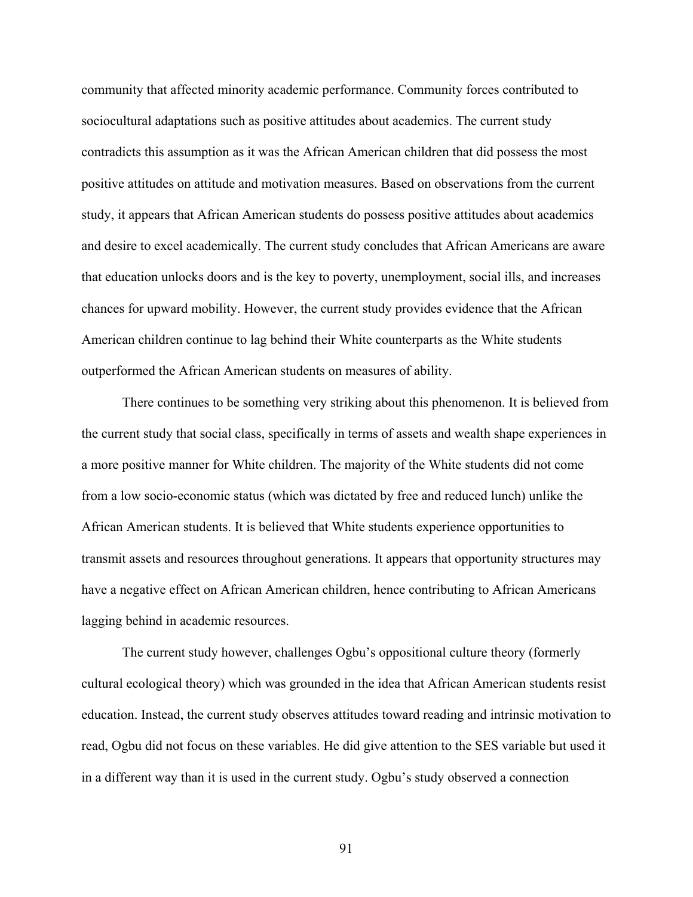community that affected minority academic performance. Community forces contributed to sociocultural adaptations such as positive attitudes about academics. The current study contradicts this assumption as it was the African American children that did possess the most positive attitudes on attitude and motivation measures. Based on observations from the current study, it appears that African American students do possess positive attitudes about academics and desire to excel academically. The current study concludes that African Americans are aware that education unlocks doors and is the key to poverty, unemployment, social ills, and increases chances for upward mobility. However, the current study provides evidence that the African American children continue to lag behind their White counterparts as the White students outperformed the African American students on measures of ability.

There continues to be something very striking about this phenomenon. It is believed from the current study that social class, specifically in terms of assets and wealth shape experiences in a more positive manner for White children. The majority of the White students did not come from a low socio-economic status (which was dictated by free and reduced lunch) unlike the African American students. It is believed that White students experience opportunities to transmit assets and resources throughout generations. It appears that opportunity structures may have a negative effect on African American children, hence contributing to African Americans lagging behind in academic resources.

The current study however, challenges Ogbu's oppositional culture theory (formerly cultural ecological theory) which was grounded in the idea that African American students resist education. Instead, the current study observes attitudes toward reading and intrinsic motivation to read, Ogbu did not focus on these variables. He did give attention to the SES variable but used it in a different way than it is used in the current study. Ogbu's study observed a connection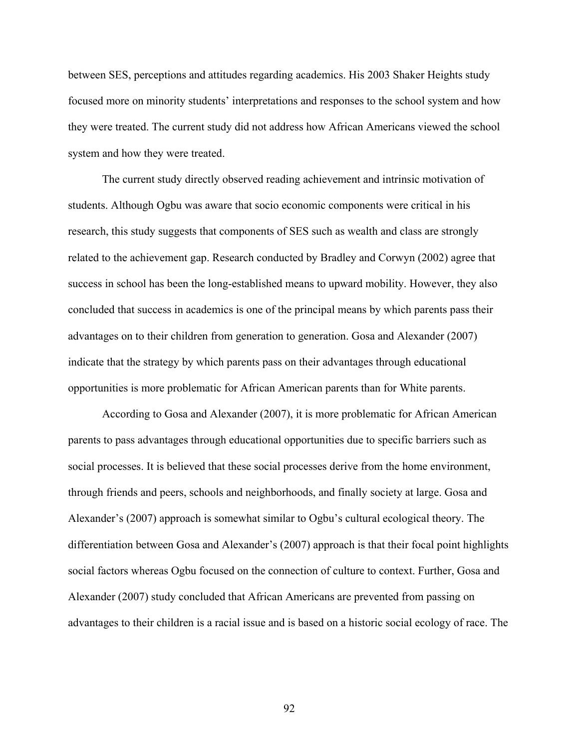between SES, perceptions and attitudes regarding academics. His 2003 Shaker Heights study focused more on minority students' interpretations and responses to the school system and how they were treated. The current study did not address how African Americans viewed the school system and how they were treated.

The current study directly observed reading achievement and intrinsic motivation of students. Although Ogbu was aware that socio economic components were critical in his research, this study suggests that components of SES such as wealth and class are strongly related to the achievement gap. Research conducted by Bradley and Corwyn (2002) agree that success in school has been the long-established means to upward mobility. However, they also concluded that success in academics is one of the principal means by which parents pass their advantages on to their children from generation to generation. Gosa and Alexander (2007) indicate that the strategy by which parents pass on their advantages through educational opportunities is more problematic for African American parents than for White parents.

According to Gosa and Alexander (2007), it is more problematic for African American parents to pass advantages through educational opportunities due to specific barriers such as social processes. It is believed that these social processes derive from the home environment, through friends and peers, schools and neighborhoods, and finally society at large. Gosa and Alexander's (2007) approach is somewhat similar to Ogbu's cultural ecological theory. The differentiation between Gosa and Alexander's (2007) approach is that their focal point highlights social factors whereas Ogbu focused on the connection of culture to context. Further, Gosa and Alexander (2007) study concluded that African Americans are prevented from passing on advantages to their children is a racial issue and is based on a historic social ecology of race. The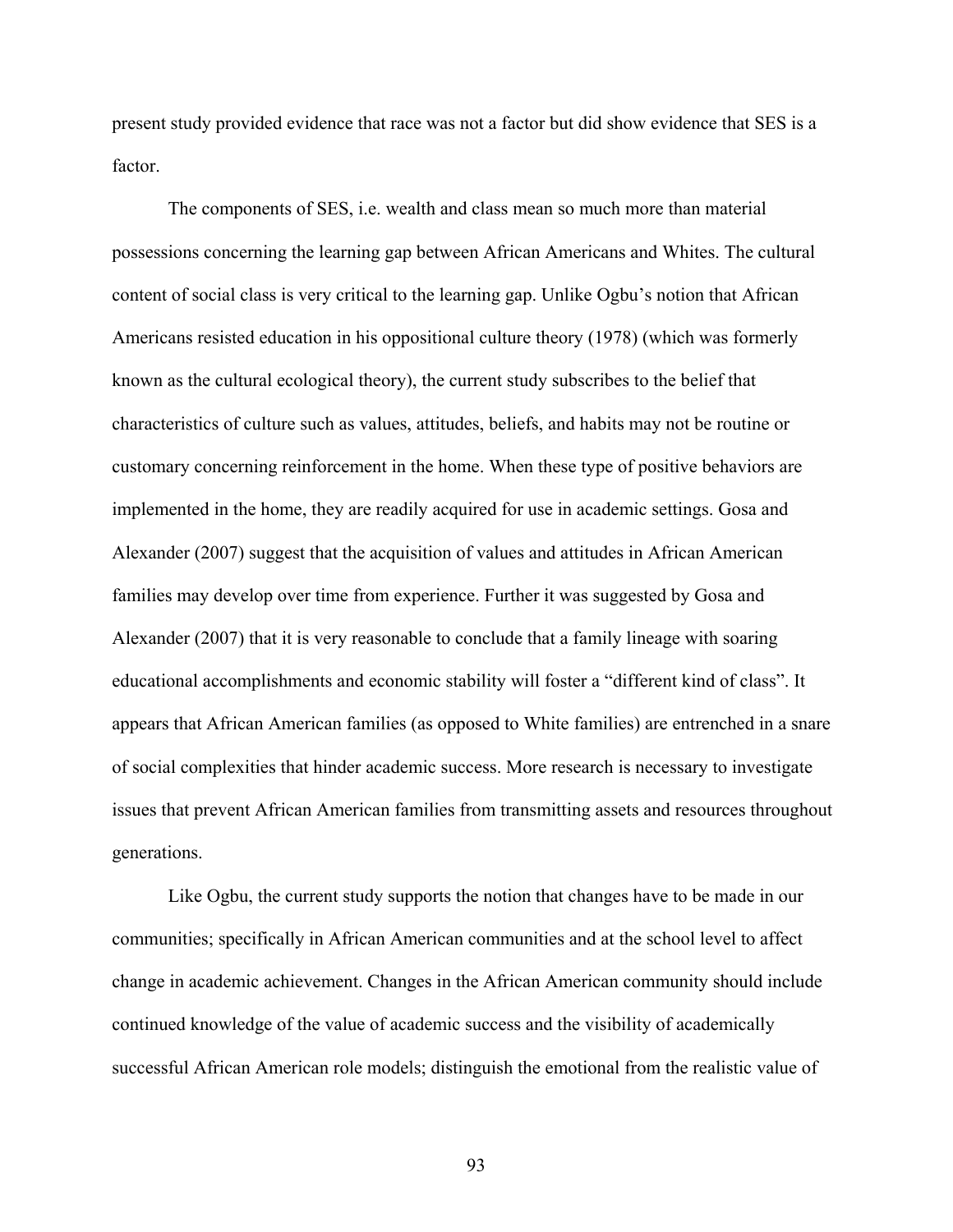present study provided evidence that race was not a factor but did show evidence that SES is a factor.

The components of SES, i.e. wealth and class mean so much more than material possessions concerning the learning gap between African Americans and Whites. The cultural content of social class is very critical to the learning gap. Unlike Ogbu's notion that African Americans resisted education in his oppositional culture theory (1978) (which was formerly known as the cultural ecological theory), the current study subscribes to the belief that characteristics of culture such as values, attitudes, beliefs, and habits may not be routine or customary concerning reinforcement in the home. When these type of positive behaviors are implemented in the home, they are readily acquired for use in academic settings. Gosa and Alexander (2007) suggest that the acquisition of values and attitudes in African American families may develop over time from experience. Further it was suggested by Gosa and Alexander (2007) that it is very reasonable to conclude that a family lineage with soaring educational accomplishments and economic stability will foster a "different kind of class". It appears that African American families (as opposed to White families) are entrenched in a snare of social complexities that hinder academic success. More research is necessary to investigate issues that prevent African American families from transmitting assets and resources throughout generations.

Like Ogbu, the current study supports the notion that changes have to be made in our communities; specifically in African American communities and at the school level to affect change in academic achievement. Changes in the African American community should include continued knowledge of the value of academic success and the visibility of academically successful African American role models; distinguish the emotional from the realistic value of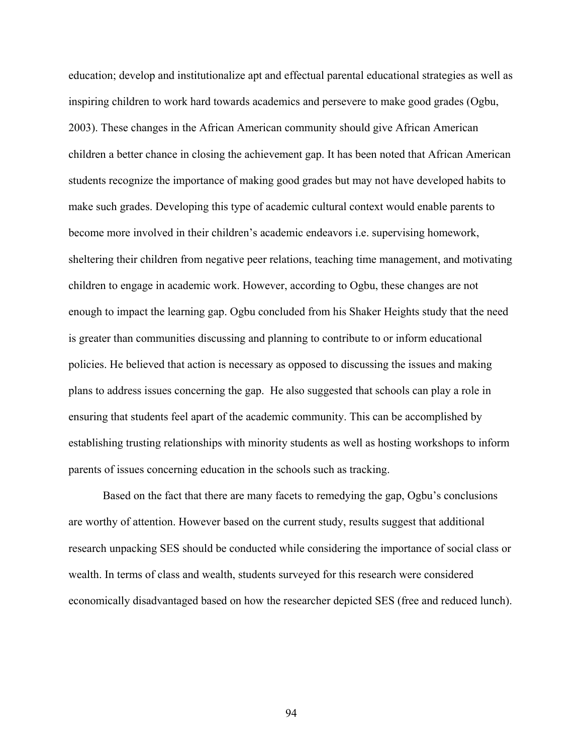education; develop and institutionalize apt and effectual parental educational strategies as well as inspiring children to work hard towards academics and persevere to make good grades (Ogbu, 2003). These changes in the African American community should give African American children a better chance in closing the achievement gap. It has been noted that African American students recognize the importance of making good grades but may not have developed habits to make such grades. Developing this type of academic cultural context would enable parents to become more involved in their children's academic endeavors i.e. supervising homework, sheltering their children from negative peer relations, teaching time management, and motivating children to engage in academic work. However, according to Ogbu, these changes are not enough to impact the learning gap. Ogbu concluded from his Shaker Heights study that the need is greater than communities discussing and planning to contribute to or inform educational policies. He believed that action is necessary as opposed to discussing the issues and making plans to address issues concerning the gap. He also suggested that schools can play a role in ensuring that students feel apart of the academic community. This can be accomplished by establishing trusting relationships with minority students as well as hosting workshops to inform parents of issues concerning education in the schools such as tracking.

Based on the fact that there are many facets to remedying the gap, Ogbu's conclusions are worthy of attention. However based on the current study, results suggest that additional research unpacking SES should be conducted while considering the importance of social class or wealth. In terms of class and wealth, students surveyed for this research were considered economically disadvantaged based on how the researcher depicted SES (free and reduced lunch).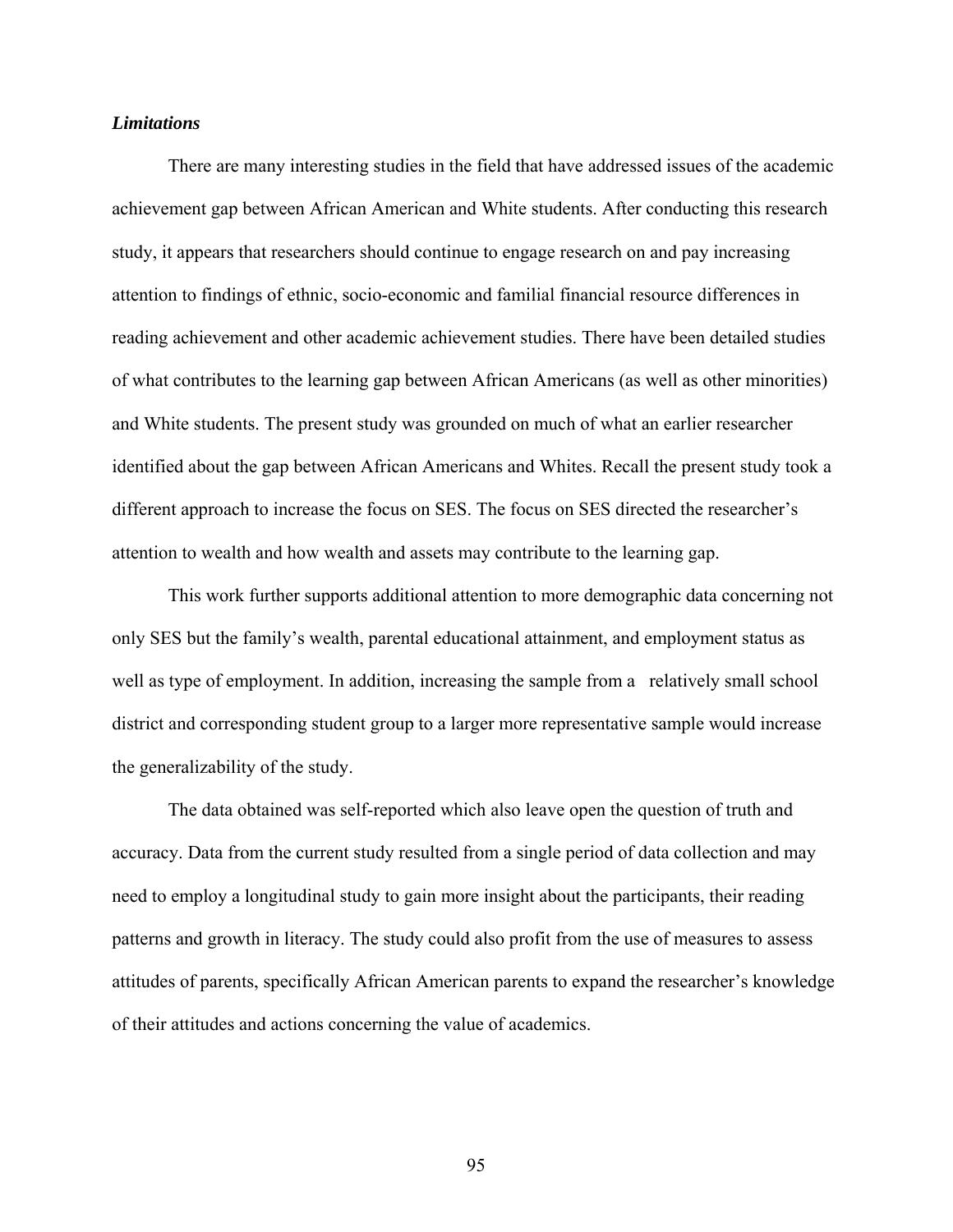***Limitations***

There are many interesting studies in the field that have addressed issues of the academic achievement gap between African American and White students. After conducting this research study, it appears that researchers should continue to engage research on and pay increasing attention to findings of ethnic, socio-economic and familial financial resource differences in reading achievement and other academic achievement studies. There have been detailed studies of what contributes to the learning gap between African Americans (as well as other minorities) and White students. The present study was grounded on much of what an earlier researcher identified about the gap between African Americans and Whites. Recall the present study took a different approach to increase the focus on SES. The focus on SES directed the researcher's attention to wealth and how wealth and assets may contribute to the learning gap.

This work further supports additional attention to more demographic data concerning not only SES but the family's wealth, parental educational attainment, and employment status as well as type of employment. In addition, increasing the sample from a relatively small school district and corresponding student group to a larger more representative sample would increase the generalizability of the study.

The data obtained was self-reported which also leave open the question of truth and accuracy. Data from the current study resulted from a single period of data collection and may need to employ a longitudinal study to gain more insight about the participants, their reading patterns and growth in literacy. The study could also profit from the use of measures to assess attitudes of parents, specifically African American parents to expand the researcher's knowledge of their attitudes and actions concerning the value of academics.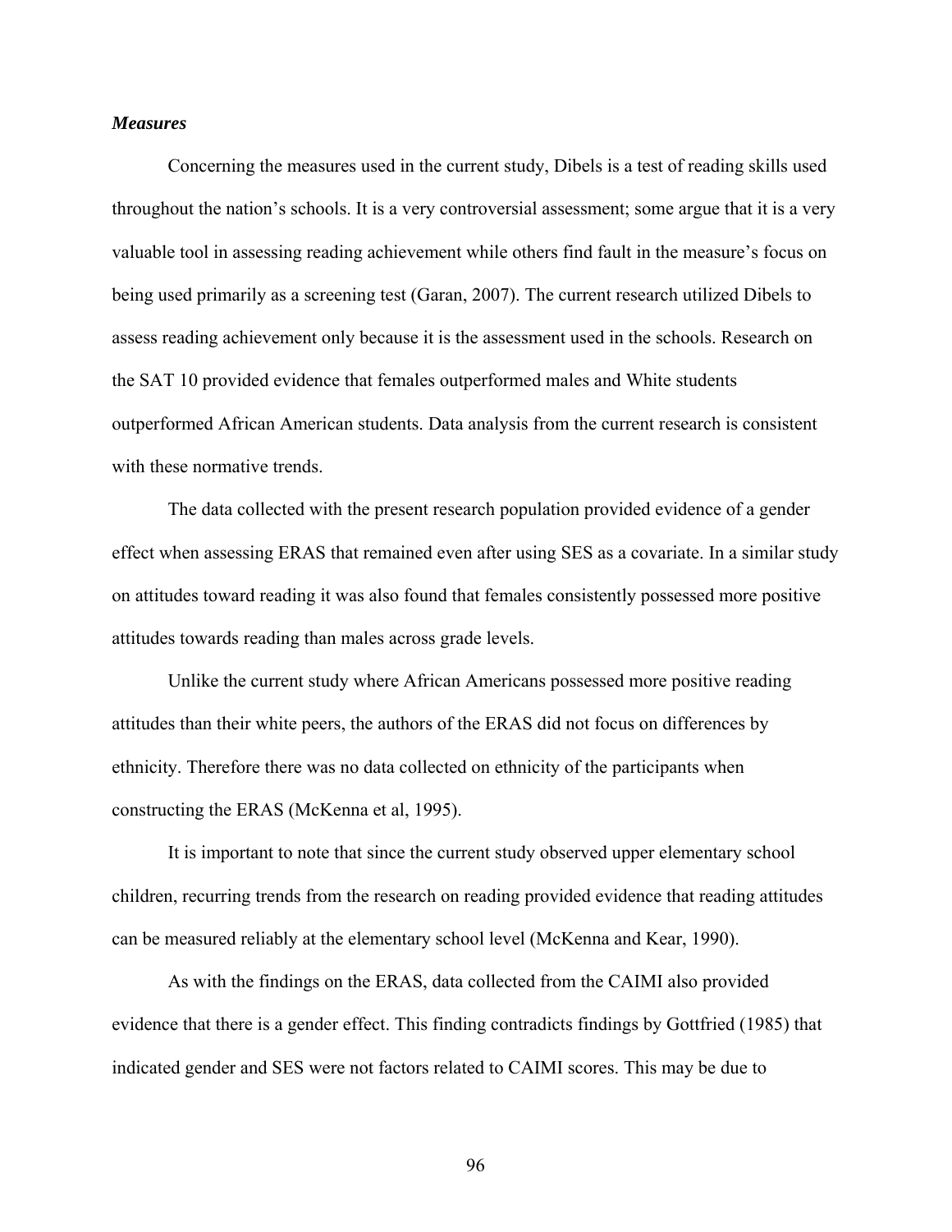### *Measures*

Concerning the measures used in the current study, Dibels is a test of reading skills used throughout the nation's schools. It is a very controversial assessment; some argue that it is a very valuable tool in assessing reading achievement while others find fault in the measure's focus on being used primarily as a screening test (Garan, 2007). The current research utilized Dibels to assess reading achievement only because it is the assessment used in the schools. Research on the SAT 10 provided evidence that females outperformed males and White students outperformed African American students. Data analysis from the current research is consistent with these normative trends.

The data collected with the present research population provided evidence of a gender effect when assessing ERAS that remained even after using SES as a covariate. In a similar study on attitudes toward reading it was also found that females consistently possessed more positive attitudes towards reading than males across grade levels.

Unlike the current study where African Americans possessed more positive reading attitudes than their white peers, the authors of the ERAS did not focus on differences by ethnicity. Therefore there was no data collected on ethnicity of the participants when constructing the ERAS (McKenna et al, 1995).

It is important to note that since the current study observed upper elementary school children, recurring trends from the research on reading provided evidence that reading attitudes can be measured reliably at the elementary school level (McKenna and Kear, 1990).

As with the findings on the ERAS, data collected from the CAIMI also provided evidence that there is a gender effect. This finding contradicts findings by Gottfried (1985) that indicated gender and SES were not factors related to CAIMI scores. This may be due to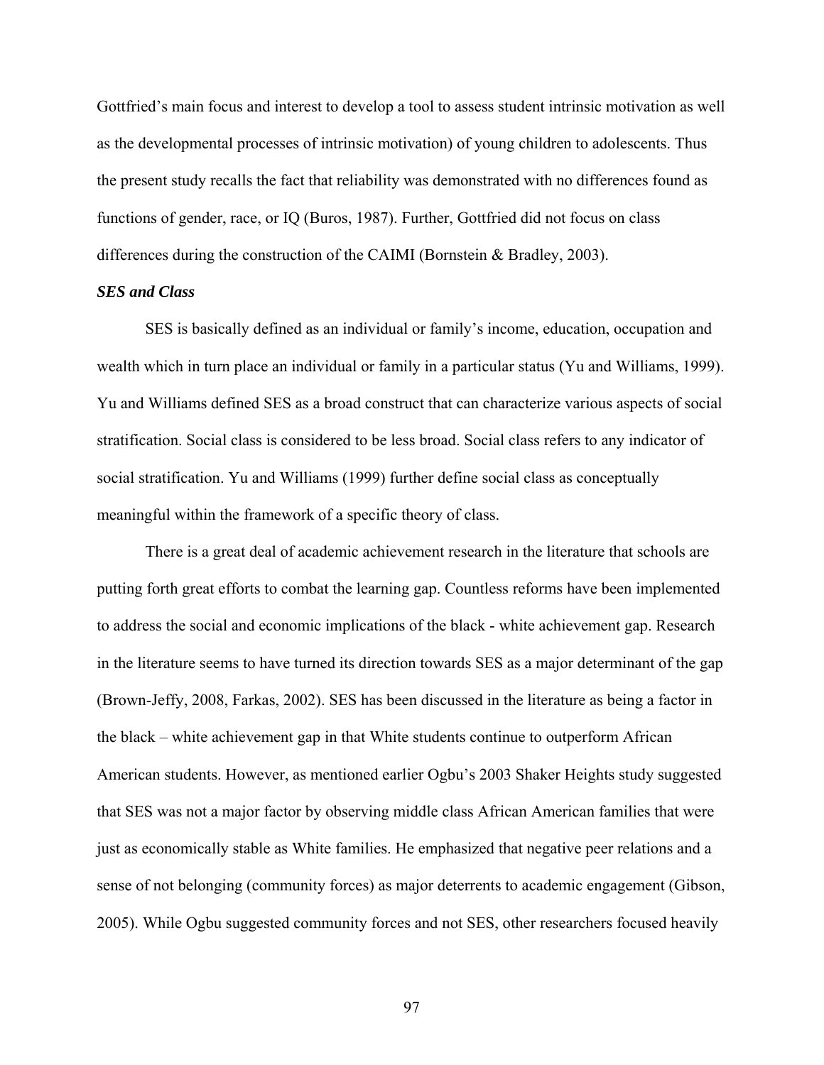Gottfried's main focus and interest to develop a tool to assess student intrinsic motivation as well as the developmental processes of intrinsic motivation) of young children to adolescents. Thus the present study recalls the fact that reliability was demonstrated with no differences found as functions of gender, race, or IQ (Buros, 1987). Further, Gottfried did not focus on class differences during the construction of the CAIMI (Bornstein & Bradley, 2003).

### *SES and Class*

SES is basically defined as an individual or family's income, education, occupation and wealth which in turn place an individual or family in a particular status (Yu and Williams, 1999). Yu and Williams defined SES as a broad construct that can characterize various aspects of social stratification. Social class is considered to be less broad. Social class refers to any indicator of social stratification. Yu and Williams (1999) further define social class as conceptually meaningful within the framework of a specific theory of class.

There is a great deal of academic achievement research in the literature that schools are putting forth great efforts to combat the learning gap. Countless reforms have been implemented to address the social and economic implications of the black - white achievement gap. Research in the literature seems to have turned its direction towards SES as a major determinant of the gap (Brown-Jeffy, 2008, Farkas, 2002). SES has been discussed in the literature as being a factor in the black – white achievement gap in that White students continue to outperform African American students. However, as mentioned earlier Ogbu's 2003 Shaker Heights study suggested that SES was not a major factor by observing middle class African American families that were just as economically stable as White families. He emphasized that negative peer relations and a sense of not belonging (community forces) as major deterrents to academic engagement (Gibson, 2005). While Ogbu suggested community forces and not SES, other researchers focused heavily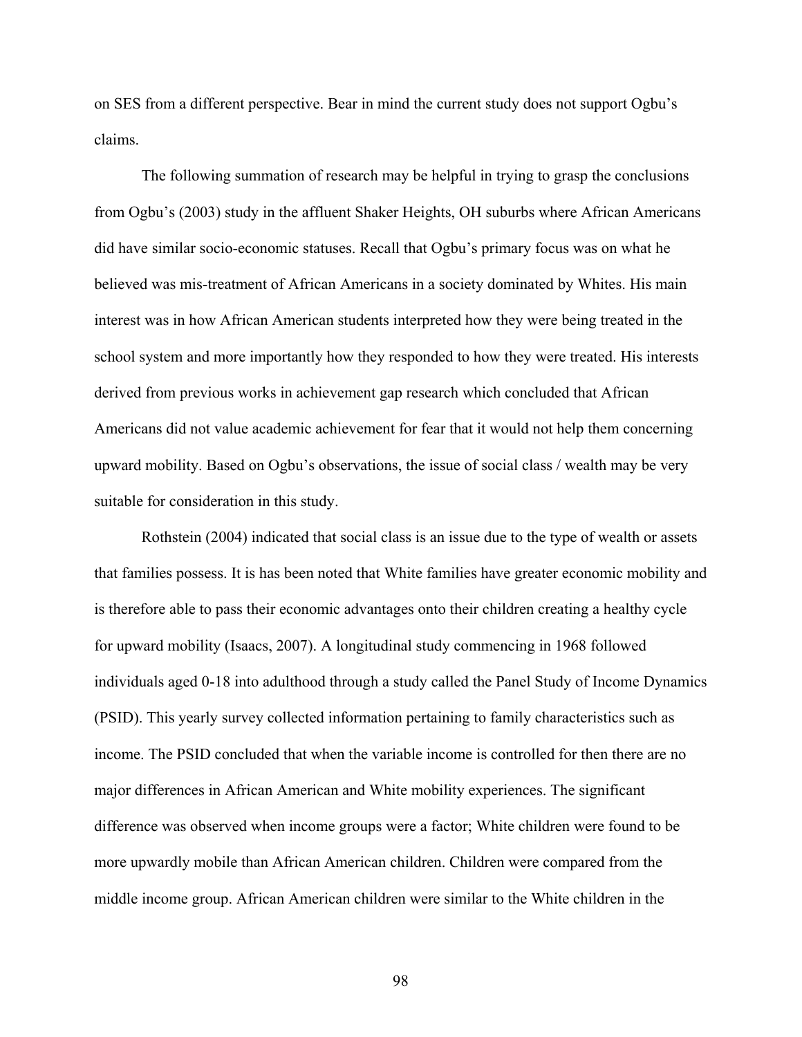on SES from a different perspective. Bear in mind the current study does not support Ogbu's claims.

The following summation of research may be helpful in trying to grasp the conclusions from Ogbu's (2003) study in the affluent Shaker Heights, OH suburbs where African Americans did have similar socio-economic statuses. Recall that Ogbu's primary focus was on what he believed was mis-treatment of African Americans in a society dominated by Whites. His main interest was in how African American students interpreted how they were being treated in the school system and more importantly how they responded to how they were treated. His interests derived from previous works in achievement gap research which concluded that African Americans did not value academic achievement for fear that it would not help them concerning upward mobility. Based on Ogbu's observations, the issue of social class / wealth may be very suitable for consideration in this study.

Rothstein (2004) indicated that social class is an issue due to the type of wealth or assets that families possess. It is has been noted that White families have greater economic mobility and is therefore able to pass their economic advantages onto their children creating a healthy cycle for upward mobility (Isaacs, 2007). A longitudinal study commencing in 1968 followed individuals aged 0-18 into adulthood through a study called the Panel Study of Income Dynamics (PSID). This yearly survey collected information pertaining to family characteristics such as income. The PSID concluded that when the variable income is controlled for then there are no major differences in African American and White mobility experiences. The significant difference was observed when income groups were a factor; White children were found to be more upwardly mobile than African American children. Children were compared from the middle income group. African American children were similar to the White children in the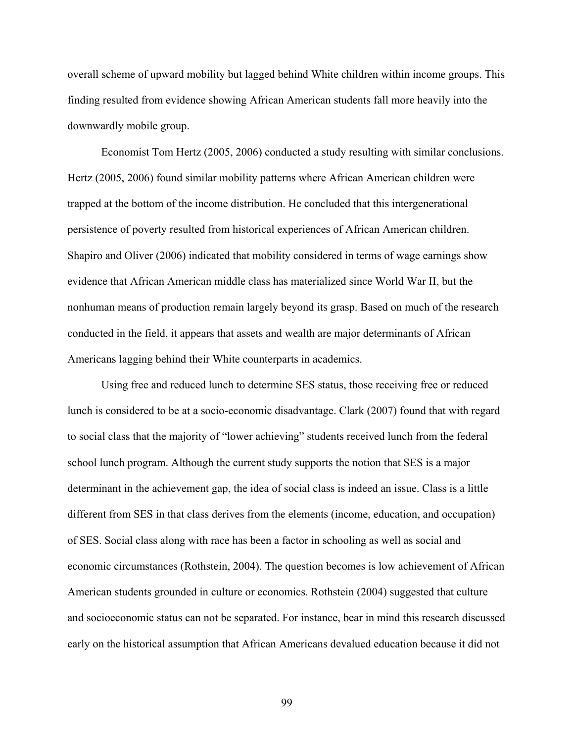overall scheme of upward mobility but lagged behind White children within income groups. This finding resulted from evidence showing African American students fall more heavily into the downwardly mobile group.

Economist Tom Hertz (2005, 2006) conducted a study resulting with similar conclusions. Hertz (2005, 2006) found similar mobility patterns where African American children were trapped at the bottom of the income distribution. He concluded that this intergenerational persistence of poverty resulted from historical experiences of African American children. Shapiro and Oliver (2006) indicated that mobility considered in terms of wage earnings show evidence that African American middle class has materialized since World War II, but the nonhuman means of production remain largely beyond its grasp. Based on much of the research conducted in the field, it appears that assets and wealth are major determinants of African Americans lagging behind their White counterparts in academics.

Using free and reduced lunch to determine SES status, those receiving free or reduced lunch is considered to be at a socio-economic disadvantage. Clark (2007) found that with regard to social class that the majority of "lower achieving" students received lunch from the federal school lunch program. Although the current study supports the notion that SES is a major determinant in the achievement gap, the idea of social class is indeed an issue. Class is a little different from SES in that class derives from the elements (income, education, and occupation) of SES. Social class along with race has been a factor in schooling as well as social and economic circumstances (Rothstein, 2004). The question becomes is low achievement of African American students grounded in culture or economics. Rothstein (2004) suggested that culture and socioeconomic status can not be separated. For instance, bear in mind this research discussed early on the historical assumption that African Americans devalued education because it did not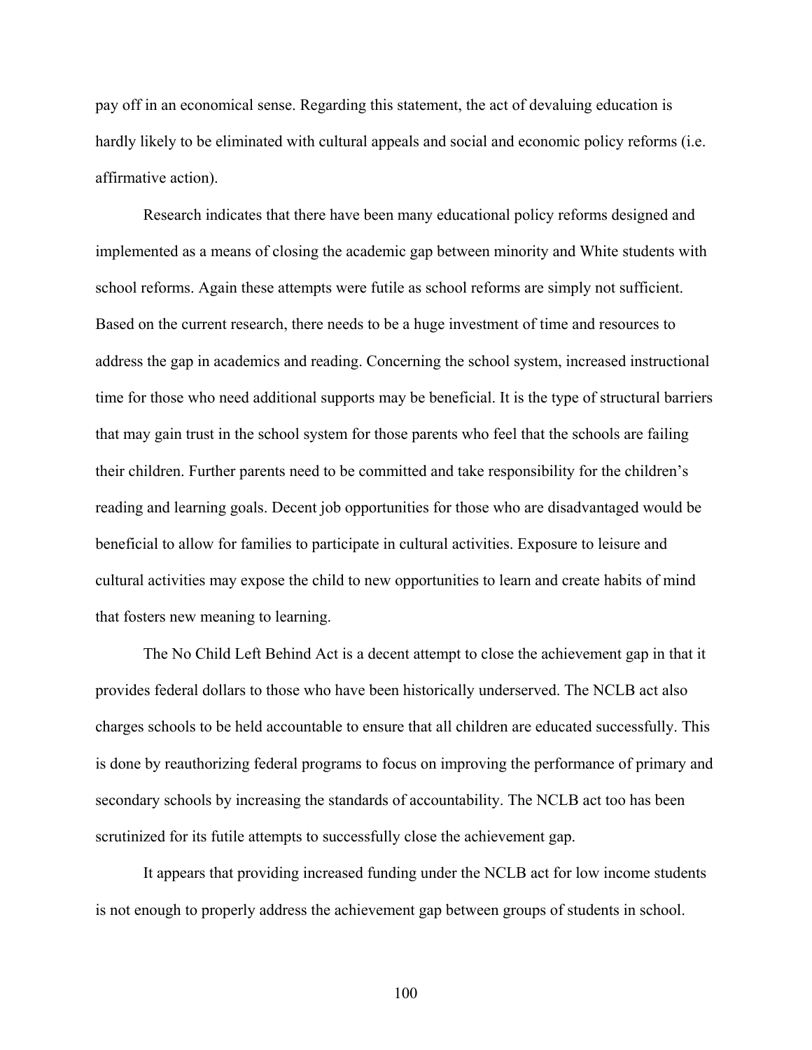pay off in an economical sense. Regarding this statement, the act of devaluing education is hardly likely to be eliminated with cultural appeals and social and economic policy reforms (i.e. affirmative action).

Research indicates that there have been many educational policy reforms designed and implemented as a means of closing the academic gap between minority and White students with school reforms. Again these attempts were futile as school reforms are simply not sufficient. Based on the current research, there needs to be a huge investment of time and resources to address the gap in academics and reading. Concerning the school system, increased instructional time for those who need additional supports may be beneficial. It is the type of structural barriers that may gain trust in the school system for those parents who feel that the schools are failing their children. Further parents need to be committed and take responsibility for the children's reading and learning goals. Decent job opportunities for those who are disadvantaged would be beneficial to allow for families to participate in cultural activities. Exposure to leisure and cultural activities may expose the child to new opportunities to learn and create habits of mind that fosters new meaning to learning.

The No Child Left Behind Act is a decent attempt to close the achievement gap in that it provides federal dollars to those who have been historically underserved. The NCLB act also charges schools to be held accountable to ensure that all children are educated successfully. This is done by reauthorizing federal programs to focus on improving the performance of primary and secondary schools by increasing the standards of accountability. The NCLB act too has been scrutinized for its futile attempts to successfully close the achievement gap.

It appears that providing increased funding under the NCLB act for low income students is not enough to properly address the achievement gap between groups of students in school.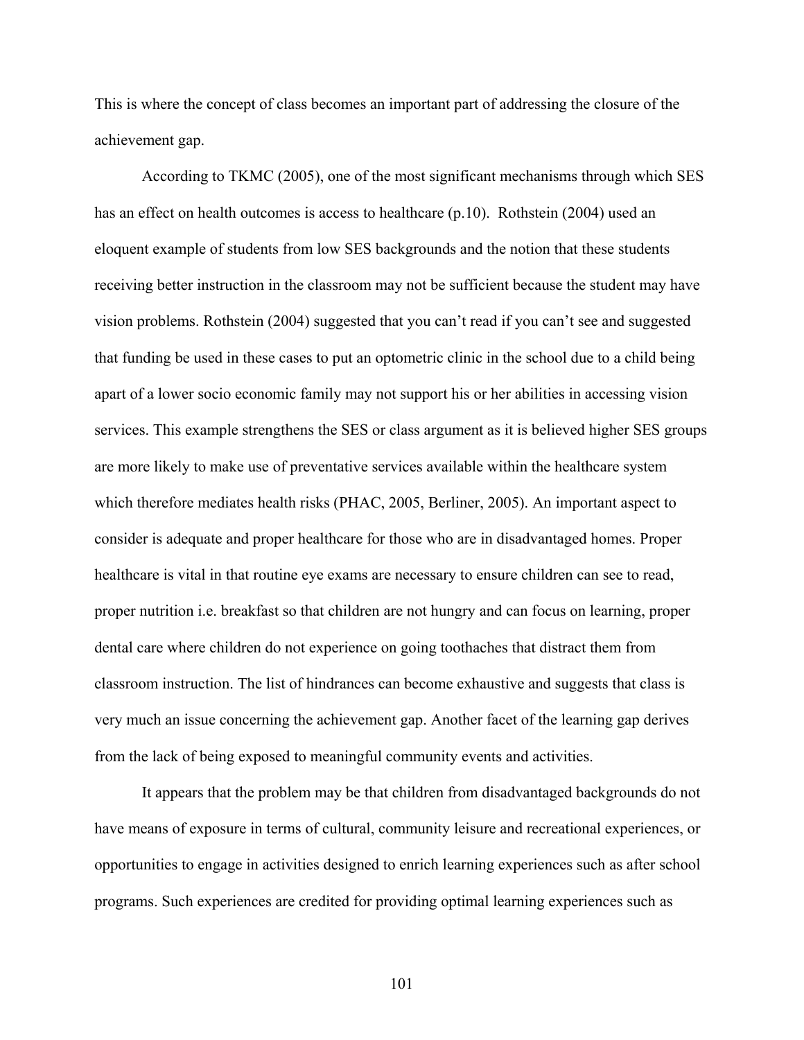This is where the concept of class becomes an important part of addressing the closure of the achievement gap.

According to TKMC (2005), one of the most significant mechanisms through which SES has an effect on health outcomes is access to healthcare (p.10). Rothstein (2004) used an eloquent example of students from low SES backgrounds and the notion that these students receiving better instruction in the classroom may not be sufficient because the student may have vision problems. Rothstein (2004) suggested that you can't read if you can't see and suggested that funding be used in these cases to put an optometric clinic in the school due to a child being apart of a lower socio economic family may not support his or her abilities in accessing vision services. This example strengthens the SES or class argument as it is believed higher SES groups are more likely to make use of preventative services available within the healthcare system which therefore mediates health risks (PHAC, 2005, Berliner, 2005). An important aspect to consider is adequate and proper healthcare for those who are in disadvantaged homes. Proper healthcare is vital in that routine eye exams are necessary to ensure children can see to read, proper nutrition i.e. breakfast so that children are not hungry and can focus on learning, proper dental care where children do not experience on going toothaches that distract them from classroom instruction. The list of hindrances can become exhaustive and suggests that class is very much an issue concerning the achievement gap. Another facet of the learning gap derives from the lack of being exposed to meaningful community events and activities.

It appears that the problem may be that children from disadvantaged backgrounds do not have means of exposure in terms of cultural, community leisure and recreational experiences, or opportunities to engage in activities designed to enrich learning experiences such as after school programs. Such experiences are credited for providing optimal learning experiences such as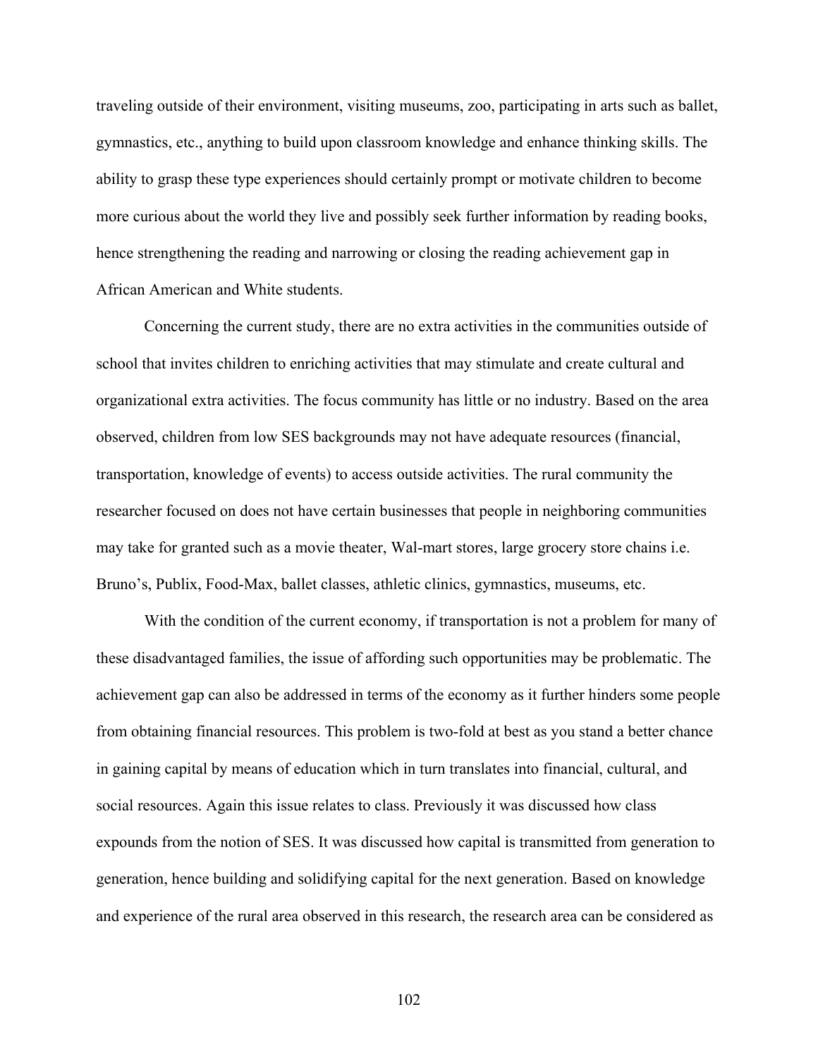traveling outside of their environment, visiting museums, zoo, participating in arts such as ballet, gymnastics, etc., anything to build upon classroom knowledge and enhance thinking skills. The ability to grasp these type experiences should certainly prompt or motivate children to become more curious about the world they live and possibly seek further information by reading books, hence strengthening the reading and narrowing or closing the reading achievement gap in African American and White students.

Concerning the current study, there are no extra activities in the communities outside of school that invites children to enriching activities that may stimulate and create cultural and organizational extra activities. The focus community has little or no industry. Based on the area observed, children from low SES backgrounds may not have adequate resources (financial, transportation, knowledge of events) to access outside activities. The rural community the researcher focused on does not have certain businesses that people in neighboring communities may take for granted such as a movie theater, Wal-mart stores, large grocery store chains i.e. Bruno's, Publix, Food-Max, ballet classes, athletic clinics, gymnastics, museums, etc.

With the condition of the current economy, if transportation is not a problem for many of these disadvantaged families, the issue of affording such opportunities may be problematic. The achievement gap can also be addressed in terms of the economy as it further hinders some people from obtaining financial resources. This problem is two-fold at best as you stand a better chance in gaining capital by means of education which in turn translates into financial, cultural, and social resources. Again this issue relates to class. Previously it was discussed how class expounds from the notion of SES. It was discussed how capital is transmitted from generation to generation, hence building and solidifying capital for the next generation. Based on knowledge and experience of the rural area observed in this research, the research area can be considered as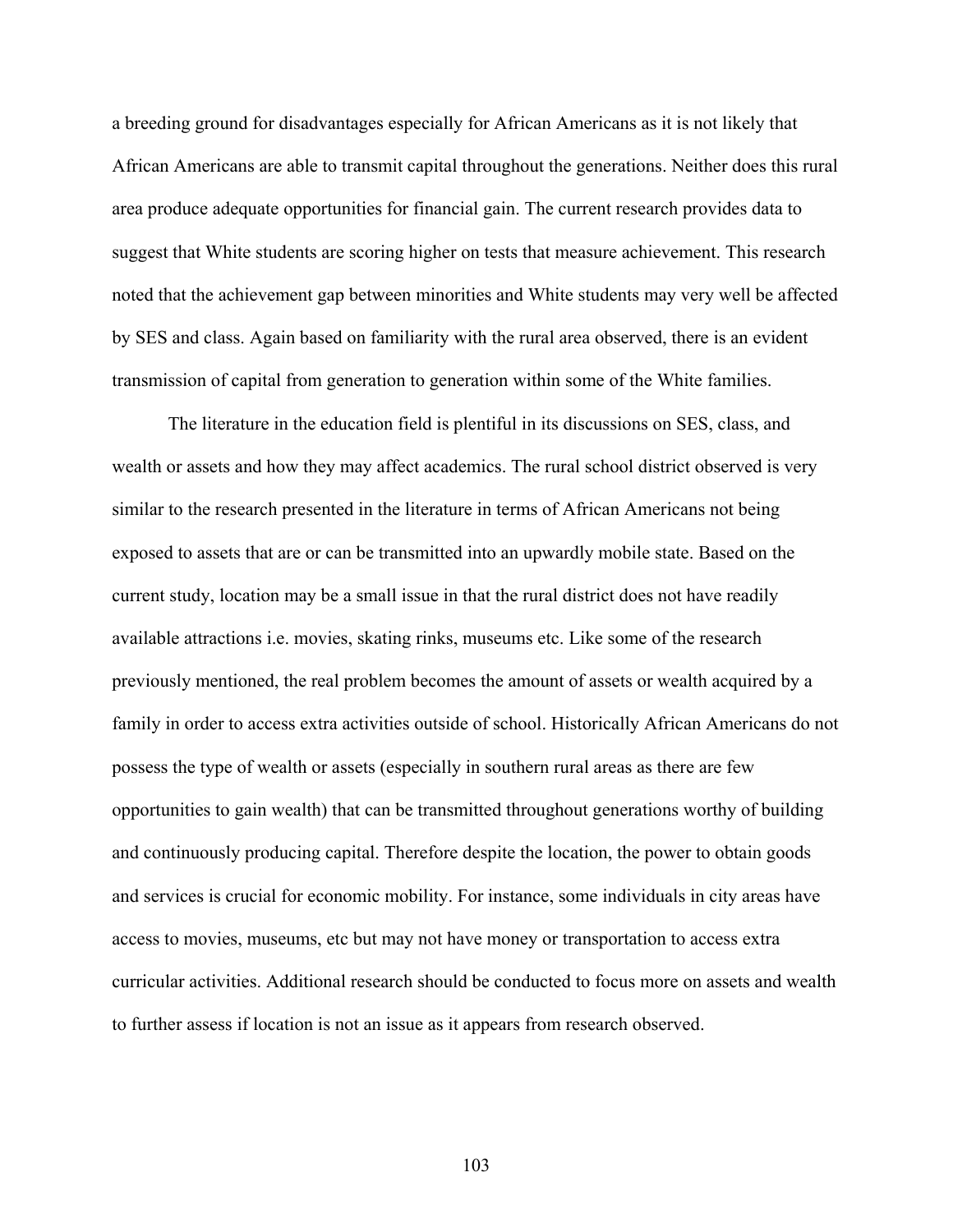a breeding ground for disadvantages especially for African Americans as it is not likely that African Americans are able to transmit capital throughout the generations. Neither does this rural area produce adequate opportunities for financial gain. The current research provides data to suggest that White students are scoring higher on tests that measure achievement. This research noted that the achievement gap between minorities and White students may very well be affected by SES and class. Again based on familiarity with the rural area observed, there is an evident transmission of capital from generation to generation within some of the White families.

The literature in the education field is plentiful in its discussions on SES, class, and wealth or assets and how they may affect academics. The rural school district observed is very similar to the research presented in the literature in terms of African Americans not being exposed to assets that are or can be transmitted into an upwardly mobile state. Based on the current study, location may be a small issue in that the rural district does not have readily available attractions i.e. movies, skating rinks, museums etc. Like some of the research previously mentioned, the real problem becomes the amount of assets or wealth acquired by a family in order to access extra activities outside of school. Historically African Americans do not possess the type of wealth or assets (especially in southern rural areas as there are few opportunities to gain wealth) that can be transmitted throughout generations worthy of building and continuously producing capital. Therefore despite the location, the power to obtain goods and services is crucial for economic mobility. For instance, some individuals in city areas have access to movies, museums, etc but may not have money or transportation to access extra curricular activities. Additional research should be conducted to focus more on assets and wealth to further assess if location is not an issue as it appears from research observed.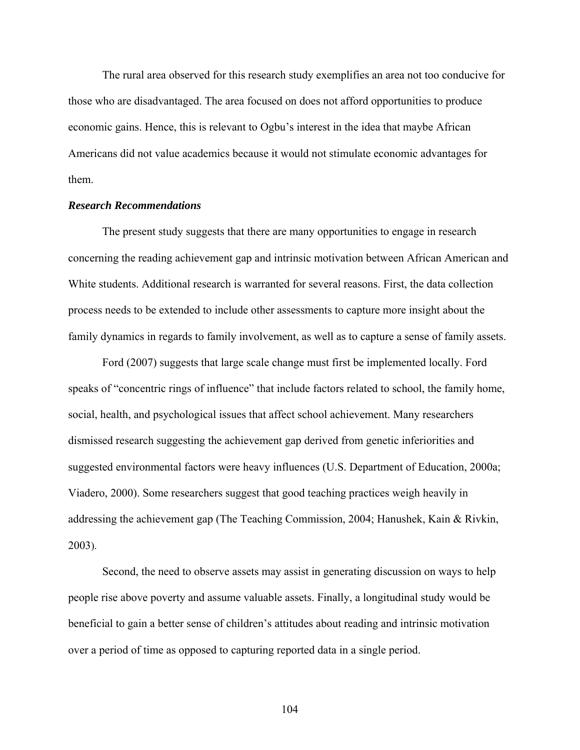The rural area observed for this research study exemplifies an area not too conducive for those who are disadvantaged. The area focused on does not afford opportunities to produce economic gains. Hence, this is relevant to Ogbu's interest in the idea that maybe African Americans did not value academics because it would not stimulate economic advantages for them.

### *Research Recommendations*

The present study suggests that there are many opportunities to engage in research concerning the reading achievement gap and intrinsic motivation between African American and White students. Additional research is warranted for several reasons. First, the data collection process needs to be extended to include other assessments to capture more insight about the family dynamics in regards to family involvement, as well as to capture a sense of family assets.

Ford (2007) suggests that large scale change must first be implemented locally. Ford speaks of "concentric rings of influence" that include factors related to school, the family home, social, health, and psychological issues that affect school achievement. Many researchers dismissed research suggesting the achievement gap derived from genetic inferiorities and suggested environmental factors were heavy influences (U.S. Department of Education, 2000a; Viadero, 2000). Some researchers suggest that good teaching practices weigh heavily in addressing the achievement gap (The Teaching Commission, 2004; Hanushek, Kain & Rivkin, 2003).

Second, the need to observe assets may assist in generating discussion on ways to help people rise above poverty and assume valuable assets. Finally, a longitudinal study would be beneficial to gain a better sense of children's attitudes about reading and intrinsic motivation over a period of time as opposed to capturing reported data in a single period.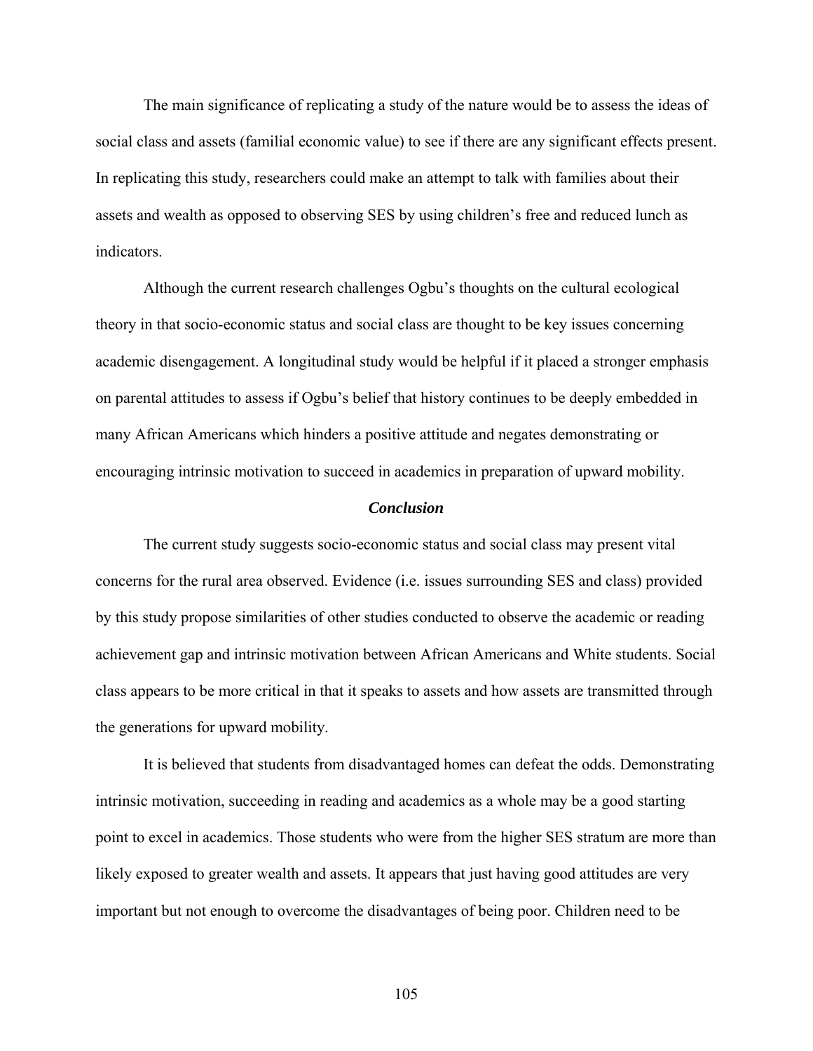The main significance of replicating a study of the nature would be to assess the ideas of social class and assets (familial economic value) to see if there are any significant effects present. In replicating this study, researchers could make an attempt to talk with families about their assets and wealth as opposed to observing SES by using children's free and reduced lunch as indicators.

Although the current research challenges Ogbu's thoughts on the cultural ecological theory in that socio-economic status and social class are thought to be key issues concerning academic disengagement. A longitudinal study would be helpful if it placed a stronger emphasis on parental attitudes to assess if Ogbu's belief that history continues to be deeply embedded in many African Americans which hinders a positive attitude and negates demonstrating or encouraging intrinsic motivation to succeed in academics in preparation of upward mobility.

### *Conclusion*

The current study suggests socio-economic status and social class may present vital concerns for the rural area observed. Evidence (i.e. issues surrounding SES and class) provided by this study propose similarities of other studies conducted to observe the academic or reading achievement gap and intrinsic motivation between African Americans and White students. Social class appears to be more critical in that it speaks to assets and how assets are transmitted through the generations for upward mobility.

It is believed that students from disadvantaged homes can defeat the odds. Demonstrating intrinsic motivation, succeeding in reading and academics as a whole may be a good starting point to excel in academics. Those students who were from the higher SES stratum are more than likely exposed to greater wealth and assets. It appears that just having good attitudes are very important but not enough to overcome the disadvantages of being poor. Children need to be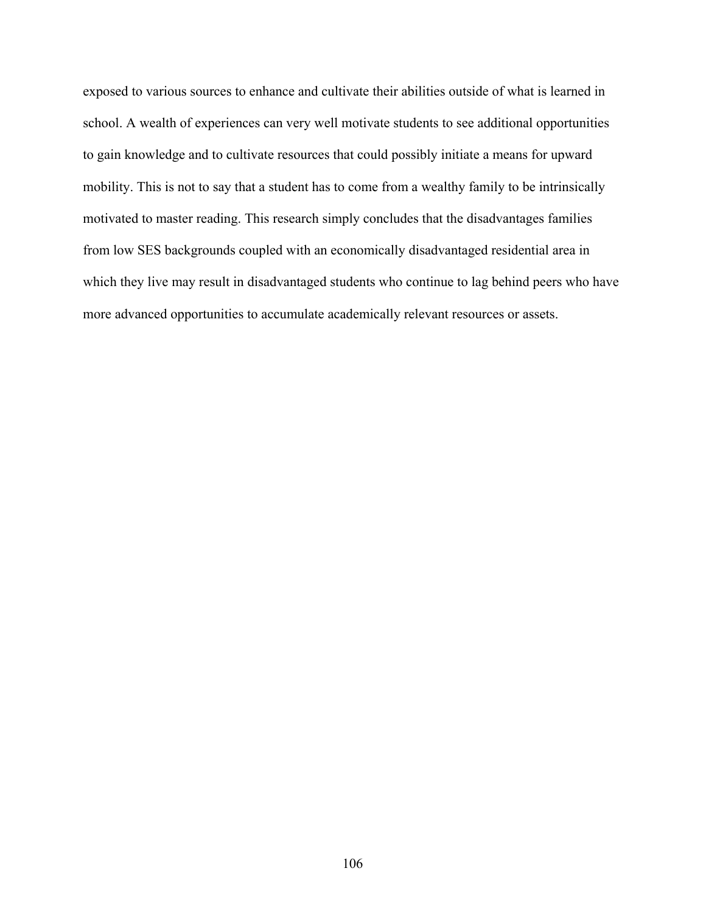exposed to various sources to enhance and cultivate their abilities outside of what is learned in school. A wealth of experiences can very well motivate students to see additional opportunities to gain knowledge and to cultivate resources that could possibly initiate a means for upward mobility. This is not to say that a student has to come from a wealthy family to be intrinsically motivated to master reading. This research simply concludes that the disadvantages families from low SES backgrounds coupled with an economically disadvantaged residential area in which they live may result in disadvantaged students who continue to lag behind peers who have more advanced opportunities to accumulate academically relevant resources or assets.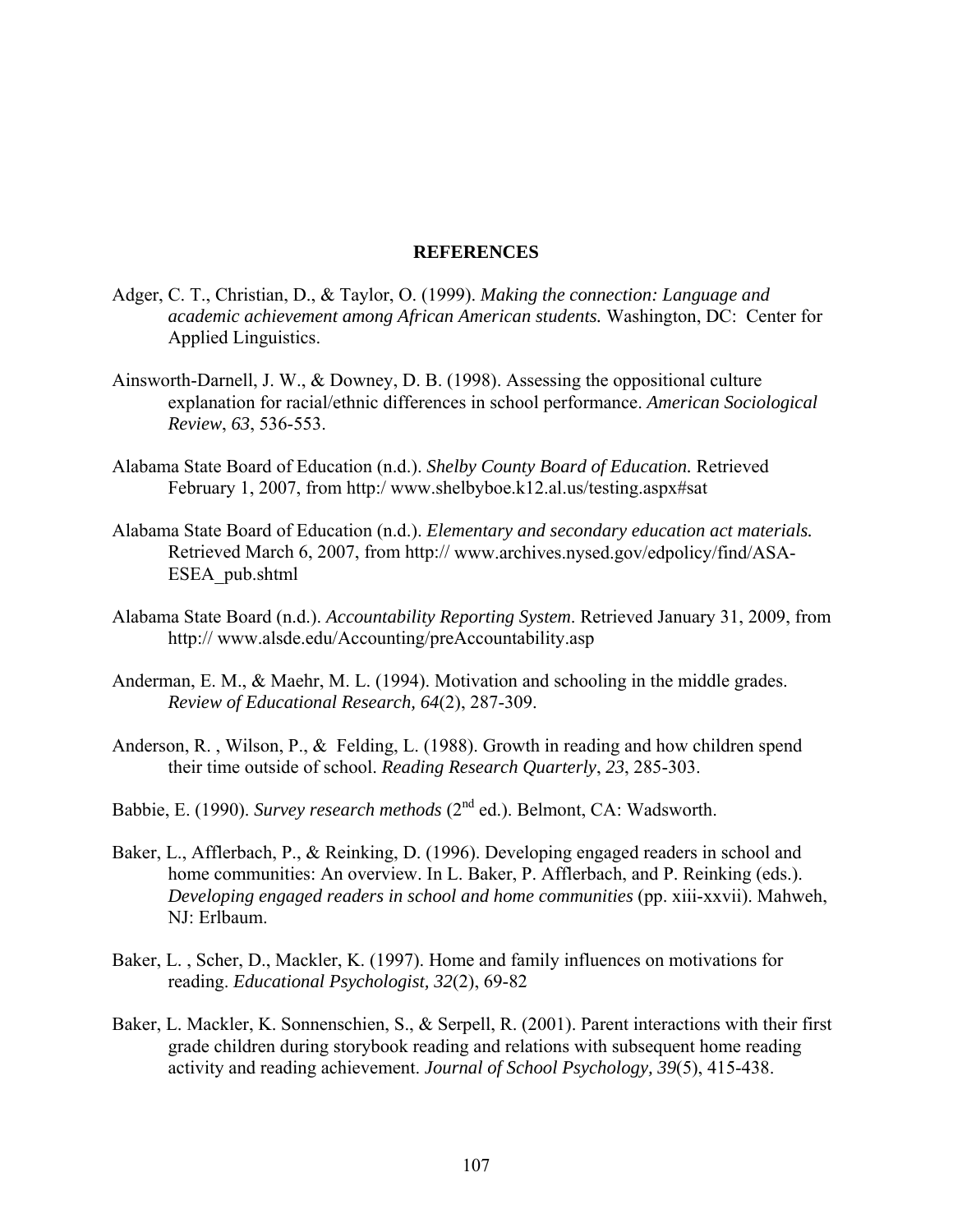# REFERENCES

Adger, C. T., Christian, D., & Taylor, O. (1999). *Making the connection: Language and academic achievement among African American students.* Washington, DC: Center for Applied Linguistics.

Ainsworth-Darnell, J. W., & Downey, D. B. (1998). Assessing the oppositional culture explanation for racial/ethnic differences in school performance. *American Sociological Review*, *63*, 536-553.

Alabama State Board of Education (n.d.). *Shelby County Board of Education.* Retrieved February 1, 2007, from http:/ www.shelbyboe.k12.al.us/testing.aspx#sat

Alabama State Board of Education (n.d.). *Elementary and secondary education act materials.* Retrieved March 6, 2007, from http:// www.archives.nysed.gov/edpolicy/find/ASA-ESEA_pub.shtml

Alabama State Board (n.d.). *Accountability Reporting System*. Retrieved January 31, 2009, from http:// www.alsde.edu/Accounting/preAccountability.asp

Anderman, E. M., & Maehr, M. L. (1994). Motivation and schooling in the middle grades. *Review of Educational Research, 64*(2), 287-309.

Anderson, R. , Wilson, P., & Felding, L. (1988). Growth in reading and how children spend their time outside of school. *Reading Research Quarterly*, *23*, 285-303.

Babbie, E. (1990). *Survey research methods* (2nd ed.). Belmont, CA: Wadsworth.

Baker, L., Afflerbach, P., & Reinking, D. (1996). Developing engaged readers in school and home communities: An overview. In L. Baker, P. Afflerbach, and P. Reinking (eds.). *Developing engaged readers in school and home communities* (pp. xiii-xxvii). Mahweh, NJ: Erlbaum.

Baker, L. , Scher, D., Mackler, K. (1997). Home and family influences on motivations for reading. *Educational Psychologist, 32*(2), 69-82

Baker, L. Mackler, K. Sonnenschien, S., & Serpell, R. (2001). Parent interactions with their first grade children during storybook reading and relations with subsequent home reading activity and reading achievement. *Journal of School Psychology, 39*(5), 415-438.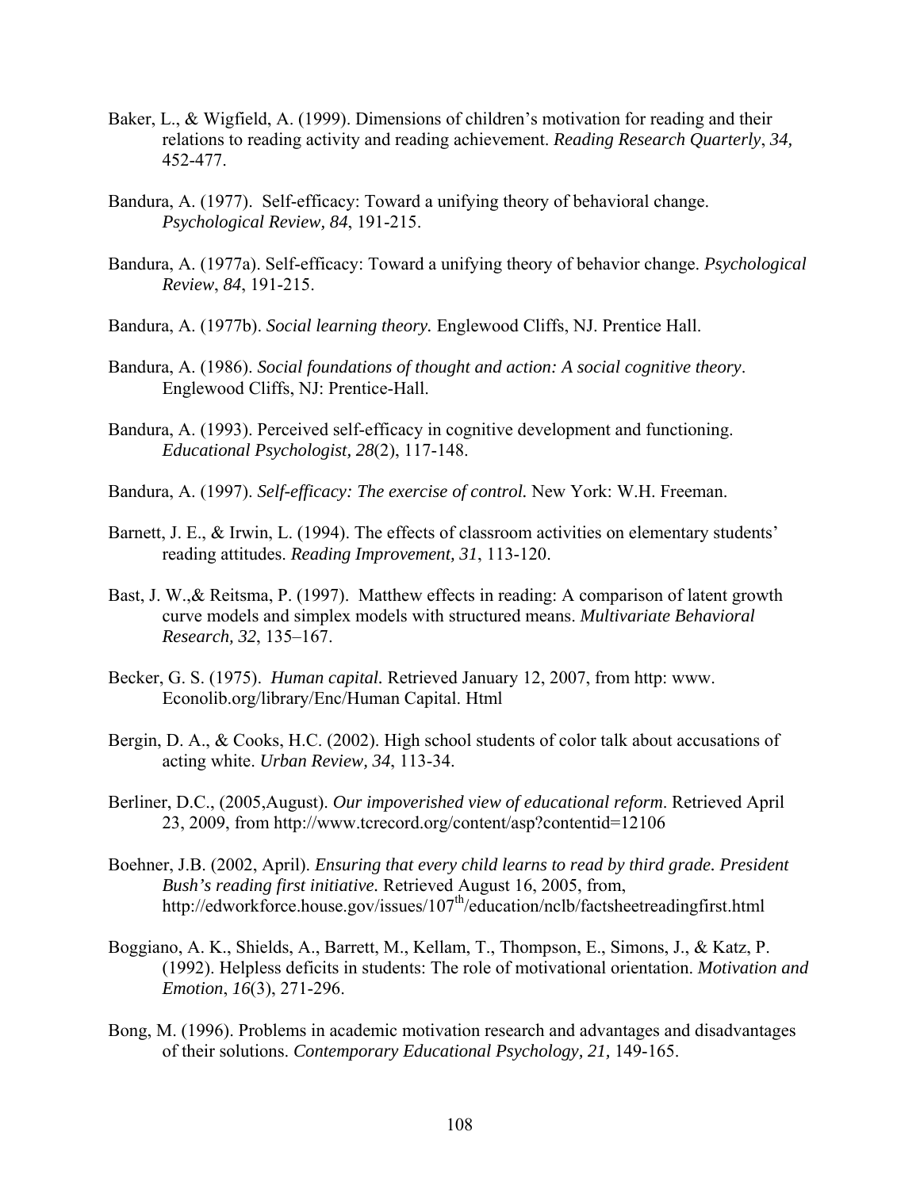Baker, L., & Wigfield, A. (1999). Dimensions of children's motivation for reading and their relations to reading activity and reading achievement. *Reading Research Quarterly*, *34,* 452-477.

Bandura, A. (1977). Self-efficacy: Toward a unifying theory of behavioral change. *Psychological Review, 84*, 191-215.

Bandura, A. (1977a). Self-efficacy: Toward a unifying theory of behavior change. *Psychological Review*, *84*, 191-215.

Bandura, A. (1977b). *Social learning theory.* Englewood Cliffs, NJ. Prentice Hall.

Bandura, A. (1986). *Social foundations of thought and action: A social cognitive theory*. Englewood Cliffs, NJ: Prentice-Hall.

Bandura, A. (1993). Perceived self-efficacy in cognitive development and functioning. *Educational Psychologist, 28*(2), 117-148.

Bandura, A. (1997). *Self-efficacy: The exercise of control.* New York: W.H. Freeman.

Barnett, J. E., & Irwin, L. (1994). The effects of classroom activities on elementary students' reading attitudes. *Reading Improvement, 31*, 113-120.

Bast, J. W.,& Reitsma, P. (1997). Matthew effects in reading: A comparison of latent growth curve models and simplex models with structured means. *Multivariate Behavioral Research, 32*, 135–167.

Becker, G. S. (1975). *Human capital.* Retrieved January 12, 2007, from http: www. Econolib.org/library/Enc/Human Capital. Html

Bergin, D. A., & Cooks, H.C. (2002). High school students of color talk about accusations of acting white. *Urban Review, 34*, 113-34.

Berliner, D.C., (2005,August). *Our impoverished view of educational reform*. Retrieved April 23, 2009, from http://www.tcrecord.org/content/asp?contentid=12106

Boehner, J.B. (2002, April). *Ensuring that every child learns to read by third grade. President Bush's reading first initiative.* Retrieved August 16, 2005, from, http://edworkforce.house.gov/issues/107th/education/nclb/factsheetreadingfirst.html

Boggiano, A. K., Shields, A., Barrett, M., Kellam, T., Thompson, E., Simons, J., & Katz, P. (1992). Helpless deficits in students: The role of motivational orientation. *Motivation and Emotion*, *16*(3), 271-296.

Bong, M. (1996). Problems in academic motivation research and advantages and disadvantages of their solutions. *Contemporary Educational Psychology, 21,* 149-165.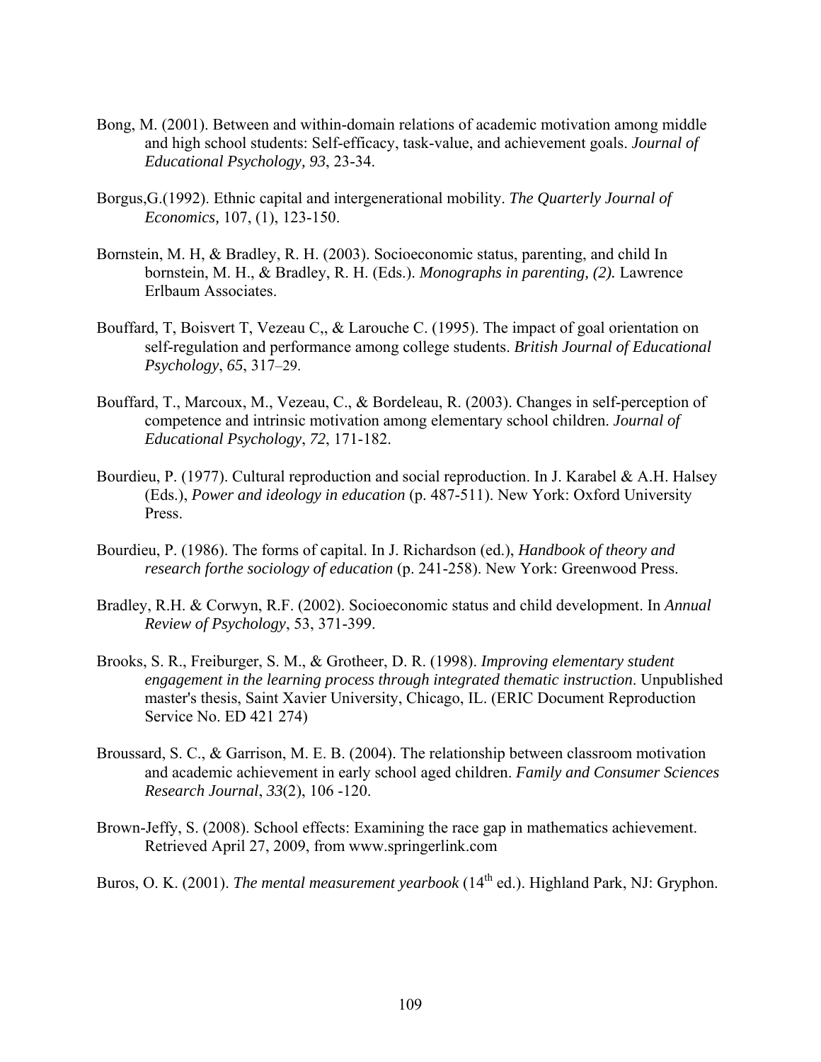Bong, M. (2001). Between and within-domain relations of academic motivation among middle and high school students: Self-efficacy, task-value, and achievement goals. *Journal of Educational Psychology, 93*, 23-34.

Borgus,G.(1992). Ethnic capital and intergenerational mobility. *The Quarterly Journal of Economics,* 107, (1), 123-150.

Bornstein, M. H, & Bradley, R. H. (2003). Socioeconomic status, parenting, and child In bornstein, M. H., & Bradley, R. H. (Eds.). *Monographs in parenting, (2).* Lawrence Erlbaum Associates.

Bouffard, T, Boisvert T, Vezeau C,, & Larouche C. (1995). The impact of goal orientation on self-regulation and performance among college students. *British Journal of Educational Psychology*, *65*, 317–29.

Bouffard, T., Marcoux, M., Vezeau, C., & Bordeleau, R. (2003). Changes in self-perception of competence and intrinsic motivation among elementary school children. *Journal of Educational Psychology*, *72*, 171-182.

Bourdieu, P. (1977). Cultural reproduction and social reproduction. In J. Karabel & A.H. Halsey (Eds.), *Power and ideology in education* (p. 487-511). New York: Oxford University Press.

Bourdieu, P. (1986). The forms of capital. In J. Richardson (ed.), *Handbook of theory and research forthe sociology of education* (p. 241-258). New York: Greenwood Press.

Bradley, R.H. & Corwyn, R.F. (2002). Socioeconomic status and child development. In *Annual Review of Psychology*, 53, 371-399.

Brooks, S. R., Freiburger, S. M., & Grotheer, D. R. (1998). *Improving elementary student engagement in the learning process through integrated thematic instruction*. Unpublished master's thesis, Saint Xavier University, Chicago, IL. (ERIC Document Reproduction Service No. ED 421 274)

Broussard, S. C., & Garrison, M. E. B. (2004). The relationship between classroom motivation and academic achievement in early school aged children. *Family and Consumer Sciences Research Journal*, *33*(2), 106 -120.

Brown-Jeffy, S. (2008). School effects: Examining the race gap in mathematics achievement. Retrieved April 27, 2009, from www.springerlink.com

Buros, O. K. (2001). *The mental measurement yearbook* (14th ed.). Highland Park, NJ: Gryphon.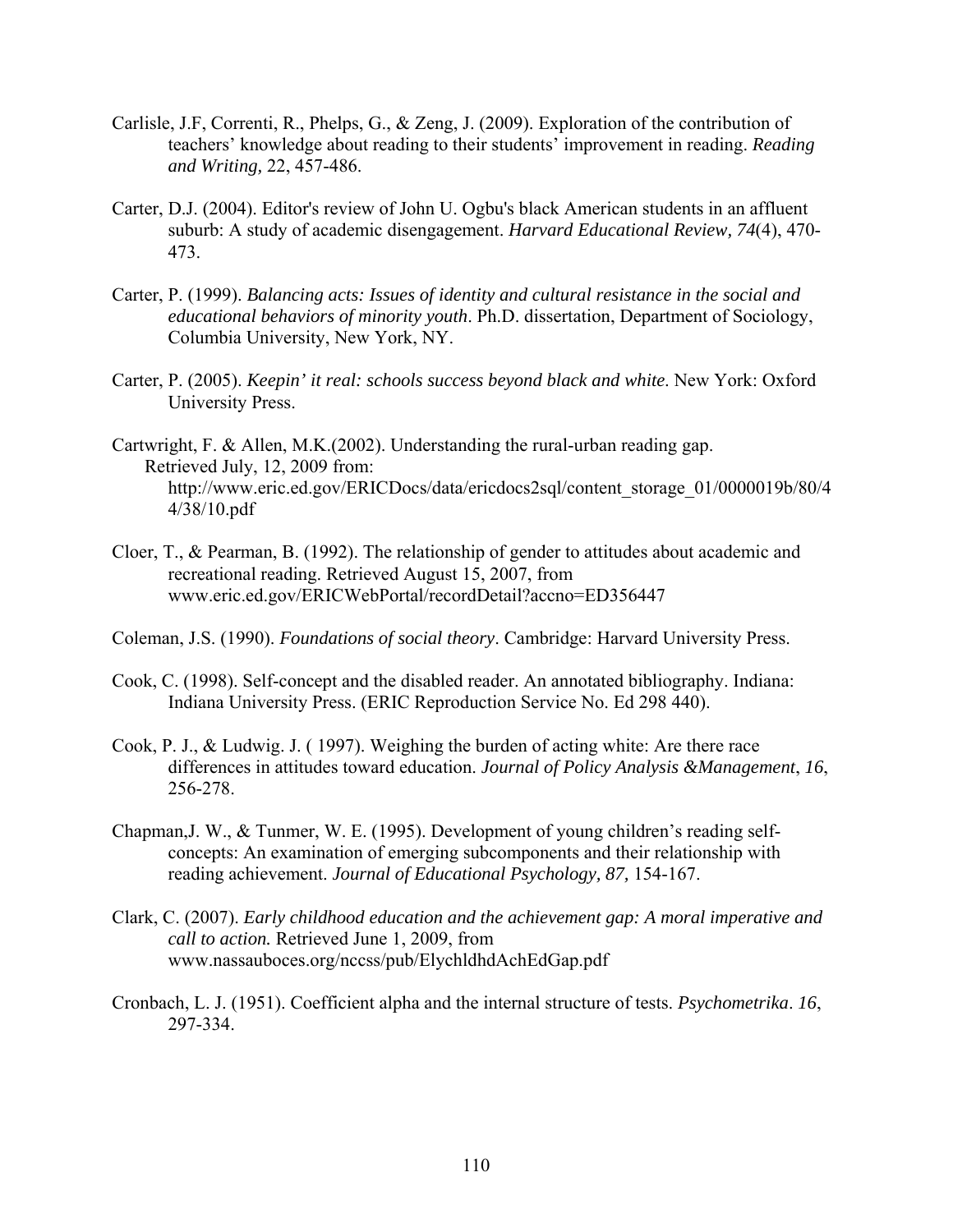Carlisle, J.F, Correnti, R., Phelps, G., & Zeng, J. (2009). Exploration of the contribution of teachers' knowledge about reading to their students' improvement in reading. *Reading and Writing,* 22, 457-486.

Carter, D.J. (2004). Editor's review of John U. Ogbu's black American students in an affluent suburb: A study of academic disengagement. *Harvard Educational Review, 74*(4), 470-473.

Carter, P. (1999). *Balancing acts: Issues of identity and cultural resistance in the social and educational behaviors of minority youth*. Ph.D. dissertation, Department of Sociology, Columbia University, New York, NY.

Carter, P. (2005). *Keepin' it real: schools success beyond black and white*. New York: Oxford University Press.

Cartwright, F. & Allen, M.K.(2002). Understanding the rural-urban reading gap. Retrieved July, 12, 2009 from: http://www.eric.ed.gov/ERICDocs/data/ericdocs2sql/content_storage_01/0000019b/80/44/38/10.pdf

Cloer, T., & Pearman, B. (1992). The relationship of gender to attitudes about academic and recreational reading. Retrieved August 15, 2007, from www.eric.ed.gov/ERICWebPortal/recordDetail?accno=ED356447

Coleman, J.S. (1990). *Foundations of social theory*. Cambridge: Harvard University Press.

Cook, C. (1998). Self-concept and the disabled reader. An annotated bibliography. Indiana: Indiana University Press. (ERIC Reproduction Service No. Ed 298 440).

Cook, P. J., & Ludwig. J. ( 1997). Weighing the burden of acting white: Are there race differences in attitudes toward education. *Journal of Policy Analysis &Management*, *16*, 256-278.

Chapman,J. W., & Tunmer, W. E. (1995). Development of young children's reading self-concepts: An examination of emerging subcomponents and their relationship with reading achievement. *Journal of Educational Psychology, 87,* 154-167.

Clark, C. (2007). *Early childhood education and the achievement gap: A moral imperative and call to action.* Retrieved June 1, 2009, from www.nassauboces.org/nccss/pub/ElychldhdAchEdGap.pdf

Cronbach, L. J. (1951). Coefficient alpha and the internal structure of tests. *Psychometrika*. *16*, 297-334.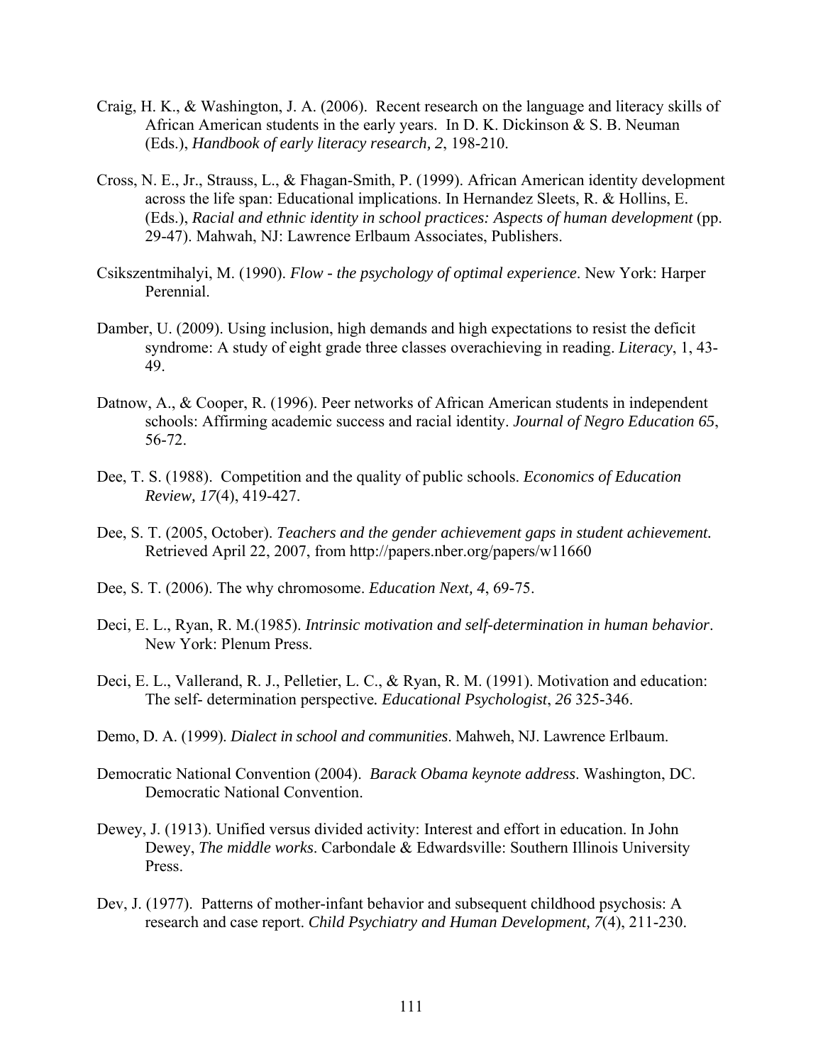Craig, H. K., & Washington, J. A. (2006). Recent research on the language and literacy skills of African American students in the early years. In D. K. Dickinson & S. B. Neuman (Eds.), *Handbook of early literacy research, 2*, 198-210.

Cross, N. E., Jr., Strauss, L., & Fhagan-Smith, P. (1999). African American identity development across the life span: Educational implications. In Hernandez Sleets, R. & Hollins, E. (Eds.), *Racial and ethnic identity in school practices: Aspects of human development* (pp. 29-47). Mahwah, NJ: Lawrence Erlbaum Associates, Publishers.

Csikszentmihalyi, M. (1990). *Flow - the psychology of optimal experience*. New York: Harper Perennial.

Damber, U. (2009). Using inclusion, high demands and high expectations to resist the deficit syndrome: A study of eight grade three classes overachieving in reading. *Literacy*, 1, 43-49.

Datnow, A., & Cooper, R. (1996). Peer networks of African American students in independent schools: Affirming academic success and racial identity. *Journal of Negro Education 65*, 56-72.

Dee, T. S. (1988). Competition and the quality of public schools. *Economics of Education Review, 17*(4), 419-427.

Dee, S. T. (2005, October). *Teachers and the gender achievement gaps in student achievement.* Retrieved April 22, 2007, from http://papers.nber.org/papers/w11660

Dee, S. T. (2006). The why chromosome. *Education Next, 4*, 69-75.

Deci, E. L., Ryan, R. M.(1985). *Intrinsic motivation and self-determination in human behavior*. New York: Plenum Press.

Deci, E. L., Vallerand, R. J., Pelletier, L. C., & Ryan, R. M. (1991). Motivation and education: The self- determination perspective*. Educational Psychologist*, *26* 325-346.

Demo, D. A. (1999). *Dialect in school and communities*. Mahweh, NJ. Lawrence Erlbaum.

Democratic National Convention (2004). *Barack Obama keynote address*. Washington, DC. Democratic National Convention.

Dewey, J. (1913). Unified versus divided activity: Interest and effort in education. In John Dewey, *The middle works*. Carbondale & Edwardsville: Southern Illinois University Press.

Dev, J. (1977). Patterns of mother-infant behavior and subsequent childhood psychosis: A research and case report. *Child Psychiatry and Human Development, 7*(4), 211-230.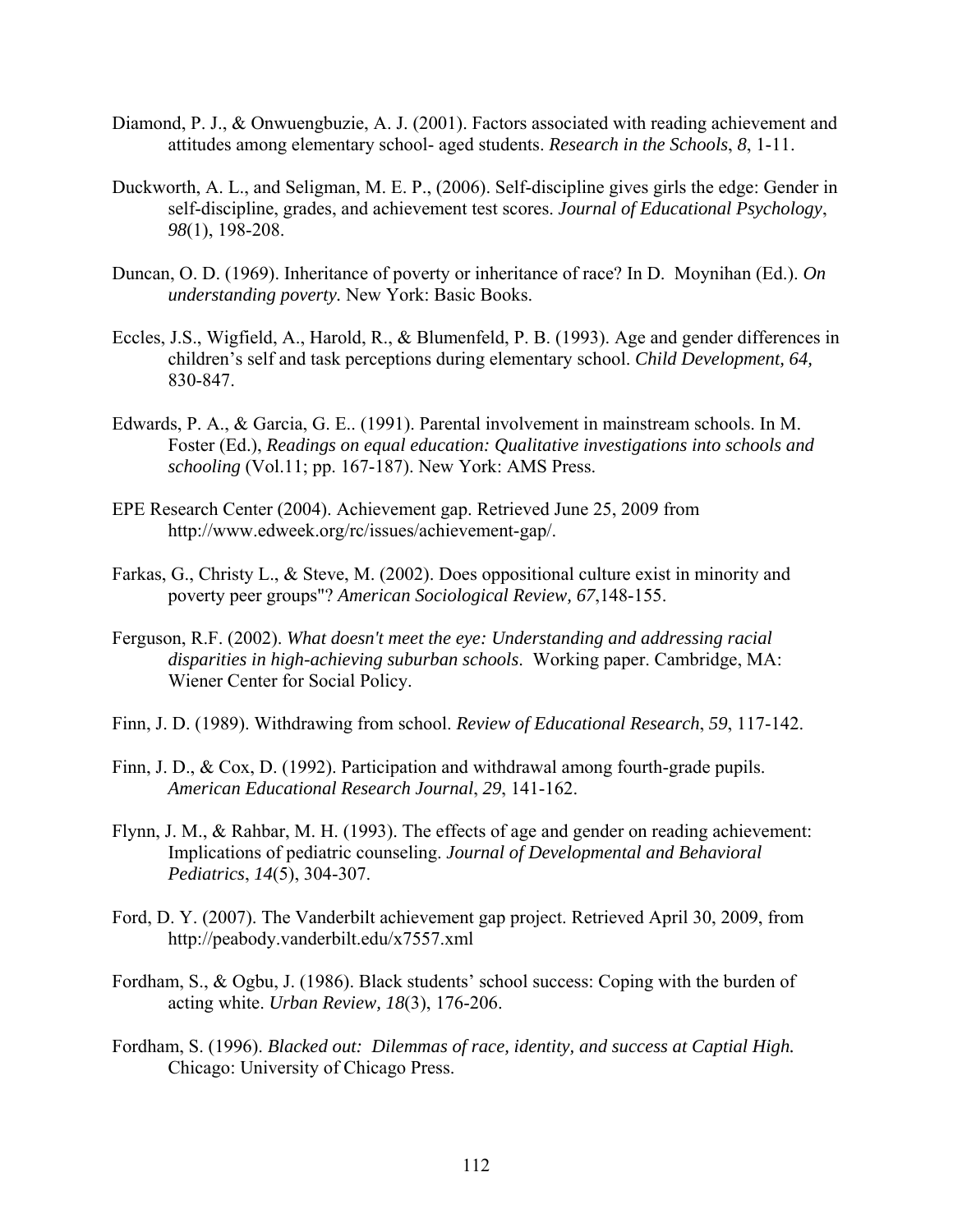Diamond, P. J., & Onwuengbuzie, A. J. (2001). Factors associated with reading achievement and attitudes among elementary school- aged students. *Research in the Schools*, *8*, 1-11.

Duckworth, A. L., and Seligman, M. E. P., (2006). Self-discipline gives girls the edge: Gender in self-discipline, grades, and achievement test scores. *Journal of Educational Psychology*, *98*(1), 198-208.

Duncan, O. D. (1969). Inheritance of poverty or inheritance of race? In D. Moynihan (Ed.). *On understanding poverty.* New York: Basic Books.

Eccles, J.S., Wigfield, A., Harold, R., & Blumenfeld, P. B. (1993). Age and gender differences in children's self and task perceptions during elementary school. *Child Development, 64,* 830-847.

Edwards, P. A., & Garcia, G. E.. (1991). Parental involvement in mainstream schools. In M. Foster (Ed.), *Readings on equal education: Qualitative investigations into schools and schooling* (Vol.11; pp. 167-187). New York: AMS Press.

EPE Research Center (2004). Achievement gap. Retrieved June 25, 2009 from http://www.edweek.org/rc/issues/achievement-gap/.

Farkas, G., Christy L., & Steve, M. (2002). Does oppositional culture exist in minority and poverty peer groups"? *American Sociological Review, 67*,148-155.

Ferguson, R.F. (2002). *What doesn't meet the eye: Understanding and addressing racial disparities in high-achieving suburban schools*. Working paper. Cambridge, MA: Wiener Center for Social Policy.

Finn, J. D. (1989). Withdrawing from school. *Review of Educational Research*, *59*, 117-142.

Finn, J. D., & Cox, D. (1992). Participation and withdrawal among fourth-grade pupils. *American Educational Research Journal*, *29*, 141-162.

Flynn, J. M., & Rahbar, M. H. (1993). The effects of age and gender on reading achievement: Implications of pediatric counseling. *Journal of Developmental and Behavioral Pediatrics*, *14*(5), 304-307.

Ford, D. Y. (2007). The Vanderbilt achievement gap project. Retrieved April 30, 2009, from http://peabody.vanderbilt.edu/x7557.xml

Fordham, S., & Ogbu, J. (1986). Black students' school success: Coping with the burden of acting white. *Urban Review, 18*(3), 176-206.

Fordham, S. (1996). *Blacked out: Dilemmas of race, identity, and success at Captial High.* Chicago: University of Chicago Press.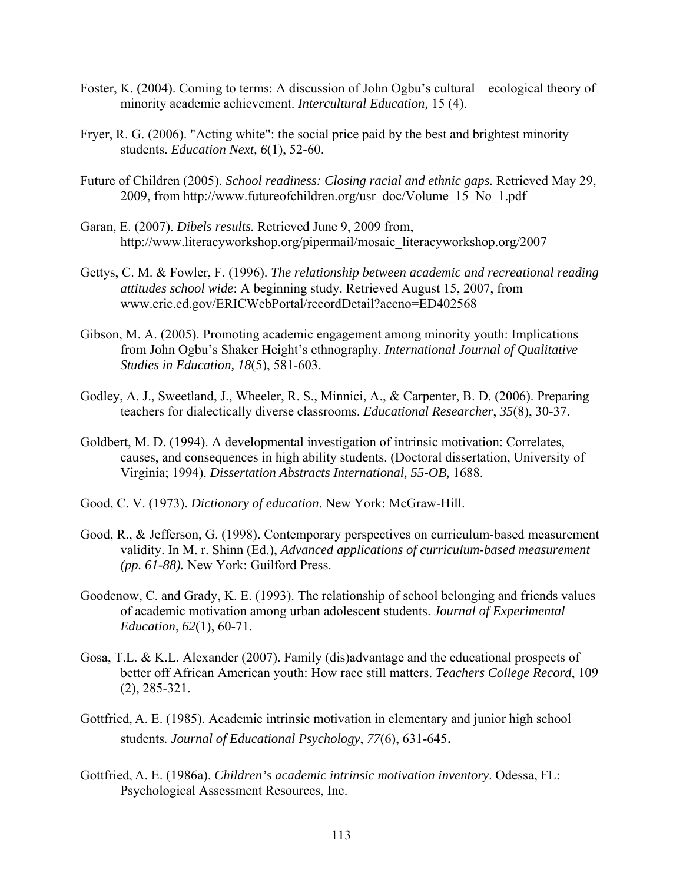Foster, K. (2004). Coming to terms: A discussion of John Ogbu's cultural – ecological theory of minority academic achievement. *Intercultural Education,* 15 (4).

Fryer, R. G. (2006). "Acting white": the social price paid by the best and brightest minority students. *Education Next, 6*(1), 52-60.

Future of Children (2005). *School readiness: Closing racial and ethnic gaps.* Retrieved May 29, 2009, from http://www.futureofchildren.org/usr_doc/Volume_15_No_1.pdf

Garan, E. (2007). *Dibels results.* Retrieved June 9, 2009 from, http://www.literacyworkshop.org/pipermail/mosaic_literacyworkshop.org/2007

Gettys, C. M. & Fowler, F. (1996). *The relationship between academic and recreational reading attitudes school wide*: A beginning study. Retrieved August 15, 2007, from www.eric.ed.gov/ERICWebPortal/recordDetail?accno=ED402568

Gibson, M. A. (2005). Promoting academic engagement among minority youth: Implications from John Ogbu's Shaker Height's ethnography. *International Journal of Qualitative Studies in Education, 18*(5), 581-603.

Godley, A. J., Sweetland, J., Wheeler, R. S., Minnici, A., & Carpenter, B. D. (2006). Preparing teachers for dialectically diverse classrooms. *Educational Researcher*, *35*(8), 30-37.

Goldbert, M. D. (1994). A developmental investigation of intrinsic motivation: Correlates, causes, and consequences in high ability students. (Doctoral dissertation, University of Virginia; 1994). *Dissertation Abstracts International, 55-OB,* 1688.

Good, C. V. (1973). *Dictionary of education*. New York: McGraw-Hill.

Good, R., & Jefferson, G. (1998). Contemporary perspectives on curriculum-based measurement validity. In M. r. Shinn (Ed.), *Advanced applications of curriculum-based measurement (pp. 61-88).* New York: Guilford Press.

Goodenow, C. and Grady, K. E. (1993). The relationship of school belonging and friends values of academic motivation among urban adolescent students. *Journal of Experimental Education*, *62*(1), 60-71.

Gosa, T.L. & K.L. Alexander (2007). Family (dis)advantage and the educational prospects of better off African American youth: How race still matters. *Teachers College Record*, 109 (2), 285-321.

Gottfried, A. E. (1985). Academic intrinsic motivation in elementary and junior high school students*. Journal of Educational Psychology*, *77*(6), 631-645.

Gottfried, A. E. (1986a). *Children's academic intrinsic motivation inventory*. Odessa, FL: Psychological Assessment Resources, Inc.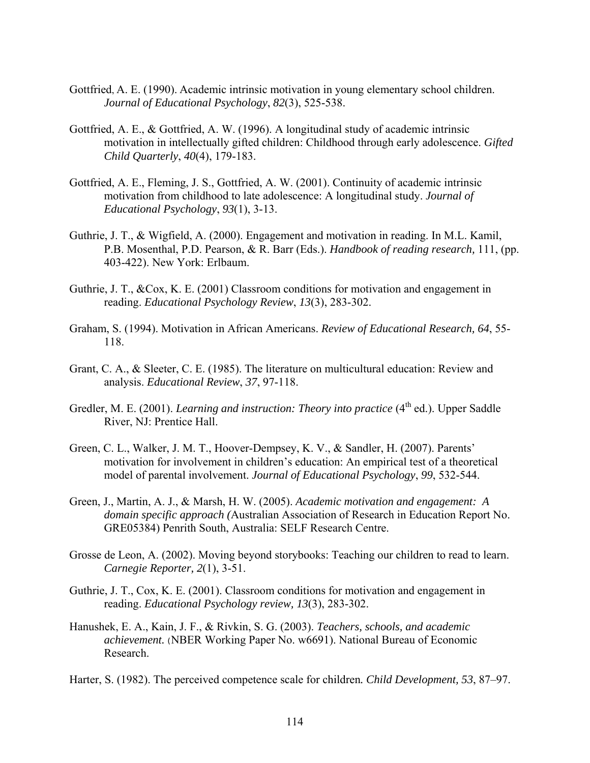Gottfried, A. E. (1990). Academic intrinsic motivation in young elementary school children. *Journal of Educational Psychology*, *82*(3), 525-538.

Gottfried, A. E., & Gottfried, A. W. (1996). A longitudinal study of academic intrinsic motivation in intellectually gifted children: Childhood through early adolescence. *Gifted Child Quarterly*, *40*(4), 179-183.

Gottfried, A. E., Fleming, J. S., Gottfried, A. W. (2001). Continuity of academic intrinsic motivation from childhood to late adolescence: A longitudinal study. *Journal of Educational Psychology*, *93*(1), 3-13.

Guthrie, J. T., & Wigfield, A. (2000). Engagement and motivation in reading. In M.L. Kamil, P.B. Mosenthal, P.D. Pearson, & R. Barr (Eds.). *Handbook of reading research,* 111, (pp. 403-422). New York: Erlbaum.

Guthrie, J. T., &Cox, K. E. (2001) Classroom conditions for motivation and engagement in reading. *Educational Psychology Review*, *13*(3), 283-302.

Graham, S. (1994). Motivation in African Americans. *Review of Educational Research, 64*, 55-118.

Grant, C. A., & Sleeter, C. E. (1985). The literature on multicultural education: Review and analysis. *Educational Review*, *37*, 97-118.

Gredler, M. E. (2001). *Learning and instruction: Theory into practice* (4th ed.). Upper Saddle River, NJ: Prentice Hall.

Green, C. L., Walker, J. M. T., Hoover-Dempsey, K. V., & Sandler, H. (2007). Parents' motivation for involvement in children's education: An empirical test of a theoretical model of parental involvement. *Journal of Educational Psychology*, *99*, 532-544.

Green, J., Martin, A. J., & Marsh, H. W. (2005). *Academic motivation and engagement: A domain specific approach (*Australian Association of Research in Education Report No. GRE05384) Penrith South, Australia: SELF Research Centre.

Grosse de Leon, A. (2002). Moving beyond storybooks: Teaching our children to read to learn. *Carnegie Reporter, 2*(1), 3-51.

Guthrie, J. T., Cox, K. E. (2001). Classroom conditions for motivation and engagement in reading. *Educational Psychology review, 13*(3), 283-302.

Hanushek, E. A., Kain, J. F., & Rivkin, S. G. (2003). *Teachers, schools, and academic achievement.* (NBER Working Paper No. w6691). National Bureau of Economic Research.

Harter, S. (1982). The perceived competence scale for children*. Child Development, 53*, 87–97.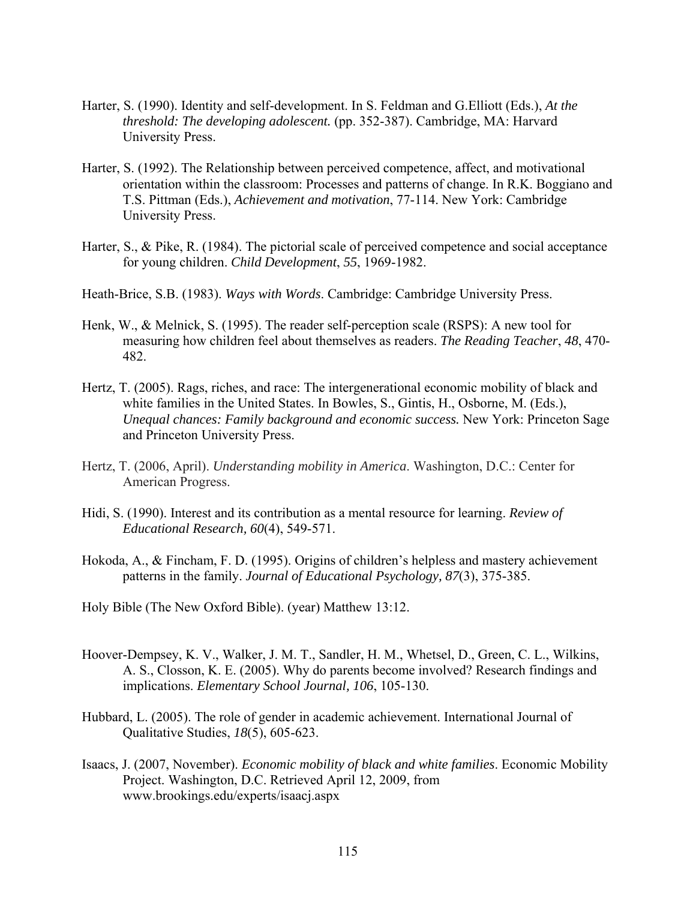Harter, S. (1990). Identity and self-development. In S. Feldman and G.Elliott (Eds.), *At the threshold: The developing adolescent.* (pp. 352-387). Cambridge, MA: Harvard University Press.

Harter, S. (1992). The Relationship between perceived competence, affect, and motivational orientation within the classroom: Processes and patterns of change. In R.K. Boggiano and T.S. Pittman (Eds.), *Achievement and motivation*, 77-114. New York: Cambridge University Press.

Harter, S., & Pike, R. (1984). The pictorial scale of perceived competence and social acceptance for young children. *Child Development*, *55*, 1969-1982.

Heath-Brice, S.B. (1983). *Ways with Words*. Cambridge: Cambridge University Press.

Henk, W., & Melnick, S. (1995). The reader self-perception scale (RSPS): A new tool for measuring how children feel about themselves as readers. *The Reading Teacher*, *48*, 470-482.

Hertz, T. (2005). Rags, riches, and race: The intergenerational economic mobility of black and white families in the United States. In Bowles, S., Gintis, H., Osborne, M. (Eds.), *Unequal chances: Family background and economic success.* New York: Princeton Sage and Princeton University Press.

Hertz, T. (2006, April). *Understanding mobility in America*. Washington, D.C.: Center for American Progress.

Hidi, S. (1990). Interest and its contribution as a mental resource for learning. *Review of Educational Research, 60*(4), 549-571.

Hokoda, A., & Fincham, F. D. (1995). Origins of children's helpless and mastery achievement patterns in the family. *Journal of Educational Psychology, 87*(3), 375-385.

Holy Bible (The New Oxford Bible). (year) Matthew 13:12.

Hoover-Dempsey, K. V., Walker, J. M. T., Sandler, H. M., Whetsel, D., Green, C. L., Wilkins, A. S., Closson, K. E. (2005). Why do parents become involved? Research findings and implications. *Elementary School Journal, 106*, 105-130.

Hubbard, L. (2005). The role of gender in academic achievement. International Journal of Qualitative Studies, *18*(5), 605-623.

Isaacs, J. (2007, November). *Economic mobility of black and white families*. Economic Mobility Project. Washington, D.C. Retrieved April 12, 2009, from www.brookings.edu/experts/isaacj.aspx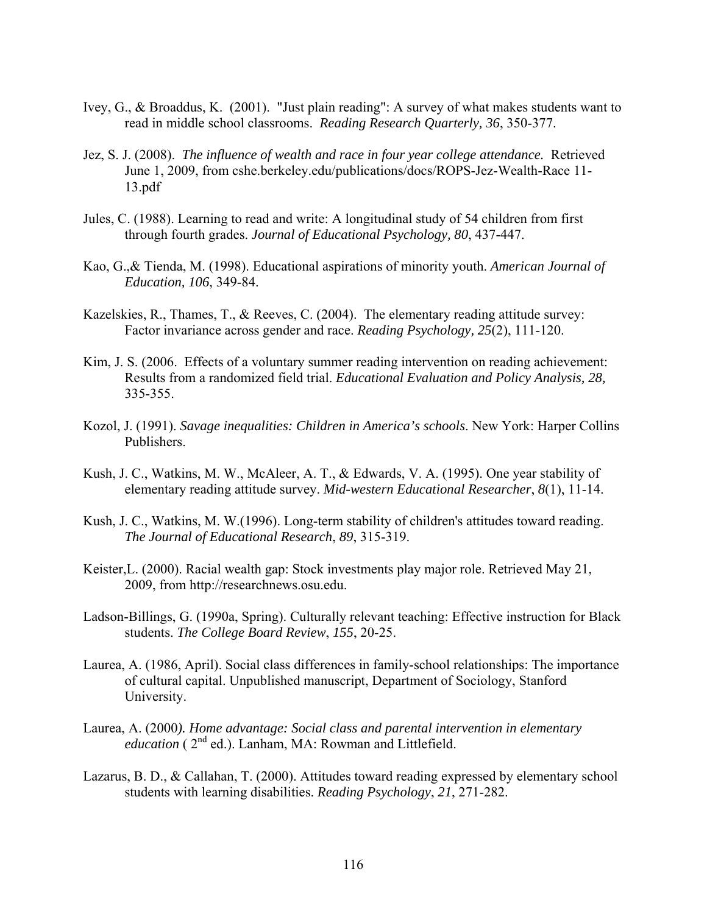Ivey, G., & Broaddus, K. (2001). "Just plain reading": A survey of what makes students want to read in middle school classrooms. *Reading Research Quarterly, 36*, 350-377.

Jez, S. J. (2008). *The influence of wealth and race in four year college attendance.* Retrieved June 1, 2009, from cshe.berkeley.edu/publications/docs/ROPS-Jez-Wealth-Race 11-13.pdf

Jules, C. (1988). Learning to read and write: A longitudinal study of 54 children from first through fourth grades. *Journal of Educational Psychology, 80*, 437-447.

Kao, G.,& Tienda, M. (1998). Educational aspirations of minority youth. *American Journal of Education, 106*, 349-84.

Kazelskies, R., Thames, T., & Reeves, C. (2004). The elementary reading attitude survey: Factor invariance across gender and race. *Reading Psychology, 25*(2), 111-120.

Kim, J. S. (2006. Effects of a voluntary summer reading intervention on reading achievement: Results from a randomized field trial. *Educational Evaluation and Policy Analysis, 28,* 335-355.

Kozol, J. (1991). *Savage inequalities: Children in America's schools*. New York: Harper Collins Publishers.

Kush, J. C., Watkins, M. W., McAleer, A. T., & Edwards, V. A. (1995). One year stability of elementary reading attitude survey. *Mid-western Educational Researcher*, *8*(1), 11-14.

Kush, J. C., Watkins, M. W.(1996). Long-term stability of children's attitudes toward reading. *The Journal of Educational Research*, *89*, 315-319.

Keister,L. (2000). Racial wealth gap: Stock investments play major role. Retrieved May 21, 2009, from http://researchnews.osu.edu.

Ladson-Billings, G. (1990a, Spring). Culturally relevant teaching: Effective instruction for Black students. *The College Board Review*, *155*, 20-25.

Laurea, A. (1986, April). Social class differences in family-school relationships: The importance of cultural capital. Unpublished manuscript, Department of Sociology, Stanford University.

Laurea, A. (2000*). Home advantage: Social class and parental intervention in elementary education* ( 2nd ed.). Lanham, MA: Rowman and Littlefield.

Lazarus, B. D., & Callahan, T. (2000). Attitudes toward reading expressed by elementary school students with learning disabilities. *Reading Psychology*, *21*, 271-282.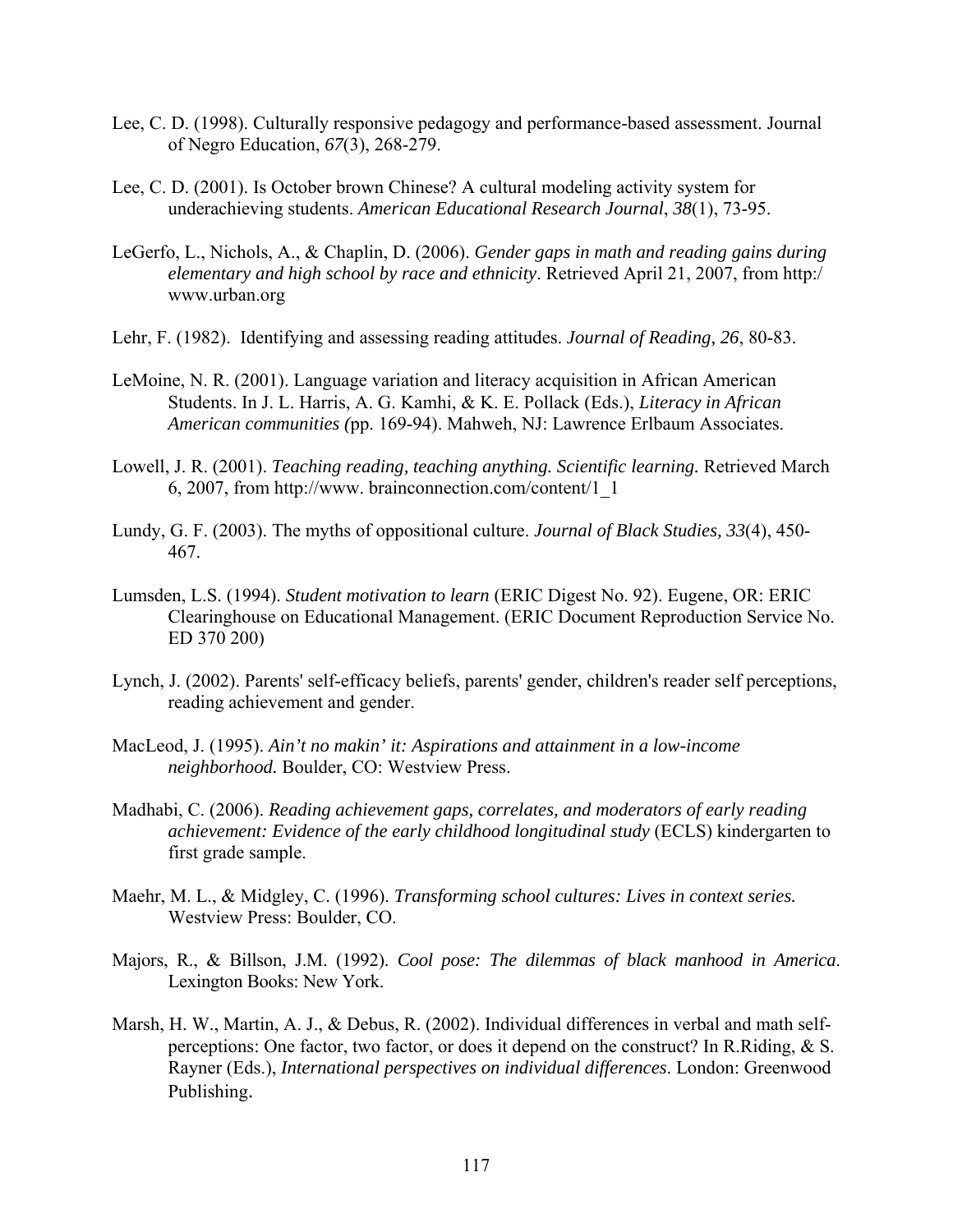Lee, C. D. (1998). Culturally responsive pedagogy and performance-based assessment. Journal of Negro Education, *67*(3), 268-279.

Lee, C. D. (2001). Is October brown Chinese? A cultural modeling activity system for underachieving students. *American Educational Research Journal*, *38*(1), 73-95.

LeGerfo, L., Nichols, A., & Chaplin, D. (2006). *Gender gaps in math and reading gains during elementary and high school by race and ethnicity*. Retrieved April 21, 2007, from http:/ www.urban.org

Lehr, F. (1982). Identifying and assessing reading attitudes. *Journal of Reading, 26*, 80-83.

LeMoine, N. R. (2001). Language variation and literacy acquisition in African American Students. In J. L. Harris, A. G. Kamhi, & K. E. Pollack (Eds.), *Literacy in African American communities (*pp. 169-94). Mahweh, NJ: Lawrence Erlbaum Associates.

Lowell, J. R. (2001). *Teaching reading, teaching anything. Scientific learning.* Retrieved March 6, 2007, from http://www. brainconnection.com/content/1_1

Lundy, G. F. (2003). The myths of oppositional culture. *Journal of Black Studies, 33*(4), 450-467.

Lumsden, L.S. (1994). *Student motivation to learn* (ERIC Digest No. 92). Eugene, OR: ERIC Clearinghouse on Educational Management. (ERIC Document Reproduction Service No. ED 370 200)

Lynch, J. (2002). Parents' self-efficacy beliefs, parents' gender, children's reader self perceptions, reading achievement and gender.

MacLeod, J. (1995). *Ain't no makin' it: Aspirations and attainment in a low-income neighborhood.* Boulder, CO: Westview Press.

Madhabi, C. (2006). *Reading achievement gaps, correlates, and moderators of early reading achievement: Evidence of the early childhood longitudinal study* (ECLS) kindergarten to first grade sample.

Maehr, M. L., & Midgley, C. (1996). *Transforming school cultures: Lives in context series.* Westview Press: Boulder, CO.

Majors, R., & Billson, J.M. (1992). *Cool pose: The dilemmas of black manhood in America*. Lexington Books: New York.

Marsh, H. W., Martin, A. J., & Debus, R. (2002). Individual differences in verbal and math self-perceptions: One factor, two factor, or does it depend on the construct? In R.Riding, & S. Rayner (Eds.), *International perspectives on individual differences*. London: Greenwood Publishing.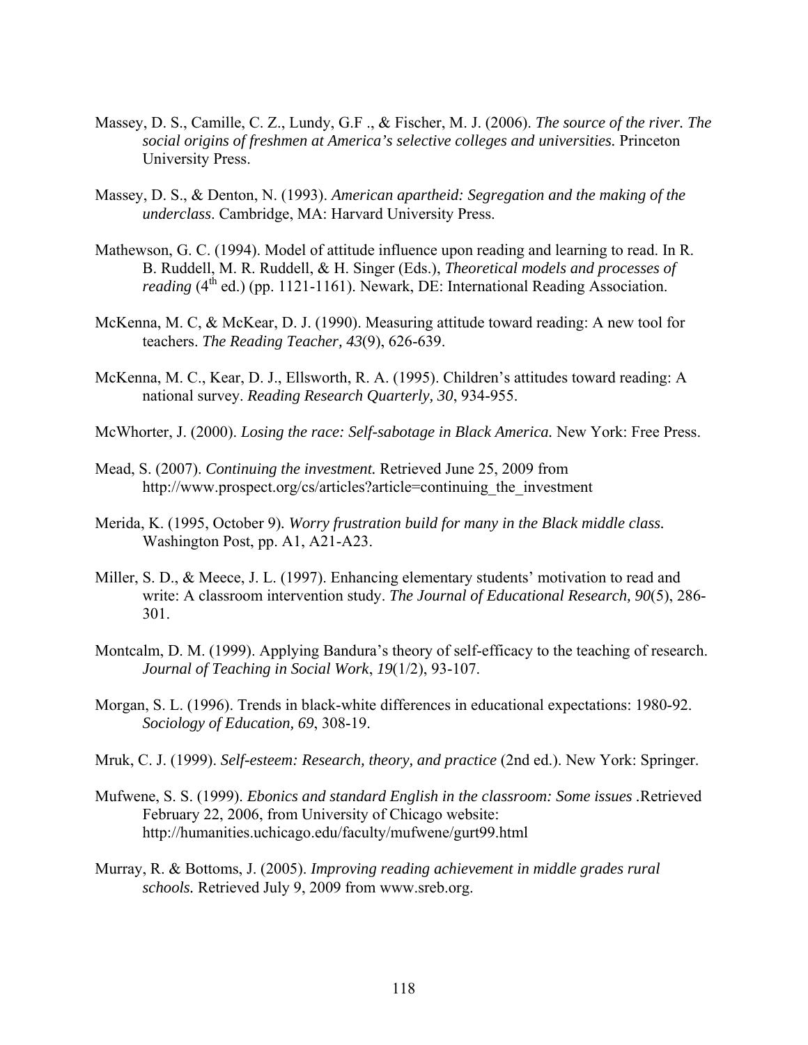Massey, D. S., Camille, C. Z., Lundy, G.F ., & Fischer, M. J. (2006). *The source of the river. The social origins of freshmen at America's selective colleges and universities.* Princeton University Press.

Massey, D. S., & Denton, N. (1993). *American apartheid: Segregation and the making of the underclass*. Cambridge, MA: Harvard University Press.

Mathewson, G. C. (1994). Model of attitude influence upon reading and learning to read. In R. B. Ruddell, M. R. Ruddell, & H. Singer (Eds.), *Theoretical models and processes of reading* (4th ed.) (pp. 1121-1161). Newark, DE: International Reading Association.

McKenna, M. C, & McKear, D. J. (1990). Measuring attitude toward reading: A new tool for teachers. *The Reading Teacher, 43*(9), 626-639.

McKenna, M. C., Kear, D. J., Ellsworth, R. A. (1995). Children's attitudes toward reading: A national survey. *Reading Research Quarterly, 30*, 934-955.

McWhorter, J. (2000). *Losing the race: Self-sabotage in Black America.* New York: Free Press.

Mead, S. (2007). *Continuing the investment.* Retrieved June 25, 2009 from http://www.prospect.org/cs/articles?article=continuing_the_investment

Merida, K. (1995, October 9). *Worry frustration build for many in the Black middle class.* Washington Post, pp. A1, A21-A23.

Miller, S. D., & Meece, J. L. (1997). Enhancing elementary students' motivation to read and write: A classroom intervention study. *The Journal of Educational Research, 90*(5), 286-301.

Montcalm, D. M. (1999). Applying Bandura's theory of self-efficacy to the teaching of research. *Journal of Teaching in Social Work*, *19*(1/2), 93-107.

Morgan, S. L. (1996). Trends in black-white differences in educational expectations: 1980-92. *Sociology of Education, 69*, 308-19.

Mruk, C. J. (1999). *Self-esteem: Research, theory, and practice* (2nd ed.). New York: Springer.

Mufwene, S. S. (1999). *Ebonics and standard English in the classroom: Some issues* .Retrieved February 22, 2006, from University of Chicago website: http://humanities.uchicago.edu/faculty/mufwene/gurt99.html

Murray, R. & Bottoms, J. (2005). *Improving reading achievement in middle grades rural schools.* Retrieved July 9, 2009 from www.sreb.org.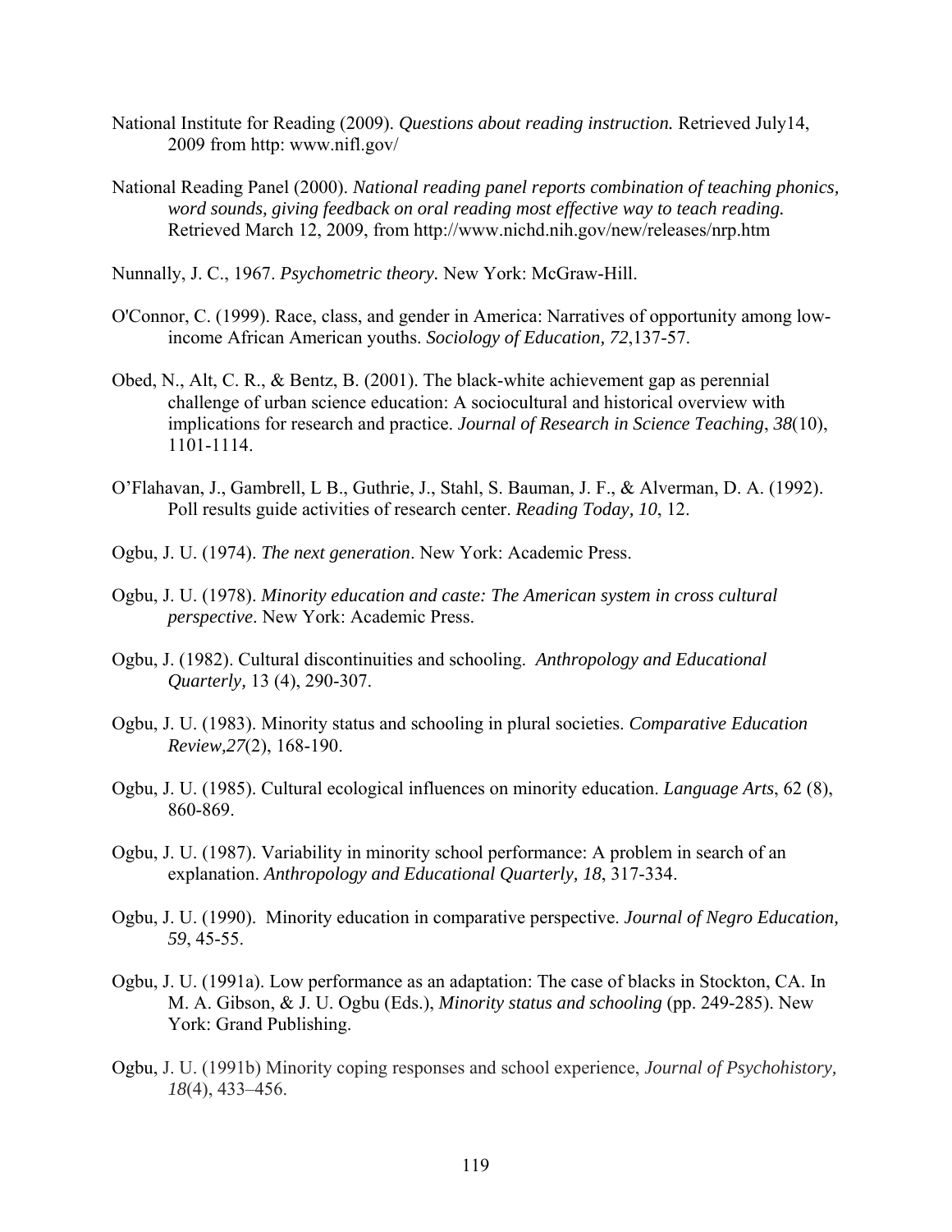National Institute for Reading (2009). *Questions about reading instruction.* Retrieved July14, 2009 from http: www.nifl.gov/

National Reading Panel (2000). *National reading panel reports combination of teaching phonics, word sounds, giving feedback on oral reading most effective way to teach reading.* Retrieved March 12, 2009, from http://www.nichd.nih.gov/new/releases/nrp.htm

Nunnally, J. C., 1967. *Psychometric theory.* New York: McGraw-Hill.

O'Connor, C. (1999). Race, class, and gender in America: Narratives of opportunity among low-income African American youths. *Sociology of Education, 72*,137-57.

Obed, N., Alt, C. R., & Bentz, B. (2001). The black-white achievement gap as perennial challenge of urban science education: A sociocultural and historical overview with implications for research and practice. *Journal of Research in Science Teaching*, *38*(10), 1101-1114.

O'Flahavan, J., Gambrell, L B., Guthrie, J., Stahl, S. Bauman, J. F., & Alverman, D. A. (1992). Poll results guide activities of research center. *Reading Today, 10*, 12.

Ogbu, J. U. (1974). *The next generation*. New York: Academic Press.

Ogbu, J. U. (1978). *Minority education and caste: The American system in cross cultural perspective*. New York: Academic Press.

Ogbu, J. (1982). Cultural discontinuities and schooling. *Anthropology and Educational Quarterly,* 13 (4), 290-307.

Ogbu, J. U. (1983). Minority status and schooling in plural societies. *Comparative Education Review,27*(2), 168-190.

Ogbu, J. U. (1985). Cultural ecological influences on minority education. *Language Arts*, 62 (8), 860-869.

Ogbu, J. U. (1987). Variability in minority school performance: A problem in search of an explanation. *Anthropology and Educational Quarterly, 18*, 317-334.

Ogbu, J. U. (1990). Minority education in comparative perspective. *Journal of Negro Education, 59*, 45-55.

Ogbu, J. U. (1991a). Low performance as an adaptation: The case of blacks in Stockton, CA. In M. A. Gibson, & J. U. Ogbu (Eds.), *Minority status and schooling* (pp. 249-285). New York: Grand Publishing.

Ogbu, J. U. (1991b) Minority coping responses and school experience, *Journal of Psychohistory, 18*(4), 433–456.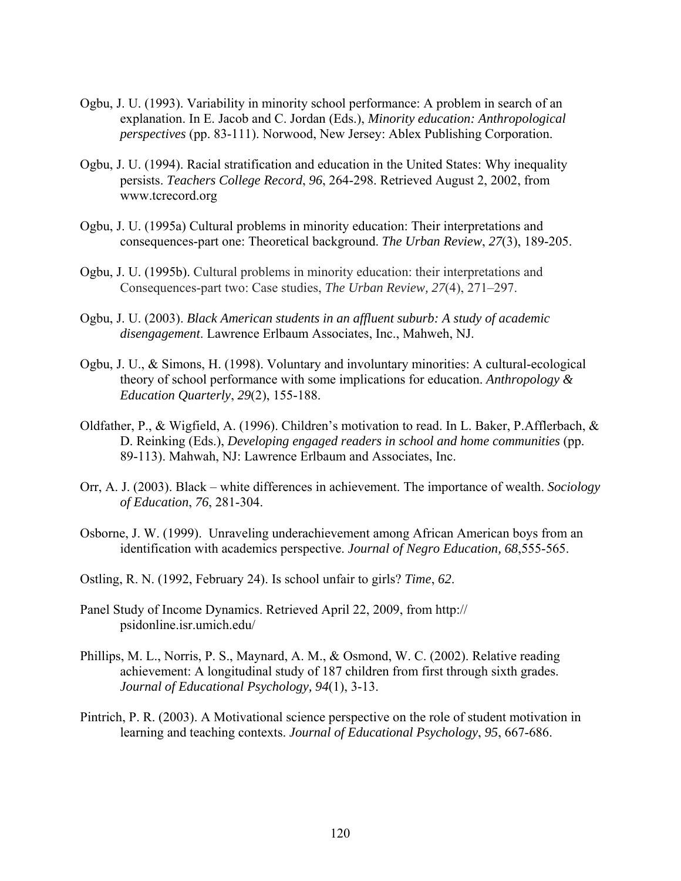Ogbu, J. U. (1993). Variability in minority school performance: A problem in search of an explanation. In E. Jacob and C. Jordan (Eds.), *Minority education: Anthropological perspectives* (pp. 83-111). Norwood, New Jersey: Ablex Publishing Corporation.

Ogbu, J. U. (1994). Racial stratification and education in the United States: Why inequality persists. *Teachers College Record*, *96*, 264-298. Retrieved August 2, 2002, from www.tcrecord.org

Ogbu, J. U. (1995a) Cultural problems in minority education: Their interpretations and consequences-part one: Theoretical background. *The Urban Review*, *27*(3), 189-205.

Ogbu, J. U. (1995b). Cultural problems in minority education: their interpretations and Consequences-part two: Case studies, *The Urban Review, 27*(4), 271–297.

Ogbu, J. U. (2003). *Black American students in an affluent suburb: A study of academic disengagement*. Lawrence Erlbaum Associates, Inc., Mahweh, NJ.

Ogbu, J. U., & Simons, H. (1998). Voluntary and involuntary minorities: A cultural-ecological theory of school performance with some implications for education. *Anthropology & Education Quarterly*, *29*(2), 155-188.

Oldfather, P., & Wigfield, A. (1996). Children's motivation to read. In L. Baker, P.Afflerbach, & D. Reinking (Eds.), *Developing engaged readers in school and home communities* (pp. 89-113). Mahwah, NJ: Lawrence Erlbaum and Associates, Inc.

Orr, A. J. (2003). Black – white differences in achievement. The importance of wealth. *Sociology of Education*, *76*, 281-304.

Osborne, J. W. (1999). Unraveling underachievement among African American boys from an identification with academics perspective. *Journal of Negro Education, 68*,555-565.

Ostling, R. N. (1992, February 24). Is school unfair to girls? *Time*, *62*.

Panel Study of Income Dynamics. Retrieved April 22, 2009, from http:// psidonline.isr.umich.edu/

Phillips, M. L., Norris, P. S., Maynard, A. M., & Osmond, W. C. (2002). Relative reading achievement: A longitudinal study of 187 children from first through sixth grades. *Journal of Educational Psychology, 94*(1), 3-13.

Pintrich, P. R. (2003). A Motivational science perspective on the role of student motivation in learning and teaching contexts. *Journal of Educational Psychology*, *95*, 667-686.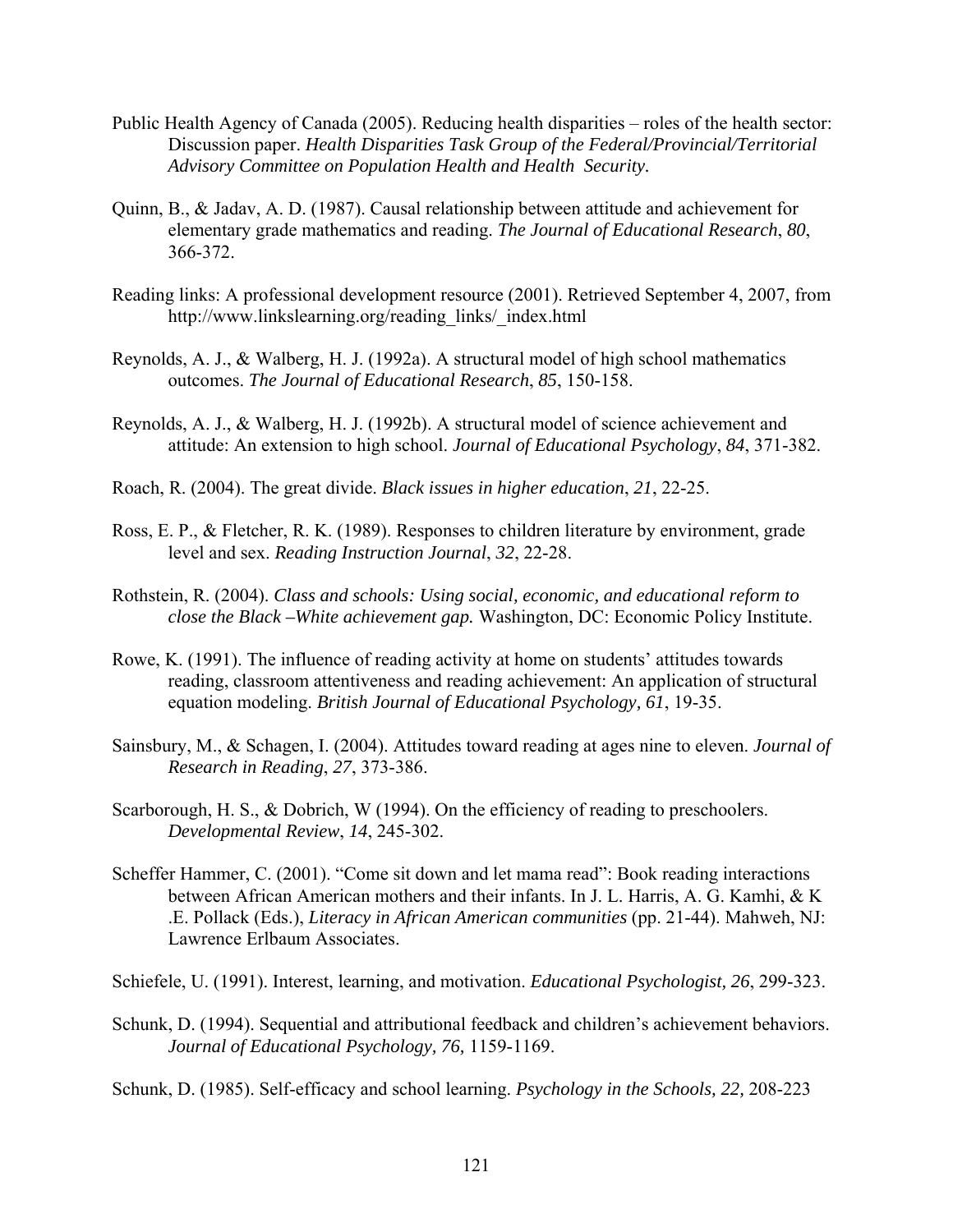Public Health Agency of Canada (2005). Reducing health disparities – roles of the health sector: Discussion paper. *Health Disparities Task Group of the Federal/Provincial/Territorial Advisory Committee on Population Health and Health Security.*

Quinn, B., & Jadav, A. D. (1987). Causal relationship between attitude and achievement for elementary grade mathematics and reading. *The Journal of Educational Research*, *80*, 366-372.

Reading links: A professional development resource (2001). Retrieved September 4, 2007, from http://www.linkslearning.org/reading_links/_index.html

Reynolds, A. J., & Walberg, H. J. (1992a). A structural model of high school mathematics outcomes. *The Journal of Educational Research*, *85*, 150-158.

Reynolds, A. J., & Walberg, H. J. (1992b). A structural model of science achievement and attitude: An extension to high school. *Journal of Educational Psychology*, *84*, 371-382.

Roach, R. (2004). The great divide. *Black issues in higher education*, *21*, 22-25.

Ross, E. P., & Fletcher, R. K. (1989). Responses to children literature by environment, grade level and sex. *Reading Instruction Journal*, *32*, 22-28.

Rothstein, R. (2004). *Class and schools: Using social, economic, and educational reform to close the Black –White achievement gap.* Washington, DC: Economic Policy Institute.

Rowe, K. (1991). The influence of reading activity at home on students' attitudes towards reading, classroom attentiveness and reading achievement: An application of structural equation modeling. *British Journal of Educational Psychology, 61*, 19-35.

Sainsbury, M., & Schagen, I. (2004). Attitudes toward reading at ages nine to eleven. *Journal of Research in Reading*, *27*, 373-386.

Scarborough, H. S., & Dobrich, W (1994). On the efficiency of reading to preschoolers. *Developmental Review*, *14*, 245-302.

Scheffer Hammer, C. (2001). "Come sit down and let mama read": Book reading interactions between African American mothers and their infants. In J. L. Harris, A. G. Kamhi, & K .E. Pollack (Eds.), *Literacy in African American communities* (pp. 21-44). Mahweh, NJ: Lawrence Erlbaum Associates.

Schiefele, U. (1991). Interest, learning, and motivation. *Educational Psychologist, 26*, 299-323.

Schunk, D. (1994). Sequential and attributional feedback and children's achievement behaviors. *Journal of Educational Psychology, 76,* 1159-1169.

Schunk, D. (1985). Self-efficacy and school learning. *Psychology in the Schools, 22,* 208-223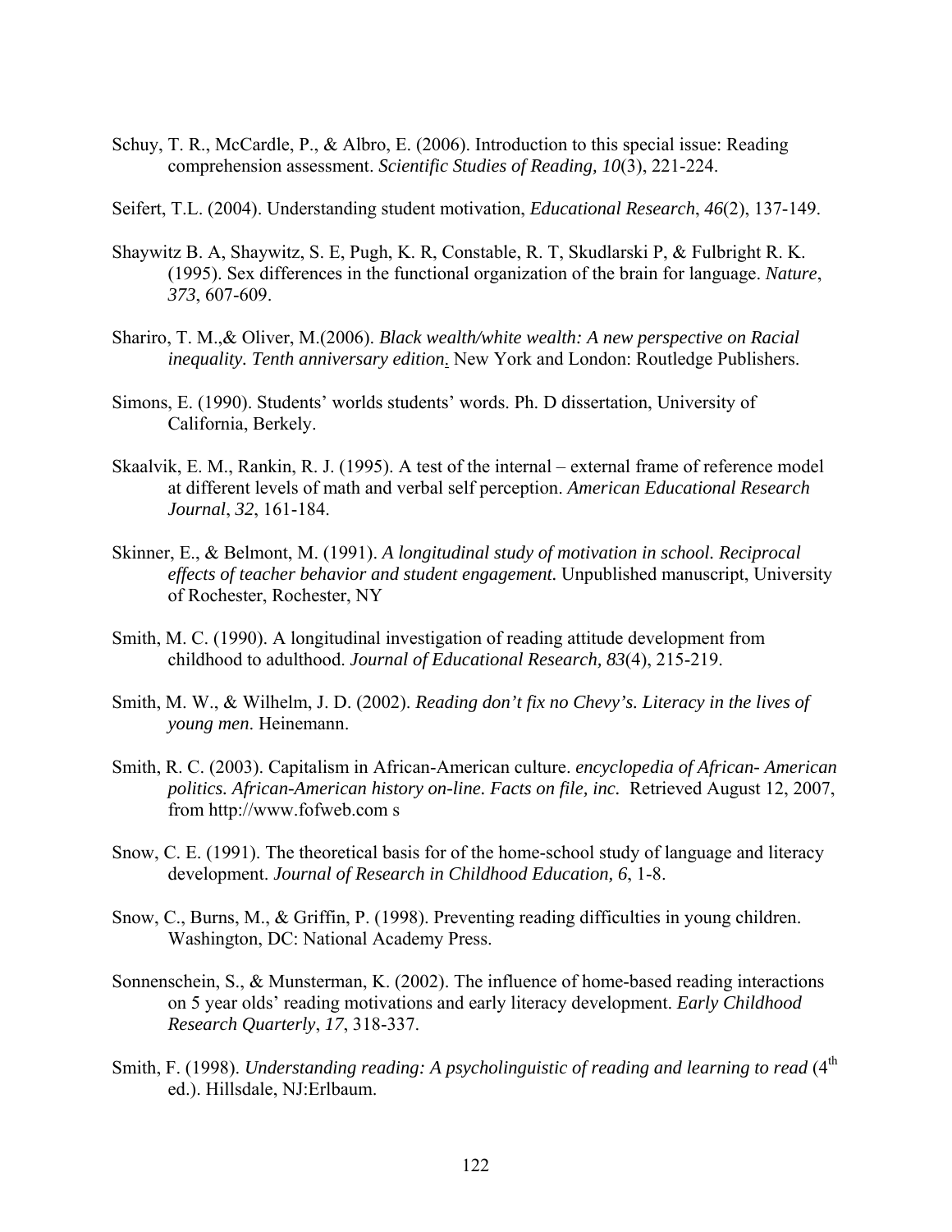Schuy, T. R., McCardle, P., & Albro, E. (2006). Introduction to this special issue: Reading comprehension assessment. *Scientific Studies of Reading, 10*(3), 221-224.

Seifert, T.L. (2004). Understanding student motivation, *Educational Research*, *46*(2), 137-149.

Shaywitz B. A, Shaywitz, S. E, Pugh, K. R, Constable, R. T, Skudlarski P, & Fulbright R. K. (1995). Sex differences in the functional organization of the brain for language. *Nature*, *373*, 607-609.

Shariro, T. M.,& Oliver, M.(2006). *Black wealth/white wealth: A new perspective on Racial inequality. Tenth anniversary edition.* New York and London: Routledge Publishers.

Simons, E. (1990). Students' worlds students' words. Ph. D dissertation, University of California, Berkely.

Skaalvik, E. M., Rankin, R. J. (1995). A test of the internal – external frame of reference model at different levels of math and verbal self perception. *American Educational Research Journal*, *32*, 161-184.

Skinner, E., & Belmont, M. (1991). *A longitudinal study of motivation in school. Reciprocal effects of teacher behavior and student engagement.* Unpublished manuscript, University of Rochester, Rochester, NY

Smith, M. C. (1990). A longitudinal investigation of reading attitude development from childhood to adulthood. *Journal of Educational Research, 83*(4), 215-219.

Smith, M. W., & Wilhelm, J. D. (2002). *Reading don't fix no Chevy's. Literacy in the lives of young men*. Heinemann.

Smith, R. C. (2003). Capitalism in African-American culture. *encyclopedia of African- American politics. African-American history on-line. Facts on file, inc.* Retrieved August 12, 2007, from http://www.fofweb.com s

Snow, C. E. (1991). The theoretical basis for of the home-school study of language and literacy development. *Journal of Research in Childhood Education, 6*, 1-8.

Snow, C., Burns, M., & Griffin, P. (1998). Preventing reading difficulties in young children. Washington, DC: National Academy Press.

Sonnenschein, S., & Munsterman, K. (2002). The influence of home-based reading interactions on 5 year olds' reading motivations and early literacy development. *Early Childhood Research Quarterly*, *17*, 318-337.

Smith, F. (1998). *Understanding reading: A psycholinguistic of reading and learning to read* (4th ed.). Hillsdale, NJ:Erlbaum.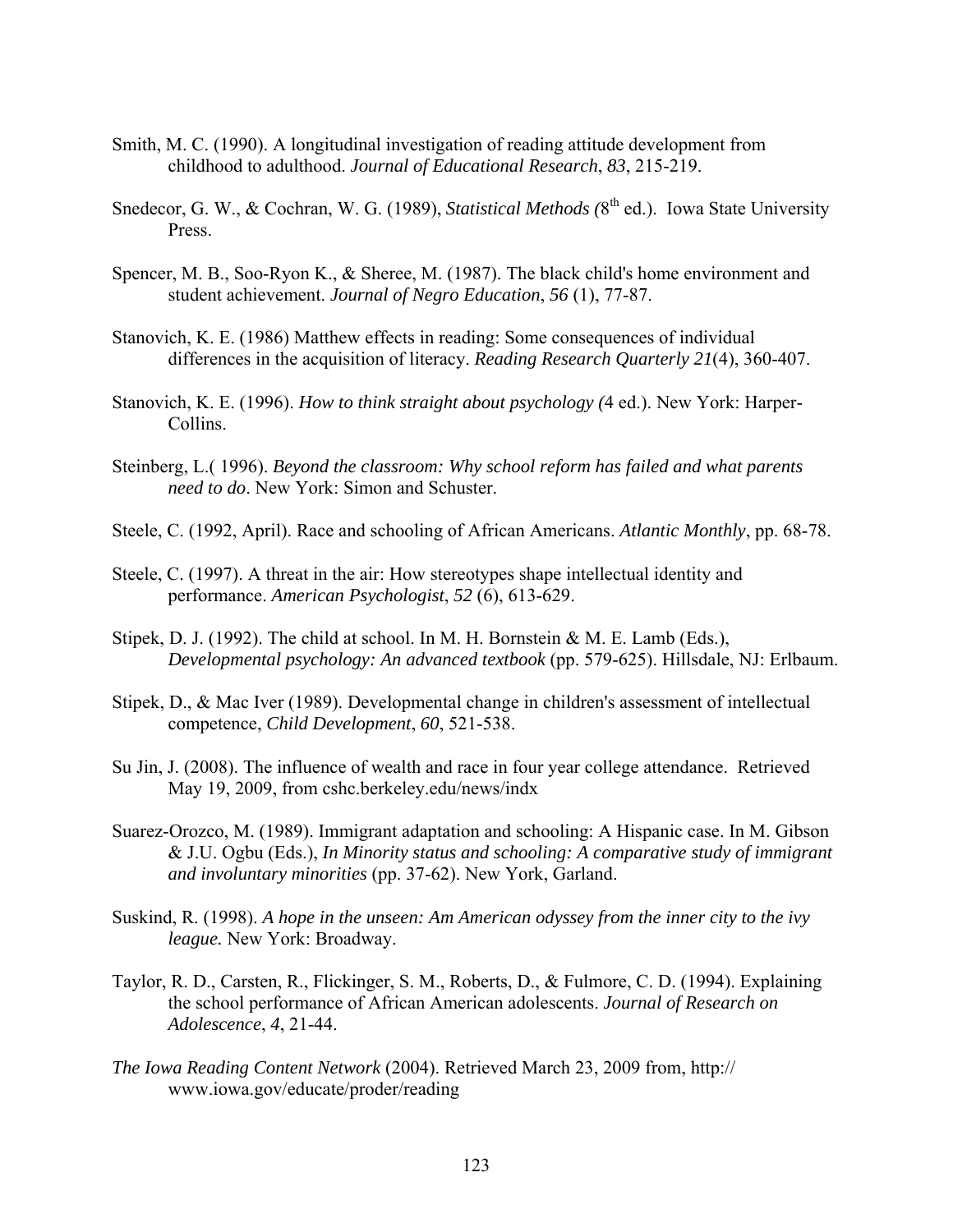Smith, M. C. (1990). A longitudinal investigation of reading attitude development from childhood to adulthood. *Journal of Educational Research*, *83*, 215-219.

Snedecor, G. W., & Cochran, W. G. (1989), *Statistical Methods (*8th ed.). Iowa State University Press.

Spencer, M. B., Soo-Ryon K., & Sheree, M. (1987). The black child's home environment and student achievement. *Journal of Negro Education*, *56* (1), 77-87.

Stanovich, K. E. (1986) Matthew effects in reading: Some consequences of individual differences in the acquisition of literacy. *Reading Research Quarterly 21*(4), 360-407.

Stanovich, K. E. (1996). *How to think straight about psychology (*4 ed.). New York: Harper-Collins.

Steinberg, L.( 1996). *Beyond the classroom: Why school reform has failed and what parents need to do*. New York: Simon and Schuster.

Steele, C. (1992, April). Race and schooling of African Americans. *Atlantic Monthly*, pp. 68-78.

Steele, C. (1997). A threat in the air: How stereotypes shape intellectual identity and performance. *American Psychologist*, *52* (6), 613-629.

Stipek, D. J. (1992). The child at school. In M. H. Bornstein & M. E. Lamb (Eds.), *Developmental psychology: An advanced textbook* (pp. 579-625). Hillsdale, NJ: Erlbaum.

Stipek, D., & Mac Iver (1989). Developmental change in children's assessment of intellectual competence, *Child Development*, *60*, 521-538.

Su Jin, J. (2008). The influence of wealth and race in four year college attendance. Retrieved May 19, 2009, from cshc.berkeley.edu/news/indx

Suarez-Orozco, M. (1989). Immigrant adaptation and schooling: A Hispanic case. In M. Gibson & J.U. Ogbu (Eds.), *In Minority status and schooling: A comparative study of immigrant and involuntary minorities* (pp. 37-62). New York, Garland.

Suskind, R. (1998). *A hope in the unseen: Am American odyssey from the inner city to the ivy league.* New York: Broadway.

Taylor, R. D., Carsten, R., Flickinger, S. M., Roberts, D., & Fulmore, C. D. (1994). Explaining the school performance of African American adolescents. *Journal of Research on Adolescence*, *4*, 21-44.

*The Iowa Reading Content Network* (2004). Retrieved March 23, 2009 from, http:// www.iowa.gov/educate/proder/reading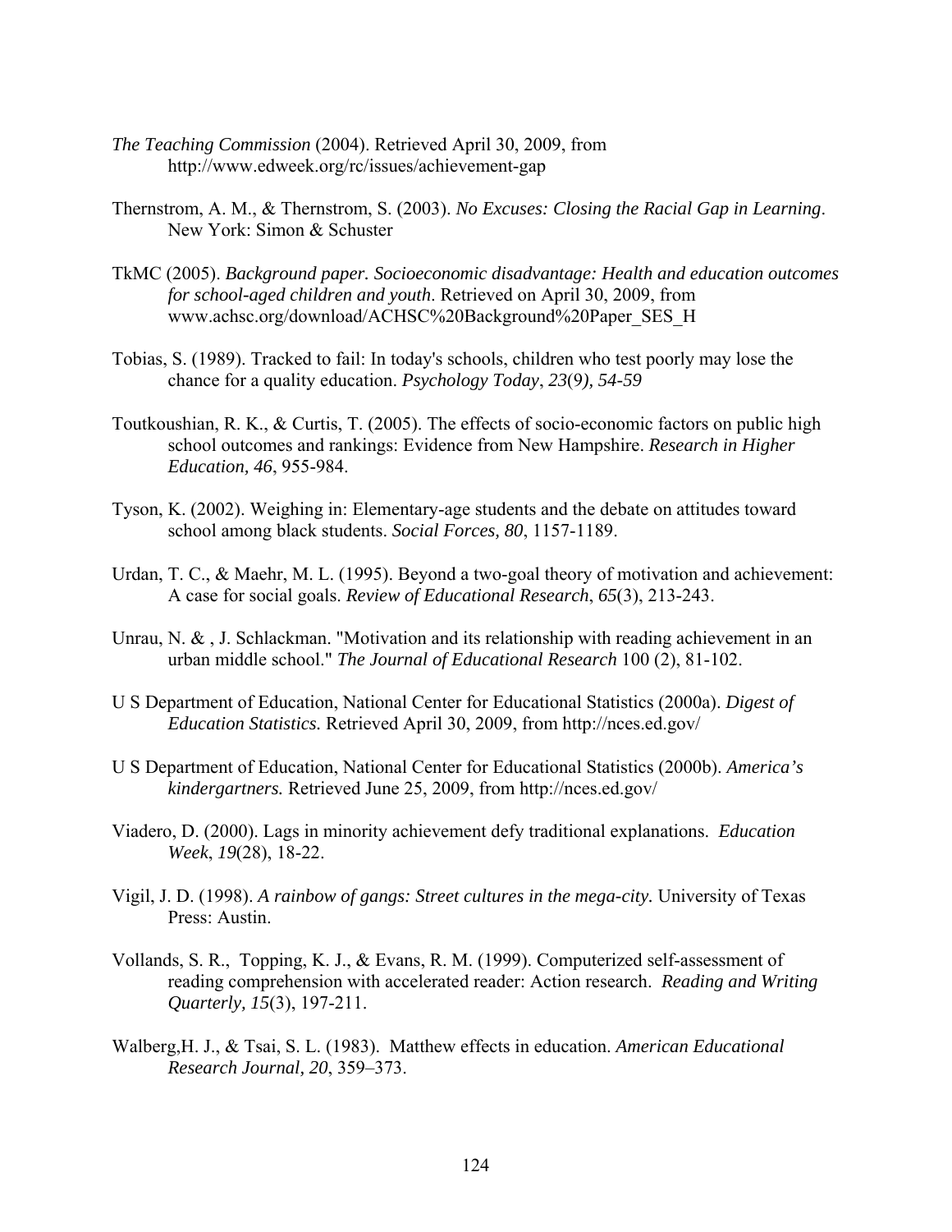*The Teaching Commission* (2004). Retrieved April 30, 2009, from http://www.edweek.org/rc/issues/achievement-gap

Thernstrom, A. M., & Thernstrom, S. (2003). *No Excuses: Closing the Racial Gap in Learning*. New York: Simon & Schuster

TkMC (2005). *Background paper. Socioeconomic disadvantage: Health and education outcomes for school-aged children and youth*. Retrieved on April 30, 2009, from www.achsc.org/download/ACHSC%20Background%20Paper_SES_H

Tobias, S. (1989). Tracked to fail: In today's schools, children who test poorly may lose the chance for a quality education. *Psychology Today*, *23*(9*), 54-59*

Toutkoushian, R. K., & Curtis, T. (2005). The effects of socio-economic factors on public high school outcomes and rankings: Evidence from New Hampshire. *Research in Higher Education, 46*, 955-984.

Tyson, K. (2002). Weighing in: Elementary-age students and the debate on attitudes toward school among black students. *Social Forces, 80*, 1157-1189.

Urdan, T. C., & Maehr, M. L. (1995). Beyond a two-goal theory of motivation and achievement: A case for social goals. *Review of Educational Research*, *65*(3), 213-243.

Unrau, N. & , J. Schlackman. "Motivation and its relationship with reading achievement in an urban middle school." *The Journal of Educational Research* 100 (2), 81-102.

U S Department of Education, National Center for Educational Statistics (2000a). *Digest of Education Statistics.* Retrieved April 30, 2009, from http://nces.ed.gov/

U S Department of Education, National Center for Educational Statistics (2000b). *America's kindergartners.* Retrieved June 25, 2009, from http://nces.ed.gov/

Viadero, D. (2000). Lags in minority achievement defy traditional explanations. *Education Week*, *19*(28), 18-22.

Vigil, J. D. (1998). *A rainbow of gangs: Street cultures in the mega-city.* University of Texas Press: Austin.

Vollands, S. R., Topping, K. J., & Evans, R. M. (1999). Computerized self-assessment of reading comprehension with accelerated reader: Action research. *Reading and Writing Quarterly, 15*(3), 197-211.

Walberg,H. J., & Tsai, S. L. (1983). Matthew effects in education. *American Educational Research Journal, 20*, 359–373.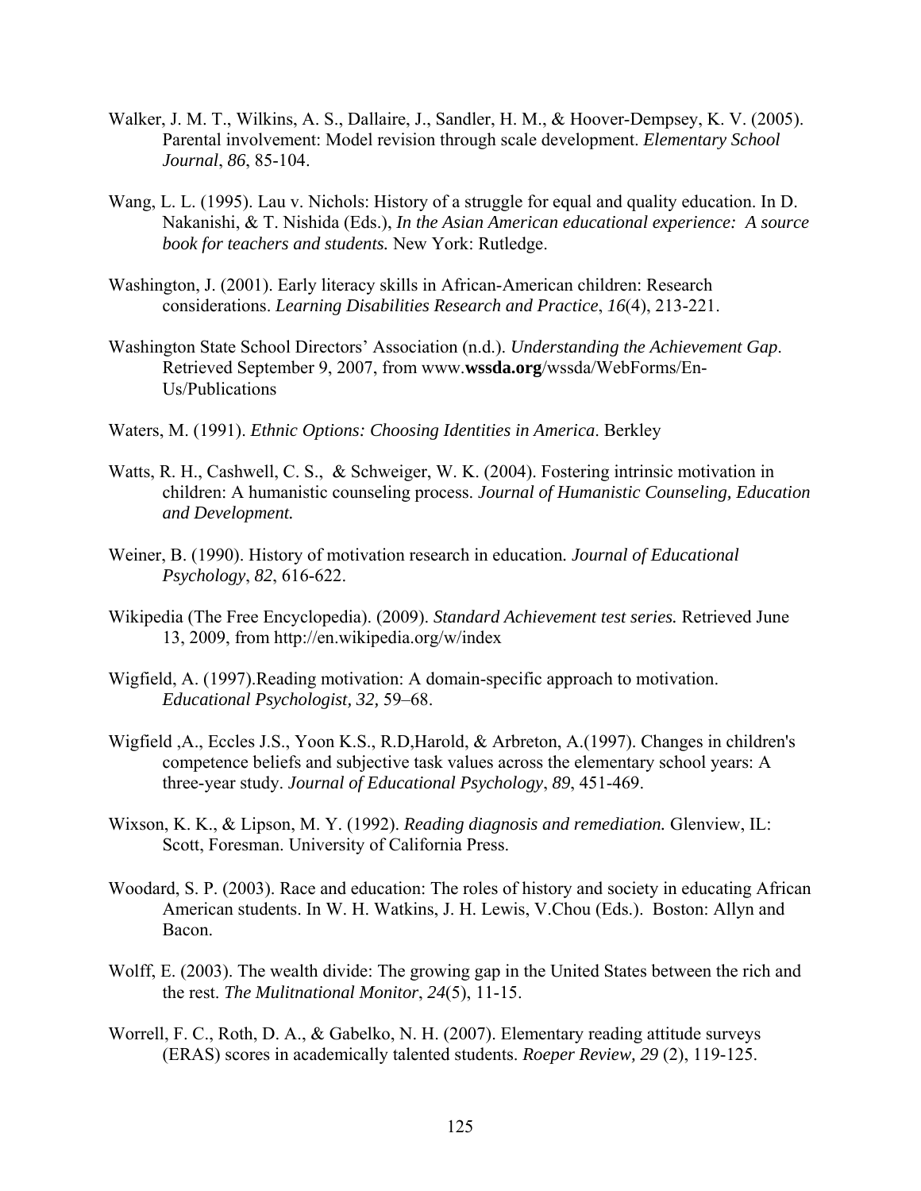Walker, J. M. T., Wilkins, A. S., Dallaire, J., Sandler, H. M., & Hoover-Dempsey, K. V. (2005). Parental involvement: Model revision through scale development. *Elementary School Journal*, *86*, 85-104.

Wang, L. L. (1995). Lau v. Nichols: History of a struggle for equal and quality education. In D. Nakanishi, & T. Nishida (Eds.), *In the Asian American educational experience: A source book for teachers and students.* New York: Rutledge.

Washington, J. (2001). Early literacy skills in African-American children: Research considerations. *Learning Disabilities Research and Practice*, *16*(4), 213-221.

Washington State School Directors' Association (n.d.). *Understanding the Achievement Gap*. Retrieved September 9, 2007, from www.**wssda.org**/wssda/WebForms/En-Us/Publications

Waters, M. (1991). *Ethnic Options: Choosing Identities in America*. Berkley

Watts, R. H., Cashwell, C. S., & Schweiger, W. K. (2004). Fostering intrinsic motivation in children: A humanistic counseling process. *Journal of Humanistic Counseling, Education and Development.*

Weiner, B. (1990). History of motivation research in education*. Journal of Educational Psychology*, *82*, 616-622.

Wikipedia (The Free Encyclopedia). (2009). *Standard Achievement test series.* Retrieved June 13, 2009, from http://en.wikipedia.org/w/index

Wigfield, A. (1997).Reading motivation: A domain-specific approach to motivation. *Educational Psychologist, 32,* 59–68.

Wigfield ,A., Eccles J.S., Yoon K.S., R.D,Harold, & Arbreton, A.(1997). Changes in children's competence beliefs and subjective task values across the elementary school years: A three-year study. *Journal of Educational Psychology*, *89*, 451-469.

Wixson, K. K., & Lipson, M. Y. (1992). *Reading diagnosis and remediation.* Glenview, IL: Scott, Foresman. University of California Press.

Woodard, S. P. (2003). Race and education: The roles of history and society in educating African American students. In W. H. Watkins, J. H. Lewis, V.Chou (Eds.). Boston: Allyn and Bacon.

Wolff, E. (2003). The wealth divide: The growing gap in the United States between the rich and the rest. *The Mulitnational Monitor*, *24*(5), 11-15.

Worrell, F. C., Roth, D. A., & Gabelko, N. H. (2007). Elementary reading attitude surveys (ERAS) scores in academically talented students. *Roeper Review, 29* (2), 119-125.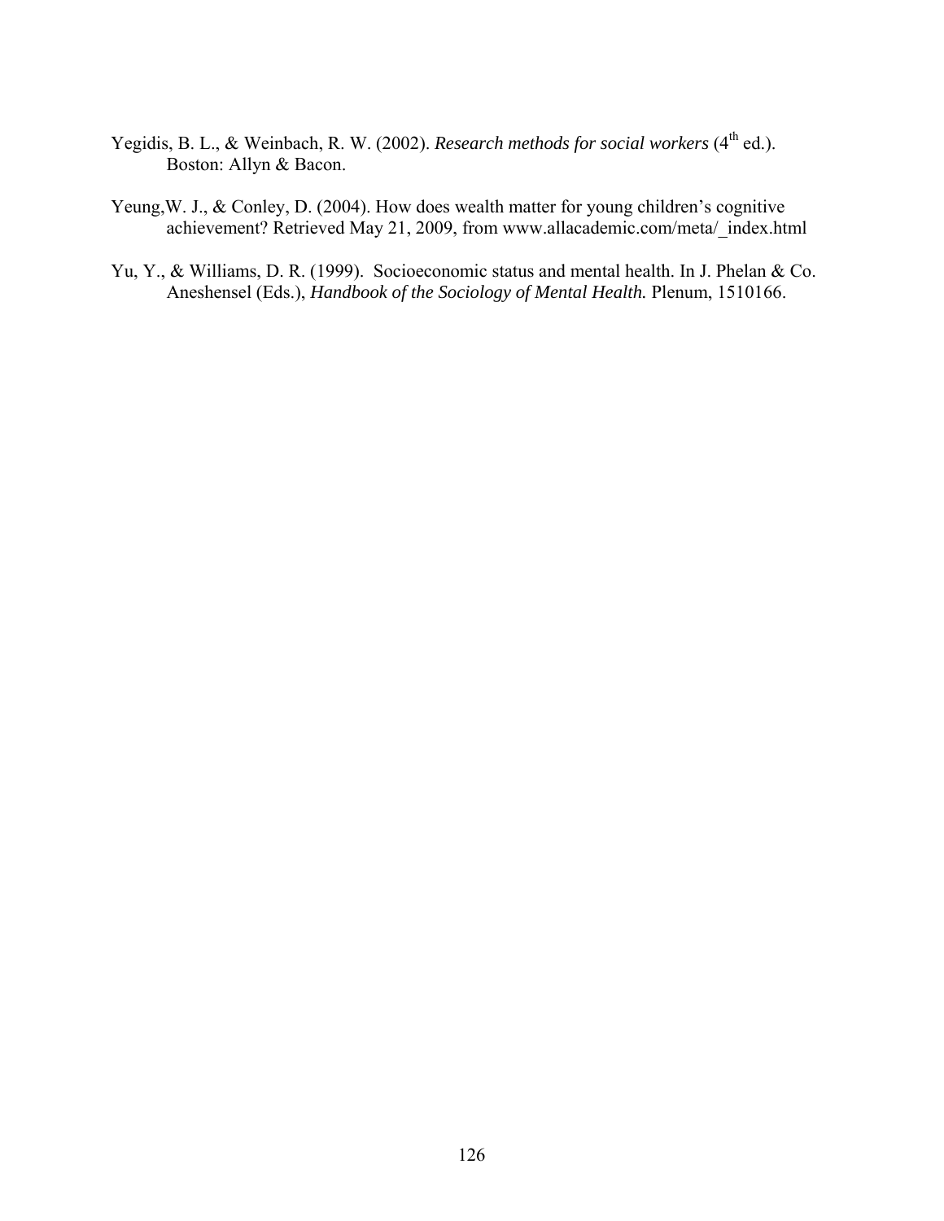Yegidis, B. L., & Weinbach, R. W. (2002). *Research methods for social workers* (4th ed.). Boston: Allyn & Bacon.

Yeung,W. J., & Conley, D. (2004). How does wealth matter for young children's cognitive achievement? Retrieved May 21, 2009, from www.allacademic.com/meta/_index.html

Yu, Y., & Williams, D. R. (1999). Socioeconomic status and mental health. In J. Phelan & Co. Aneshensel (Eds.), *Handbook of the Sociology of Mental Health.* Plenum, 1510166.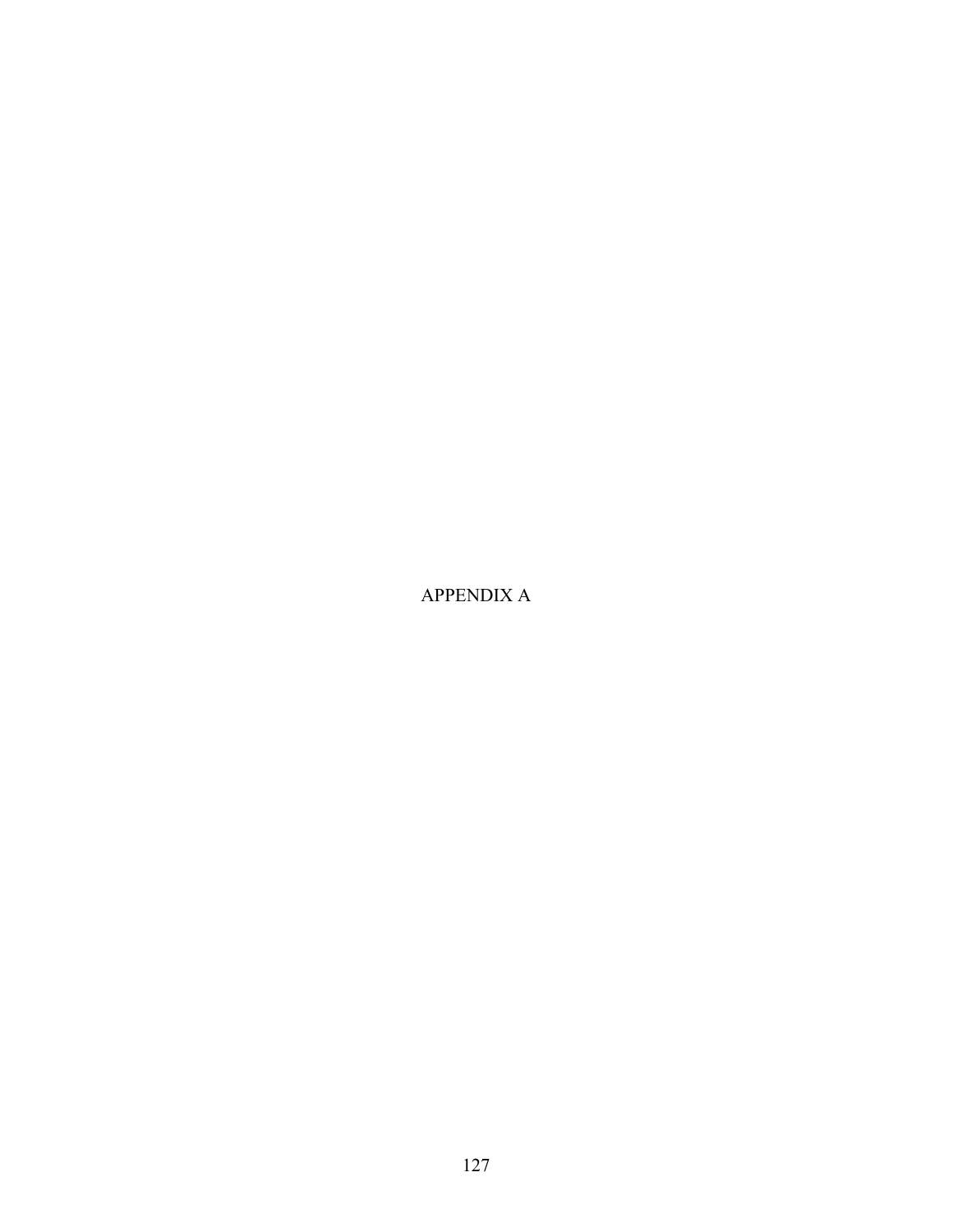# APPENDIX A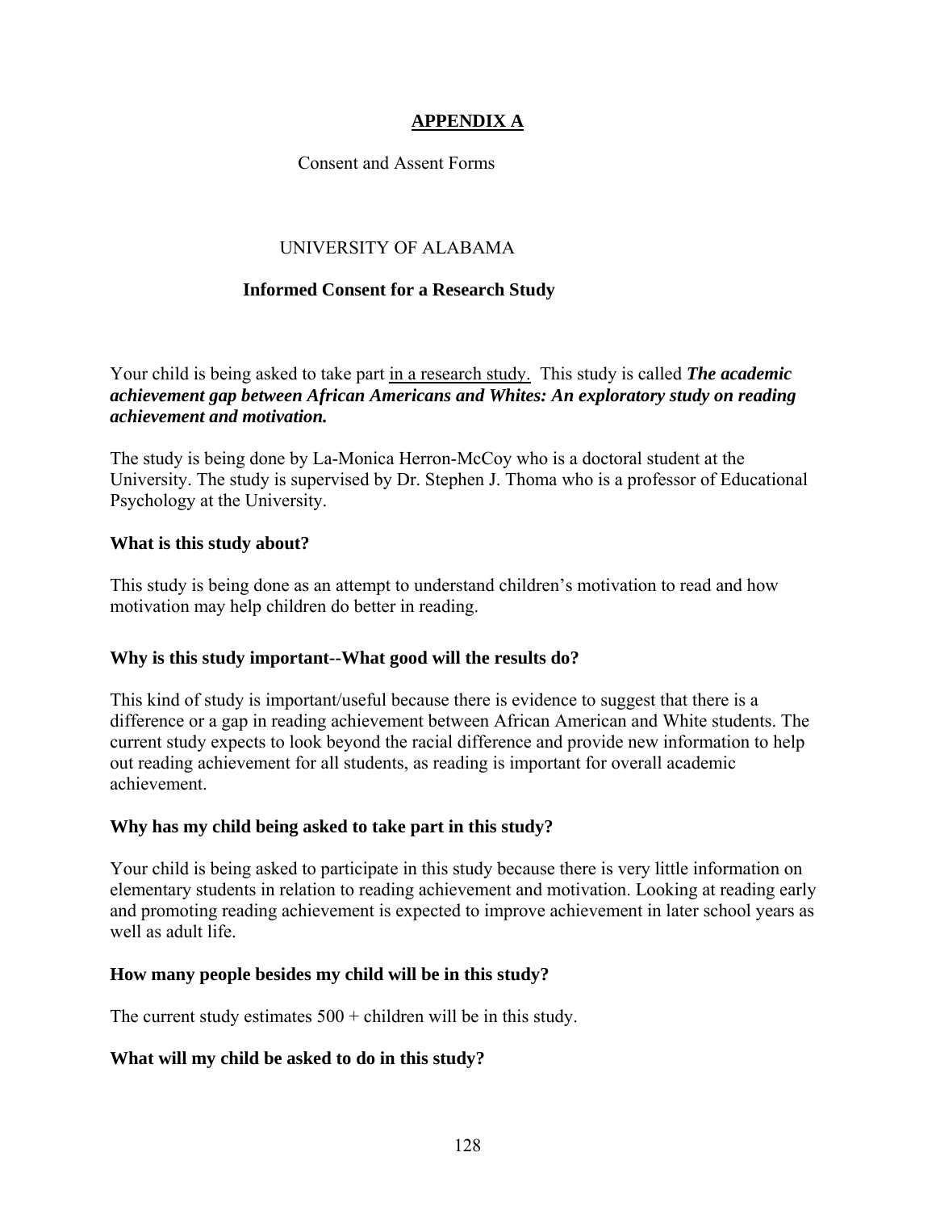## APPENDIX A

Consent and Assent Forms

UNIVERSITY OF ALABAMA

### Informed Consent for a Research Study

Your child is being asked to take part in a research study. This study is called ***The academic achievement gap between African Americans and Whites: An exploratory study on reading achievement and motivation.***

The study is being done by La-Monica Herron-McCoy who is a doctoral student at the University. The study is supervised by Dr. Stephen J. Thoma who is a professor of Educational Psychology at the University.

**What is this study about?**

This study is being done as an attempt to understand children's motivation to read and how motivation may help children do better in reading.

**Why is this study important--What good will the results do?**

This kind of study is important/useful because there is evidence to suggest that there is a difference or a gap in reading achievement between African American and White students. The current study expects to look beyond the racial difference and provide new information to help out reading achievement for all students, as reading is important for overall academic achievement.

**Why has my child being asked to take part in this study?**

Your child is being asked to participate in this study because there is very little information on elementary students in relation to reading achievement and motivation. Looking at reading early and promoting reading achievement is expected to improve achievement in later school years as well as adult life.

**How many people besides my child will be in this study?**

The current study estimates 500 + children will be in this study.

**What will my child be asked to do in this study?**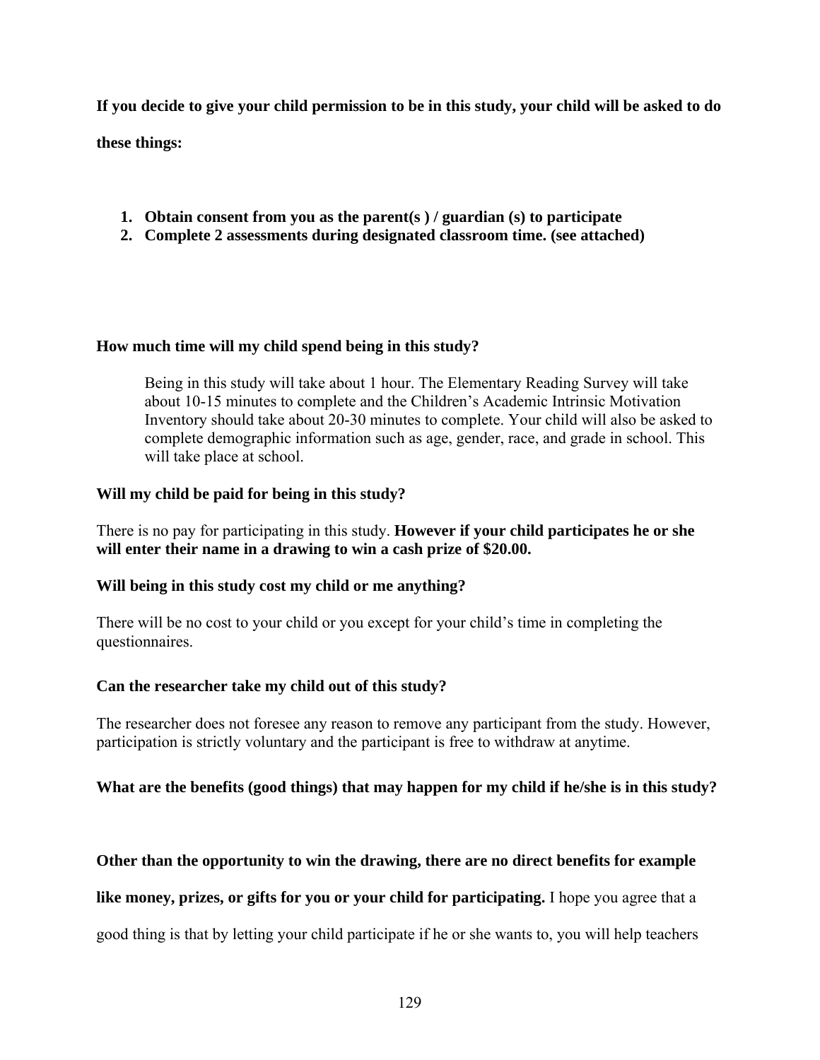**If you decide to give your child permission to be in this study, your child will be asked to do these things:**

1. **Obtain consent from you as the parent(s ) / guardian (s) to participate**
2. **Complete 2 assessments during designated classroom time. (see attached)**

**How much time will my child spend being in this study?**

Being in this study will take about 1 hour. The Elementary Reading Survey will take about 10-15 minutes to complete and the Children's Academic Intrinsic Motivation Inventory should take about 20-30 minutes to complete. Your child will also be asked to complete demographic information such as age, gender, race, and grade in school. This will take place at school.

**Will my child be paid for being in this study?**

There is no pay for participating in this study. **However if your child participates he or she will enter their name in a drawing to win a cash prize of $20.00.**

**Will being in this study cost my child or me anything?**

There will be no cost to your child or you except for your child's time in completing the questionnaires.

**Can the researcher take my child out of this study?**

The researcher does not foresee any reason to remove any participant from the study. However, participation is strictly voluntary and the participant is free to withdraw at anytime.

**What are the benefits (good things) that may happen for my child if he/she is in this study?**

**Other than the opportunity to win the drawing, there are no direct benefits for example like money, prizes, or gifts for you or your child for participating.** I hope you agree that a good thing is that by letting your child participate if he or she wants to, you will help teachers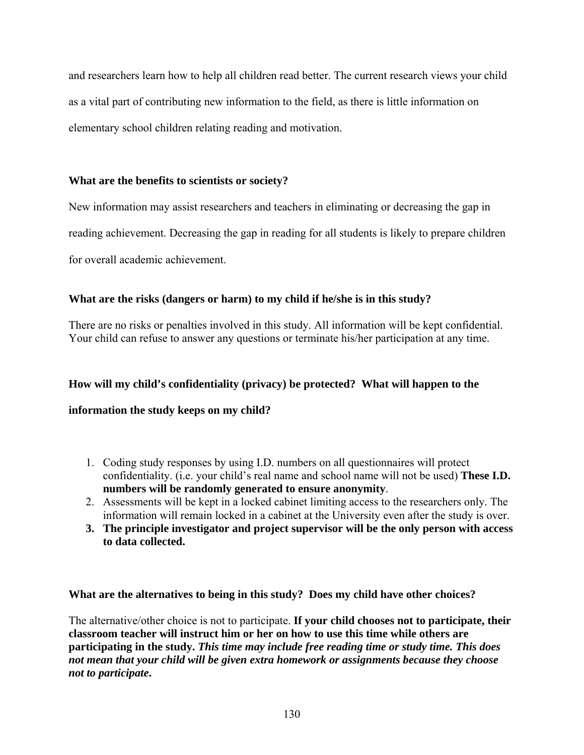and researchers learn how to help all children read better. The current research views your child as a vital part of contributing new information to the field, as there is little information on elementary school children relating reading and motivation.

**What are the benefits to scientists or society?**

New information may assist researchers and teachers in eliminating or decreasing the gap in reading achievement. Decreasing the gap in reading for all students is likely to prepare children for overall academic achievement.

**What are the risks (dangers or harm) to my child if he/she is in this study?**

There are no risks or penalties involved in this study. All information will be kept confidential. Your child can refuse to answer any questions or terminate his/her participation at any time.

**How will my child's confidentiality (privacy) be protected? What will happen to the information the study keeps on my child?**

1. Coding study responses by using I.D. numbers on all questionnaires will protect confidentiality. (i.e. your child's real name and school name will not be used) **These I.D. numbers will be randomly generated to ensure anonymity**.
2. Assessments will be kept in a locked cabinet limiting access to the researchers only. The information will remain locked in a cabinet at the University even after the study is over.
3. **The principle investigator and project supervisor will be the only person with access to data collected.**

**What are the alternatives to being in this study? Does my child have other choices?**

The alternative/other choice is not to participate. **If your child chooses not to participate, their classroom teacher will instruct him or her on how to use this time while others are participating in the study.** ***This time may include free reading time or study time. This does not mean that your child will be given extra homework or assignments because they choose not to participate*****.**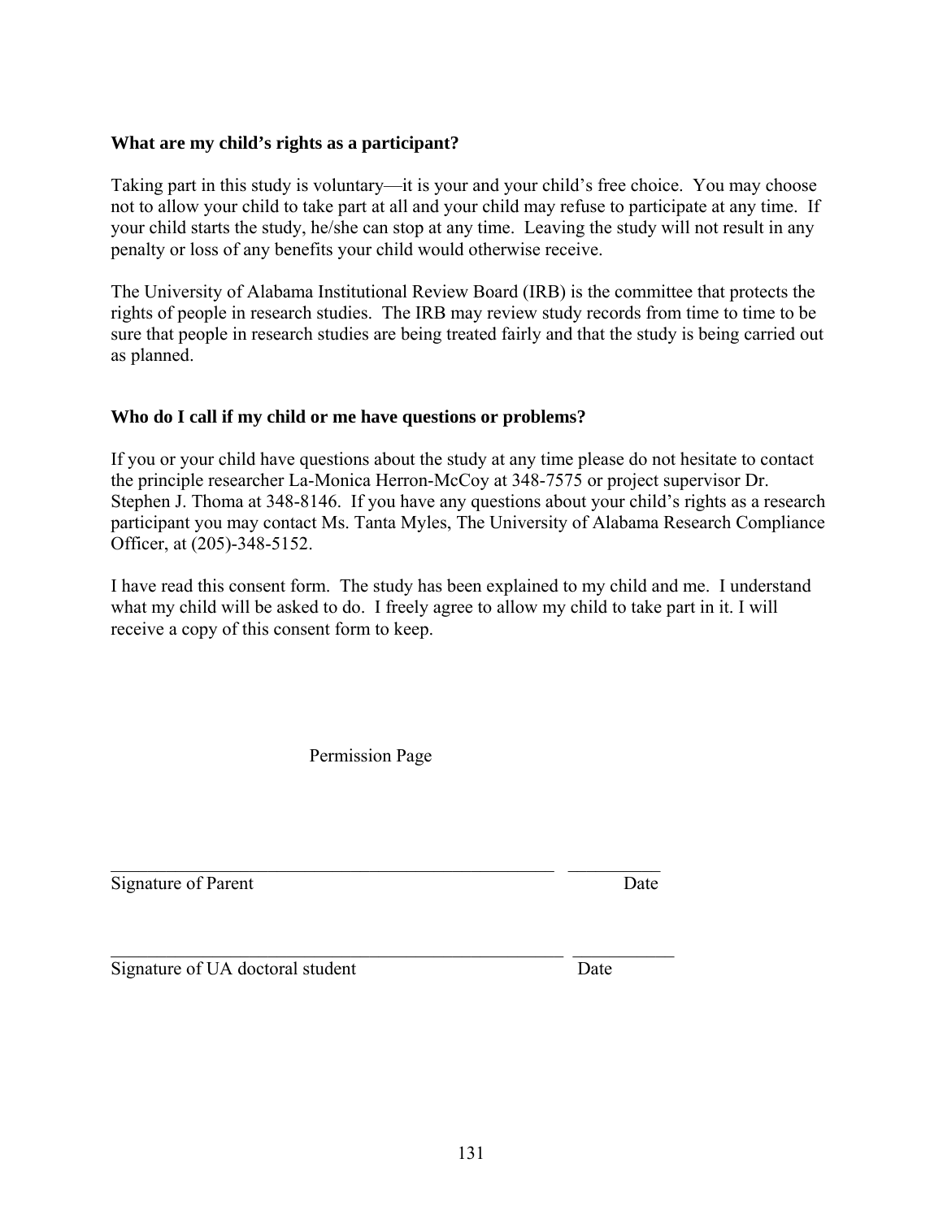**What are my child's rights as a participant?**

Taking part in this study is voluntary—it is your and your child's free choice. You may choose not to allow your child to take part at all and your child may refuse to participate at any time. If your child starts the study, he/she can stop at any time. Leaving the study will not result in any penalty or loss of any benefits your child would otherwise receive.

The University of Alabama Institutional Review Board (IRB) is the committee that protects the rights of people in research studies. The IRB may review study records from time to time to be sure that people in research studies are being treated fairly and that the study is being carried out as planned.

**Who do I call if my child or me have questions or problems?**

If you or your child have questions about the study at any time please do not hesitate to contact the principle researcher La-Monica Herron-McCoy at 348-7575 or project supervisor Dr. Stephen J. Thoma at 348-8146. If you have any questions about your child's rights as a research participant you may contact Ms. Tanta Myles, The University of Alabama Research Compliance Officer, at (205)-348-5152.

I have read this consent form. The study has been explained to my child and me. I understand what my child will be asked to do. I freely agree to allow my child to take part in it. I will receive a copy of this consent form to keep.

Permission Page

\_\_\_\_\_\_\_\_\_\_\_\_\_\_\_\_\_\_\_\_\_\_\_\_\_\_\_\_\_\_\_\_\_\_\_\_\_\_\_\_\_\_\_\_\_\_\_\_ \_\_\_\_\_\_\_\_\_\_
Signature of Parent Date

\_\_\_\_\_\_\_\_\_\_\_\_\_\_\_\_\_\_\_\_\_\_\_\_\_\_\_\_\_\_\_\_\_\_\_\_\_\_\_\_\_\_\_\_\_\_\_\_ \_\_\_\_\_\_\_\_\_\_
Signature of UA doctoral student Date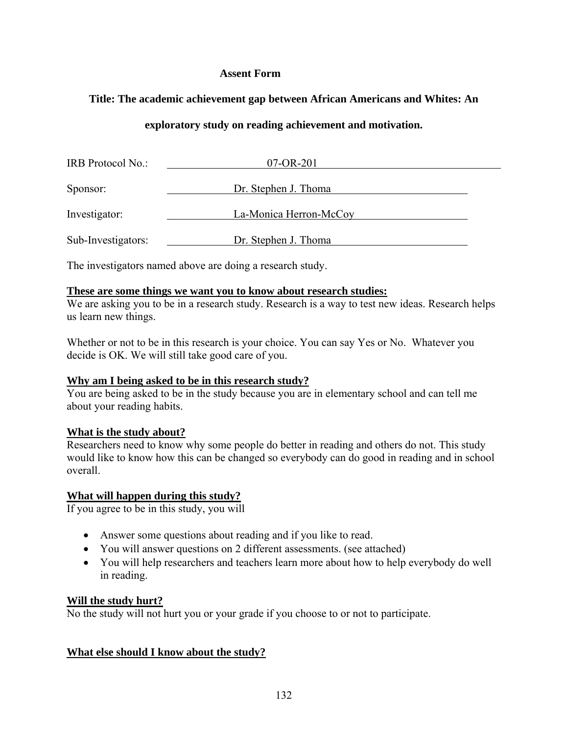**Assent Form**

**Title: The academic achievement gap between African Americans and Whites: An exploratory study on reading achievement and motivation.**

| | |
|---|---|
| IRB Protocol No.: | 07-OR-201 |
| Sponsor: | Dr. Stephen J. Thoma |
| Investigator: | La-Monica Herron-McCoy |
| Sub-Investigators: | Dr. Stephen J. Thoma |

The investigators named above are doing a research study.

**These are some things we want you to know about research studies:**

We are asking you to be in a research study. Research is a way to test new ideas. Research helps us learn new things.

Whether or not to be in this research is your choice. You can say Yes or No. Whatever you decide is OK. We will still take good care of you.

**Why am I being asked to be in this research study?**

You are being asked to be in the study because you are in elementary school and can tell me about your reading habits.

**What is the study about?**

Researchers need to know why some people do better in reading and others do not. This study would like to know how this can be changed so everybody can do good in reading and in school overall.

**What will happen during this study?**

If you agree to be in this study, you will

- Answer some questions about reading and if you like to read.
- You will answer questions on 2 different assessments. (see attached)
- You will help researchers and teachers learn more about how to help everybody do well in reading.

**Will the study hurt?**

No the study will not hurt you or your grade if you choose to or not to participate.

**What else should I know about the study?**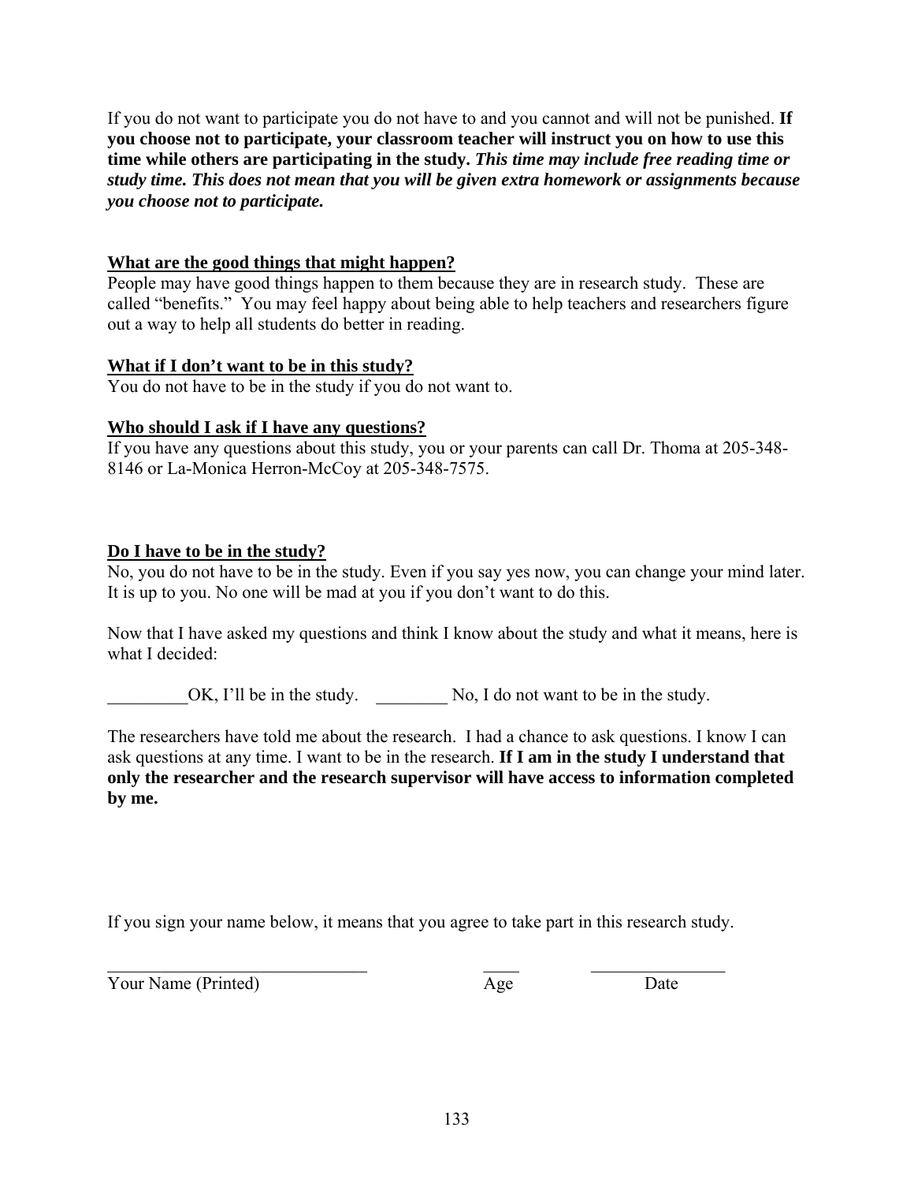If you do not want to participate you do not have to and you cannot and will not be punished. **If you choose not to participate, your classroom teacher will instruct you on how to use this time while others are participating in the study.** ***This time may include free reading time or study time. This does not mean that you will be given extra homework or assignments because you choose not to participate.***

**<u>What are the good things that might happen?</u>**
People may have good things happen to them because they are in research study. These are called "benefits." You may feel happy about being able to help teachers and researchers figure out a way to help all students do better in reading.

**<u>What if I don't want to be in this study?</u>**
You do not have to be in the study if you do not want to.

**<u>Who should I ask if I have any questions?</u>**
If you have any questions about this study, you or your parents can call Dr. Thoma at 205-348-8146 or La-Monica Herron-McCoy at 205-348-7575.

**<u>Do I have to be in the study?</u>**
No, you do not have to be in the study. Even if you say yes now, you can change your mind later. It is up to you. No one will be mad at you if you don't want to do this.

Now that I have asked my questions and think I know about the study and what it means, here is what I decided:

_________OK, I'll be in the study. ________ No, I do not want to be in the study.

The researchers have told me about the research. I had a chance to ask questions. I know I can ask questions at any time. I want to be in the research. **If I am in the study I understand that only the researcher and the research supervisor will have access to information completed by me.**

If you sign your name below, it means that you agree to take part in this research study.

______________________________ ____ ________________
Your Name (Printed) Age Date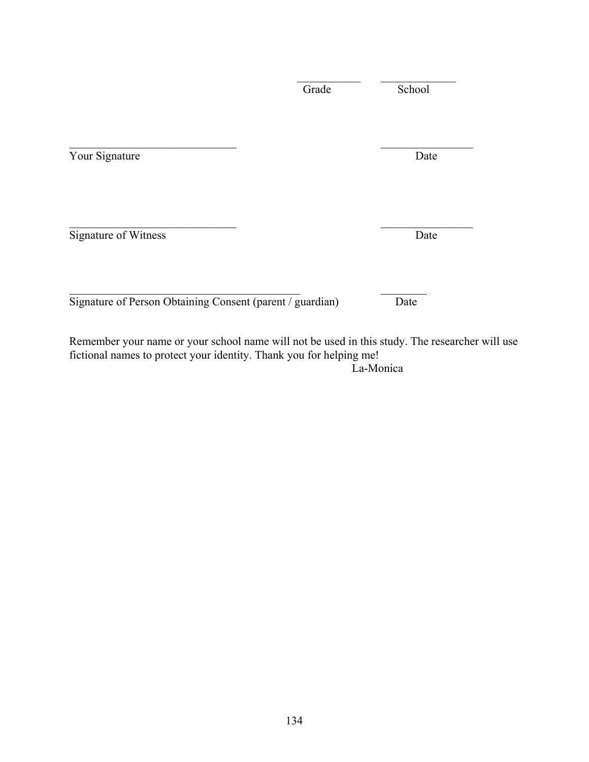\_\_\_\_\_\_\_\_\_\_\_\_ \_\_\_\_\_\_\_\_\_\_\_\_\_\_
Grade School

\_\_\_\_\_\_\_\_\_\_\_\_\_\_\_\_\_\_\_\_\_\_\_\_\_\_\_\_\_\_ \_\_\_\_\_\_\_\_\_\_\_\_\_\_\_\_
Your Signature Date

\_\_\_\_\_\_\_\_\_\_\_\_\_\_\_\_\_\_\_\_\_\_\_\_\_\_\_\_\_\_ \_\_\_\_\_\_\_\_\_\_\_\_\_\_\_\_
Signature of Witness Date

\_\_\_\_\_\_\_\_\_\_\_\_\_\_\_\_\_\_\_\_\_\_\_\_\_\_\_\_\_\_\_\_\_\_\_\_\_\_\_\_\_ \_\_\_\_\_\_\_\_
Signature of Person Obtaining Consent (parent / guardian) Date

Remember your name or your school name will not be used in this study. The researcher will use fictional names to protect your identity. Thank you for helping me!

La-Monica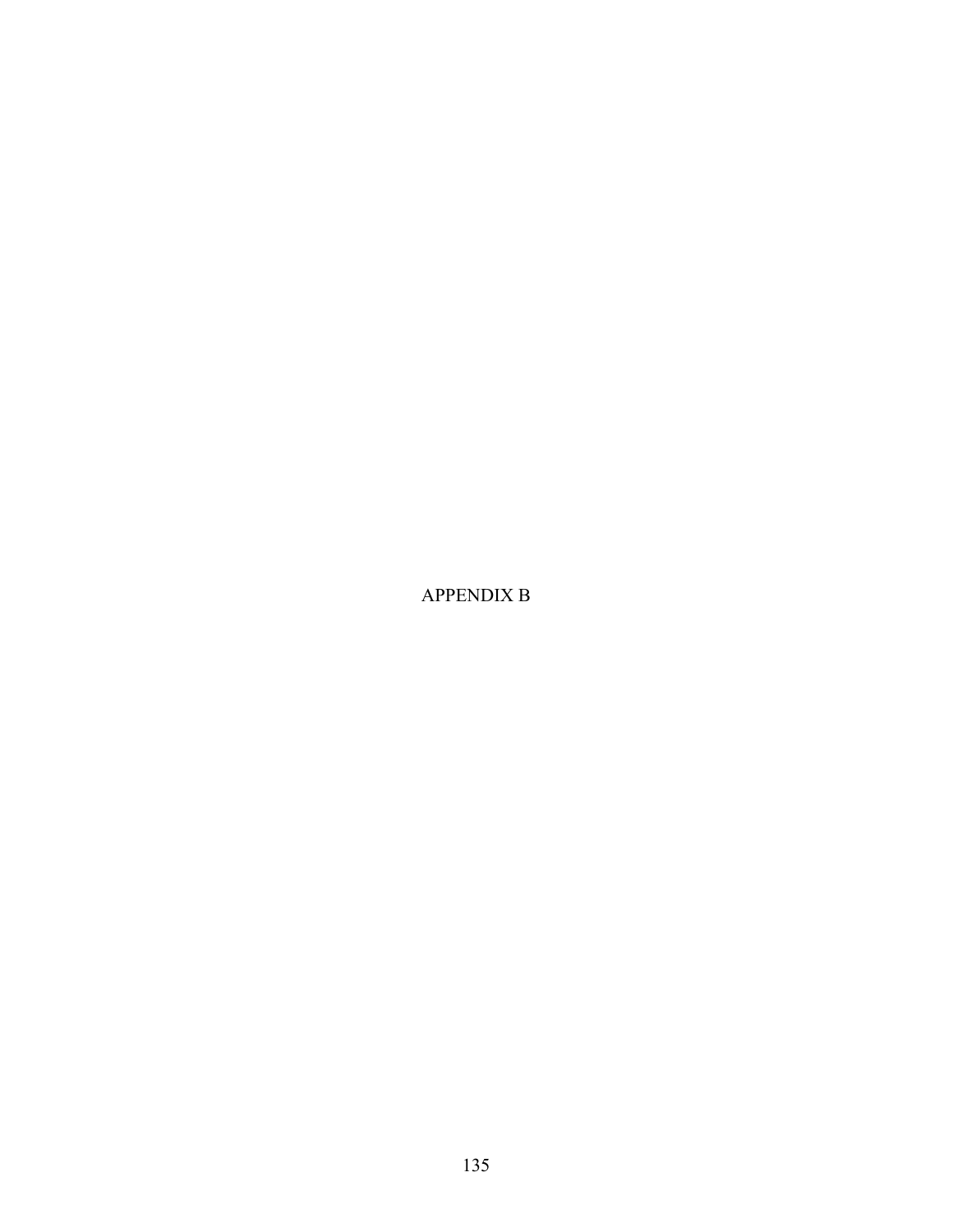# APPENDIX B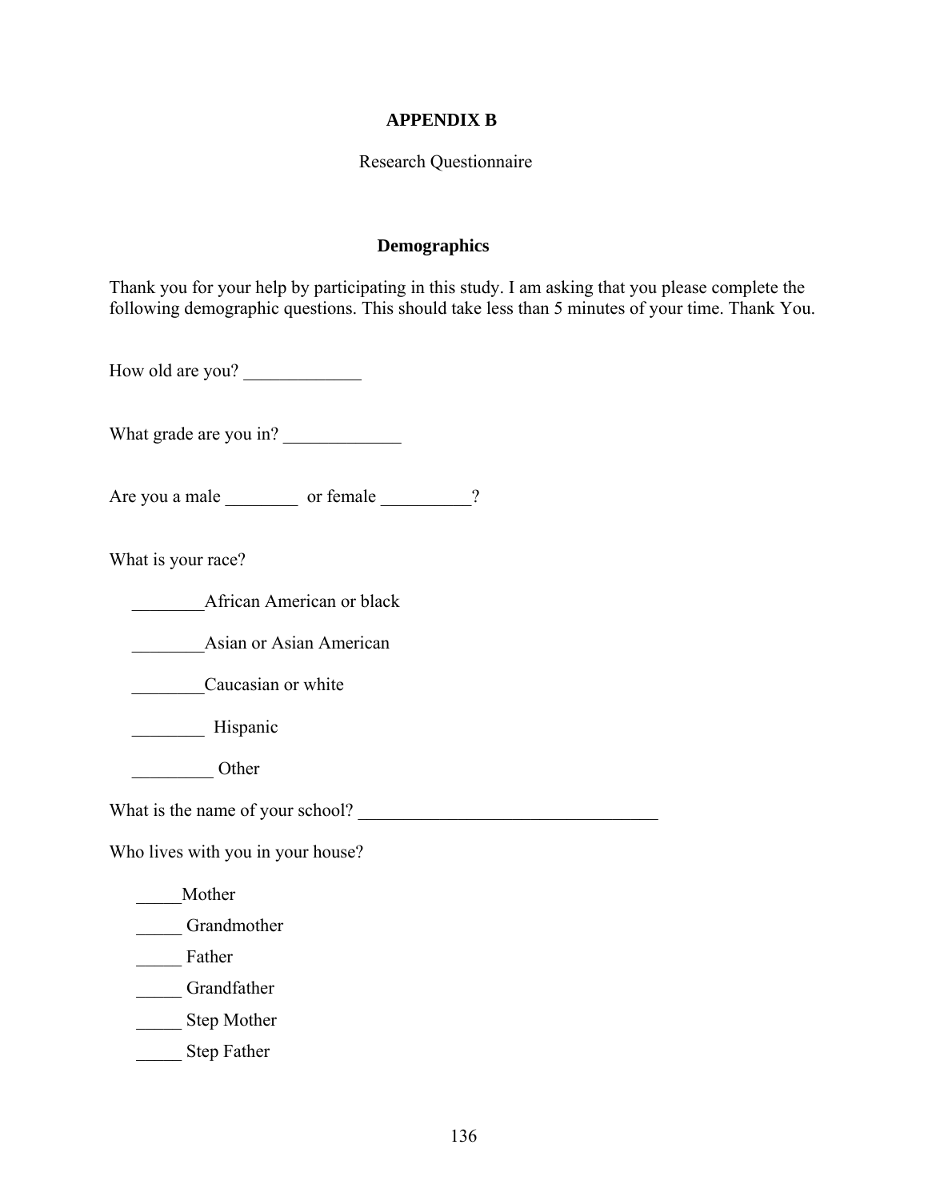## APPENDIX B

Research Questionnaire

### Demographics

Thank you for your help by participating in this study. I am asking that you please complete the following demographic questions. This should take less than 5 minutes of your time. Thank You.

How old are you? _____________

What grade are you in? _____________

Are you a male ________ or female __________?

What is your race?

________African American or black

________Asian or Asian American

________Caucasian or white

________ Hispanic

_________ Other

What is the name of your school? _________________________________

Who lives with you in your house?

_____Mother

_____ Grandmother

_____ Father

_____ Grandfather

_____ Step Mother

_____ Step Father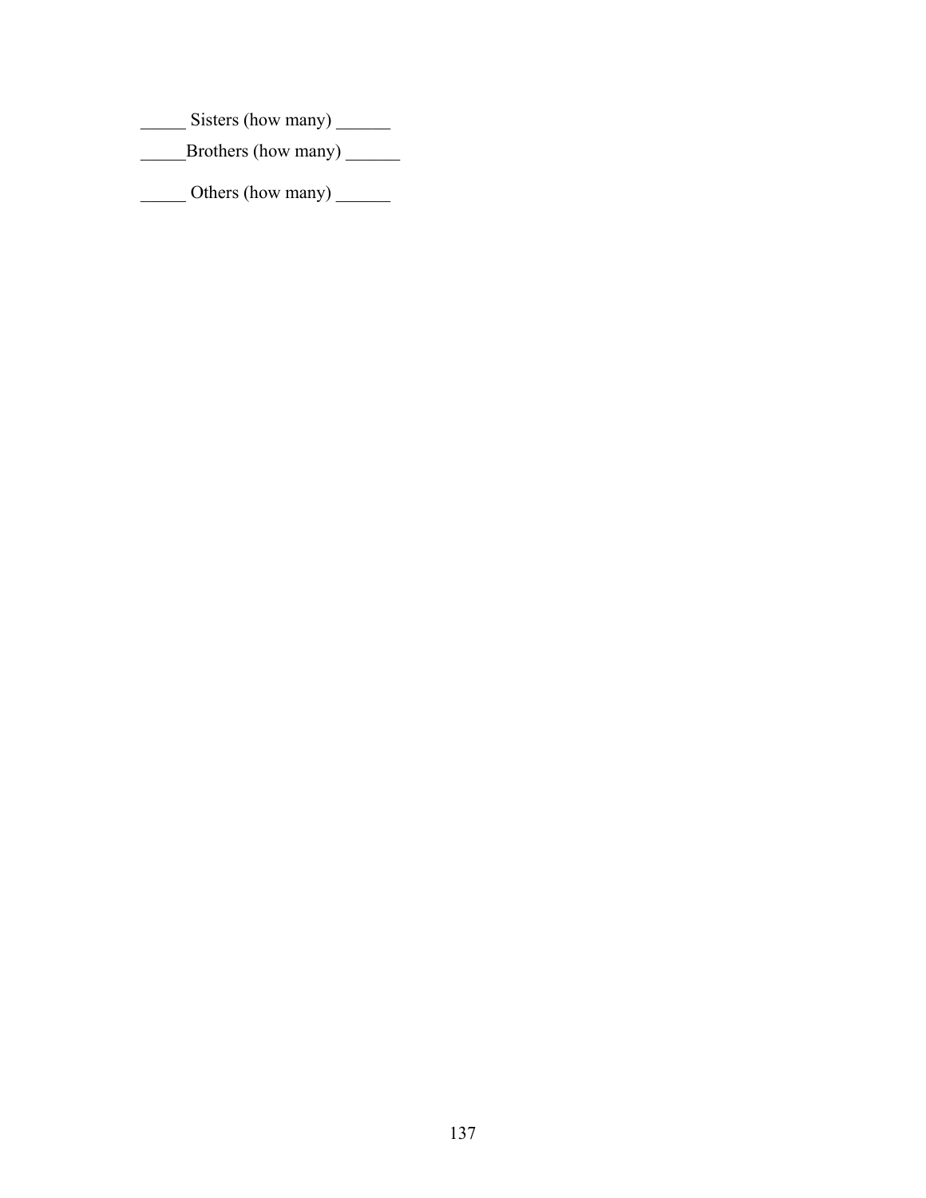_____ Sisters (how many) ______

_____Brothers (how many) ______

_____ Others (how many) ______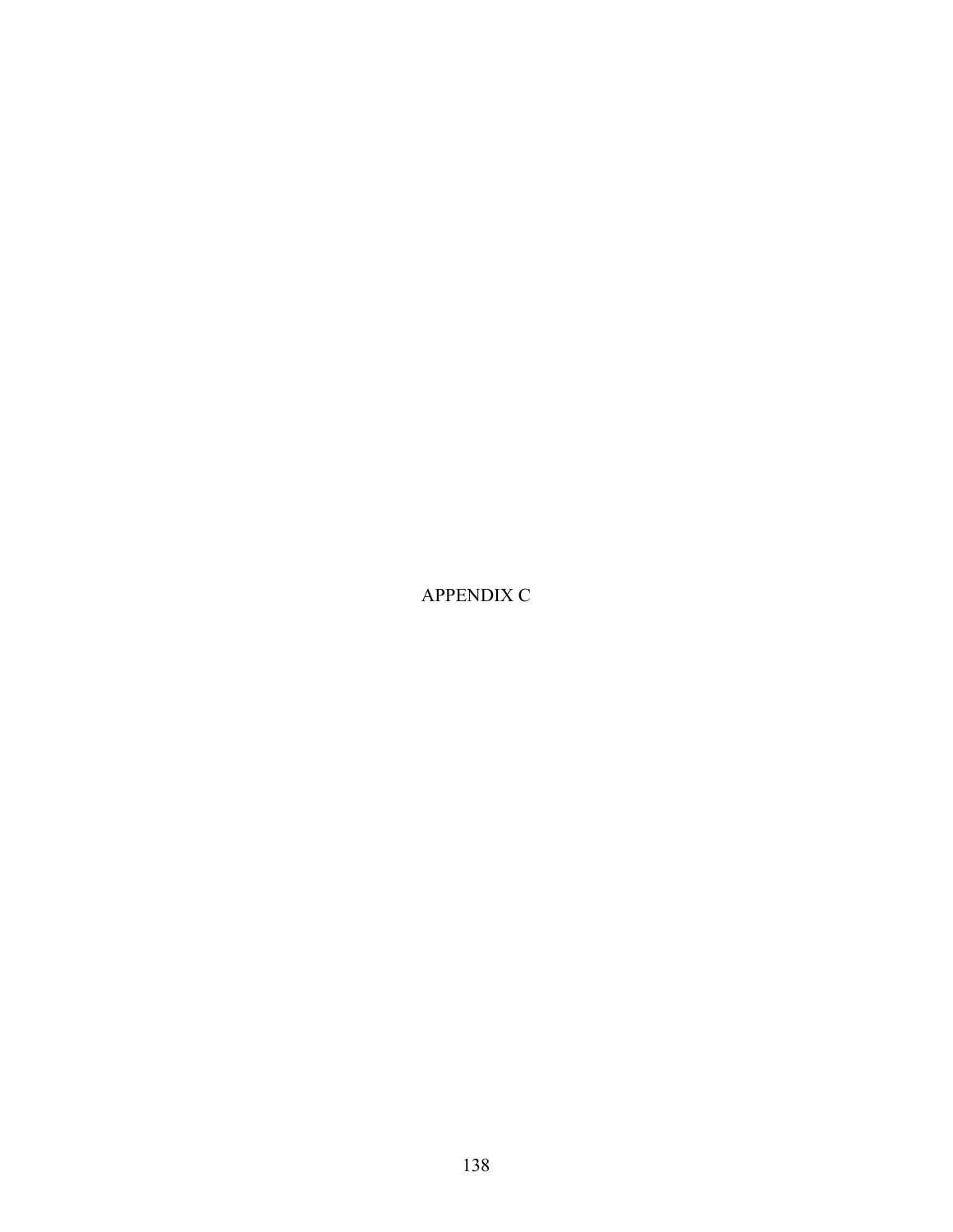# APPENDIX C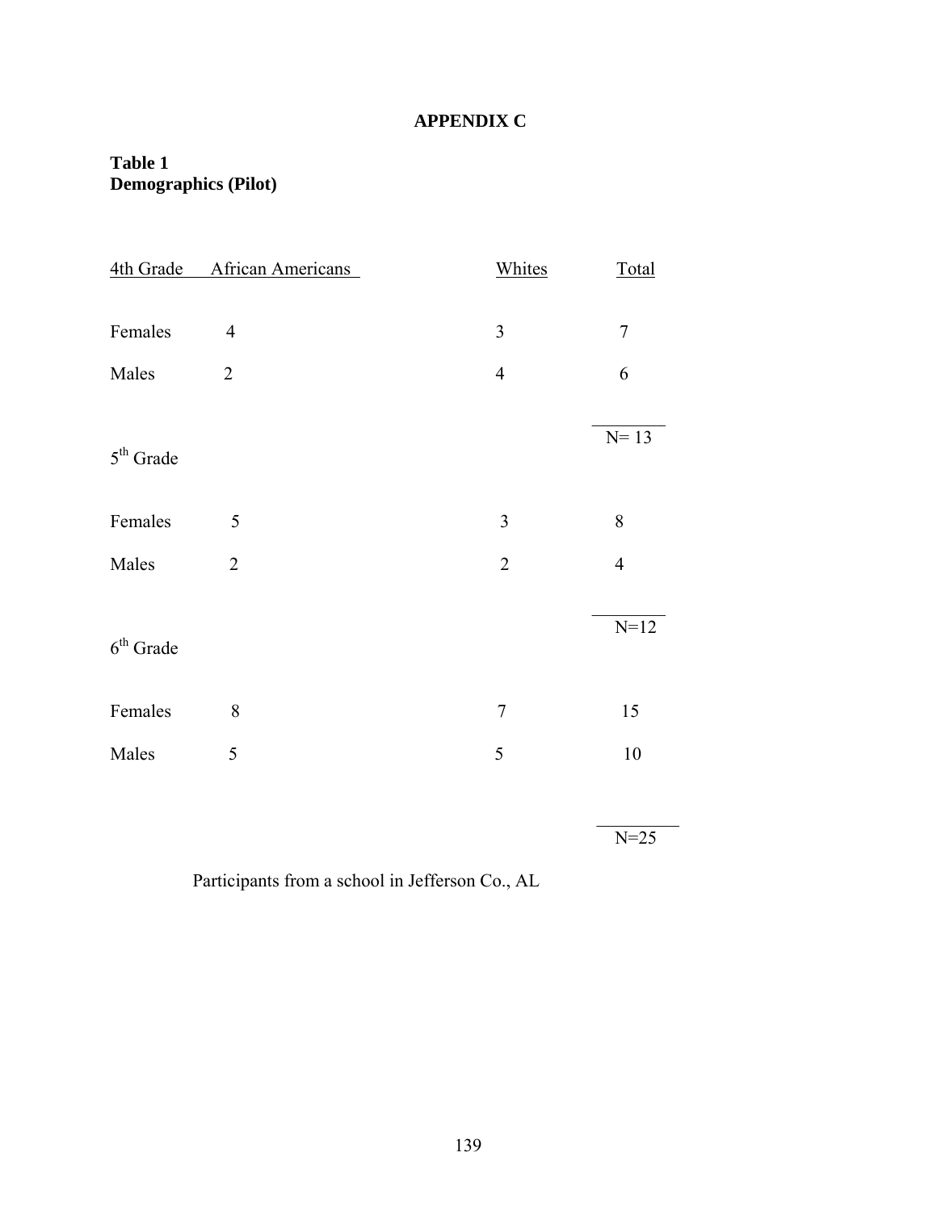# APPENDIX C

**Table 1**
**Demographics (Pilot)**

| 4th Grade | African Americans | Whites | Total |
|---|---|---|---|
| Females | 4 | 3 | 7 |
| Males | 2 | 4 | 6 |
| | | | N= 13 |
| 5th Grade | | | |
| Females | 5 | 3 | 8 |
| Males | 2 | 2 | 4 |
| | | | N=12 |
| 6th Grade | | | |
| Females | 8 | 7 | 15 |
| Males | 5 | 5 | 10 |
| | | | N=25 |

Participants from a school in Jefferson Co., AL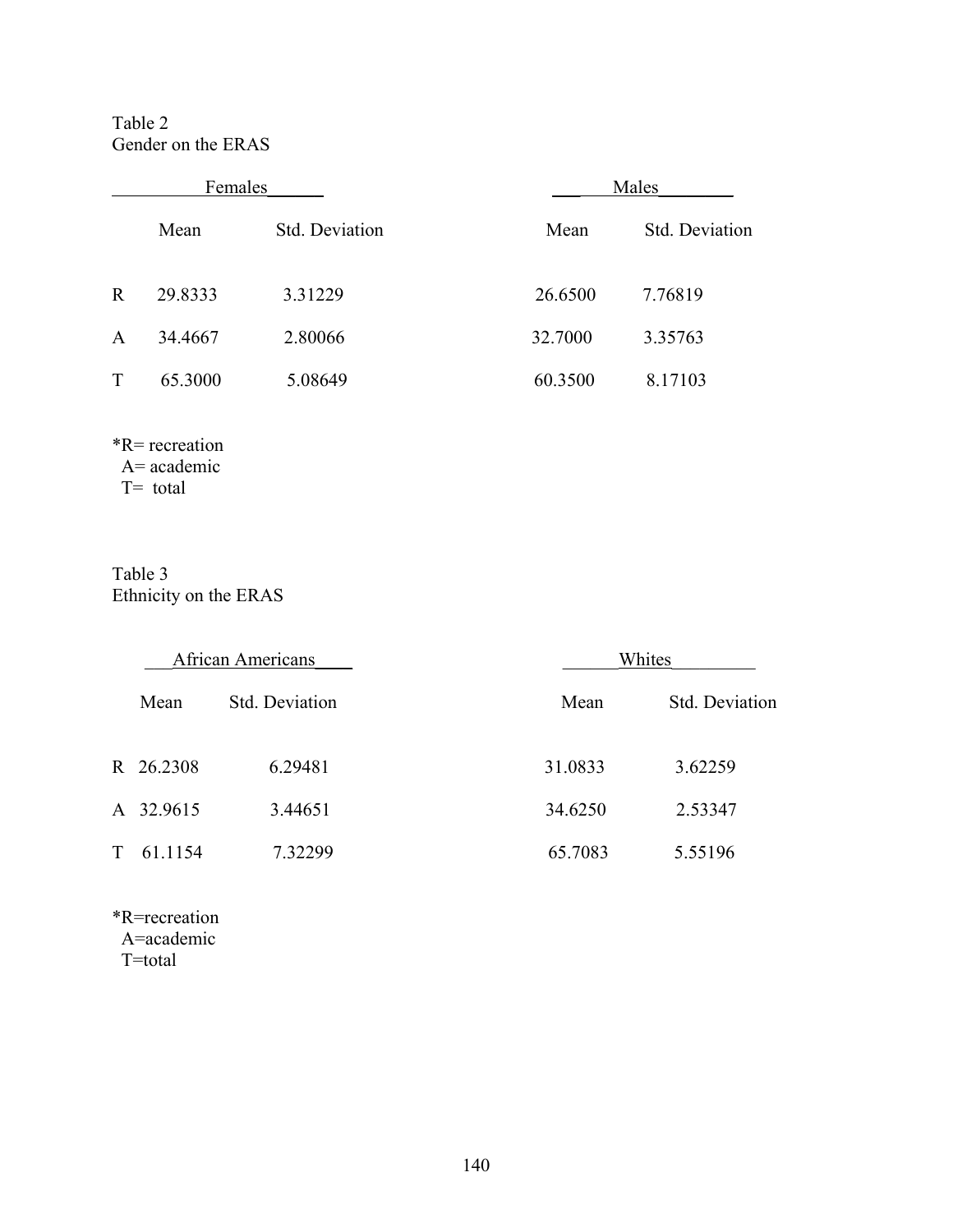Table 2
Gender on the ERAS

| | Females | | Males | |
|---|---|---|---|---|
| | Mean | Std. Deviation | Mean | Std. Deviation |
| R | 29.8333 | 3.31229 | 26.6500 | 7.76819 |
| A | 34.4667 | 2.80066 | 32.7000 | 3.35763 |
| T | 65.3000 | 5.08649 | 60.3500 | 8.17103 |

*R= recreation
A= academic
T= total

Table 3
Ethnicity on the ERAS

| | African Americans | | Whites | |
|---|---|---|---|---|
| | Mean | Std. Deviation | Mean | Std. Deviation |
| R | 26.2308 | 6.29481 | 31.0833 | 3.62259 |
| A | 32.9615 | 3.44651 | 34.6250 | 2.53347 |
| T | 61.1154 | 7.32299 | 65.7083 | 5.55196 |

*R=recreation
A=academic
T=total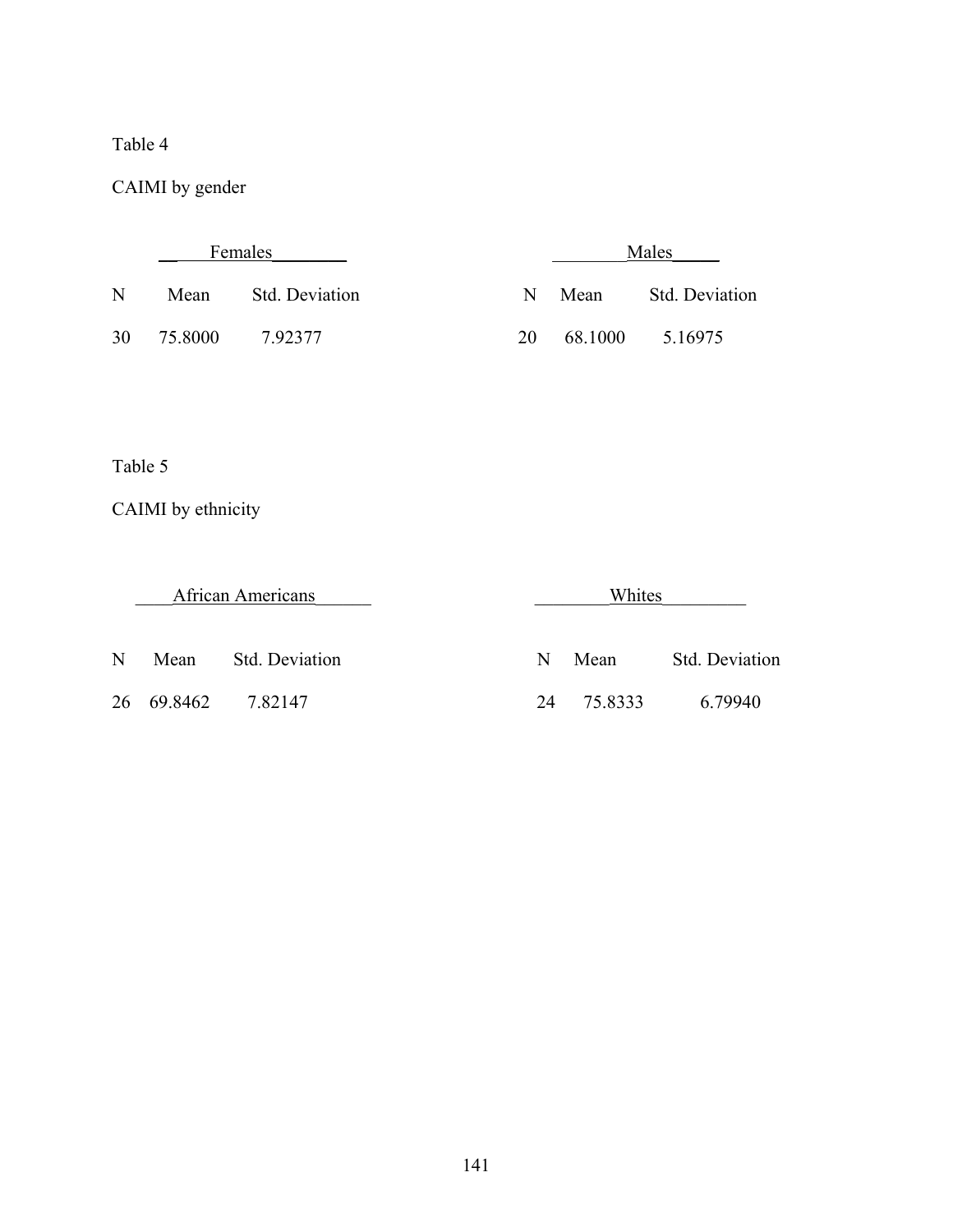Table 4

CAIMI by gender

| Females | | | Males | | |
|---|---|---|---|---|---|
| N | Mean | Std. Deviation | N | Mean | Std. Deviation |
| 30 | 75.8000 | 7.92377 | 20 | 68.1000 | 5.16975 |

Table 5

CAIMI by ethnicity

| African Americans | | | Whites | | |
|---|---|---|---|---|---|
| N | Mean | Std. Deviation | N | Mean | Std. Deviation |
| 26 | 69.8462 | 7.82147 | 24 | 75.8333 | 6.79940 |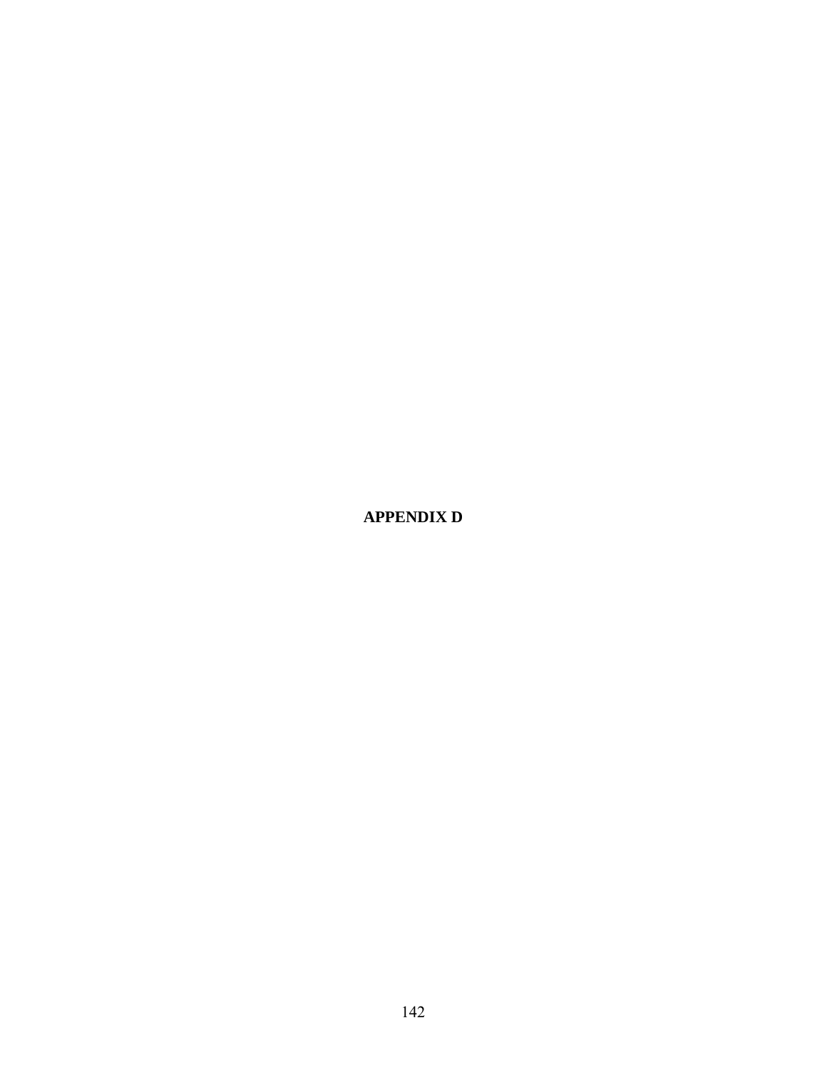# APPENDIX D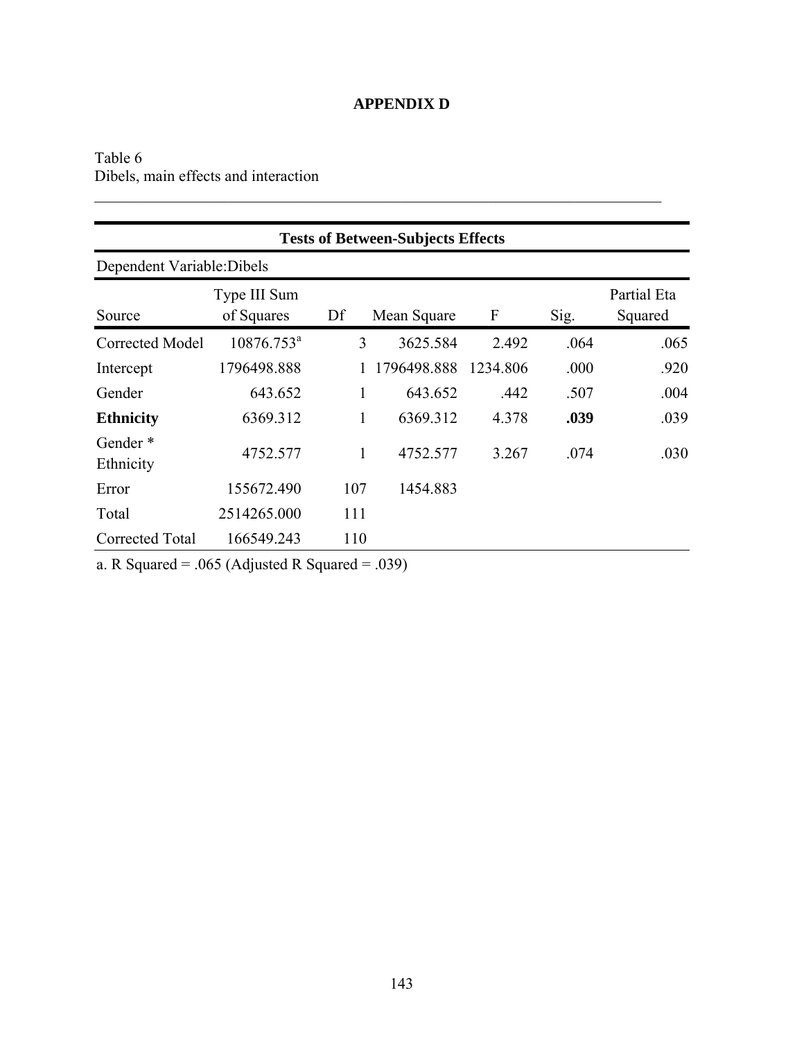# APPENDIX D

Table 6
Dibels, main effects and interaction

**Tests of Between-Subjects Effects**

Dependent Variable:Dibels

| Source | Type III Sum of Squares | Df | Mean Square | F | Sig. | Partial Eta Squared |
|---|---|---|---|---|---|---|
| Corrected Model | 10876.753[a] | 3 | 3625.584 | 2.492 | .064 | .065 |
| Intercept | 1796498.888 | 1 | 1796498.888 | 1234.806 | .000 | .920 |
| Gender | 643.652 | 1 | 643.652 | .442 | .507 | .004 |
| **Ethnicity** | 6369.312 | 1 | 6369.312 | 4.378 | **.039** | .039 |
| Gender * Ethnicity | 4752.577 | 1 | 4752.577 | 3.267 | .074 | .030 |
| Error | 155672.490 | 107 | 1454.883 | | | |
| Total | 2514265.000 | 111 | | | | |
| Corrected Total | 166549.243 | 110 | | | | |

a. R Squared = .065 (Adjusted R Squared = .039)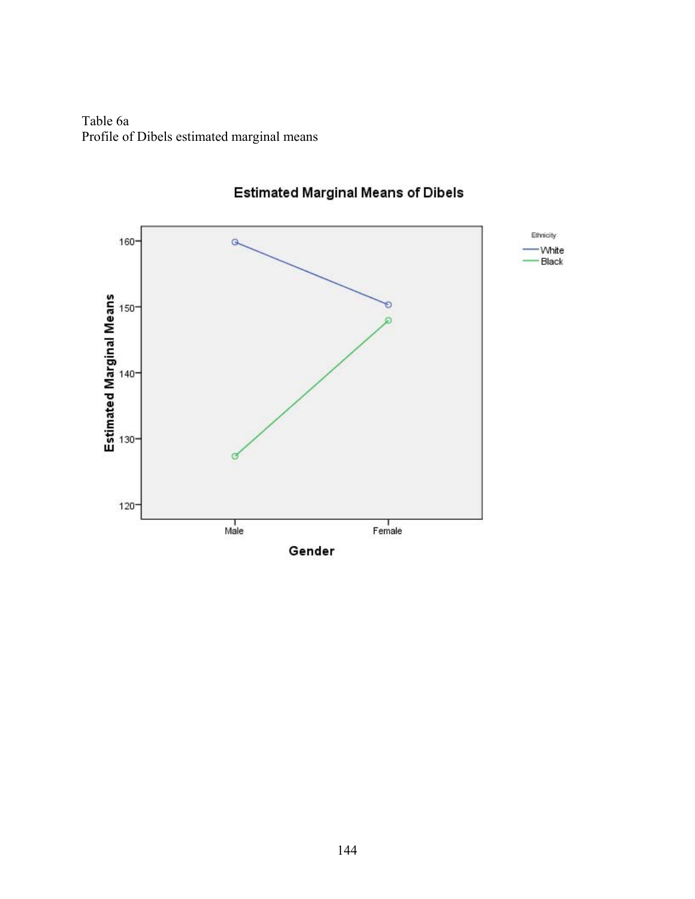Table 6a
Profile of Dibels estimated marginal means

Estimated Marginal Means of Dibels

Ethnicity
- White
- Black

Estimated Marginal Means

Gender

Male Female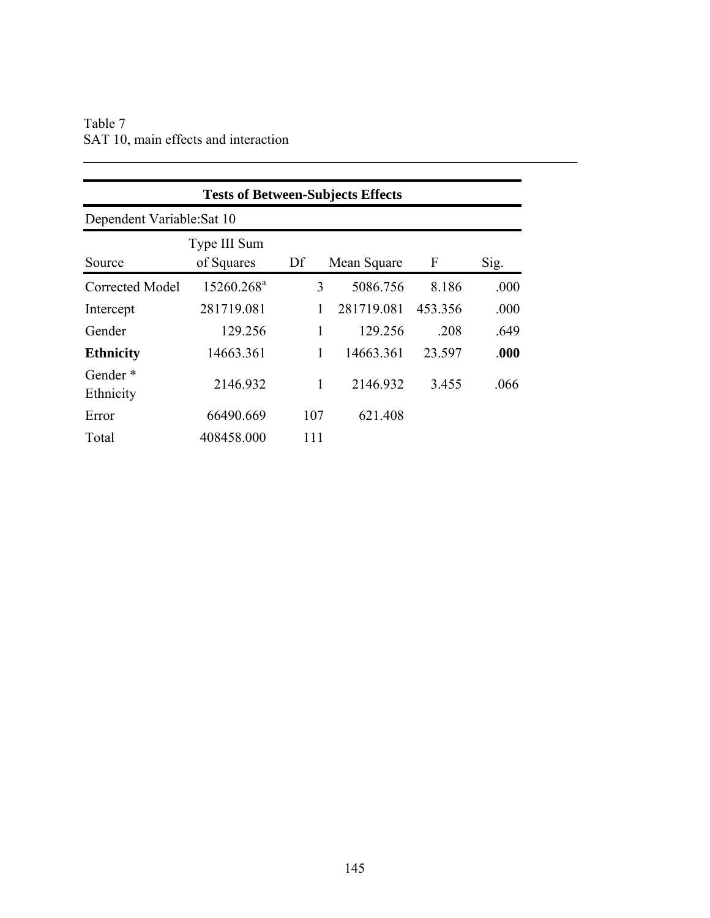Table 7
SAT 10, main effects and interaction

**Tests of Between-Subjects Effects**

Dependent Variable:Sat 10

| Source | Type III Sum of Squares | Df | Mean Square | F | Sig. |
|---|---|---|---|---|---|
| Corrected Model | 15260.268[a] | 3 | 5086.756 | 8.186 | .000 |
| Intercept | 281719.081 | 1 | 281719.081 | 453.356 | .000 |
| Gender | 129.256 | 1 | 129.256 | .208 | .649 |
| **Ethnicity** | 14663.361 | 1 | 14663.361 | 23.597 | **.000** |
| Gender * Ethnicity | 2146.932 | 1 | 2146.932 | 3.455 | .066 |
| Error | 66490.669 | 107 | 621.408 | | |
| Total | 408458.000 | 111 | | | |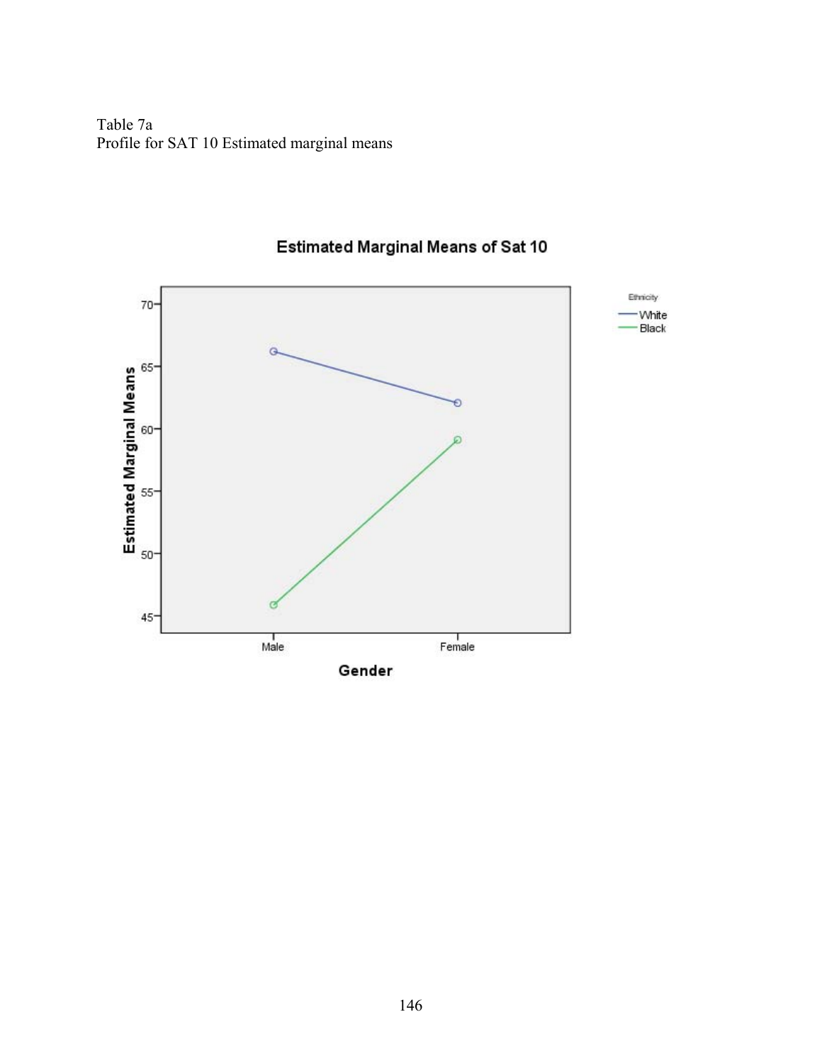Table 7a
Profile for SAT 10 Estimated marginal means

Estimated Marginal Means of Sat 10

| Gender | White | Black |
|---|---|---|
| Male | ~66.2 | ~45.9 |
| Female | ~62.1 | ~59.1 |

*Values estimated from the plotted points in the original chart. Y-axis: Estimated Marginal Means (45–70). X-axis: Gender. Legend: Ethnicity (White, Black).*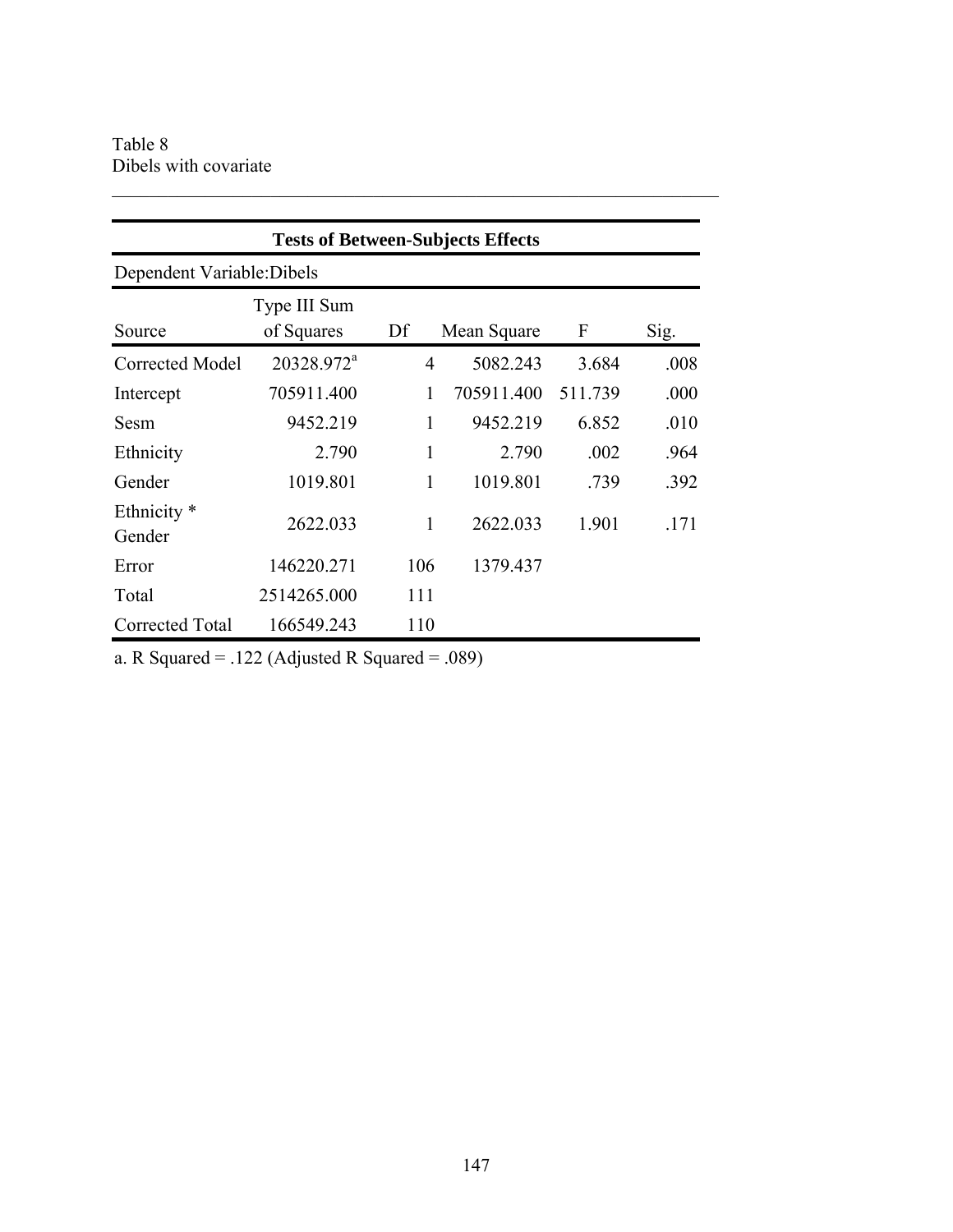Table 8
Dibels with covariate

**Tests of Between-Subjects Effects**

Dependent Variable:Dibels

| Source | Type III Sum of Squares | Df | Mean Square | F | Sig. |
|---|---|---|---|---|---|
| Corrected Model | 20328.972[a] | 4 | 5082.243 | 3.684 | .008 |
| Intercept | 705911.400 | 1 | 705911.400 | 511.739 | .000 |
| Sesm | 9452.219 | 1 | 9452.219 | 6.852 | .010 |
| Ethnicity | 2.790 | 1 | 2.790 | .002 | .964 |
| Gender | 1019.801 | 1 | 1019.801 | .739 | .392 |
| Ethnicity * Gender | 2622.033 | 1 | 2622.033 | 1.901 | .171 |
| Error | 146220.271 | 106 | 1379.437 | | |
| Total | 2514265.000 | 111 | | | |
| Corrected Total | 166549.243 | 110 | | | |

a. R Squared = .122 (Adjusted R Squared = .089)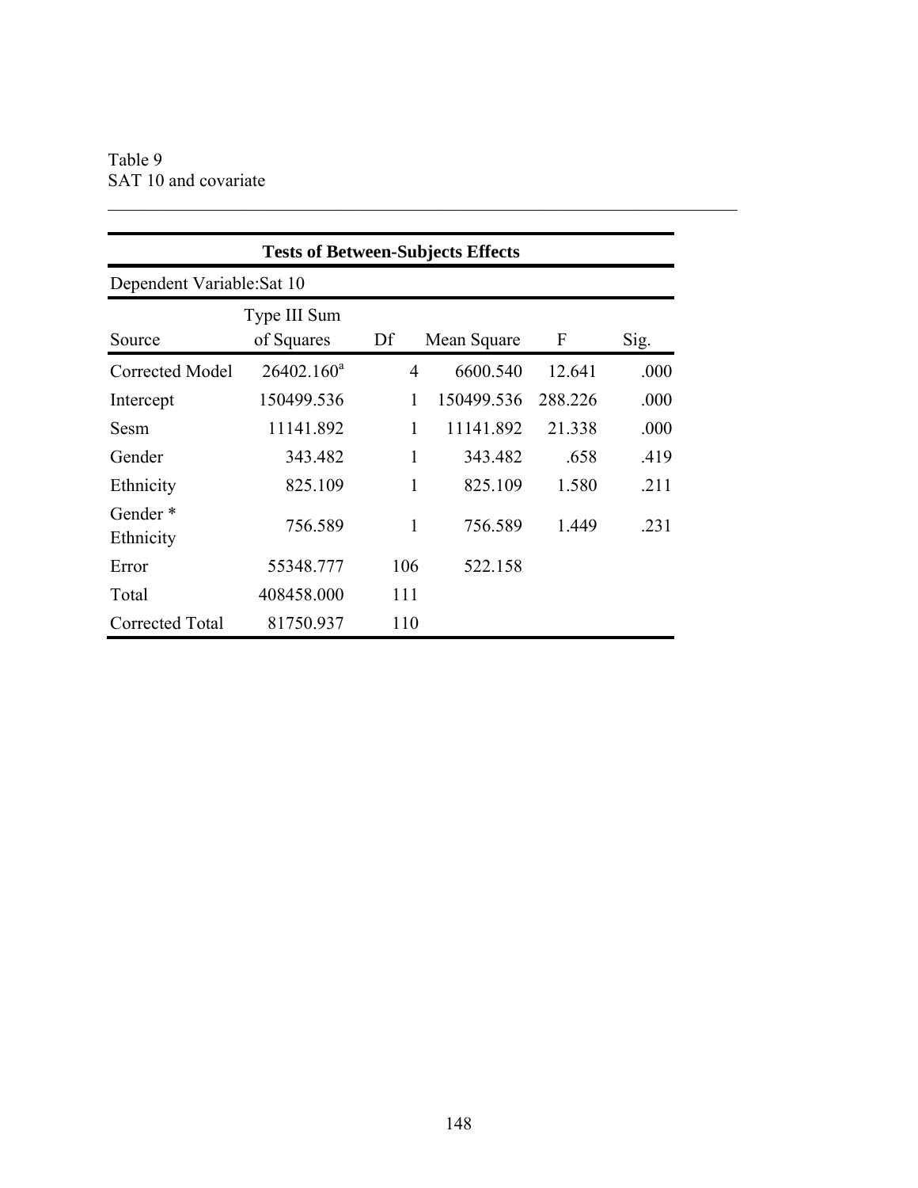Table 9
SAT 10 and covariate

**Tests of Between-Subjects Effects**

Dependent Variable:Sat 10

| Source | Type III Sum of Squares | Df | Mean Square | F | Sig. |
|---|---|---|---|---|---|
| Corrected Model | 26402.160[a] | 4 | 6600.540 | 12.641 | .000 |
| Intercept | 150499.536 | 1 | 150499.536 | 288.226 | .000 |
| Sesm | 11141.892 | 1 | 11141.892 | 21.338 | .000 |
| Gender | 343.482 | 1 | 343.482 | .658 | .419 |
| Ethnicity | 825.109 | 1 | 825.109 | 1.580 | .211 |
| Gender * Ethnicity | 756.589 | 1 | 756.589 | 1.449 | .231 |
| Error | 55348.777 | 106 | 522.158 | | |
| Total | 408458.000 | 111 | | | |
| Corrected Total | 81750.937 | 110 | | | |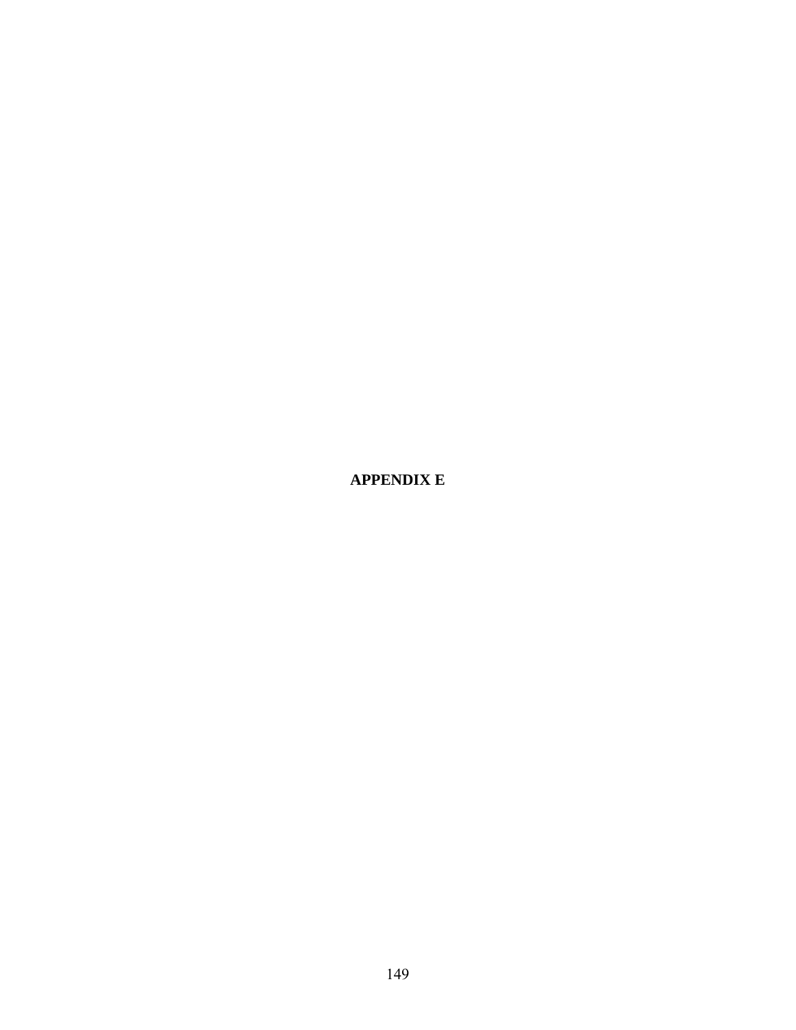# APPENDIX E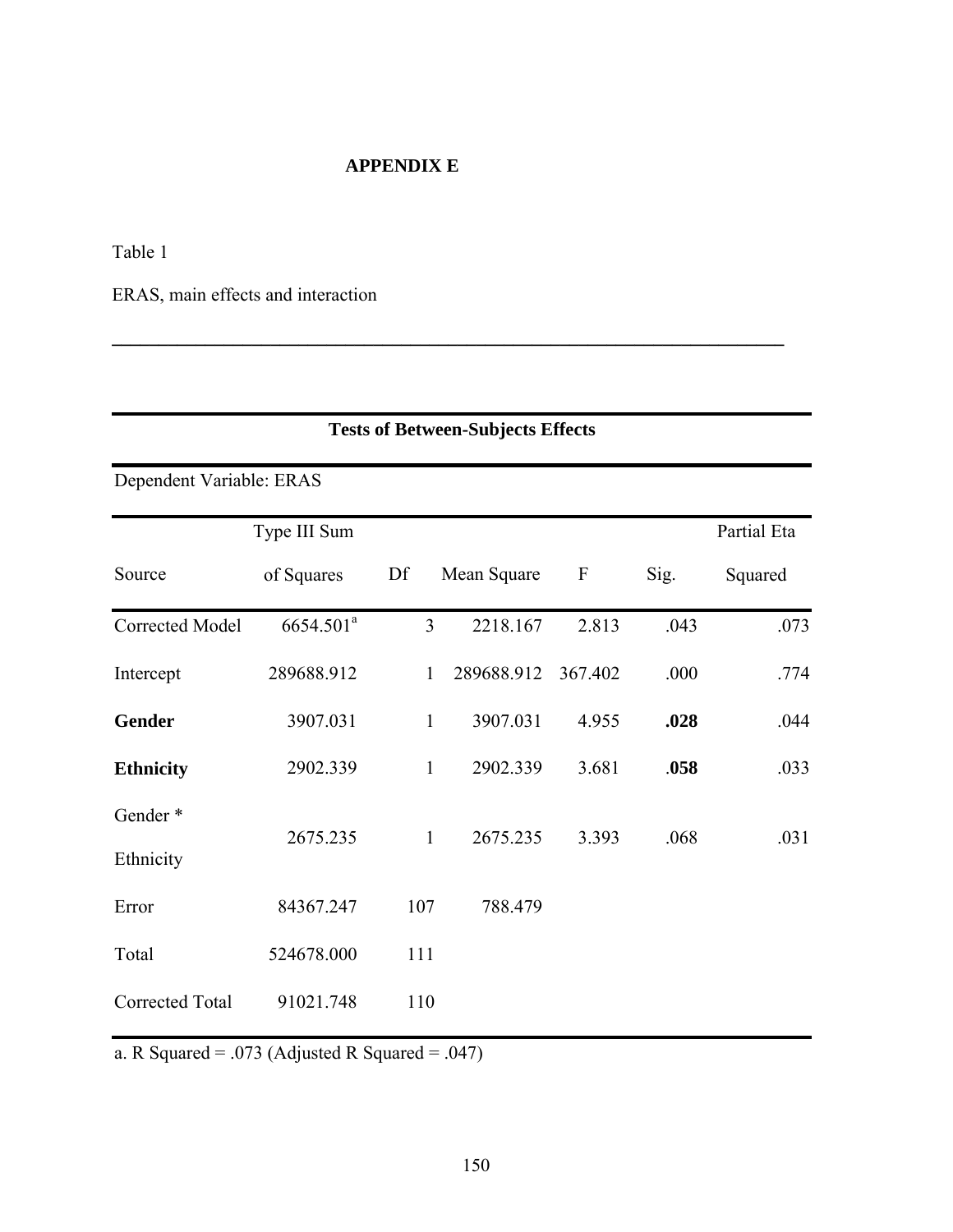# APPENDIX E

Table 1

ERAS, main effects and interaction

**Tests of Between-Subjects Effects**

Dependent Variable: ERAS

| Source | Type III Sum of Squares | Df | Mean Square | F | Sig. | Partial Eta Squared |
|---|---|---|---|---|---|---|
| Corrected Model | 6654.501[a] | 3 | 2218.167 | 2.813 | .043 | .073 |
| Intercept | 289688.912 | 1 | 289688.912 | 367.402 | .000 | .774 |
| **Gender** | 3907.031 | 1 | 3907.031 | 4.955 | **.028** | .044 |
| **Ethnicity** | 2902.339 | 1 | 2902.339 | 3.681 | .**058** | .033 |
| Gender * Ethnicity | 2675.235 | 1 | 2675.235 | 3.393 | .068 | .031 |
| Error | 84367.247 | 107 | 788.479 | | | |
| Total | 524678.000 | 111 | | | | |
| Corrected Total | 91021.748 | 110 | | | | |

a. R Squared = .073 (Adjusted R Squared = .047)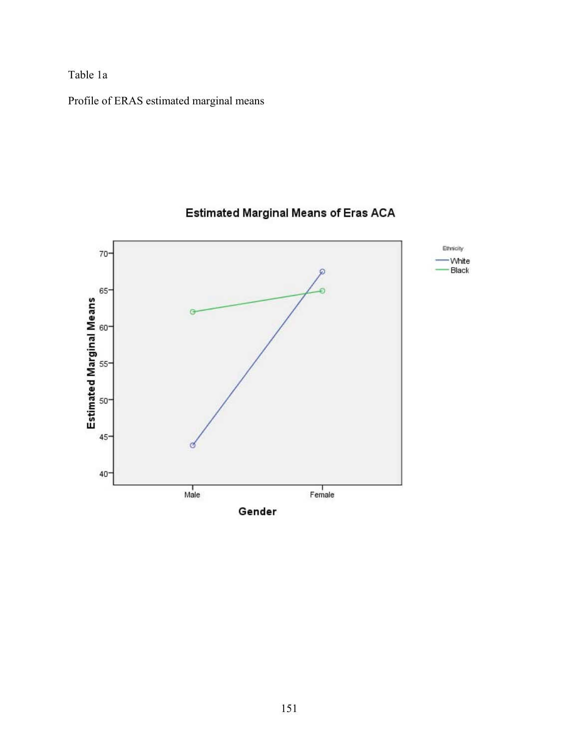Table 1a

Profile of ERAS estimated marginal means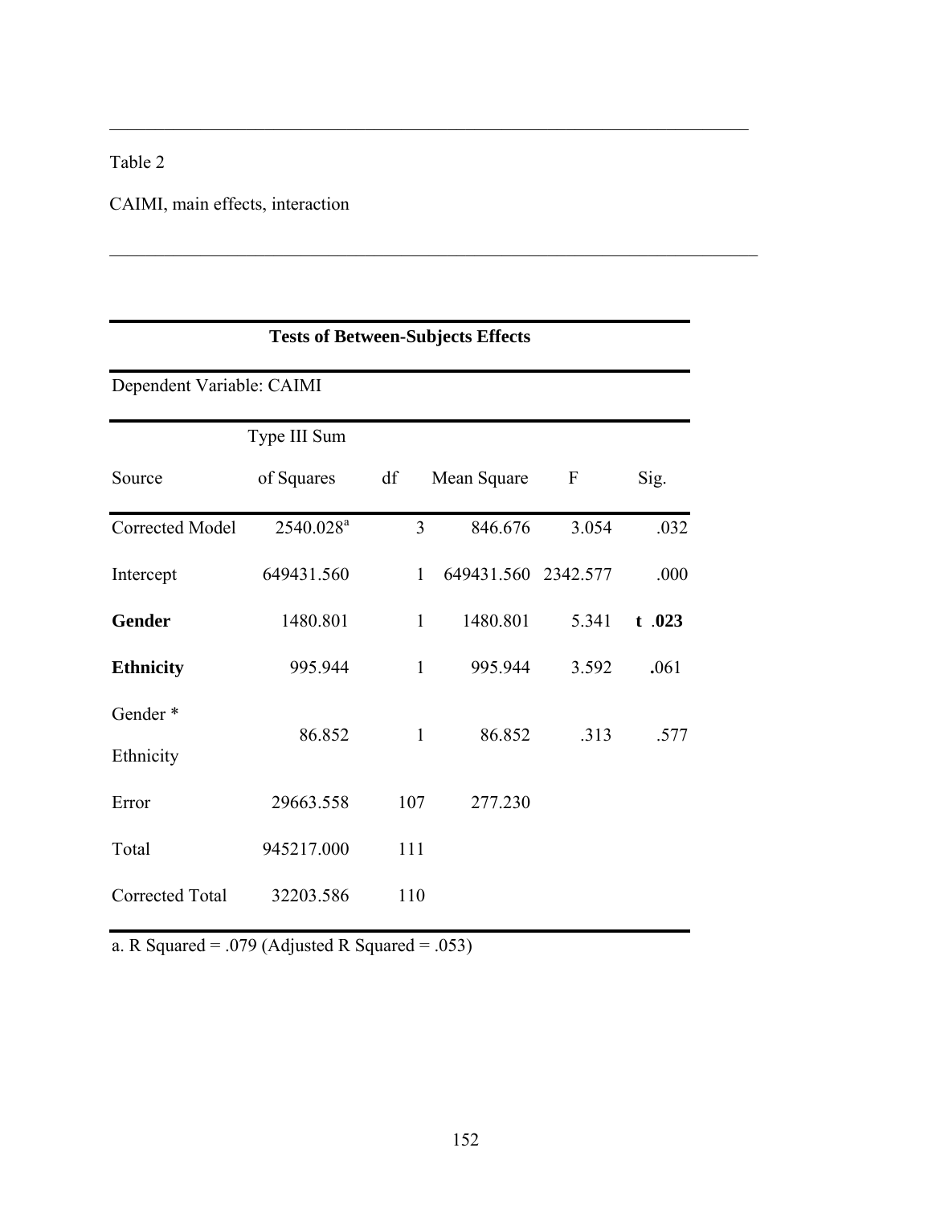Table 2

CAIMI, main effects, interaction

| Tests of Between-Subjects Effects | | | | | |
|---|---|---|---|---|---|
| Dependent Variable: CAIMI | | | | | |
| Source | Type III Sum of Squares | df | Mean Square | F | Sig. |
| Corrected Model | 2540.028[a] | 3 | 846.676 | 3.054 | .032 |
| Intercept | 649431.560 | 1 | 649431.560 | 2342.577 | .000 |
| **Gender** | 1480.801 | 1 | 1480.801 | 5.341 | **t .023** |
| **Ethnicity** | 995.944 | 1 | 995.944 | 3.592 | **.**061 |
| Gender * Ethnicity | 86.852 | 1 | 86.852 | .313 | .577 |
| Error | 29663.558 | 107 | 277.230 | | |
| Total | 945217.000 | 111 | | | |
| Corrected Total | 32203.586 | 110 | | | |

a. R Squared = .079 (Adjusted R Squared = .053)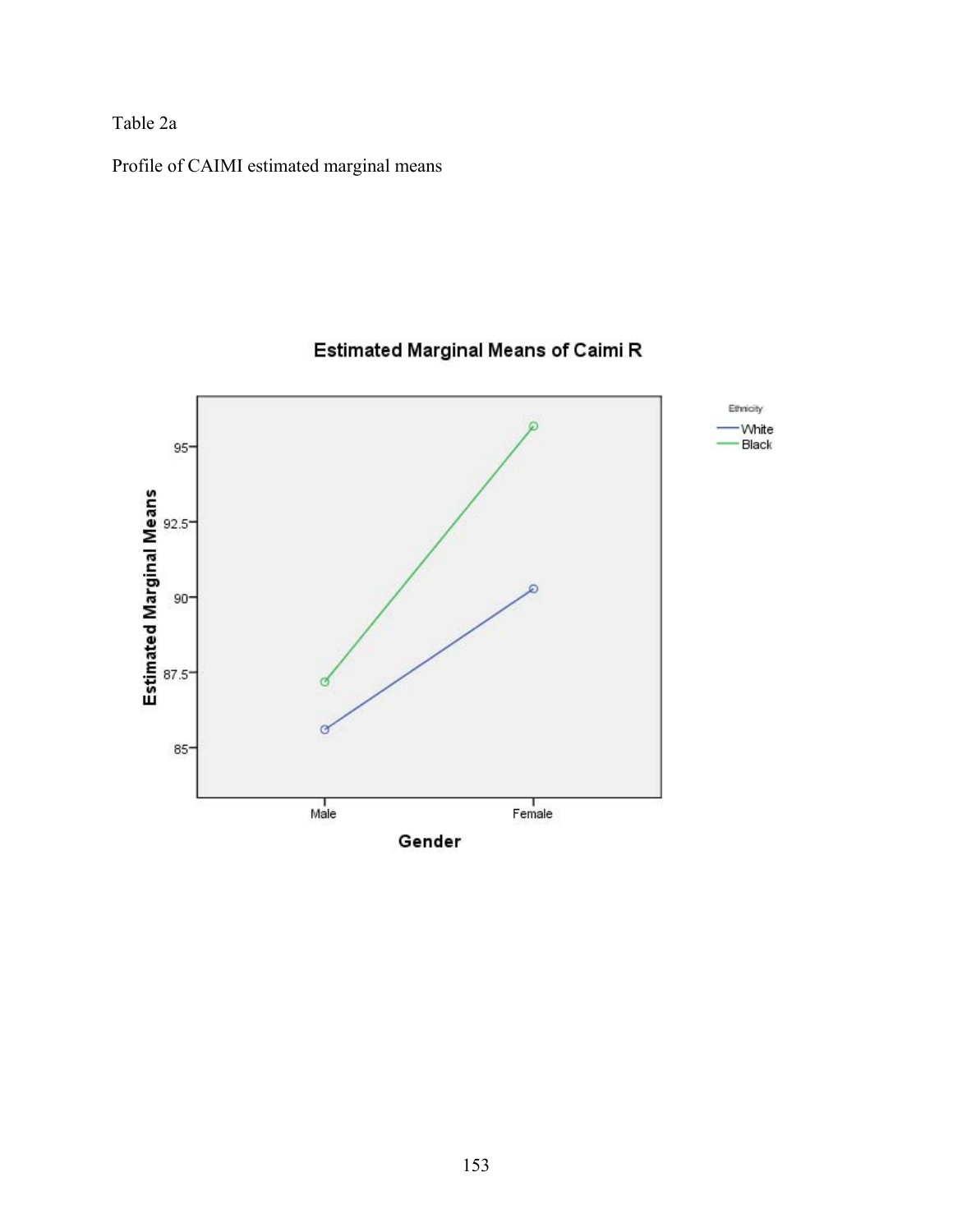Table 2a

Profile of CAIMI estimated marginal means

Estimated Marginal Means of Caimi R

Ethnicity

White

Black

Estimated Marginal Means

95

92.5

90

87.5

85

Male

Female

Gender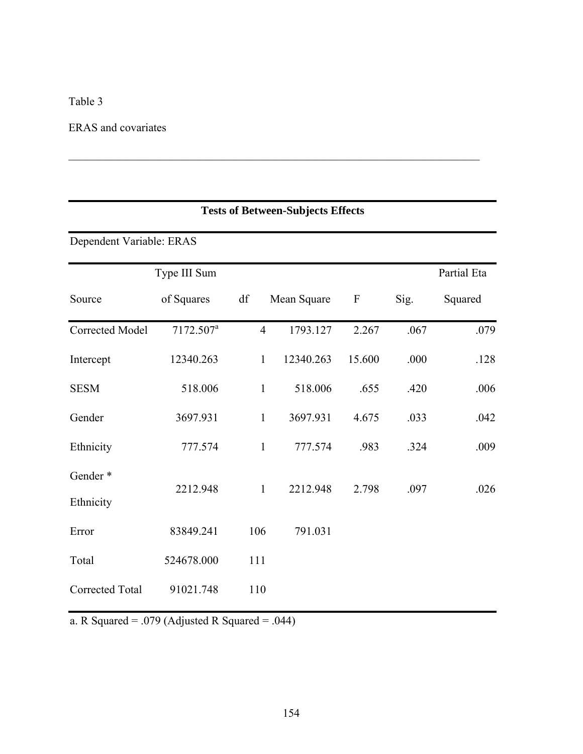Table 3

ERAS and covariates

---

**Tests of Between-Subjects Effects**

Dependent Variable: ERAS

| Source | Type III Sum of Squares | df | Mean Square | F | Sig. | Partial Eta Squared |
|---|---|---|---|---|---|---|
| Corrected Model | 7172.507[a] | 4 | 1793.127 | 2.267 | .067 | .079 |
| Intercept | 12340.263 | 1 | 12340.263 | 15.600 | .000 | .128 |
| SESM | 518.006 | 1 | 518.006 | .655 | .420 | .006 |
| Gender | 3697.931 | 1 | 3697.931 | 4.675 | .033 | .042 |
| Ethnicity | 777.574 | 1 | 777.574 | .983 | .324 | .009 |
| Gender * Ethnicity | 2212.948 | 1 | 2212.948 | 2.798 | .097 | .026 |
| Error | 83849.241 | 106 | 791.031 | | | |
| Total | 524678.000 | 111 | | | | |
| Corrected Total | 91021.748 | 110 | | | | |

a. R Squared = .079 (Adjusted R Squared = .044)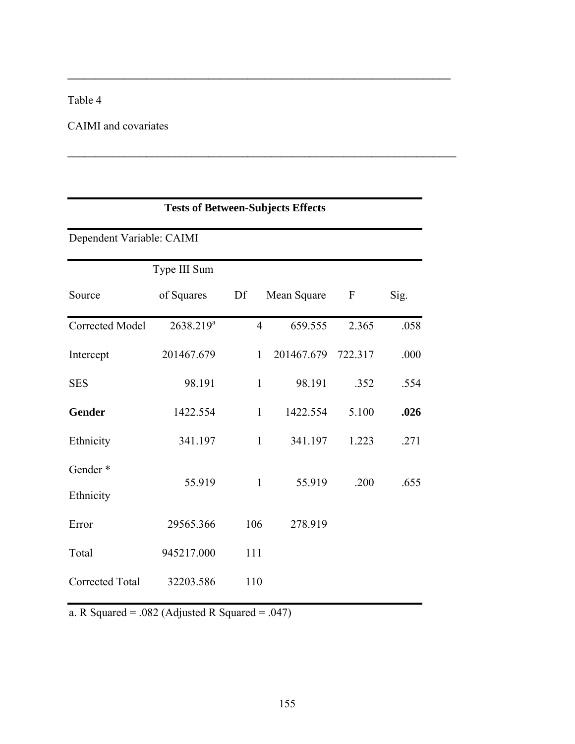Table 4

CAIMI and covariates

**Tests of Between-Subjects Effects**

Dependent Variable: CAIMI

| Source | Type III Sum of Squares | Df | Mean Square | F | Sig. |
|---|---|---|---|---|---|
| Corrected Model | 2638.219[a] | 4 | 659.555 | 2.365 | .058 |
| Intercept | 201467.679 | 1 | 201467.679 | 722.317 | .000 |
| SES | 98.191 | 1 | 98.191 | .352 | .554 |
| **Gender** | 1422.554 | 1 | 1422.554 | 5.100 | **.026** |
| Ethnicity | 341.197 | 1 | 341.197 | 1.223 | .271 |
| Gender * Ethnicity | 55.919 | 1 | 55.919 | .200 | .655 |
| Error | 29565.366 | 106 | 278.919 | | |
| Total | 945217.000 | 111 | | | |
| Corrected Total | 32203.586 | 110 | | | |

a. R Squared = .082 (Adjusted R Squared = .047)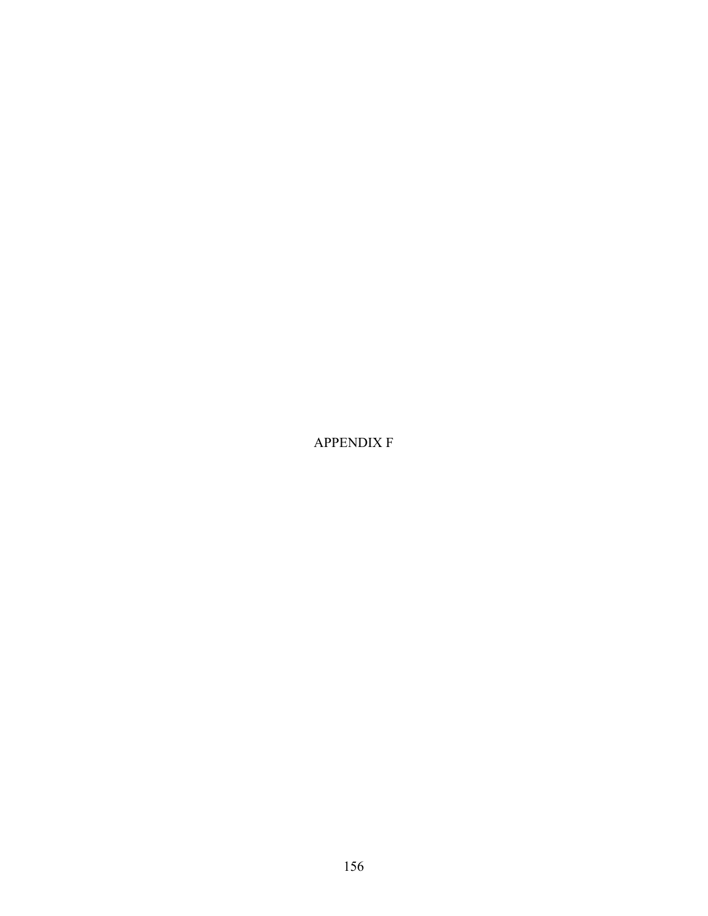# APPENDIX F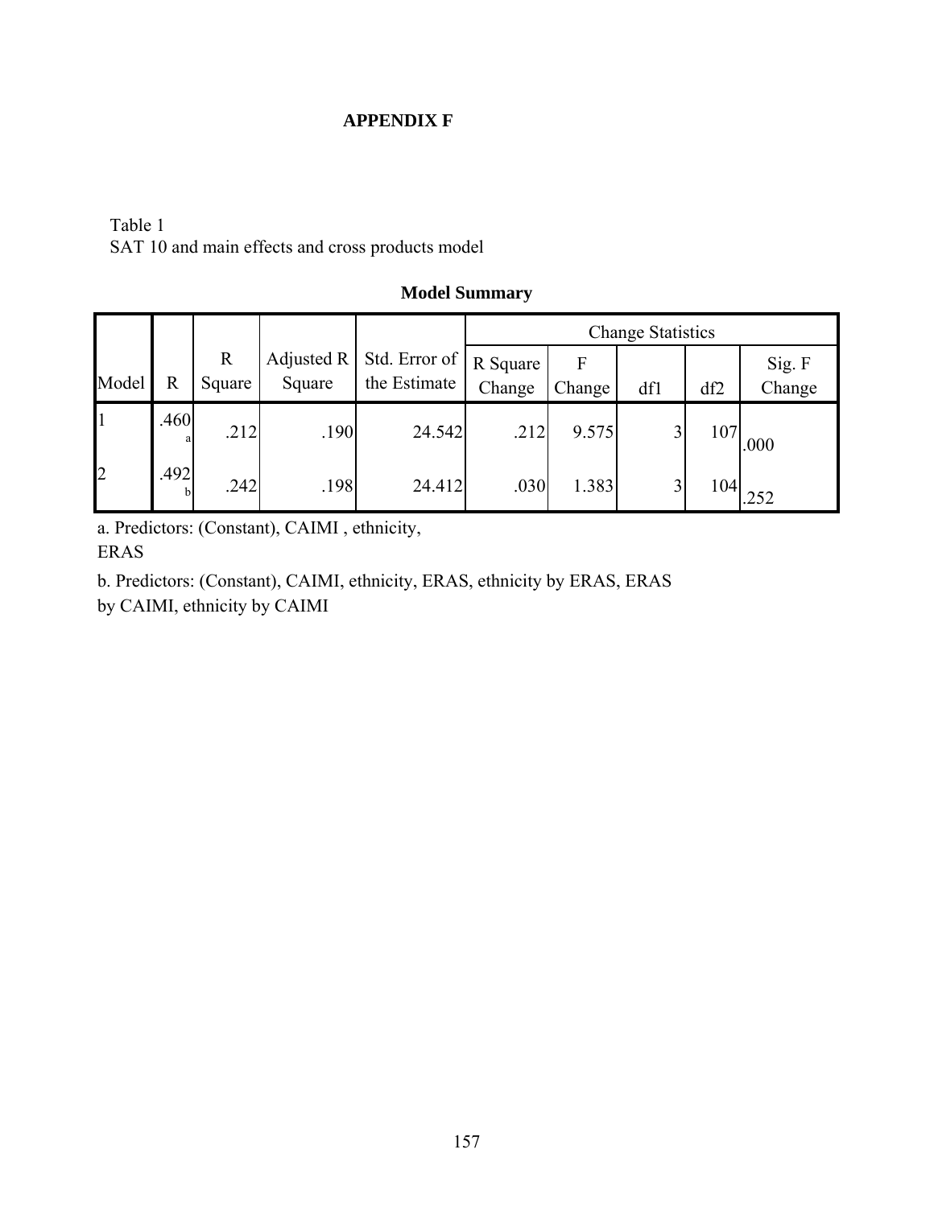# APPENDIX F

Table 1
SAT 10 and main effects and cross products model

**Model Summary**

| Model | R | R Square | Adjusted R Square | Std. Error of the Estimate | Change Statistics | | | | |
|---|---|---|---|---|---|---|---|---|---|
| | | | | | R Square Change | F Change | df1 | df2 | Sig. F Change |
| 1 | .460[a] | .212 | .190 | 24.542 | .212 | 9.575 | 3 | 107 | .000 |
| 2 | .492[b] | .242 | .198 | 24.412 | .030 | 1.383 | 3 | 104 | .252 |

a. Predictors: (Constant), CAIMI , ethnicity, ERAS

b. Predictors: (Constant), CAIMI, ethnicity, ERAS, ethnicity by ERAS, ERAS by CAIMI, ethnicity by CAIMI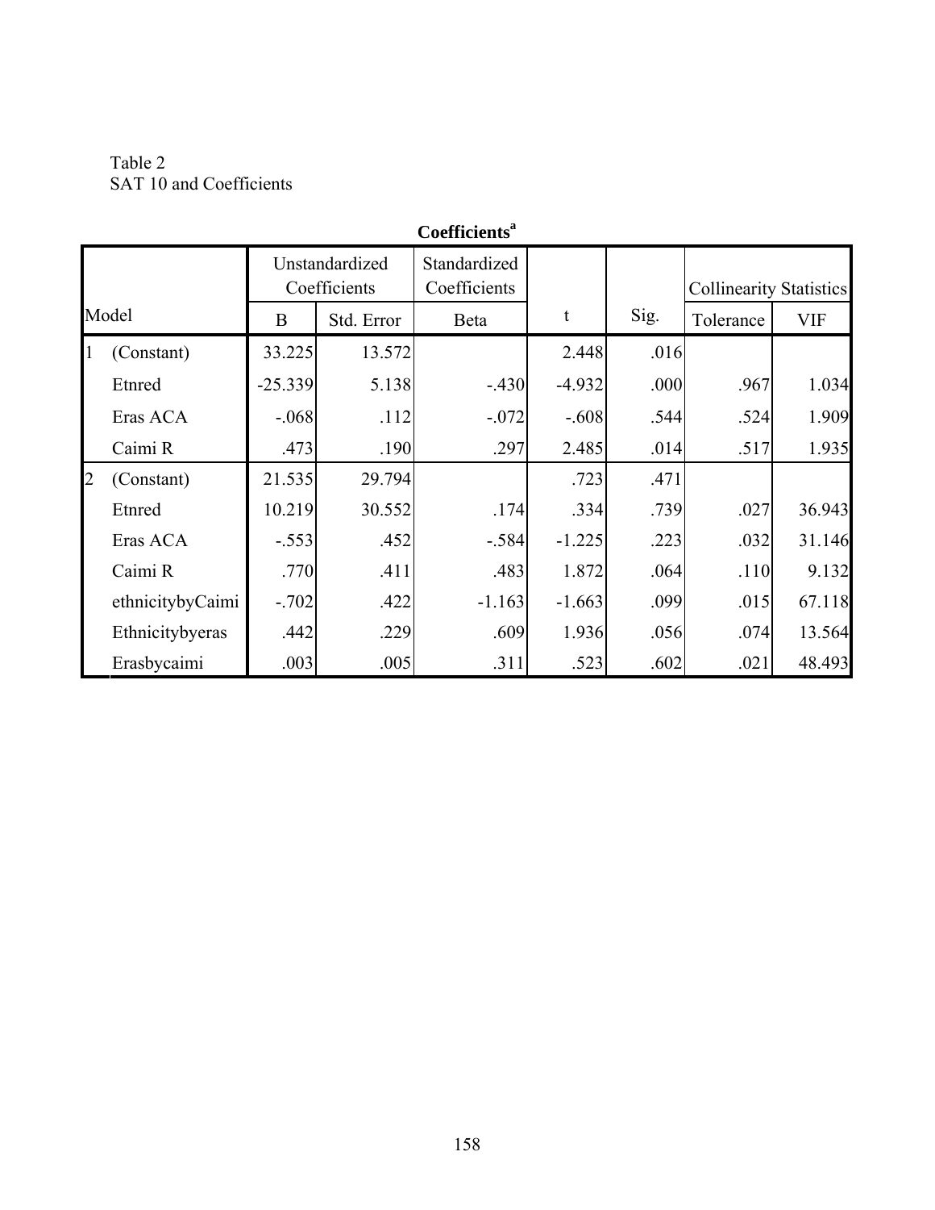Table 2
SAT 10 and Coefficients

**Coefficients[a]**

| Model | | Unstandardized Coefficients | | Standardized Coefficients | t | Sig. | Collinearity Statistics | |
|---|---|---|---|---|---|---|---|---|
| | | B | Std. Error | Beta | | | Tolerance | VIF |
| 1 | (Constant) | 33.225 | 13.572 | | 2.448 | .016 | | |
| | Etnred | -25.339 | 5.138 | -.430 | -4.932 | .000 | .967 | 1.034 |
| | Eras ACA | -.068 | .112 | -.072 | -.608 | .544 | .524 | 1.909 |
| | Caimi R | .473 | .190 | .297 | 2.485 | .014 | .517 | 1.935 |
| 2 | (Constant) | 21.535 | 29.794 | | .723 | .471 | | |
| | Etnred | 10.219 | 30.552 | .174 | .334 | .739 | .027 | 36.943 |
| | Eras ACA | -.553 | .452 | -.584 | -1.225 | .223 | .032 | 31.146 |
| | Caimi R | .770 | .411 | .483 | 1.872 | .064 | .110 | 9.132 |
| | ethnicitybyCaimi | -.702 | .422 | -1.163 | -1.663 | .099 | .015 | 67.118 |
| | Ethnicitybyeras | .442 | .229 | .609 | 1.936 | .056 | .074 | 13.564 |
| | Erasbycaimi | .003 | .005 | .311 | .523 | .602 | .021 | 48.493 |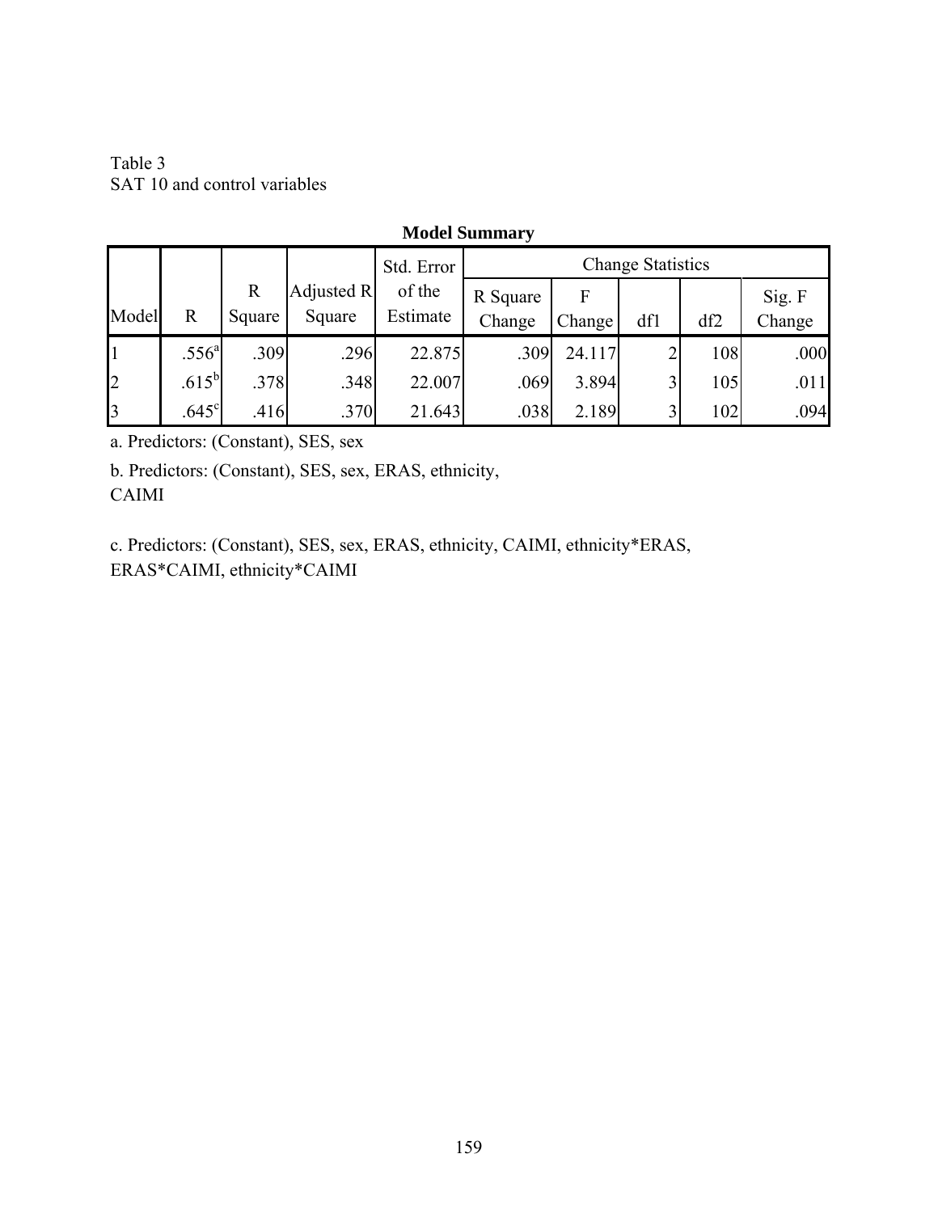Table 3
SAT 10 and control variables

**Model Summary**

| Model | R | R Square | Adjusted R Square | Std. Error of the Estimate | Change Statistics | | | | |
|---|---|---|---|---|---|---|---|---|---|
| | | | | | R Square Change | F Change | df1 | df2 | Sig. F Change |
| 1 | .556[a] | .309 | .296 | 22.875 | .309 | 24.117 | 2 | 108 | .000 |
| 2 | .615[b] | .378 | .348 | 22.007 | .069 | 3.894 | 3 | 105 | .011 |
| 3 | .645[c] | .416 | .370 | 21.643 | .038 | 2.189 | 3 | 102 | .094 |

a. Predictors: (Constant), SES, sex

b. Predictors: (Constant), SES, sex, ERAS, ethnicity, CAIMI

c. Predictors: (Constant), SES, sex, ERAS, ethnicity, CAIMI, ethnicity*ERAS, ERAS*CAIMI, ethnicity*CAIMI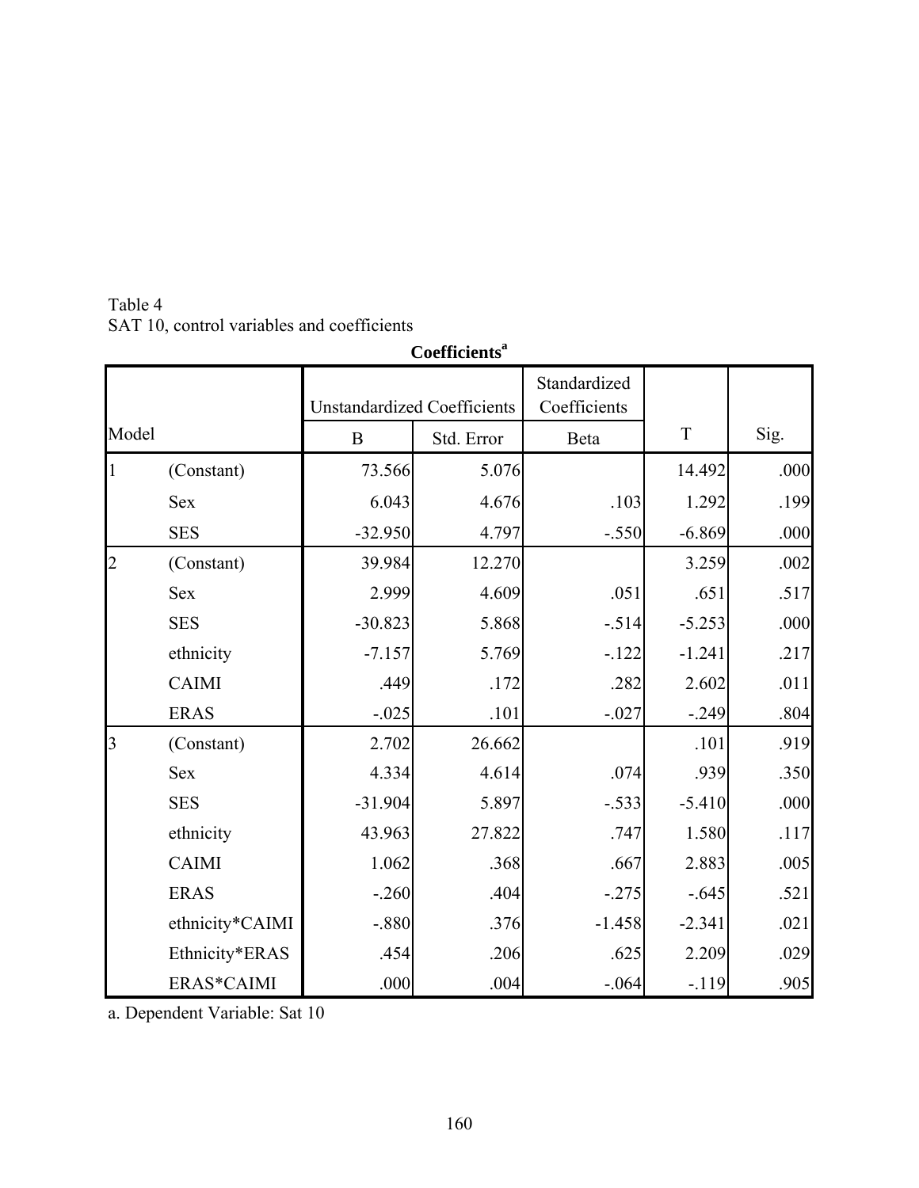Table 4
SAT 10, control variables and coefficients

**Coefficients[a]**

| Model | | Unstandardized Coefficients | | Standardized Coefficients | T | Sig. |
|---|---|---|---|---|---|---|
| | | B | Std. Error | Beta | | |
| 1 | (Constant) | 73.566 | 5.076 | | 14.492 | .000 |
| | Sex | 6.043 | 4.676 | .103 | 1.292 | .199 |
| | SES | -32.950 | 4.797 | -.550 | -6.869 | .000 |
| 2 | (Constant) | 39.984 | 12.270 | | 3.259 | .002 |
| | Sex | 2.999 | 4.609 | .051 | .651 | .517 |
| | SES | -30.823 | 5.868 | -.514 | -5.253 | .000 |
| | ethnicity | -7.157 | 5.769 | -.122 | -1.241 | .217 |
| | CAIMI | .449 | .172 | .282 | 2.602 | .011 |
| | ERAS | -.025 | .101 | -.027 | -.249 | .804 |
| 3 | (Constant) | 2.702 | 26.662 | | .101 | .919 |
| | Sex | 4.334 | 4.614 | .074 | .939 | .350 |
| | SES | -31.904 | 5.897 | -.533 | -5.410 | .000 |
| | ethnicity | 43.963 | 27.822 | .747 | 1.580 | .117 |
| | CAIMI | 1.062 | .368 | .667 | 2.883 | .005 |
| | ERAS | -.260 | .404 | -.275 | -.645 | .521 |
| | ethnicity*CAIMI | -.880 | .376 | -1.458 | -2.341 | .021 |
| | Ethnicity*ERAS | .454 | .206 | .625 | 2.209 | .029 |
| | ERAS*CAIMI | .000 | .004 | -.064 | -.119 | .905 |

a. Dependent Variable: Sat 10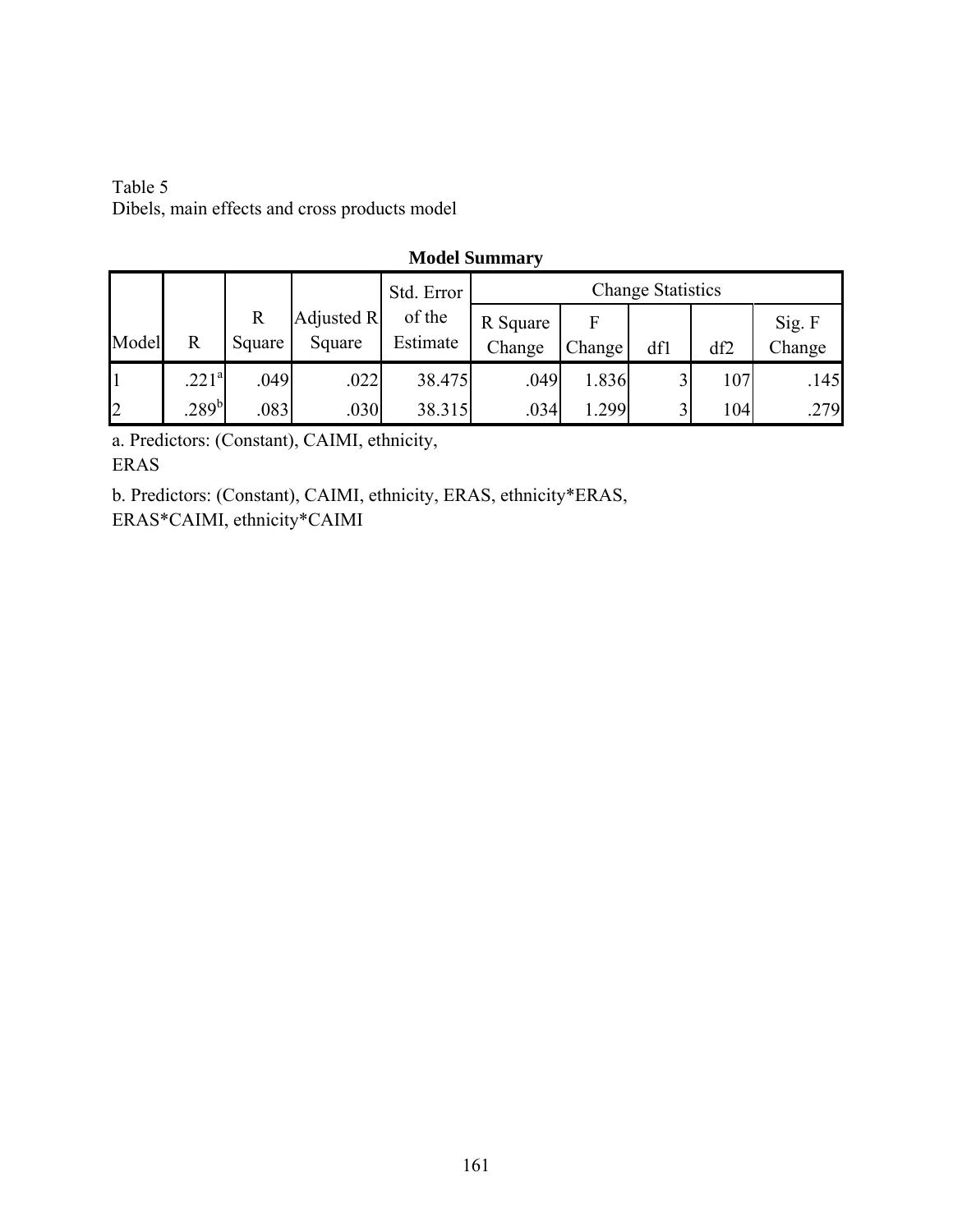Table 5
Dibels, main effects and cross products model

**Model Summary**

| Model | R | R Square | Adjusted R Square | Std. Error of the Estimate | Change Statistics | | | | |
|---|---|---|---|---|---|---|---|---|---|
| | | | | | R Square Change | F Change | df1 | df2 | Sig. F Change |
| 1 | .221[a] | .049 | .022 | 38.475 | .049 | 1.836 | 3 | 107 | .145 |
| 2 | .289[b] | .083 | .030 | 38.315 | .034 | 1.299 | 3 | 104 | .279 |

a. Predictors: (Constant), CAIMI, ethnicity, ERAS

b. Predictors: (Constant), CAIMI, ethnicity, ERAS, ethnicity*ERAS, ERAS*CAIMI, ethnicity*CAIMI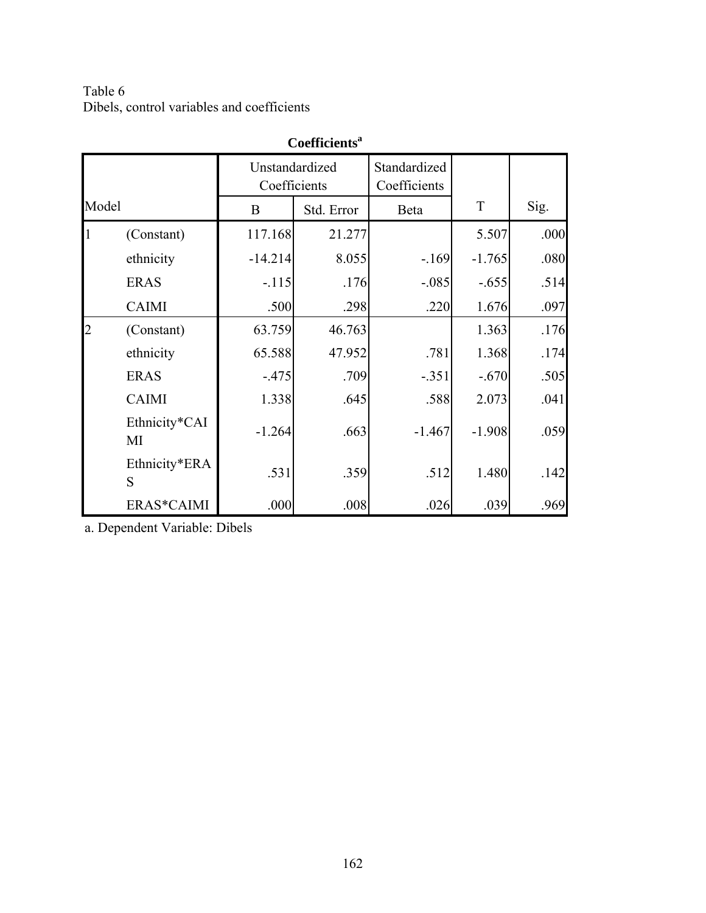Table 6
Dibels, control variables and coefficients

**Coefficients[a]**

| Model | | Unstandardized Coefficients | | Standardized Coefficients | | |
|---|---|---|---|---|---|---|
| | | B | Std. Error | Beta | T | Sig. |
| 1 | (Constant) | 117.168 | 21.277 | | 5.507 | .000 |
| | ethnicity | -14.214 | 8.055 | -.169 | -1.765 | .080 |
| | ERAS | -.115 | .176 | -.085 | -.655 | .514 |
| | CAIMI | .500 | .298 | .220 | 1.676 | .097 |
| 2 | (Constant) | 63.759 | 46.763 | | 1.363 | .176 |
| | ethnicity | 65.588 | 47.952 | .781 | 1.368 | .174 |
| | ERAS | -.475 | .709 | -.351 | -.670 | .505 |
| | CAIMI | 1.338 | .645 | .588 | 2.073 | .041 |
| | Ethnicity*CAIMI | -1.264 | .663 | -1.467 | -1.908 | .059 |
| | Ethnicity*ERAS | .531 | .359 | .512 | 1.480 | .142 |
| | ERAS*CAIMI | .000 | .008 | .026 | .039 | .969 |

a. Dependent Variable: Dibels